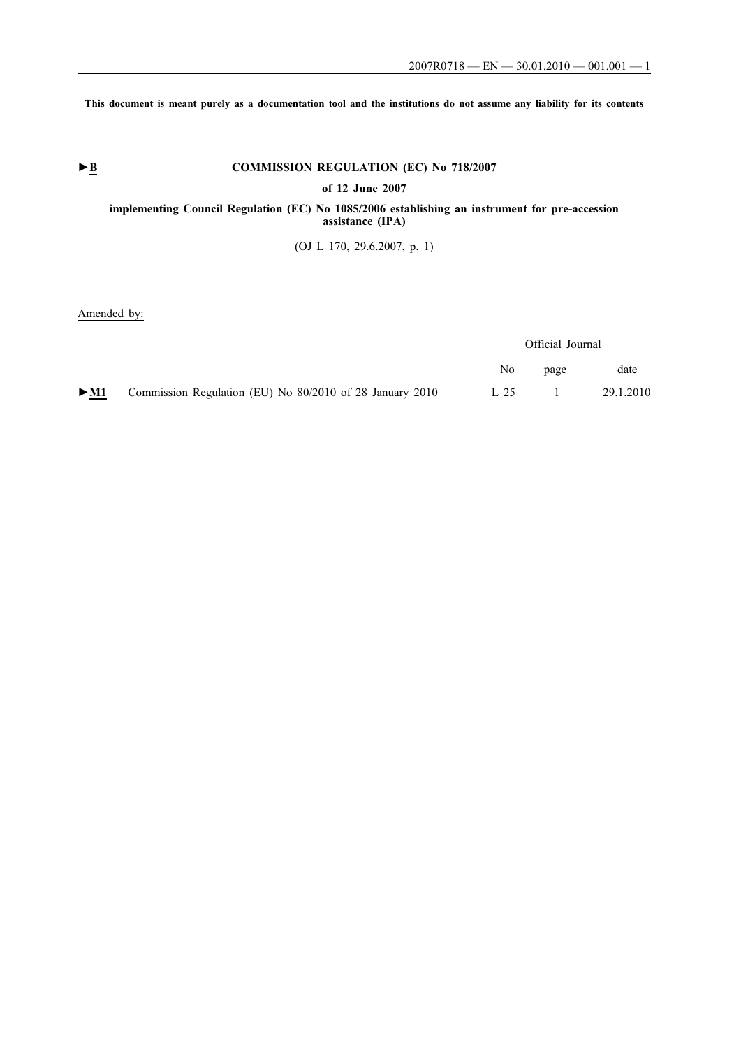This document is meant purely as a documentation tool and the institutions do not assume any liability for its contents

►B

# COMMISSION REGULATION (EC) No 718/2007

## of 12 June 2007

## implementing Council Regulation (EC) No 1085/2006 establishing an instrument for pre-accession assistance (IPA)

(OJ L 170, 29.6.2007, p. 1)

Amended by:

| | | Official Journal | | |
|---|---|---|---|---|
| | | No | page | date |
| ►M1 | Commission Regulation (EU) No 80/2010 of 28 January 2010 | L 25 | 1 | 29.1.2010 |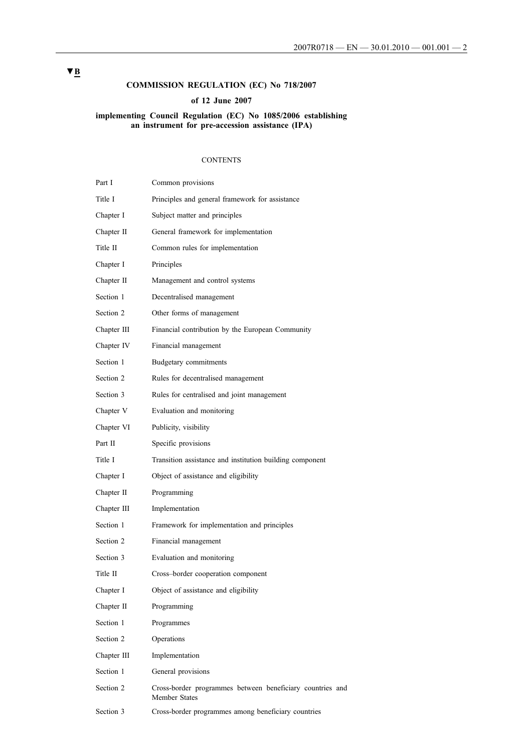▼B

# COMMISSION REGULATION (EC) No 718/2007

## of 12 June 2007

## implementing Council Regulation (EC) No 1085/2006 establishing an instrument for pre-accession assistance (IPA)

CONTENTS

| | |
|---|---|
| Part I | Common provisions |
| Title I | Principles and general framework for assistance |
| Chapter I | Subject matter and principles |
| Chapter II | General framework for implementation |
| Title II | Common rules for implementation |
| Chapter I | Principles |
| Chapter II | Management and control systems |
| Section 1 | Decentralised management |
| Section 2 | Other forms of management |
| Chapter III | Financial contribution by the European Community |
| Chapter IV | Financial management |
| Section 1 | Budgetary commitments |
| Section 2 | Rules for decentralised management |
| Section 3 | Rules for centralised and joint management |
| Chapter V | Evaluation and monitoring |
| Chapter VI | Publicity, visibility |
| Part II | Specific provisions |
| Title I | Transition assistance and institution building component |
| Chapter I | Object of assistance and eligibility |
| Chapter II | Programming |
| Chapter III | Implementation |
| Section 1 | Framework for implementation and principles |
| Section 2 | Financial management |
| Section 3 | Evaluation and monitoring |
| Title II | Cross–border cooperation component |
| Chapter I | Object of assistance and eligibility |
| Chapter II | Programming |
| Section 1 | Programmes |
| Section 2 | Operations |
| Chapter III | Implementation |
| Section 1 | General provisions |
| Section 2 | Cross-border programmes between beneficiary countries and Member States |
| Section 3 | Cross-border programmes among beneficiary countries |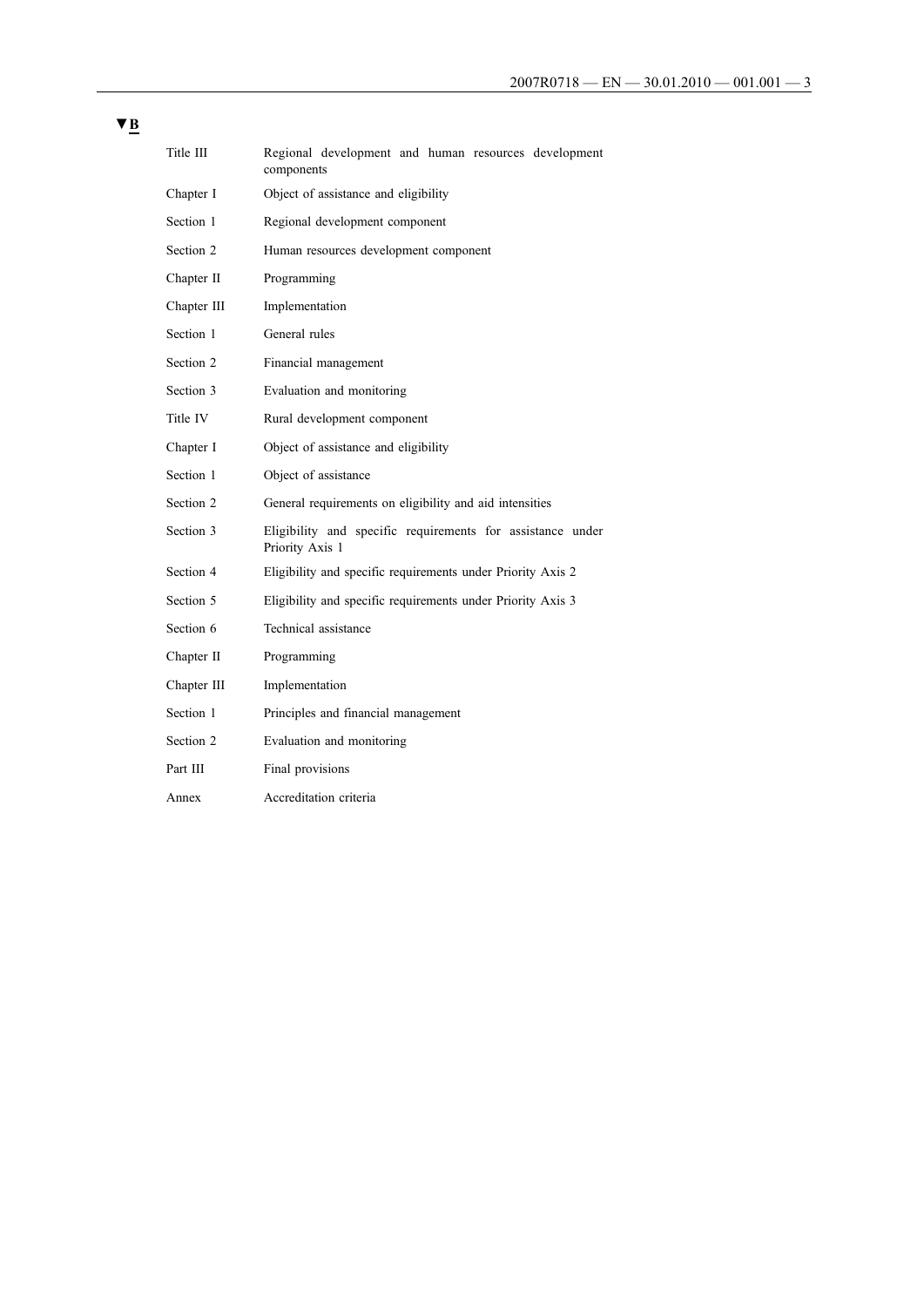▼B

| | |
|---|---|
| Title III | Regional development and human resources development components |
| Chapter I | Object of assistance and eligibility |
| Section 1 | Regional development component |
| Section 2 | Human resources development component |
| Chapter II | Programming |
| Chapter III | Implementation |
| Section 1 | General rules |
| Section 2 | Financial management |
| Section 3 | Evaluation and monitoring |
| Title IV | Rural development component |
| Chapter I | Object of assistance and eligibility |
| Section 1 | Object of assistance |
| Section 2 | General requirements on eligibility and aid intensities |
| Section 3 | Eligibility and specific requirements for assistance under Priority Axis 1 |
| Section 4 | Eligibility and specific requirements under Priority Axis 2 |
| Section 5 | Eligibility and specific requirements under Priority Axis 3 |
| Section 6 | Technical assistance |
| Chapter II | Programming |
| Chapter III | Implementation |
| Section 1 | Principles and financial management |
| Section 2 | Evaluation and monitoring |
| Part III | Final provisions |
| Annex | Accreditation criteria |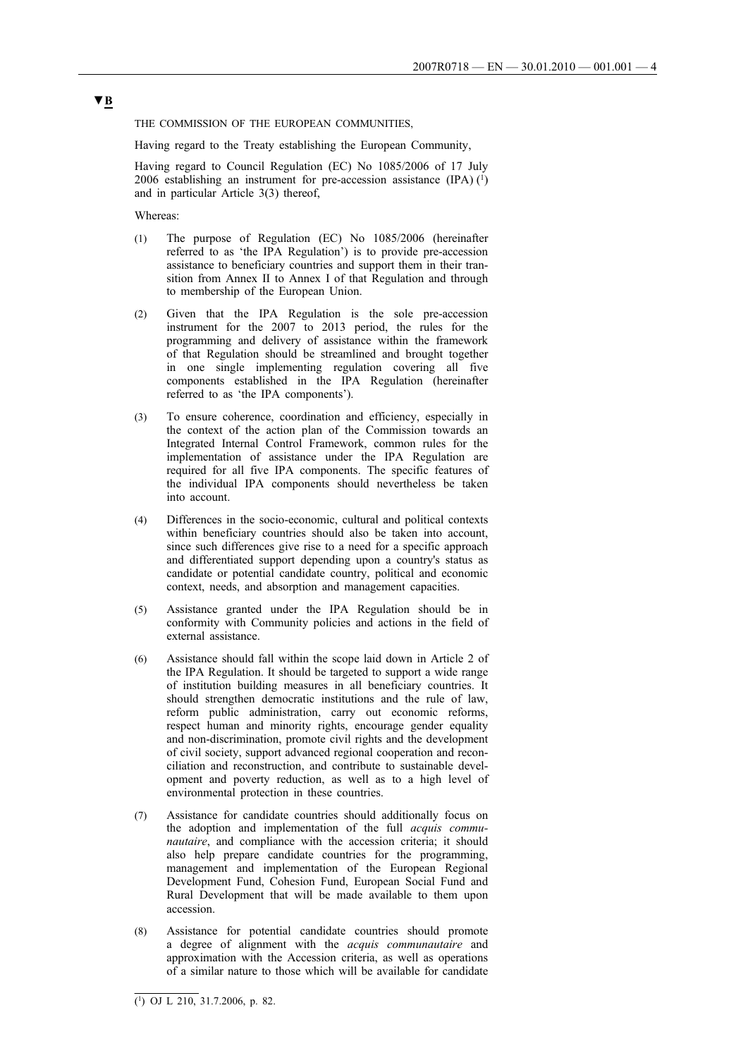▼B

THE COMMISSION OF THE EUROPEAN COMMUNITIES,

Having regard to the Treaty establishing the European Community,

Having regard to Council Regulation (EC) No 1085/2006 of 17 July 2006 establishing an instrument for pre-accession assistance (IPA) [1] and in particular Article 3(3) thereof,

Whereas:

(1) The purpose of Regulation (EC) No 1085/2006 (hereinafter referred to as 'the IPA Regulation') is to provide pre-accession assistance to beneficiary countries and support them in their transition from Annex II to Annex I of that Regulation and through to membership of the European Union.

(2) Given that the IPA Regulation is the sole pre-accession instrument for the 2007 to 2013 period, the rules for the programming and delivery of assistance within the framework of that Regulation should be streamlined and brought together in one single implementing regulation covering all five components established in the IPA Regulation (hereinafter referred to as 'the IPA components').

(3) To ensure coherence, coordination and efficiency, especially in the context of the action plan of the Commission towards an Integrated Internal Control Framework, common rules for the implementation of assistance under the IPA Regulation are required for all five IPA components. The specific features of the individual IPA components should nevertheless be taken into account.

(4) Differences in the socio-economic, cultural and political contexts within beneficiary countries should also be taken into account, since such differences give rise to a need for a specific approach and differentiated support depending upon a country's status as candidate or potential candidate country, political and economic context, needs, and absorption and management capacities.

(5) Assistance granted under the IPA Regulation should be in conformity with Community policies and actions in the field of external assistance.

(6) Assistance should fall within the scope laid down in Article 2 of the IPA Regulation. It should be targeted to support a wide range of institution building measures in all beneficiary countries. It should strengthen democratic institutions and the rule of law, reform public administration, carry out economic reforms, respect human and minority rights, encourage gender equality and non-discrimination, promote civil rights and the development of civil society, support advanced regional cooperation and reconciliation and reconstruction, and contribute to sustainable development and poverty reduction, as well as to a high level of environmental protection in these countries.

(7) Assistance for candidate countries should additionally focus on the adoption and implementation of the full *acquis communautaire*, and compliance with the accession criteria; it should also help prepare candidate countries for the programming, management and implementation of the European Regional Development Fund, Cohesion Fund, European Social Fund and Rural Development that will be made available to them upon accession.

(8) Assistance for potential candidate countries should promote a degree of alignment with the *acquis communautaire* and approximation with the Accession criteria, as well as operations of a similar nature to those which will be available for candidate

---

[1] OJ L 210, 31.7.2006, p. 82.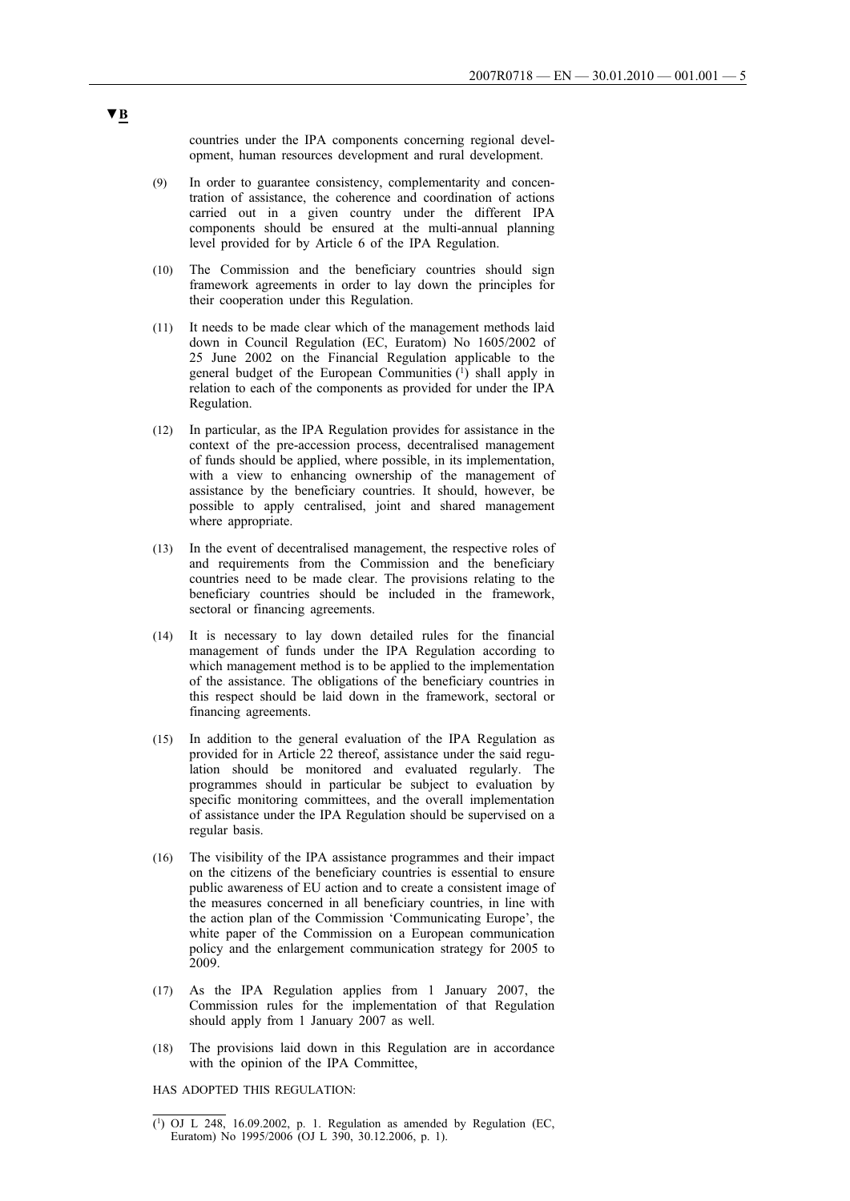▼B

countries under the IPA components concerning regional development, human resources development and rural development.

(9) In order to guarantee consistency, complementarity and concentration of assistance, the coherence and coordination of actions carried out in a given country under the different IPA components should be ensured at the multi-annual planning level provided for by Article 6 of the IPA Regulation.

(10) The Commission and the beneficiary countries should sign framework agreements in order to lay down the principles for their cooperation under this Regulation.

(11) It needs to be made clear which of the management methods laid down in Council Regulation (EC, Euratom) No 1605/2002 of 25 June 2002 on the Financial Regulation applicable to the general budget of the European Communities [1] shall apply in relation to each of the components as provided for under the IPA Regulation.

(12) In particular, as the IPA Regulation provides for assistance in the context of the pre-accession process, decentralised management of funds should be applied, where possible, in its implementation, with a view to enhancing ownership of the management of assistance by the beneficiary countries. It should, however, be possible to apply centralised, joint and shared management where appropriate.

(13) In the event of decentralised management, the respective roles of and requirements from the Commission and the beneficiary countries need to be made clear. The provisions relating to the beneficiary countries should be included in the framework, sectoral or financing agreements.

(14) It is necessary to lay down detailed rules for the financial management of funds under the IPA Regulation according to which management method is to be applied to the implementation of the assistance. The obligations of the beneficiary countries in this respect should be laid down in the framework, sectoral or financing agreements.

(15) In addition to the general evaluation of the IPA Regulation as provided for in Article 22 thereof, assistance under the said regulation should be monitored and evaluated regularly. The programmes should in particular be subject to evaluation by specific monitoring committees, and the overall implementation of assistance under the IPA Regulation should be supervised on a regular basis.

(16) The visibility of the IPA assistance programmes and their impact on the citizens of the beneficiary countries is essential to ensure public awareness of EU action and to create a consistent image of the measures concerned in all beneficiary countries, in line with the action plan of the Commission 'Communicating Europe', the white paper of the Commission on a European communication policy and the enlargement communication strategy for 2005 to 2009.

(17) As the IPA Regulation applies from 1 January 2007, the Commission rules for the implementation of that Regulation should apply from 1 January 2007 as well.

(18) The provisions laid down in this Regulation are in accordance with the opinion of the IPA Committee,

HAS ADOPTED THIS REGULATION:

---

[1] OJ L 248, 16.09.2002, p. 1. Regulation as amended by Regulation (EC, Euratom) No 1995/2006 (OJ L 390, 30.12.2006, p. 1).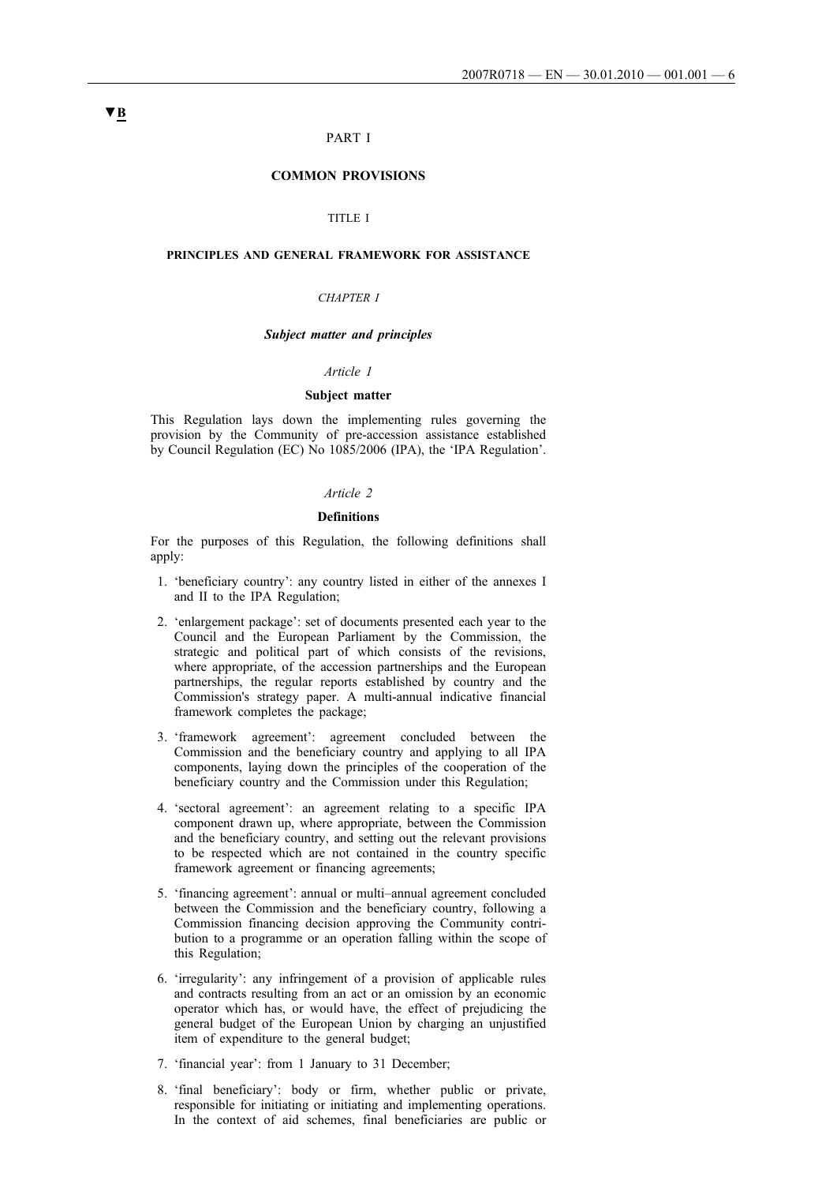▼B

# PART I

# COMMON PROVISIONS

## TITLE I

## PRINCIPLES AND GENERAL FRAMEWORK FOR ASSISTANCE

### *CHAPTER I*

### ***Subject matter and principles***

*Article 1*

**Subject matter**

This Regulation lays down the implementing rules governing the provision by the Community of pre-accession assistance established by Council Regulation (EC) No 1085/2006 (IPA), the 'IPA Regulation'.

*Article 2*

**Definitions**

For the purposes of this Regulation, the following definitions shall apply:

1. 'beneficiary country': any country listed in either of the annexes I and II to the IPA Regulation;
2. 'enlargement package': set of documents presented each year to the Council and the European Parliament by the Commission, the strategic and political part of which consists of the revisions, where appropriate, of the accession partnerships and the European partnerships, the regular reports established by country and the Commission's strategy paper. A multi-annual indicative financial framework completes the package;
3. 'framework agreement': agreement concluded between the Commission and the beneficiary country and applying to all IPA components, laying down the principles of the cooperation of the beneficiary country and the Commission under this Regulation;
4. 'sectoral agreement': an agreement relating to a specific IPA component drawn up, where appropriate, between the Commission and the beneficiary country, and setting out the relevant provisions to be respected which are not contained in the country specific framework agreement or financing agreements;
5. 'financing agreement': annual or multi–annual agreement concluded between the Commission and the beneficiary country, following a Commission financing decision approving the Community contribution to a programme or an operation falling within the scope of this Regulation;
6. 'irregularity': any infringement of a provision of applicable rules and contracts resulting from an act or an omission by an economic operator which has, or would have, the effect of prejudicing the general budget of the European Union by charging an unjustified item of expenditure to the general budget;
7. 'financial year': from 1 January to 31 December;
8. 'final beneficiary': body or firm, whether public or private, responsible for initiating or initiating and implementing operations. In the context of aid schemes, final beneficiaries are public or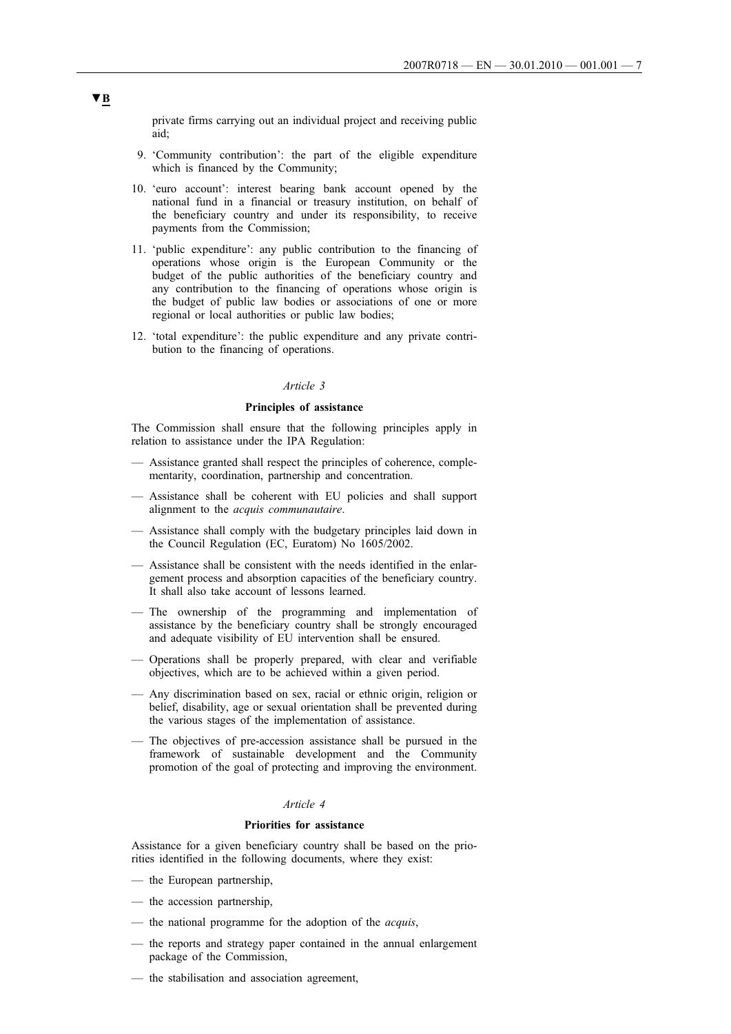▼B

private firms carrying out an individual project and receiving public aid;

9. 'Community contribution': the part of the eligible expenditure which is financed by the Community;

10. 'euro account': interest bearing bank account opened by the national fund in a financial or treasury institution, on behalf of the beneficiary country and under its responsibility, to receive payments from the Commission;

11. 'public expenditure': any public contribution to the financing of operations whose origin is the European Community or the budget of the public authorities of the beneficiary country and any contribution to the financing of operations whose origin is the budget of public law bodies or associations of one or more regional or local authorities or public law bodies;

12. 'total expenditure': the public expenditure and any private contribution to the financing of operations.

*Article 3*

**Principles of assistance**

The Commission shall ensure that the following principles apply in relation to assistance under the IPA Regulation:

— Assistance granted shall respect the principles of coherence, complementarity, coordination, partnership and concentration.

— Assistance shall be coherent with EU policies and shall support alignment to the *acquis communautaire*.

— Assistance shall comply with the budgetary principles laid down in the Council Regulation (EC, Euratom) No 1605/2002.

— Assistance shall be consistent with the needs identified in the enlargement process and absorption capacities of the beneficiary country. It shall also take account of lessons learned.

— The ownership of the programming and implementation of assistance by the beneficiary country shall be strongly encouraged and adequate visibility of EU intervention shall be ensured.

— Operations shall be properly prepared, with clear and verifiable objectives, which are to be achieved within a given period.

— Any discrimination based on sex, racial or ethnic origin, religion or belief, disability, age or sexual orientation shall be prevented during the various stages of the implementation of assistance.

— The objectives of pre-accession assistance shall be pursued in the framework of sustainable development and the Community promotion of the goal of protecting and improving the environment.

*Article 4*

**Priorities for assistance**

Assistance for a given beneficiary country shall be based on the priorities identified in the following documents, where they exist:

— the European partnership,

— the accession partnership,

— the national programme for the adoption of the *acquis*,

— the reports and strategy paper contained in the annual enlargement package of the Commission,

— the stabilisation and association agreement,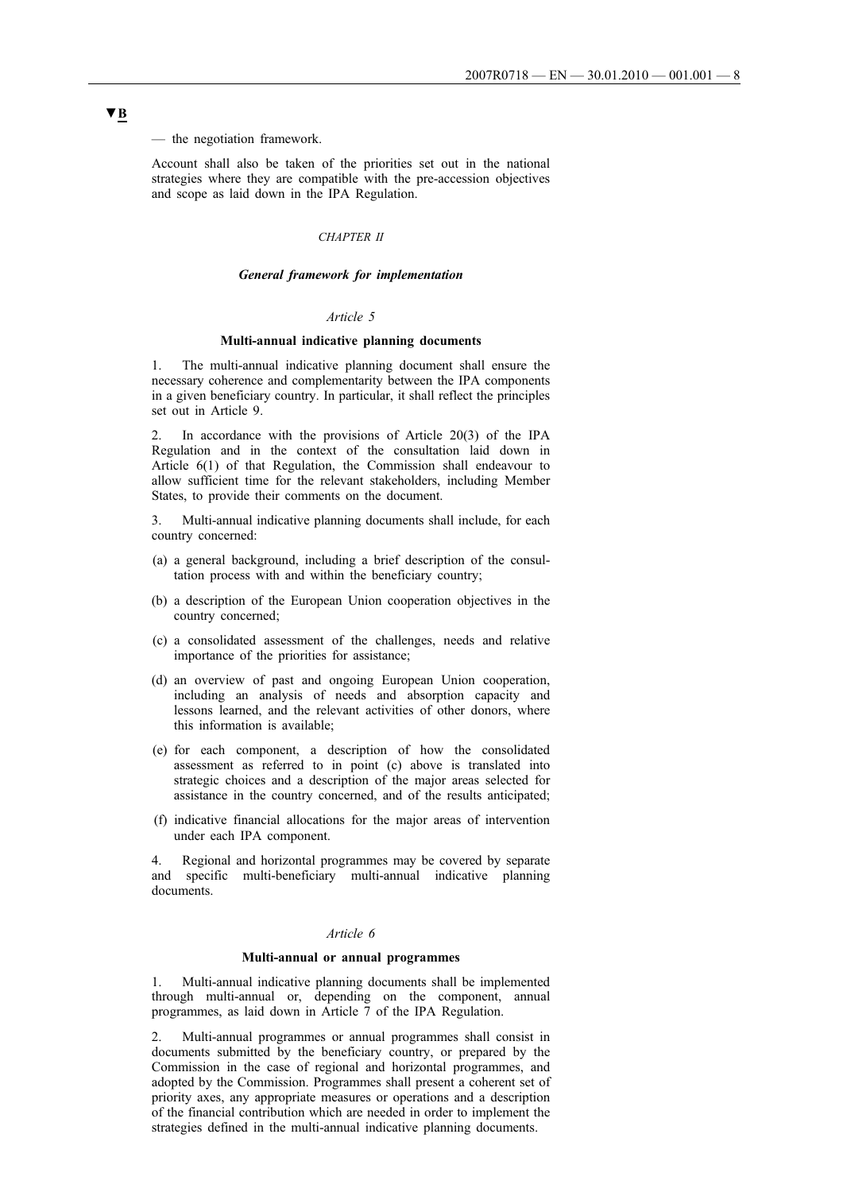▼B

— the negotiation framework.

Account shall also be taken of the priorities set out in the national strategies where they are compatible with the pre-accession objectives and scope as laid down in the IPA Regulation.

*CHAPTER II*

***General framework for implementation***

*Article 5*

**Multi-annual indicative planning documents**

1. The multi-annual indicative planning document shall ensure the necessary coherence and complementarity between the IPA components in a given beneficiary country. In particular, it shall reflect the principles set out in Article 9.

2. In accordance with the provisions of Article 20(3) of the IPA Regulation and in the context of the consultation laid down in Article 6(1) of that Regulation, the Commission shall endeavour to allow sufficient time for the relevant stakeholders, including Member States, to provide their comments on the document.

3. Multi-annual indicative planning documents shall include, for each country concerned:

(a) a general background, including a brief description of the consultation process with and within the beneficiary country;

(b) a description of the European Union cooperation objectives in the country concerned;

(c) a consolidated assessment of the challenges, needs and relative importance of the priorities for assistance;

(d) an overview of past and ongoing European Union cooperation, including an analysis of needs and absorption capacity and lessons learned, and the relevant activities of other donors, where this information is available;

(e) for each component, a description of how the consolidated assessment as referred to in point (c) above is translated into strategic choices and a description of the major areas selected for assistance in the country concerned, and of the results anticipated;

(f) indicative financial allocations for the major areas of intervention under each IPA component.

4. Regional and horizontal programmes may be covered by separate and specific multi-beneficiary multi-annual indicative planning documents.

*Article 6*

**Multi-annual or annual programmes**

1. Multi-annual indicative planning documents shall be implemented through multi-annual or, depending on the component, annual programmes, as laid down in Article 7 of the IPA Regulation.

2. Multi-annual programmes or annual programmes shall consist in documents submitted by the beneficiary country, or prepared by the Commission in the case of regional and horizontal programmes, and adopted by the Commission. Programmes shall present a coherent set of priority axes, any appropriate measures or operations and a description of the financial contribution which are needed in order to implement the strategies defined in the multi-annual indicative planning documents.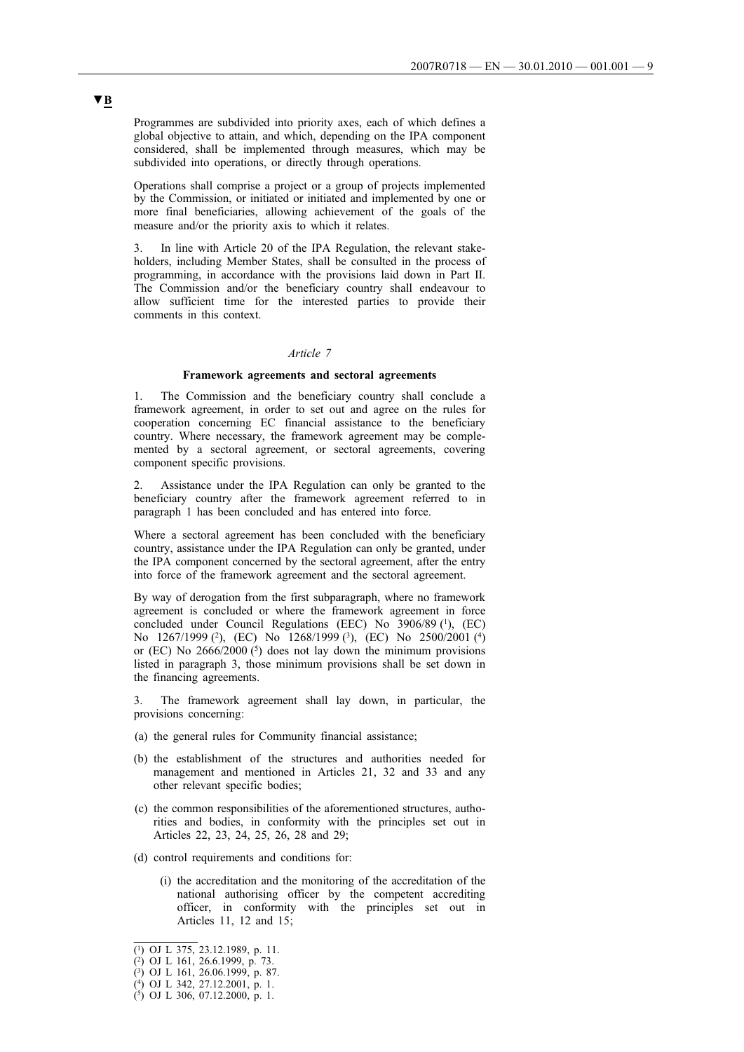**▼B**

Programmes are subdivided into priority axes, each of which defines a global objective to attain, and which, depending on the IPA component considered, shall be implemented through measures, which may be subdivided into operations, or directly through operations.

Operations shall comprise a project or a group of projects implemented by the Commission, or initiated or initiated and implemented by one or more final beneficiaries, allowing achievement of the goals of the measure and/or the priority axis to which it relates.

3. In line with Article 20 of the IPA Regulation, the relevant stakeholders, including Member States, shall be consulted in the process of programming, in accordance with the provisions laid down in Part II. The Commission and/or the beneficiary country shall endeavour to allow sufficient time for the interested parties to provide their comments in this context.

*Article 7*

**Framework agreements and sectoral agreements**

1. The Commission and the beneficiary country shall conclude a framework agreement, in order to set out and agree on the rules for cooperation concerning EC financial assistance to the beneficiary country. Where necessary, the framework agreement may be complemented by a sectoral agreement, or sectoral agreements, covering component specific provisions.

2. Assistance under the IPA Regulation can only be granted to the beneficiary country after the framework agreement referred to in paragraph 1 has been concluded and has entered into force.

Where a sectoral agreement has been concluded with the beneficiary country, assistance under the IPA Regulation can only be granted, under the IPA component concerned by the sectoral agreement, after the entry into force of the framework agreement and the sectoral agreement.

By way of derogation from the first subparagraph, where no framework agreement is concluded or where the framework agreement in force concluded under Council Regulations (EEC) No 3906/89 [1], (EC) No 1267/1999 [2], (EC) No 1268/1999 [3], (EC) No 2500/2001 [4] or (EC) No 2666/2000 [5] does not lay down the minimum provisions listed in paragraph 3, those minimum provisions shall be set down in the financing agreements.

3. The framework agreement shall lay down, in particular, the provisions concerning:

(a) the general rules for Community financial assistance;

(b) the establishment of the structures and authorities needed for management and mentioned in Articles 21, 32 and 33 and any other relevant specific bodies;

(c) the common responsibilities of the aforementioned structures, authorities and bodies, in conformity with the principles set out in Articles 22, 23, 24, 25, 26, 28 and 29;

(d) control requirements and conditions for:

(i) the accreditation and the monitoring of the accreditation of the national authorising officer by the competent accrediting officer, in conformity with the principles set out in Articles 11, 12 and 15;

---

[1] OJ L 375, 23.12.1989, p. 11.
[2] OJ L 161, 26.6.1999, p. 73.
[3] OJ L 161, 26.06.1999, p. 87.
[4] OJ L 342, 27.12.2001, p. 1.
[5] OJ L 306, 07.12.2000, p. 1.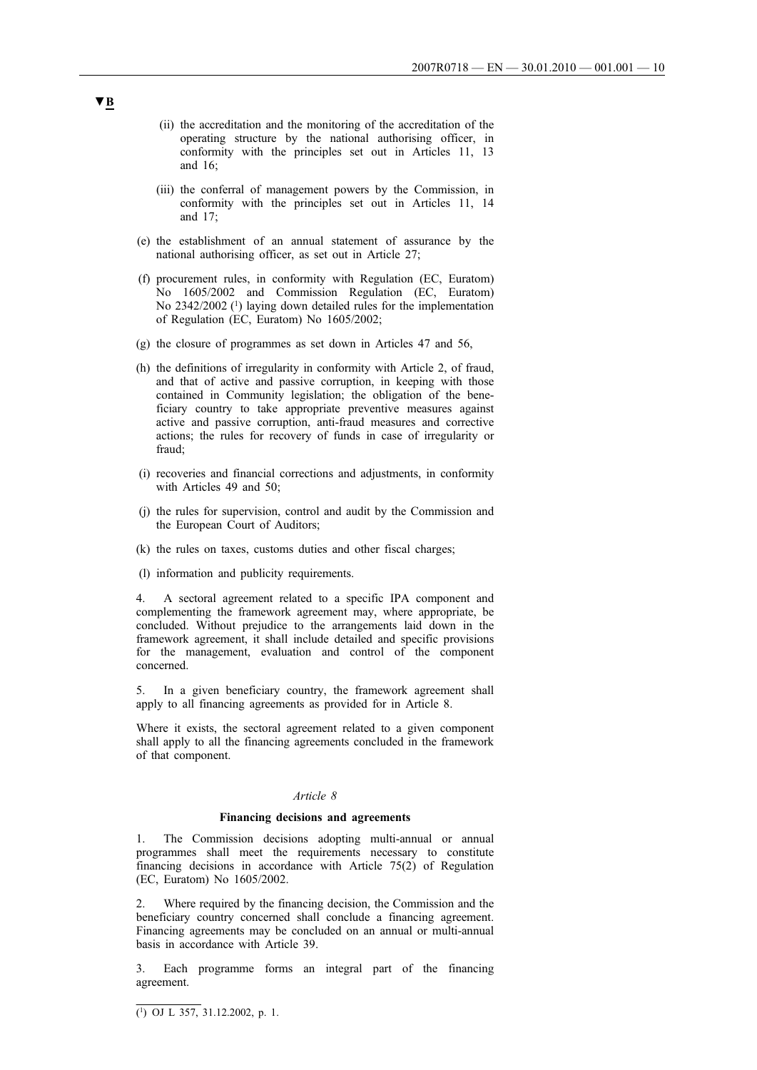**▼B**

(ii) the accreditation and the monitoring of the accreditation of the operating structure by the national authorising officer, in conformity with the principles set out in Articles 11, 13 and 16;

(iii) the conferral of management powers by the Commission, in conformity with the principles set out in Articles 11, 14 and 17;

(e) the establishment of an annual statement of assurance by the national authorising officer, as set out in Article 27;

(f) procurement rules, in conformity with Regulation (EC, Euratom) No 1605/2002 and Commission Regulation (EC, Euratom) No 2342/2002 [1] laying down detailed rules for the implementation of Regulation (EC, Euratom) No 1605/2002;

(g) the closure of programmes as set down in Articles 47 and 56,

(h) the definitions of irregularity in conformity with Article 2, of fraud, and that of active and passive corruption, in keeping with those contained in Community legislation; the obligation of the beneficiary country to take appropriate preventive measures against active and passive corruption, anti-fraud measures and corrective actions; the rules for recovery of funds in case of irregularity or fraud;

(i) recoveries and financial corrections and adjustments, in conformity with Articles 49 and 50;

(j) the rules for supervision, control and audit by the Commission and the European Court of Auditors;

(k) the rules on taxes, customs duties and other fiscal charges;

(l) information and publicity requirements.

4. A sectoral agreement related to a specific IPA component and complementing the framework agreement may, where appropriate, be concluded. Without prejudice to the arrangements laid down in the framework agreement, it shall include detailed and specific provisions for the management, evaluation and control of the component concerned.

5. In a given beneficiary country, the framework agreement shall apply to all financing agreements as provided for in Article 8.

Where it exists, the sectoral agreement related to a given component shall apply to all the financing agreements concluded in the framework of that component.

*Article 8*

**Financing decisions and agreements**

1. The Commission decisions adopting multi-annual or annual programmes shall meet the requirements necessary to constitute financing decisions in accordance with Article 75(2) of Regulation (EC, Euratom) No 1605/2002.

2. Where required by the financing decision, the Commission and the beneficiary country concerned shall conclude a financing agreement. Financing agreements may be concluded on an annual or multi-annual basis in accordance with Article 39.

3. Each programme forms an integral part of the financing agreement.

---

[1] OJ L 357, 31.12.2002, p. 1.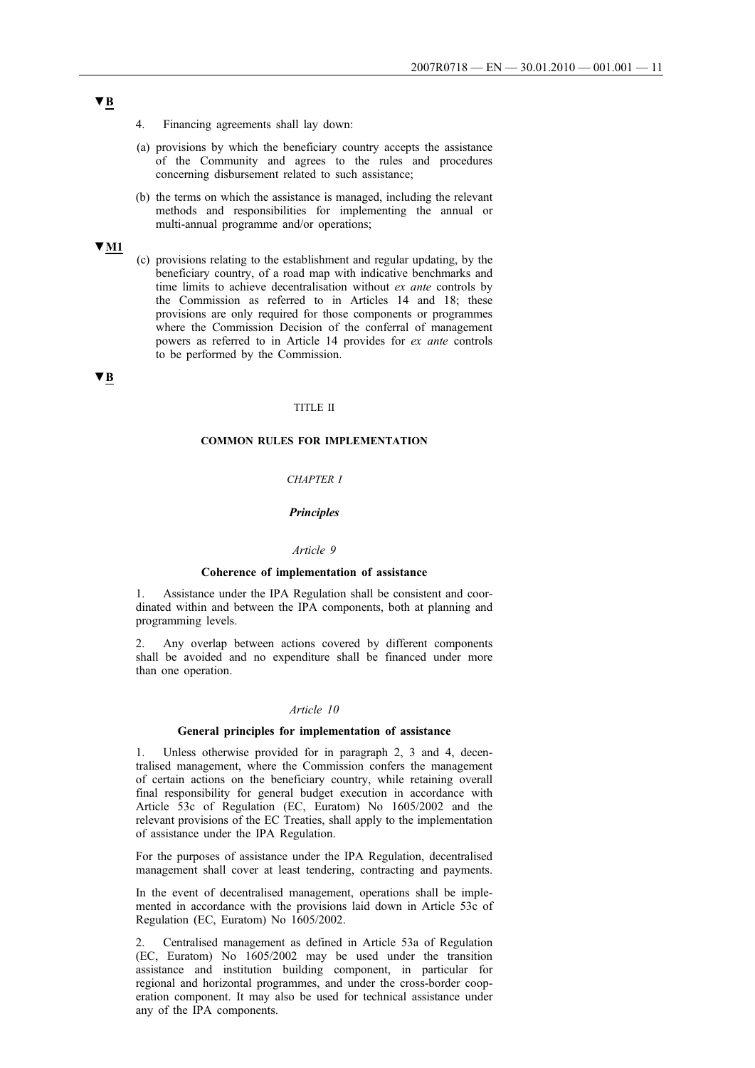▼B

4. Financing agreements shall lay down:

(a) provisions by which the beneficiary country accepts the assistance of the Community and agrees to the rules and procedures concerning disbursement related to such assistance;

(b) the terms on which the assistance is managed, including the relevant methods and responsibilities for implementing the annual or multi-annual programme and/or operations;

▼M1

(c) provisions relating to the establishment and regular updating, by the beneficiary country, of a road map with indicative benchmarks and time limits to achieve decentralisation without *ex ante* controls by the Commission as referred to in Articles 14 and 18; these provisions are only required for those components or programmes where the Commission Decision of the conferral of management powers as referred to in Article 14 provides for *ex ante* controls to be performed by the Commission.

▼B

## TITLE II

## COMMON RULES FOR IMPLEMENTATION

### *CHAPTER I*

### ***Principles***

#### *Article 9*

#### **Coherence of implementation of assistance**

1. Assistance under the IPA Regulation shall be consistent and coordinated within and between the IPA components, both at planning and programming levels.

2. Any overlap between actions covered by different components shall be avoided and no expenditure shall be financed under more than one operation.

#### *Article 10*

#### **General principles for implementation of assistance**

1. Unless otherwise provided for in paragraph 2, 3 and 4, decentralised management, where the Commission confers the management of certain actions on the beneficiary country, while retaining overall final responsibility for general budget execution in accordance with Article 53c of Regulation (EC, Euratom) No 1605/2002 and the relevant provisions of the EC Treaties, shall apply to the implementation of assistance under the IPA Regulation.

For the purposes of assistance under the IPA Regulation, decentralised management shall cover at least tendering, contracting and payments.

In the event of decentralised management, operations shall be implemented in accordance with the provisions laid down in Article 53c of Regulation (EC, Euratom) No 1605/2002.

2. Centralised management as defined in Article 53a of Regulation (EC, Euratom) No 1605/2002 may be used under the transition assistance and institution building component, in particular for regional and horizontal programmes, and under the cross-border cooperation component. It may also be used for technical assistance under any of the IPA components.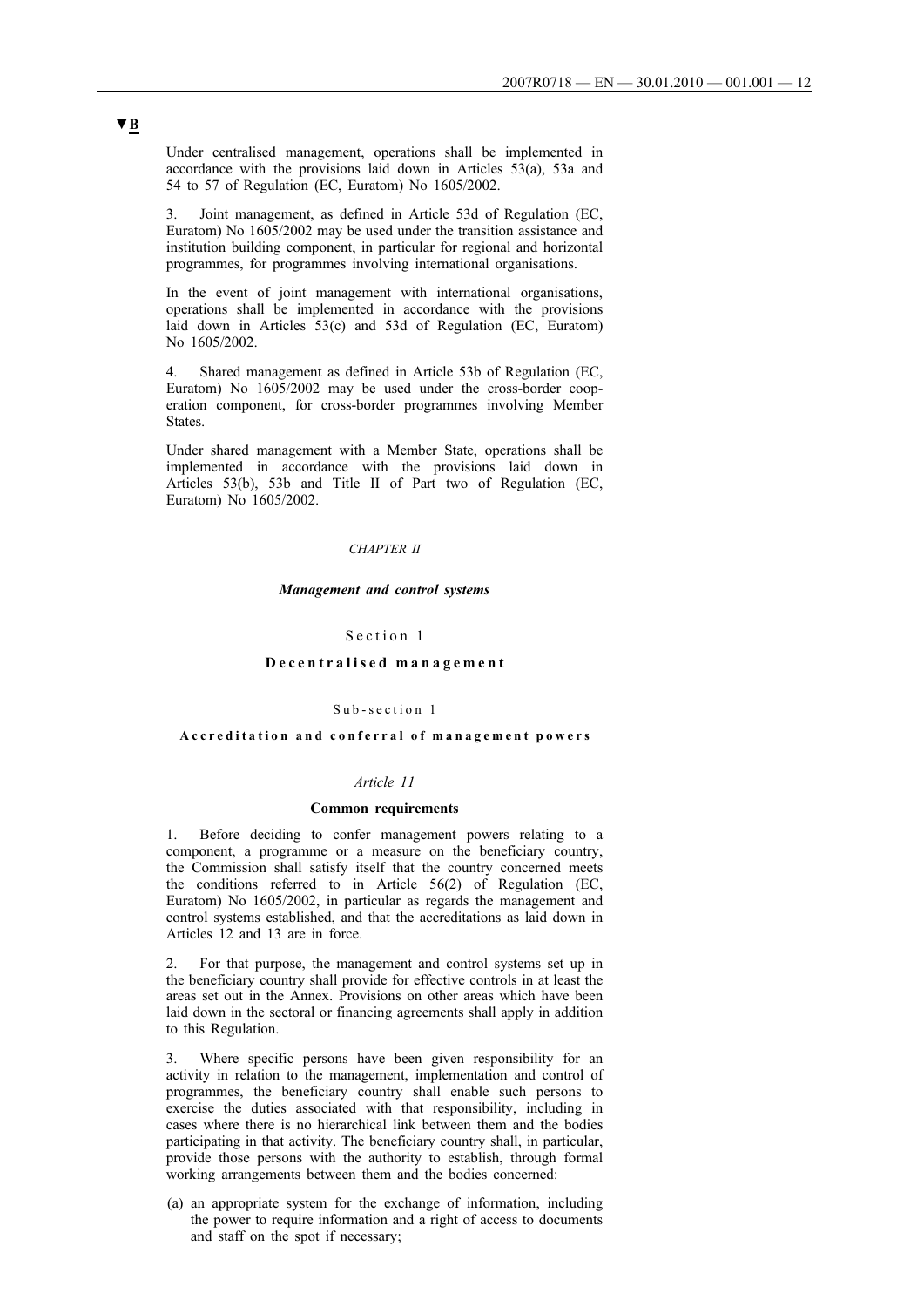▼B

Under centralised management, operations shall be implemented in accordance with the provisions laid down in Articles 53(a), 53a and 54 to 57 of Regulation (EC, Euratom) No 1605/2002.

3. Joint management, as defined in Article 53d of Regulation (EC, Euratom) No 1605/2002 may be used under the transition assistance and institution building component, in particular for regional and horizontal programmes, for programmes involving international organisations.

In the event of joint management with international organisations, operations shall be implemented in accordance with the provisions laid down in Articles 53(c) and 53d of Regulation (EC, Euratom) No 1605/2002.

4. Shared management as defined in Article 53b of Regulation (EC, Euratom) No 1605/2002 may be used under the cross-border cooperation component, for cross-border programmes involving Member States.

Under shared management with a Member State, operations shall be implemented in accordance with the provisions laid down in Articles 53(b), 53b and Title II of Part two of Regulation (EC, Euratom) No 1605/2002.

## *CHAPTER II*

## ***Management and control systems***

### Section 1

### **Decentralised management**

#### Sub-section 1

#### **Accreditation and conferral of management powers**

##### *Article 11*

##### **Common requirements**

1. Before deciding to confer management powers relating to a component, a programme or a measure on the beneficiary country, the Commission shall satisfy itself that the country concerned meets the conditions referred to in Article 56(2) of Regulation (EC, Euratom) No 1605/2002, in particular as regards the management and control systems established, and that the accreditations as laid down in Articles 12 and 13 are in force.

2. For that purpose, the management and control systems set up in the beneficiary country shall provide for effective controls in at least the areas set out in the Annex. Provisions on other areas which have been laid down in the sectoral or financing agreements shall apply in addition to this Regulation.

3. Where specific persons have been given responsibility for an activity in relation to the management, implementation and control of programmes, the beneficiary country shall enable such persons to exercise the duties associated with that responsibility, including in cases where there is no hierarchical link between them and the bodies participating in that activity. The beneficiary country shall, in particular, provide those persons with the authority to establish, through formal working arrangements between them and the bodies concerned:

(a) an appropriate system for the exchange of information, including the power to require information and a right of access to documents and staff on the spot if necessary;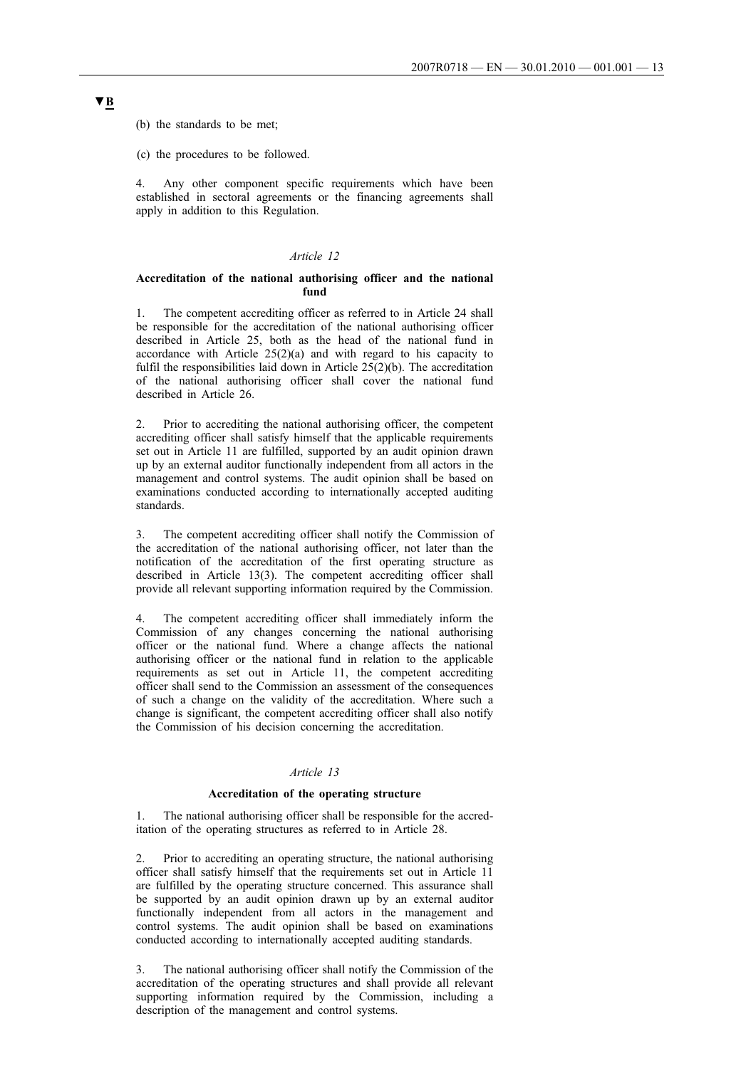▼B

(b) the standards to be met;

(c) the procedures to be followed.

4. Any other component specific requirements which have been established in sectoral agreements or the financing agreements shall apply in addition to this Regulation.

*Article 12*

**Accreditation of the national authorising officer and the national fund**

1. The competent accrediting officer as referred to in Article 24 shall be responsible for the accreditation of the national authorising officer described in Article 25, both as the head of the national fund in accordance with Article 25(2)(a) and with regard to his capacity to fulfil the responsibilities laid down in Article 25(2)(b). The accreditation of the national authorising officer shall cover the national fund described in Article 26.

2. Prior to accrediting the national authorising officer, the competent accrediting officer shall satisfy himself that the applicable requirements set out in Article 11 are fulfilled, supported by an audit opinion drawn up by an external auditor functionally independent from all actors in the management and control systems. The audit opinion shall be based on examinations conducted according to internationally accepted auditing standards.

3. The competent accrediting officer shall notify the Commission of the accreditation of the national authorising officer, not later than the notification of the accreditation of the first operating structure as described in Article 13(3). The competent accrediting officer shall provide all relevant supporting information required by the Commission.

4. The competent accrediting officer shall immediately inform the Commission of any changes concerning the national authorising officer or the national fund. Where a change affects the national authorising officer or the national fund in relation to the applicable requirements as set out in Article 11, the competent accrediting officer shall send to the Commission an assessment of the consequences of such a change on the validity of the accreditation. Where such a change is significant, the competent accrediting officer shall also notify the Commission of his decision concerning the accreditation.

*Article 13*

**Accreditation of the operating structure**

1. The national authorising officer shall be responsible for the accreditation of the operating structures as referred to in Article 28.

2. Prior to accrediting an operating structure, the national authorising officer shall satisfy himself that the requirements set out in Article 11 are fulfilled by the operating structure concerned. This assurance shall be supported by an audit opinion drawn up by an external auditor functionally independent from all actors in the management and control systems. The audit opinion shall be based on examinations conducted according to internationally accepted auditing standards.

3. The national authorising officer shall notify the Commission of the accreditation of the operating structures and shall provide all relevant supporting information required by the Commission, including a description of the management and control systems.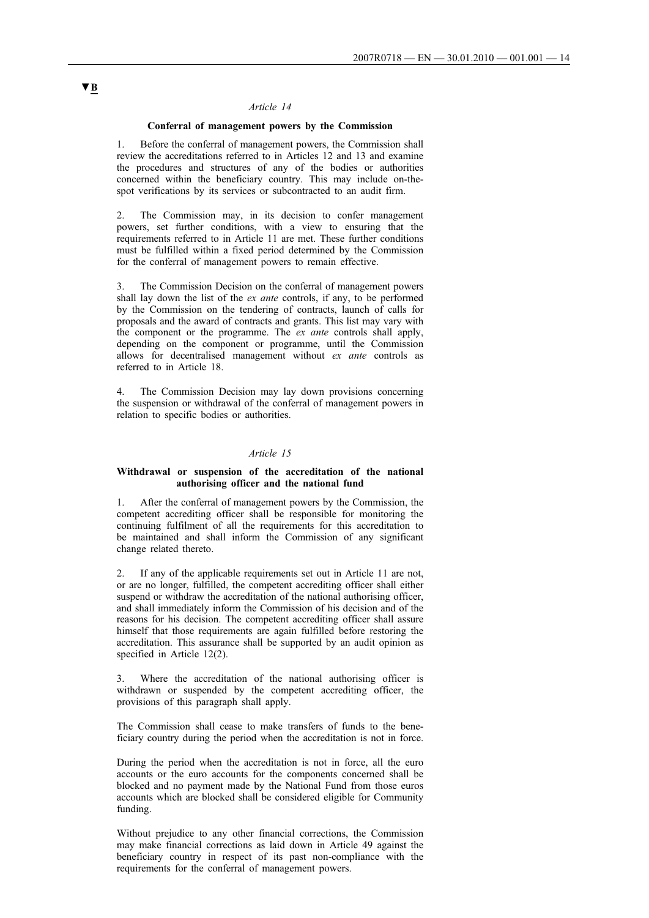▼B

*Article 14*

**Conferral of management powers by the Commission**

1. Before the conferral of management powers, the Commission shall review the accreditations referred to in Articles 12 and 13 and examine the procedures and structures of any of the bodies or authorities concerned within the beneficiary country. This may include on-the-spot verifications by its services or subcontracted to an audit firm.

2. The Commission may, in its decision to confer management powers, set further conditions, with a view to ensuring that the requirements referred to in Article 11 are met. These further conditions must be fulfilled within a fixed period determined by the Commission for the conferral of management powers to remain effective.

3. The Commission Decision on the conferral of management powers shall lay down the list of the *ex ante* controls, if any, to be performed by the Commission on the tendering of contracts, launch of calls for proposals and the award of contracts and grants. This list may vary with the component or the programme. The *ex ante* controls shall apply, depending on the component or programme, until the Commission allows for decentralised management without *ex ante* controls as referred to in Article 18.

4. The Commission Decision may lay down provisions concerning the suspension or withdrawal of the conferral of management powers in relation to specific bodies or authorities.

*Article 15*

**Withdrawal or suspension of the accreditation of the national authorising officer and the national fund**

1. After the conferral of management powers by the Commission, the competent accrediting officer shall be responsible for monitoring the continuing fulfilment of all the requirements for this accreditation to be maintained and shall inform the Commission of any significant change related thereto.

2. If any of the applicable requirements set out in Article 11 are not, or are no longer, fulfilled, the competent accrediting officer shall either suspend or withdraw the accreditation of the national authorising officer, and shall immediately inform the Commission of his decision and of the reasons for his decision. The competent accrediting officer shall assure himself that those requirements are again fulfilled before restoring the accreditation. This assurance shall be supported by an audit opinion as specified in Article 12(2).

3. Where the accreditation of the national authorising officer is withdrawn or suspended by the competent accrediting officer, the provisions of this paragraph shall apply.

The Commission shall cease to make transfers of funds to the beneficiary country during the period when the accreditation is not in force.

During the period when the accreditation is not in force, all the euro accounts or the euro accounts for the components concerned shall be blocked and no payment made by the National Fund from those euros accounts which are blocked shall be considered eligible for Community funding.

Without prejudice to any other financial corrections, the Commission may make financial corrections as laid down in Article 49 against the beneficiary country in respect of its past non-compliance with the requirements for the conferral of management powers.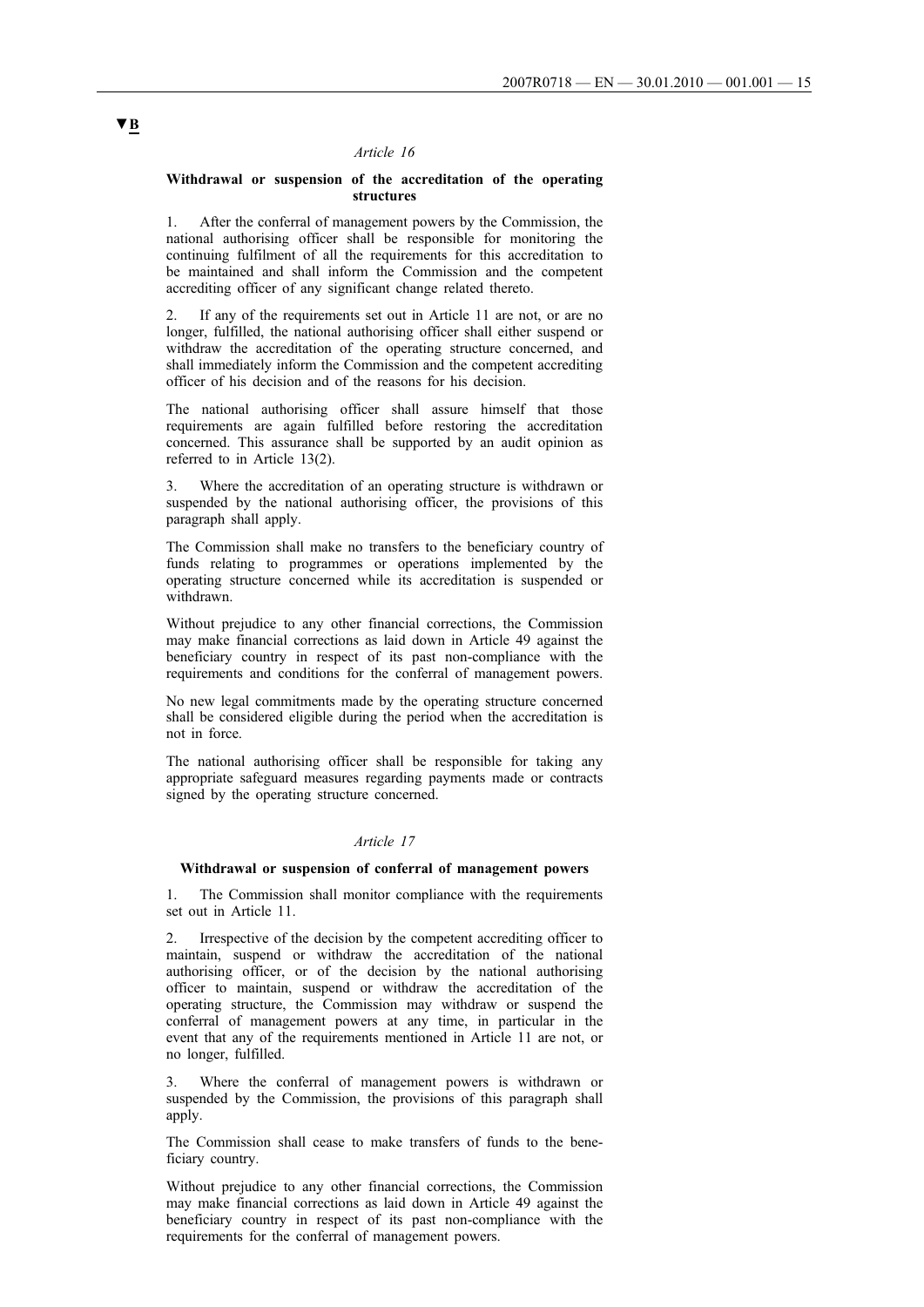▼B

*Article 16*

**Withdrawal or suspension of the accreditation of the operating structures**

1. After the conferral of management powers by the Commission, the national authorising officer shall be responsible for monitoring the continuing fulfilment of all the requirements for this accreditation to be maintained and shall inform the Commission and the competent accrediting officer of any significant change related thereto.

2. If any of the requirements set out in Article 11 are not, or are no longer, fulfilled, the national authorising officer shall either suspend or withdraw the accreditation of the operating structure concerned, and shall immediately inform the Commission and the competent accrediting officer of his decision and of the reasons for his decision.

The national authorising officer shall assure himself that those requirements are again fulfilled before restoring the accreditation concerned. This assurance shall be supported by an audit opinion as referred to in Article 13(2).

3. Where the accreditation of an operating structure is withdrawn or suspended by the national authorising officer, the provisions of this paragraph shall apply.

The Commission shall make no transfers to the beneficiary country of funds relating to programmes or operations implemented by the operating structure concerned while its accreditation is suspended or withdrawn.

Without prejudice to any other financial corrections, the Commission may make financial corrections as laid down in Article 49 against the beneficiary country in respect of its past non-compliance with the requirements and conditions for the conferral of management powers.

No new legal commitments made by the operating structure concerned shall be considered eligible during the period when the accreditation is not in force.

The national authorising officer shall be responsible for taking any appropriate safeguard measures regarding payments made or contracts signed by the operating structure concerned.

*Article 17*

**Withdrawal or suspension of conferral of management powers**

1. The Commission shall monitor compliance with the requirements set out in Article 11.

2. Irrespective of the decision by the competent accrediting officer to maintain, suspend or withdraw the accreditation of the national authorising officer, or of the decision by the national authorising officer to maintain, suspend or withdraw the accreditation of the operating structure, the Commission may withdraw or suspend the conferral of management powers at any time, in particular in the event that any of the requirements mentioned in Article 11 are not, or no longer, fulfilled.

3. Where the conferral of management powers is withdrawn or suspended by the Commission, the provisions of this paragraph shall apply.

The Commission shall cease to make transfers of funds to the beneficiary country.

Without prejudice to any other financial corrections, the Commission may make financial corrections as laid down in Article 49 against the beneficiary country in respect of its past non-compliance with the requirements for the conferral of management powers.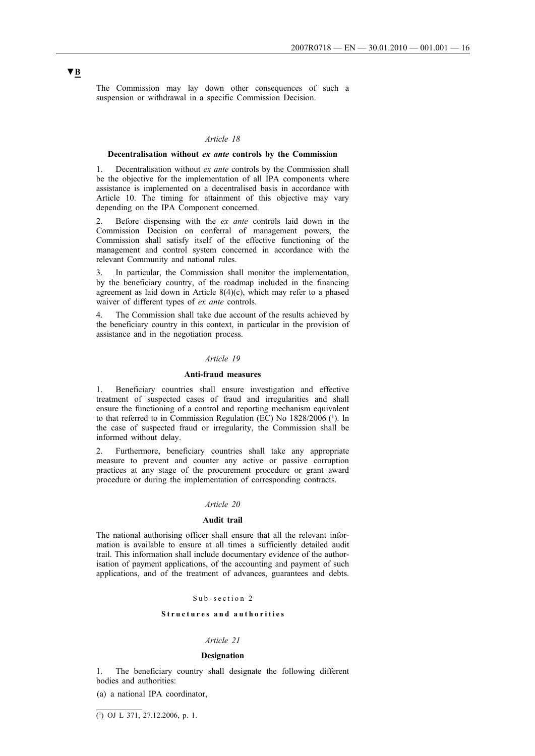▼B

The Commission may lay down other consequences of such a suspension or withdrawal in a specific Commission Decision.

*Article 18*

**Decentralisation without *ex ante* controls by the Commission**

1. Decentralisation without *ex ante* controls by the Commission shall be the objective for the implementation of all IPA components where assistance is implemented on a decentralised basis in accordance with Article 10. The timing for attainment of this objective may vary depending on the IPA Component concerned.

2. Before dispensing with the *ex ante* controls laid down in the Commission Decision on conferral of management powers, the Commission shall satisfy itself of the effective functioning of the management and control system concerned in accordance with the relevant Community and national rules.

3. In particular, the Commission shall monitor the implementation, by the beneficiary country, of the roadmap included in the financing agreement as laid down in Article 8(4)(c), which may refer to a phased waiver of different types of *ex ante* controls.

4. The Commission shall take due account of the results achieved by the beneficiary country in this context, in particular in the provision of assistance and in the negotiation process.

*Article 19*

**Anti-fraud measures**

1. Beneficiary countries shall ensure investigation and effective treatment of suspected cases of fraud and irregularities and shall ensure the functioning of a control and reporting mechanism equivalent to that referred to in Commission Regulation (EC) No 1828/2006 (1). In the case of suspected fraud or irregularity, the Commission shall be informed without delay.

2. Furthermore, beneficiary countries shall take any appropriate measure to prevent and counter any active or passive corruption practices at any stage of the procurement procedure or grant award procedure or during the implementation of corresponding contracts.

*Article 20*

**Audit trail**

The national authorising officer shall ensure that all the relevant information is available to ensure at all times a sufficiently detailed audit trail. This information shall include documentary evidence of the authorisation of payment applications, of the accounting and payment of such applications, and of the treatment of advances, guarantees and debts.

Sub-section 2

**Structures and authorities**

*Article 21*

**Designation**

1. The beneficiary country shall designate the following different bodies and authorities:

(a) a national IPA coordinator,

(1) OJ L 371, 27.12.2006, p. 1.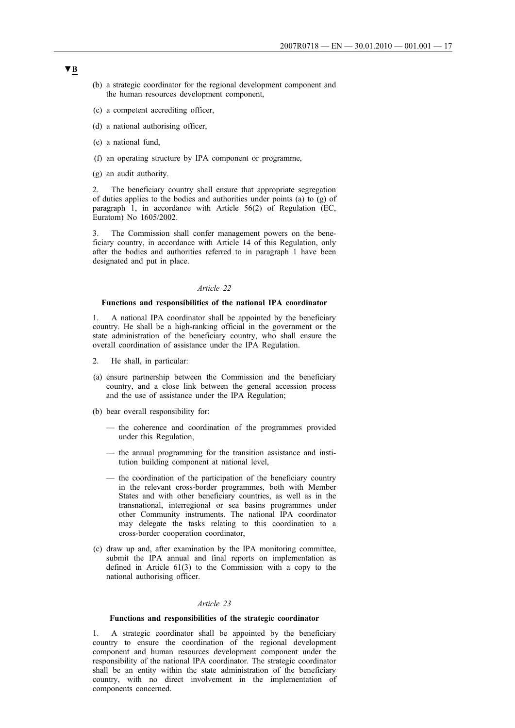▼B

(b) a strategic coordinator for the regional development component and the human resources development component,

(c) a competent accrediting officer,

(d) a national authorising officer,

(e) a national fund,

(f) an operating structure by IPA component or programme,

(g) an audit authority.

2. The beneficiary country shall ensure that appropriate segregation of duties applies to the bodies and authorities under points (a) to (g) of paragraph 1, in accordance with Article 56(2) of Regulation (EC, Euratom) No 1605/2002.

3. The Commission shall confer management powers on the beneficiary country, in accordance with Article 14 of this Regulation, only after the bodies and authorities referred to in paragraph 1 have been designated and put in place.

*Article 22*

**Functions and responsibilities of the national IPA coordinator**

1. A national IPA coordinator shall be appointed by the beneficiary country. He shall be a high-ranking official in the government or the state administration of the beneficiary country, who shall ensure the overall coordination of assistance under the IPA Regulation.

2. He shall, in particular:

(a) ensure partnership between the Commission and the beneficiary country, and a close link between the general accession process and the use of assistance under the IPA Regulation;

(b) bear overall responsibility for:

— the coherence and coordination of the programmes provided under this Regulation,

— the annual programming for the transition assistance and institution building component at national level,

— the coordination of the participation of the beneficiary country in the relevant cross-border programmes, both with Member States and with other beneficiary countries, as well as in the transnational, interregional or sea basins programmes under other Community instruments. The national IPA coordinator may delegate the tasks relating to this coordination to a cross-border cooperation coordinator,

(c) draw up and, after examination by the IPA monitoring committee, submit the IPA annual and final reports on implementation as defined in Article 61(3) to the Commission with a copy to the national authorising officer.

*Article 23*

**Functions and responsibilities of the strategic coordinator**

1. A strategic coordinator shall be appointed by the beneficiary country to ensure the coordination of the regional development component and human resources development component under the responsibility of the national IPA coordinator. The strategic coordinator shall be an entity within the state administration of the beneficiary country, with no direct involvement in the implementation of components concerned.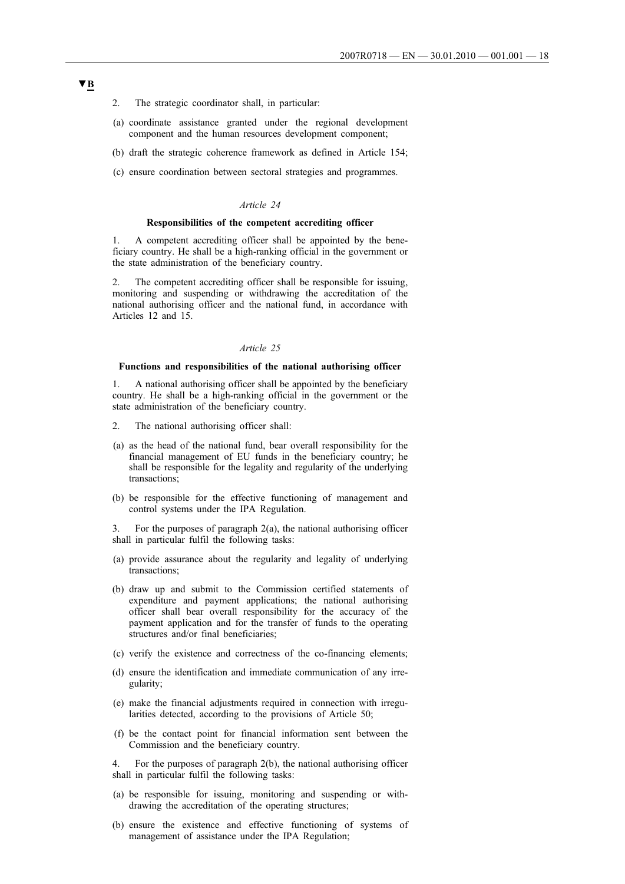▼B

2. The strategic coordinator shall, in particular:

(a) coordinate assistance granted under the regional development component and the human resources development component;

(b) draft the strategic coherence framework as defined in Article 154;

(c) ensure coordination between sectoral strategies and programmes.

*Article 24*

**Responsibilities of the competent accrediting officer**

1. A competent accrediting officer shall be appointed by the beneficiary country. He shall be a high-ranking official in the government or the state administration of the beneficiary country.

2. The competent accrediting officer shall be responsible for issuing, monitoring and suspending or withdrawing the accreditation of the national authorising officer and the national fund, in accordance with Articles 12 and 15.

*Article 25*

**Functions and responsibilities of the national authorising officer**

1. A national authorising officer shall be appointed by the beneficiary country. He shall be a high-ranking official in the government or the state administration of the beneficiary country.

2. The national authorising officer shall:

(a) as the head of the national fund, bear overall responsibility for the financial management of EU funds in the beneficiary country; he shall be responsible for the legality and regularity of the underlying transactions;

(b) be responsible for the effective functioning of management and control systems under the IPA Regulation.

3. For the purposes of paragraph 2(a), the national authorising officer shall in particular fulfil the following tasks:

(a) provide assurance about the regularity and legality of underlying transactions;

(b) draw up and submit to the Commission certified statements of expenditure and payment applications; the national authorising officer shall bear overall responsibility for the accuracy of the payment application and for the transfer of funds to the operating structures and/or final beneficiaries;

(c) verify the existence and correctness of the co-financing elements;

(d) ensure the identification and immediate communication of any irregularity;

(e) make the financial adjustments required in connection with irregularities detected, according to the provisions of Article 50;

(f) be the contact point for financial information sent between the Commission and the beneficiary country.

4. For the purposes of paragraph 2(b), the national authorising officer shall in particular fulfil the following tasks:

(a) be responsible for issuing, monitoring and suspending or withdrawing the accreditation of the operating structures;

(b) ensure the existence and effective functioning of systems of management of assistance under the IPA Regulation;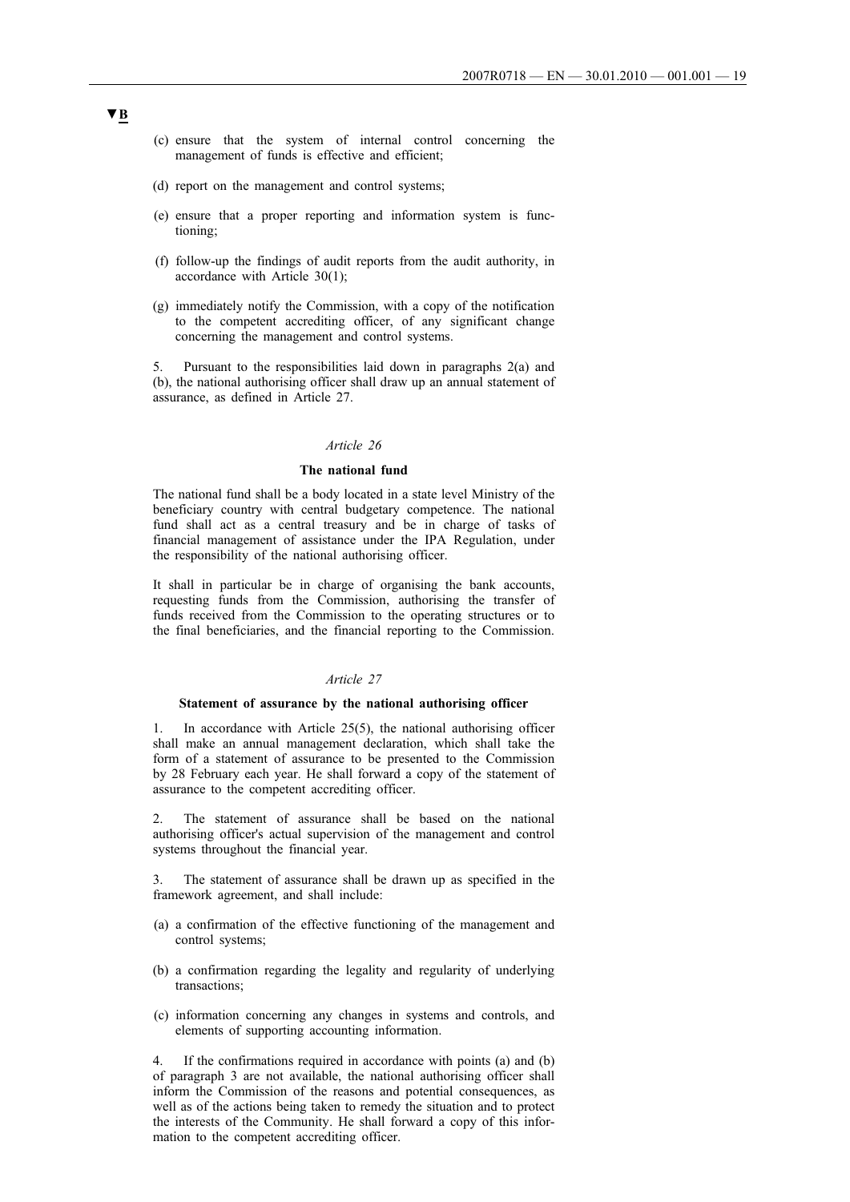▼B

(c) ensure that the system of internal control concerning the management of funds is effective and efficient;

(d) report on the management and control systems;

(e) ensure that a proper reporting and information system is functioning;

(f) follow-up the findings of audit reports from the audit authority, in accordance with Article 30(1);

(g) immediately notify the Commission, with a copy of the notification to the competent accrediting officer, of any significant change concerning the management and control systems.

5. Pursuant to the responsibilities laid down in paragraphs 2(a) and (b), the national authorising officer shall draw up an annual statement of assurance, as defined in Article 27.

*Article 26*

**The national fund**

The national fund shall be a body located in a state level Ministry of the beneficiary country with central budgetary competence. The national fund shall act as a central treasury and be in charge of tasks of financial management of assistance under the IPA Regulation, under the responsibility of the national authorising officer.

It shall in particular be in charge of organising the bank accounts, requesting funds from the Commission, authorising the transfer of funds received from the Commission to the operating structures or to the final beneficiaries, and the financial reporting to the Commission.

*Article 27*

**Statement of assurance by the national authorising officer**

1. In accordance with Article 25(5), the national authorising officer shall make an annual management declaration, which shall take the form of a statement of assurance to be presented to the Commission by 28 February each year. He shall forward a copy of the statement of assurance to the competent accrediting officer.

2. The statement of assurance shall be based on the national authorising officer's actual supervision of the management and control systems throughout the financial year.

3. The statement of assurance shall be drawn up as specified in the framework agreement, and shall include:

(a) a confirmation of the effective functioning of the management and control systems;

(b) a confirmation regarding the legality and regularity of underlying transactions;

(c) information concerning any changes in systems and controls, and elements of supporting accounting information.

4. If the confirmations required in accordance with points (a) and (b) of paragraph 3 are not available, the national authorising officer shall inform the Commission of the reasons and potential consequences, as well as of the actions being taken to remedy the situation and to protect the interests of the Community. He shall forward a copy of this information to the competent accrediting officer.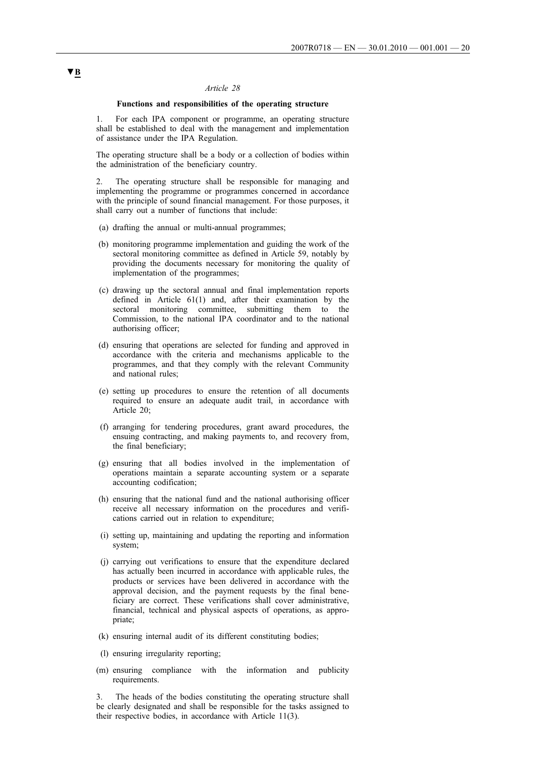▼B

*Article 28*

**Functions and responsibilities of the operating structure**

1. For each IPA component or programme, an operating structure shall be established to deal with the management and implementation of assistance under the IPA Regulation.

The operating structure shall be a body or a collection of bodies within the administration of the beneficiary country.

2. The operating structure shall be responsible for managing and implementing the programme or programmes concerned in accordance with the principle of sound financial management. For those purposes, it shall carry out a number of functions that include:

(a) drafting the annual or multi-annual programmes;

(b) monitoring programme implementation and guiding the work of the sectoral monitoring committee as defined in Article 59, notably by providing the documents necessary for monitoring the quality of implementation of the programmes;

(c) drawing up the sectoral annual and final implementation reports defined in Article 61(1) and, after their examination by the sectoral monitoring committee, submitting them to the Commission, to the national IPA coordinator and to the national authorising officer;

(d) ensuring that operations are selected for funding and approved in accordance with the criteria and mechanisms applicable to the programmes, and that they comply with the relevant Community and national rules;

(e) setting up procedures to ensure the retention of all documents required to ensure an adequate audit trail, in accordance with Article 20;

(f) arranging for tendering procedures, grant award procedures, the ensuing contracting, and making payments to, and recovery from, the final beneficiary;

(g) ensuring that all bodies involved in the implementation of operations maintain a separate accounting system or a separate accounting codification;

(h) ensuring that the national fund and the national authorising officer receive all necessary information on the procedures and verifications carried out in relation to expenditure;

(i) setting up, maintaining and updating the reporting and information system;

(j) carrying out verifications to ensure that the expenditure declared has actually been incurred in accordance with applicable rules, the products or services have been delivered in accordance with the approval decision, and the payment requests by the final beneficiary are correct. These verifications shall cover administrative, financial, technical and physical aspects of operations, as appropriate;

(k) ensuring internal audit of its different constituting bodies;

(l) ensuring irregularity reporting;

(m) ensuring compliance with the information and publicity requirements.

3. The heads of the bodies constituting the operating structure shall be clearly designated and shall be responsible for the tasks assigned to their respective bodies, in accordance with Article 11(3).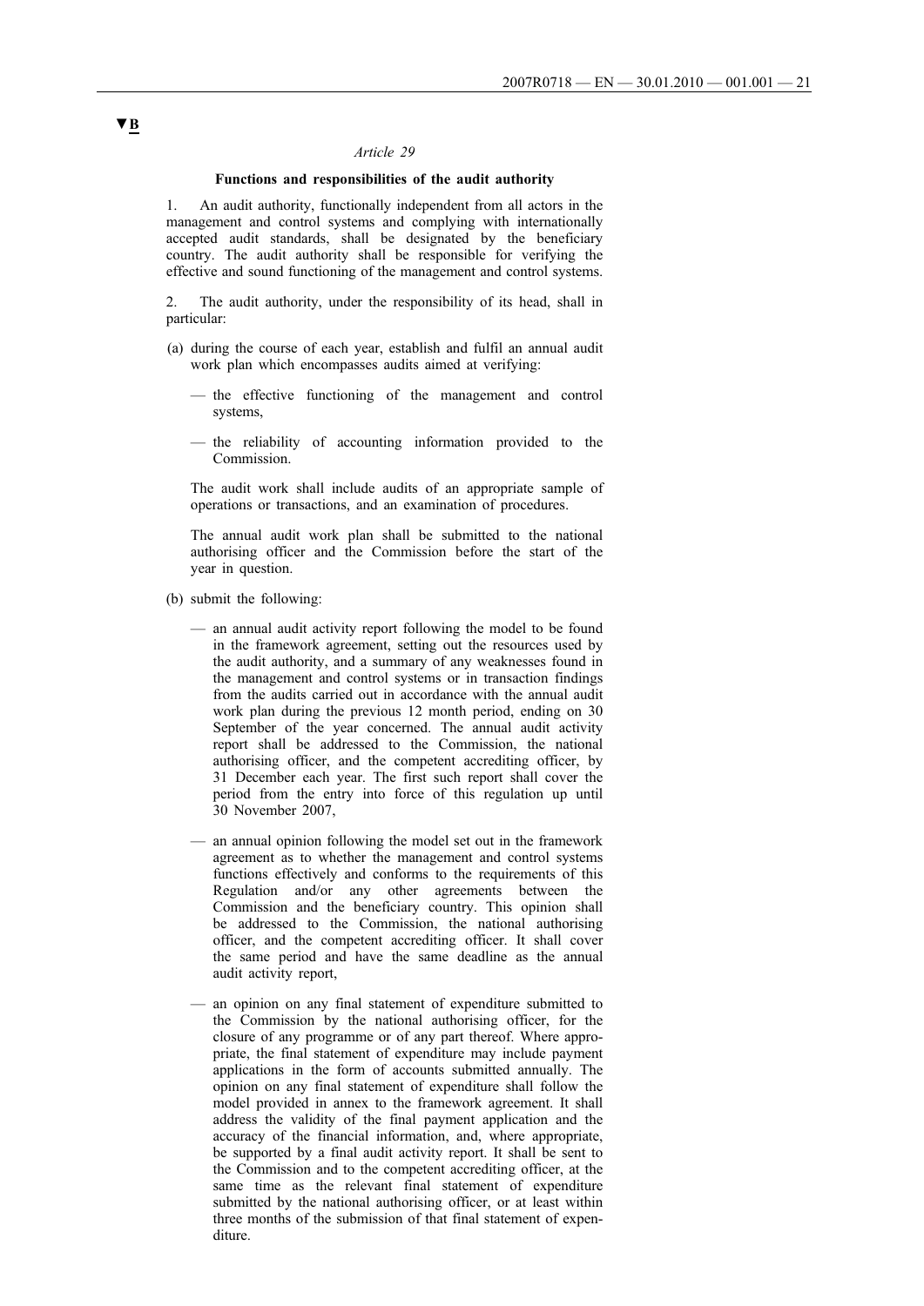▼B

*Article 29*

**Functions and responsibilities of the audit authority**

1. An audit authority, functionally independent from all actors in the management and control systems and complying with internationally accepted audit standards, shall be designated by the beneficiary country. The audit authority shall be responsible for verifying the effective and sound functioning of the management and control systems.

2. The audit authority, under the responsibility of its head, shall in particular:

(a) during the course of each year, establish and fulfil an annual audit work plan which encompasses audits aimed at verifying:

— the effective functioning of the management and control systems,

— the reliability of accounting information provided to the Commission.

The audit work shall include audits of an appropriate sample of operations or transactions, and an examination of procedures.

The annual audit work plan shall be submitted to the national authorising officer and the Commission before the start of the year in question.

(b) submit the following:

— an annual audit activity report following the model to be found in the framework agreement, setting out the resources used by the audit authority, and a summary of any weaknesses found in the management and control systems or in transaction findings from the audits carried out in accordance with the annual audit work plan during the previous 12 month period, ending on 30 September of the year concerned. The annual audit activity report shall be addressed to the Commission, the national authorising officer, and the competent accrediting officer, by 31 December each year. The first such report shall cover the period from the entry into force of this regulation up until 30 November 2007,

— an annual opinion following the model set out in the framework agreement as to whether the management and control systems functions effectively and conforms to the requirements of this Regulation and/or any other agreements between the Commission and the beneficiary country. This opinion shall be addressed to the Commission, the national authorising officer, and the competent accrediting officer. It shall cover the same period and have the same deadline as the annual audit activity report,

— an opinion on any final statement of expenditure submitted to the Commission by the national authorising officer, for the closure of any programme or of any part thereof. Where appropriate, the final statement of expenditure may include payment applications in the form of accounts submitted annually. The opinion on any final statement of expenditure shall follow the model provided in annex to the framework agreement. It shall address the validity of the final payment application and the accuracy of the financial information, and, where appropriate, be supported by a final audit activity report. It shall be sent to the Commission and to the competent accrediting officer, at the same time as the relevant final statement of expenditure submitted by the national authorising officer, or at least within three months of the submission of that final statement of expenditure.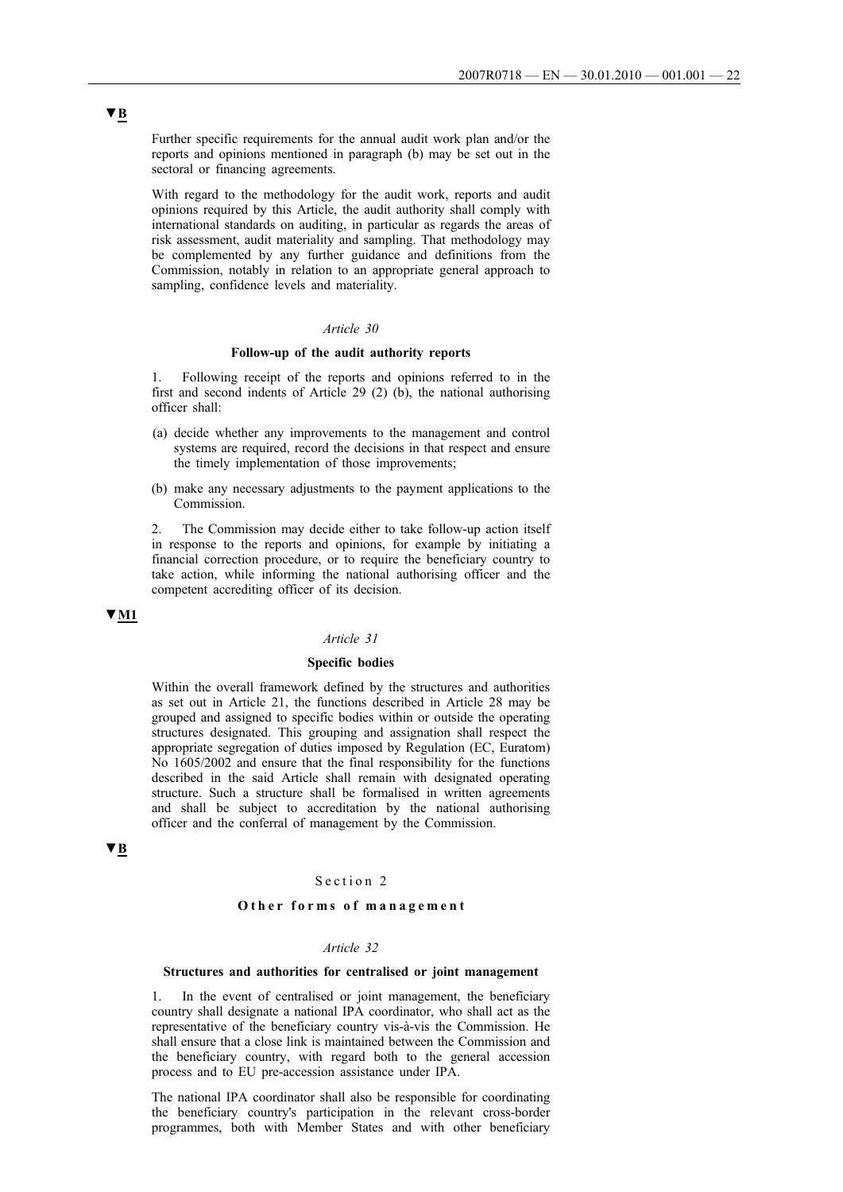▼B

Further specific requirements for the annual audit work plan and/or the reports and opinions mentioned in paragraph (b) may be set out in the sectoral or financing agreements.

With regard to the methodology for the audit work, reports and audit opinions required by this Article, the audit authority shall comply with international standards on auditing, in particular as regards the areas of risk assessment, audit materiality and sampling. That methodology may be complemented by any further guidance and definitions from the Commission, notably in relation to an appropriate general approach to sampling, confidence levels and materiality.

*Article 30*

**Follow-up of the audit authority reports**

1. Following receipt of the reports and opinions referred to in the first and second indents of Article 29 (2) (b), the national authorising officer shall:

(a) decide whether any improvements to the management and control systems are required, record the decisions in that respect and ensure the timely implementation of those improvements;

(b) make any necessary adjustments to the payment applications to the Commission.

2. The Commission may decide either to take follow-up action itself in response to the reports and opinions, for example by initiating a financial correction procedure, or to require the beneficiary country to take action, while informing the national authorising officer and the competent accrediting officer of its decision.

▼M1

*Article 31*

**Specific bodies**

Within the overall framework defined by the structures and authorities as set out in Article 21, the functions described in Article 28 may be grouped and assigned to specific bodies within or outside the operating structures designated. This grouping and assignation shall respect the appropriate segregation of duties imposed by Regulation (EC, Euratom) No 1605/2002 and ensure that the final responsibility for the functions described in the said Article shall remain with designated operating structure. Such a structure shall be formalised in written agreements and shall be subject to accreditation by the national authorising officer and the conferral of management by the Commission.

▼B

Section 2

**Other forms of management**

*Article 32*

**Structures and authorities for centralised or joint management**

1. In the event of centralised or joint management, the beneficiary country shall designate a national IPA coordinator, who shall act as the representative of the beneficiary country vis-à-vis the Commission. He shall ensure that a close link is maintained between the Commission and the beneficiary country, with regard both to the general accession process and to EU pre-accession assistance under IPA.

The national IPA coordinator shall also be responsible for coordinating the beneficiary country's participation in the relevant cross-border programmes, both with Member States and with other beneficiary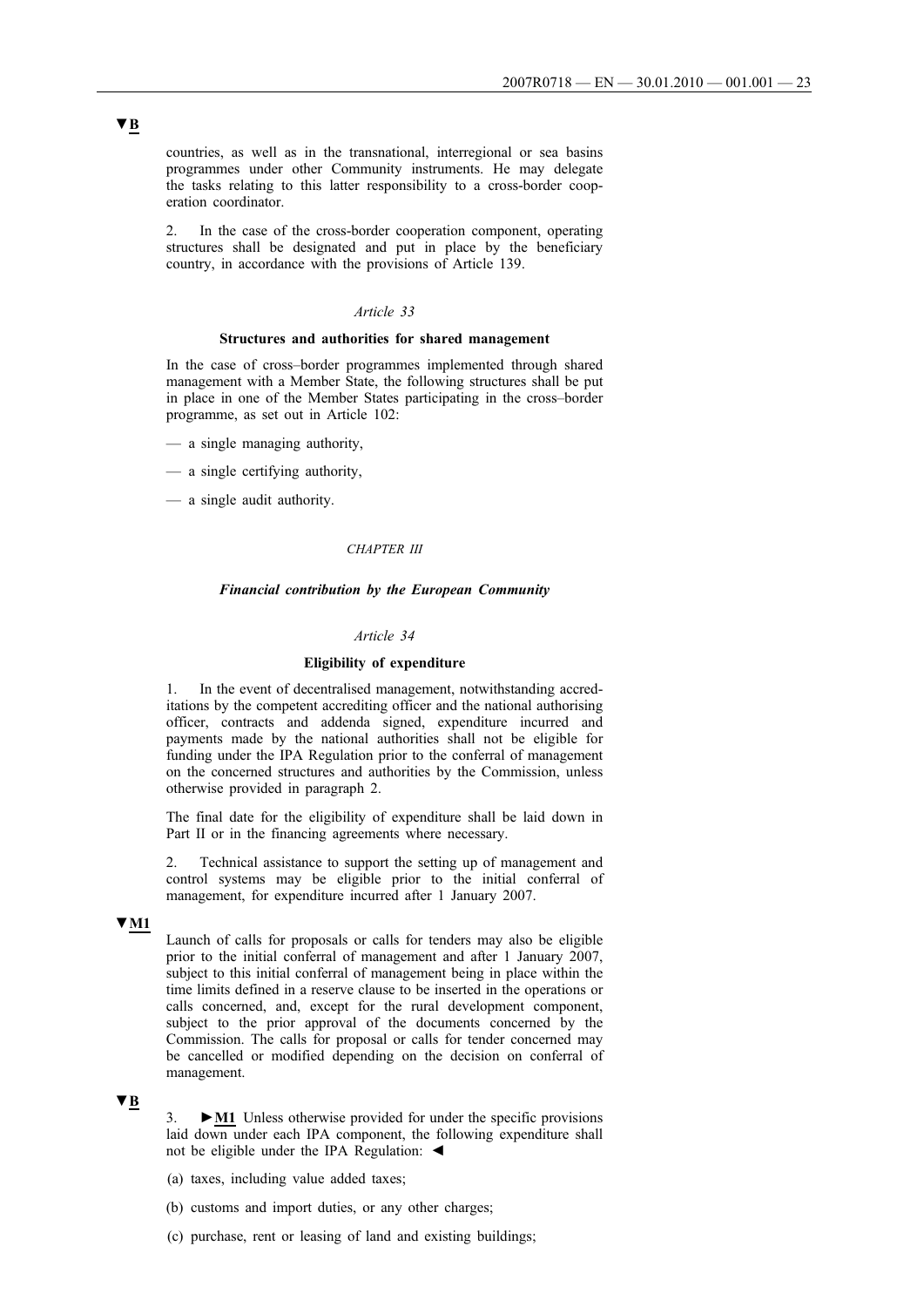▼B

countries, as well as in the transnational, interregional or sea basins programmes under other Community instruments. He may delegate the tasks relating to this latter responsibility to a cross-border cooperation coordinator.

2. In the case of the cross-border cooperation component, operating structures shall be designated and put in place by the beneficiary country, in accordance with the provisions of Article 139.

*Article 33*

**Structures and authorities for shared management**

In the case of cross–border programmes implemented through shared management with a Member State, the following structures shall be put in place in one of the Member States participating in the cross–border programme, as set out in Article 102:

— a single managing authority,

— a single certifying authority,

— a single audit authority.

*CHAPTER III*

***Financial contribution by the European Community***

*Article 34*

**Eligibility of expenditure**

1. In the event of decentralised management, notwithstanding accreditations by the competent accrediting officer and the national authorising officer, contracts and addenda signed, expenditure incurred and payments made by the national authorities shall not be eligible for funding under the IPA Regulation prior to the conferral of management on the concerned structures and authorities by the Commission, unless otherwise provided in paragraph 2.

The final date for the eligibility of expenditure shall be laid down in Part II or in the financing agreements where necessary.

2. Technical assistance to support the setting up of management and control systems may be eligible prior to the initial conferral of management, for expenditure incurred after 1 January 2007.

▼M1

Launch of calls for proposals or calls for tenders may also be eligible prior to the initial conferral of management and after 1 January 2007, subject to this initial conferral of management being in place within the time limits defined in a reserve clause to be inserted in the operations or calls concerned, and, except for the rural development component, subject to the prior approval of the documents concerned by the Commission. The calls for proposal or calls for tender concerned may be cancelled or modified depending on the decision on conferral of management.

▼B

3. ►M1 Unless otherwise provided for under the specific provisions laid down under each IPA component, the following expenditure shall not be eligible under the IPA Regulation: ◄

(a) taxes, including value added taxes;

(b) customs and import duties, or any other charges;

(c) purchase, rent or leasing of land and existing buildings;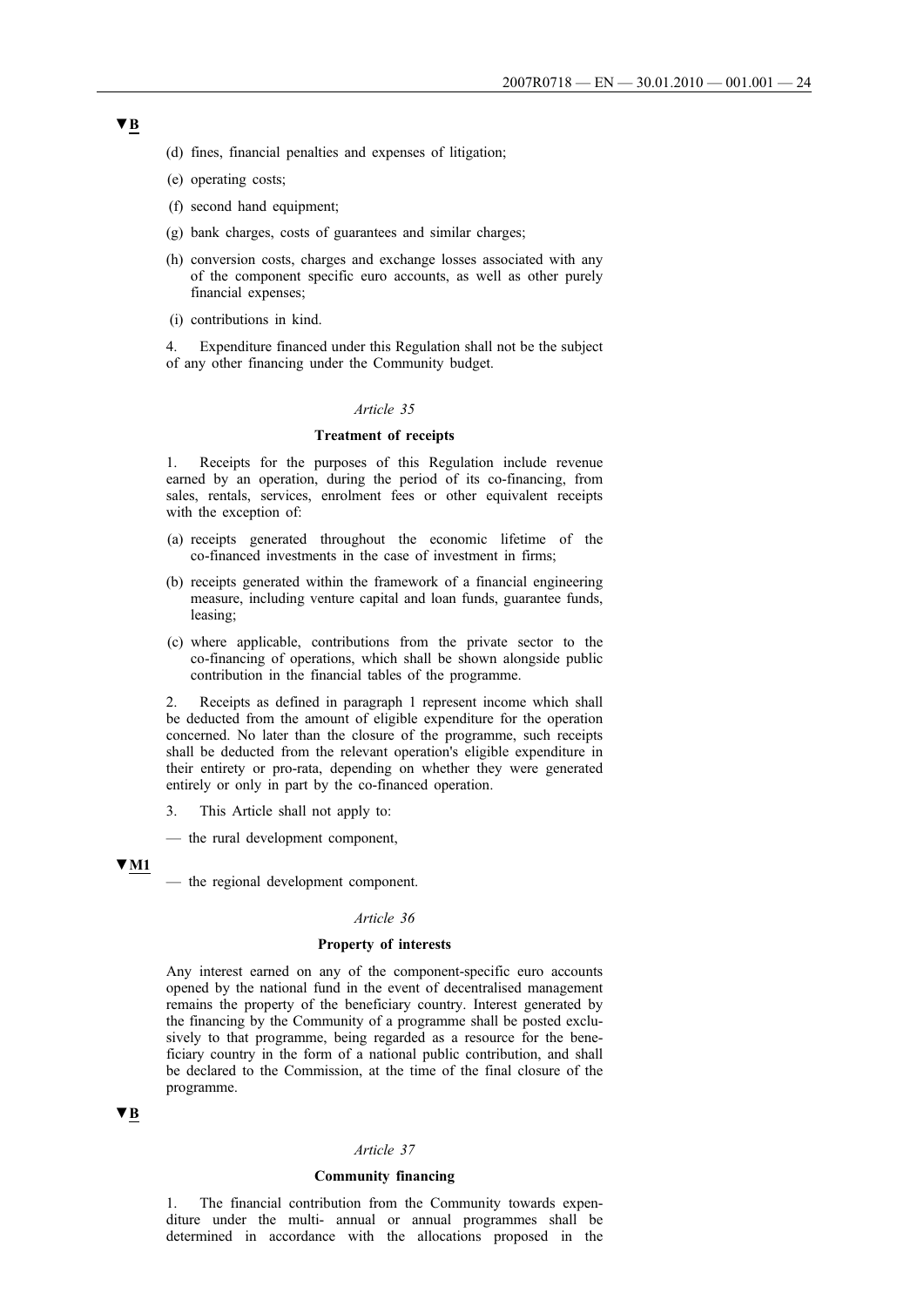▼B

(d) fines, financial penalties and expenses of litigation;

(e) operating costs;

(f) second hand equipment;

(g) bank charges, costs of guarantees and similar charges;

(h) conversion costs, charges and exchange losses associated with any of the component specific euro accounts, as well as other purely financial expenses;

(i) contributions in kind.

4. Expenditure financed under this Regulation shall not be the subject of any other financing under the Community budget.

*Article 35*

**Treatment of receipts**

1. Receipts for the purposes of this Regulation include revenue earned by an operation, during the period of its co-financing, from sales, rentals, services, enrolment fees or other equivalent receipts with the exception of:

(a) receipts generated throughout the economic lifetime of the co-financed investments in the case of investment in firms;

(b) receipts generated within the framework of a financial engineering measure, including venture capital and loan funds, guarantee funds, leasing;

(c) where applicable, contributions from the private sector to the co-financing of operations, which shall be shown alongside public contribution in the financial tables of the programme.

2. Receipts as defined in paragraph 1 represent income which shall be deducted from the amount of eligible expenditure for the operation concerned. No later than the closure of the programme, such receipts shall be deducted from the relevant operation's eligible expenditure in their entirety or pro-rata, depending on whether they were generated entirely or only in part by the co-financed operation.

3. This Article shall not apply to:

— the rural development component,

▼M1

— the regional development component.

*Article 36*

**Property of interests**

Any interest earned on any of the component-specific euro accounts opened by the national fund in the event of decentralised management remains the property of the beneficiary country. Interest generated by the financing by the Community of a programme shall be posted exclusively to that programme, being regarded as a resource for the beneficiary country in the form of a national public contribution, and shall be declared to the Commission, at the time of the final closure of the programme.

▼B

*Article 37*

**Community financing**

1. The financial contribution from the Community towards expenditure under the multi- annual or annual programmes shall be determined in accordance with the allocations proposed in the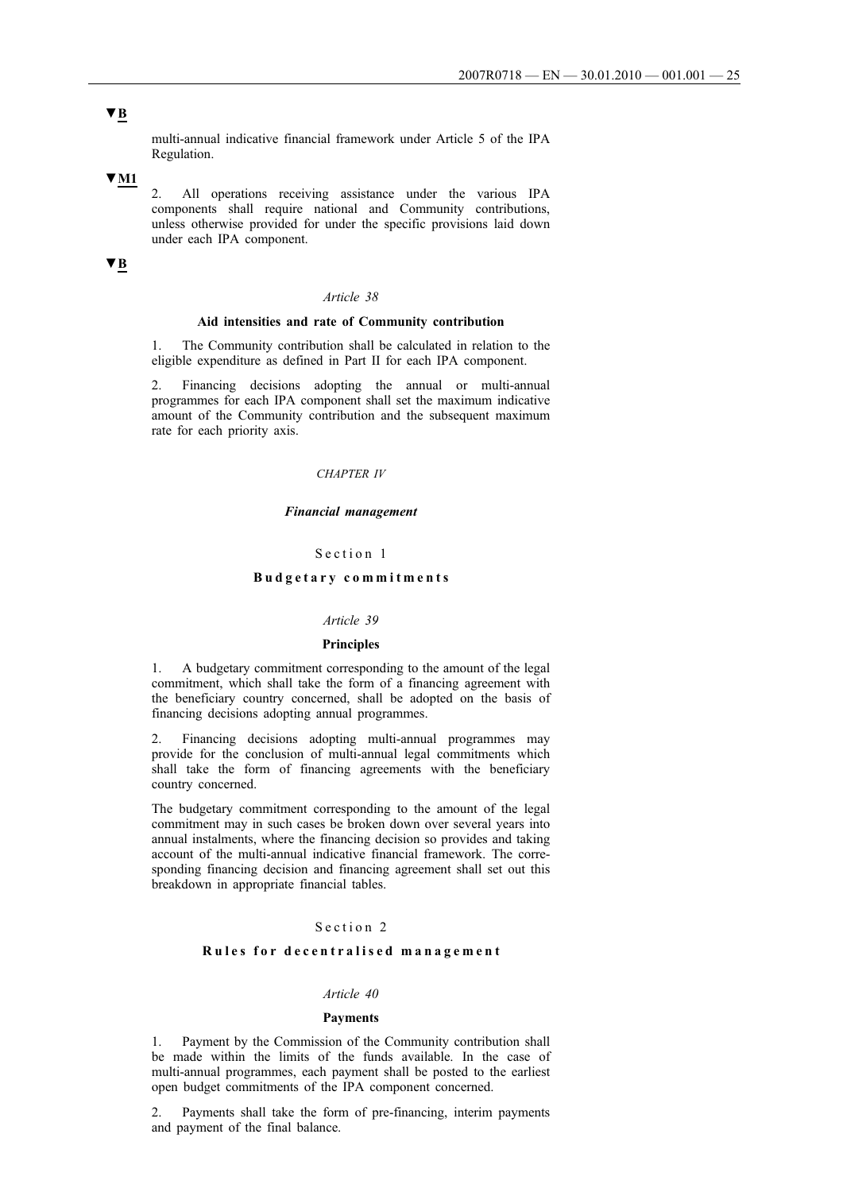▼B

multi-annual indicative financial framework under Article 5 of the IPA Regulation.

▼M1

2. All operations receiving assistance under the various IPA components shall require national and Community contributions, unless otherwise provided for under the specific provisions laid down under each IPA component.

▼B

*Article 38*

**Aid intensities and rate of Community contribution**

1. The Community contribution shall be calculated in relation to the eligible expenditure as defined in Part II for each IPA component.

2. Financing decisions adopting the annual or multi-annual programmes for each IPA component shall set the maximum indicative amount of the Community contribution and the subsequent maximum rate for each priority axis.

*CHAPTER IV*

***Financial management***

Section 1

**Budgetary commitments**

*Article 39*

**Principles**

1. A budgetary commitment corresponding to the amount of the legal commitment, which shall take the form of a financing agreement with the beneficiary country concerned, shall be adopted on the basis of financing decisions adopting annual programmes.

2. Financing decisions adopting multi-annual programmes may provide for the conclusion of multi-annual legal commitments which shall take the form of financing agreements with the beneficiary country concerned.

The budgetary commitment corresponding to the amount of the legal commitment may in such cases be broken down over several years into annual instalments, where the financing decision so provides and taking account of the multi-annual indicative financial framework. The corresponding financing decision and financing agreement shall set out this breakdown in appropriate financial tables.

Section 2

**Rules for decentralised management**

*Article 40*

**Payments**

1. Payment by the Commission of the Community contribution shall be made within the limits of the funds available. In the case of multi-annual programmes, each payment shall be posted to the earliest open budget commitments of the IPA component concerned.

2. Payments shall take the form of pre-financing, interim payments and payment of the final balance.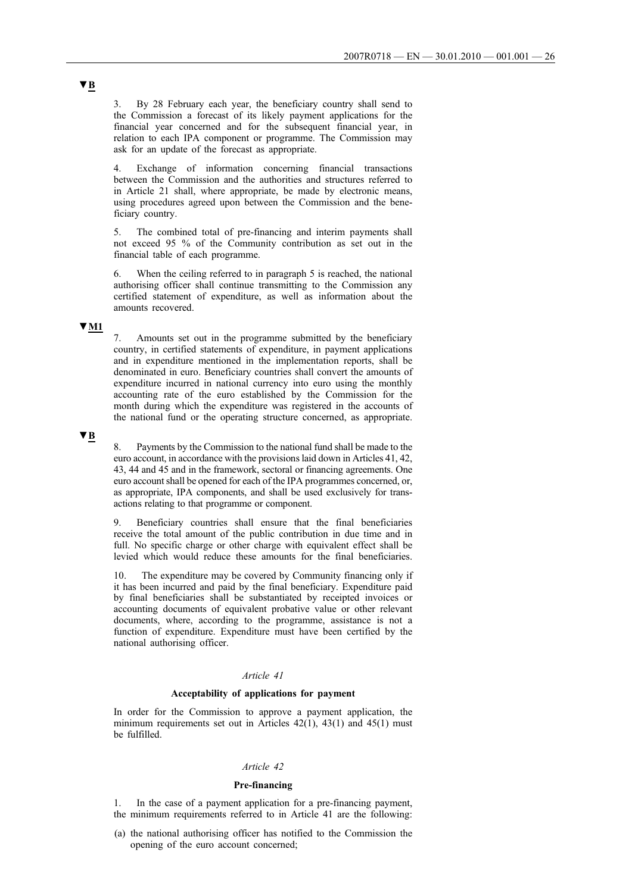▼B

3. By 28 February each year, the beneficiary country shall send to the Commission a forecast of its likely payment applications for the financial year concerned and for the subsequent financial year, in relation to each IPA component or programme. The Commission may ask for an update of the forecast as appropriate.

4. Exchange of information concerning financial transactions between the Commission and the authorities and structures referred to in Article 21 shall, where appropriate, be made by electronic means, using procedures agreed upon between the Commission and the beneficiary country.

5. The combined total of pre-financing and interim payments shall not exceed 95 % of the Community contribution as set out in the financial table of each programme.

6. When the ceiling referred to in paragraph 5 is reached, the national authorising officer shall continue transmitting to the Commission any certified statement of expenditure, as well as information about the amounts recovered.

▼M1

7. Amounts set out in the programme submitted by the beneficiary country, in certified statements of expenditure, in payment applications and in expenditure mentioned in the implementation reports, shall be denominated in euro. Beneficiary countries shall convert the amounts of expenditure incurred in national currency into euro using the monthly accounting rate of the euro established by the Commission for the month during which the expenditure was registered in the accounts of the national fund or the operating structure concerned, as appropriate.

▼B

8. Payments by the Commission to the national fund shall be made to the euro account, in accordance with the provisions laid down in Articles 41, 42, 43, 44 and 45 and in the framework, sectoral or financing agreements. One euro account shall be opened for each of the IPA programmes concerned, or, as appropriate, IPA components, and shall be used exclusively for transactions relating to that programme or component.

9. Beneficiary countries shall ensure that the final beneficiaries receive the total amount of the public contribution in due time and in full. No specific charge or other charge with equivalent effect shall be levied which would reduce these amounts for the final beneficiaries.

10. The expenditure may be covered by Community financing only if it has been incurred and paid by the final beneficiary. Expenditure paid by final beneficiaries shall be substantiated by receipted invoices or accounting documents of equivalent probative value or other relevant documents, where, according to the programme, assistance is not a function of expenditure. Expenditure must have been certified by the national authorising officer.

*Article 41*

**Acceptability of applications for payment**

In order for the Commission to approve a payment application, the minimum requirements set out in Articles 42(1), 43(1) and 45(1) must be fulfilled.

*Article 42*

**Pre-financing**

1. In the case of a payment application for a pre-financing payment, the minimum requirements referred to in Article 41 are the following:

(a) the national authorising officer has notified to the Commission the opening of the euro account concerned;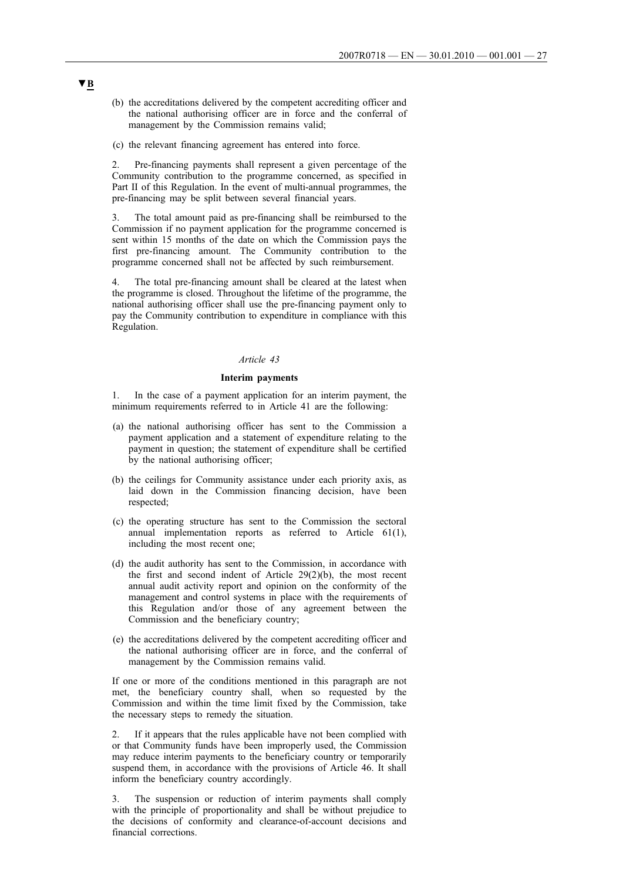▼B

(b) the accreditations delivered by the competent accrediting officer and the national authorising officer are in force and the conferral of management by the Commission remains valid;

(c) the relevant financing agreement has entered into force.

2. Pre-financing payments shall represent a given percentage of the Community contribution to the programme concerned, as specified in Part II of this Regulation. In the event of multi-annual programmes, the pre-financing may be split between several financial years.

3. The total amount paid as pre-financing shall be reimbursed to the Commission if no payment application for the programme concerned is sent within 15 months of the date on which the Commission pays the first pre-financing amount. The Community contribution to the programme concerned shall not be affected by such reimbursement.

4. The total pre-financing amount shall be cleared at the latest when the programme is closed. Throughout the lifetime of the programme, the national authorising officer shall use the pre-financing payment only to pay the Community contribution to expenditure in compliance with this Regulation.

*Article 43*

**Interim payments**

1. In the case of a payment application for an interim payment, the minimum requirements referred to in Article 41 are the following:

(a) the national authorising officer has sent to the Commission a payment application and a statement of expenditure relating to the payment in question; the statement of expenditure shall be certified by the national authorising officer;

(b) the ceilings for Community assistance under each priority axis, as laid down in the Commission financing decision, have been respected;

(c) the operating structure has sent to the Commission the sectoral annual implementation reports as referred to Article 61(1), including the most recent one;

(d) the audit authority has sent to the Commission, in accordance with the first and second indent of Article 29(2)(b), the most recent annual audit activity report and opinion on the conformity of the management and control systems in place with the requirements of this Regulation and/or those of any agreement between the Commission and the beneficiary country;

(e) the accreditations delivered by the competent accrediting officer and the national authorising officer are in force, and the conferral of management by the Commission remains valid.

If one or more of the conditions mentioned in this paragraph are not met, the beneficiary country shall, when so requested by the Commission and within the time limit fixed by the Commission, take the necessary steps to remedy the situation.

2. If it appears that the rules applicable have not been complied with or that Community funds have been improperly used, the Commission may reduce interim payments to the beneficiary country or temporarily suspend them, in accordance with the provisions of Article 46. It shall inform the beneficiary country accordingly.

3. The suspension or reduction of interim payments shall comply with the principle of proportionality and shall be without prejudice to the decisions of conformity and clearance-of-account decisions and financial corrections.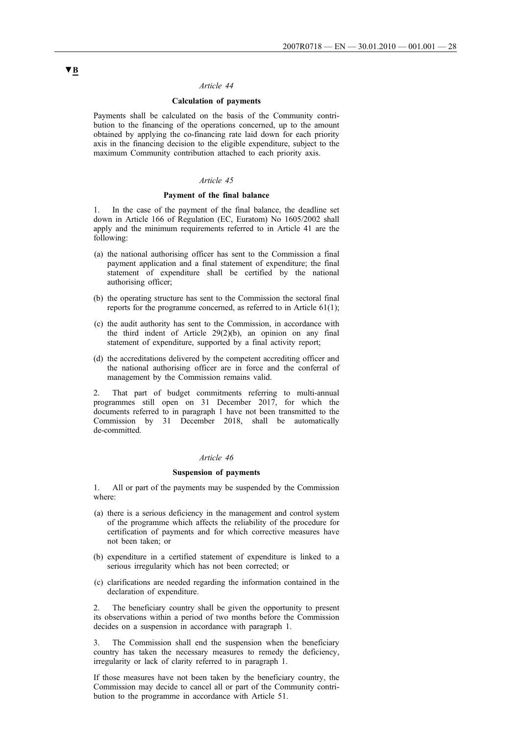▼B

*Article 44*

**Calculation of payments**

Payments shall be calculated on the basis of the Community contribution to the financing of the operations concerned, up to the amount obtained by applying the co-financing rate laid down for each priority axis in the financing decision to the eligible expenditure, subject to the maximum Community contribution attached to each priority axis.

*Article 45*

**Payment of the final balance**

1. In the case of the payment of the final balance, the deadline set down in Article 166 of Regulation (EC, Euratom) No 1605/2002 shall apply and the minimum requirements referred to in Article 41 are the following:

(a) the national authorising officer has sent to the Commission a final payment application and a final statement of expenditure; the final statement of expenditure shall be certified by the national authorising officer;

(b) the operating structure has sent to the Commission the sectoral final reports for the programme concerned, as referred to in Article 61(1);

(c) the audit authority has sent to the Commission, in accordance with the third indent of Article 29(2)(b), an opinion on any final statement of expenditure, supported by a final activity report;

(d) the accreditations delivered by the competent accrediting officer and the national authorising officer are in force and the conferral of management by the Commission remains valid.

2. That part of budget commitments referring to multi-annual programmes still open on 31 December 2017, for which the documents referred to in paragraph 1 have not been transmitted to the Commission by 31 December 2018, shall be automatically de-committed.

*Article 46*

**Suspension of payments**

1. All or part of the payments may be suspended by the Commission where:

(a) there is a serious deficiency in the management and control system of the programme which affects the reliability of the procedure for certification of payments and for which corrective measures have not been taken; or

(b) expenditure in a certified statement of expenditure is linked to a serious irregularity which has not been corrected; or

(c) clarifications are needed regarding the information contained in the declaration of expenditure.

2. The beneficiary country shall be given the opportunity to present its observations within a period of two months before the Commission decides on a suspension in accordance with paragraph 1.

3. The Commission shall end the suspension when the beneficiary country has taken the necessary measures to remedy the deficiency, irregularity or lack of clarity referred to in paragraph 1.

If those measures have not been taken by the beneficiary country, the Commission may decide to cancel all or part of the Community contribution to the programme in accordance with Article 51.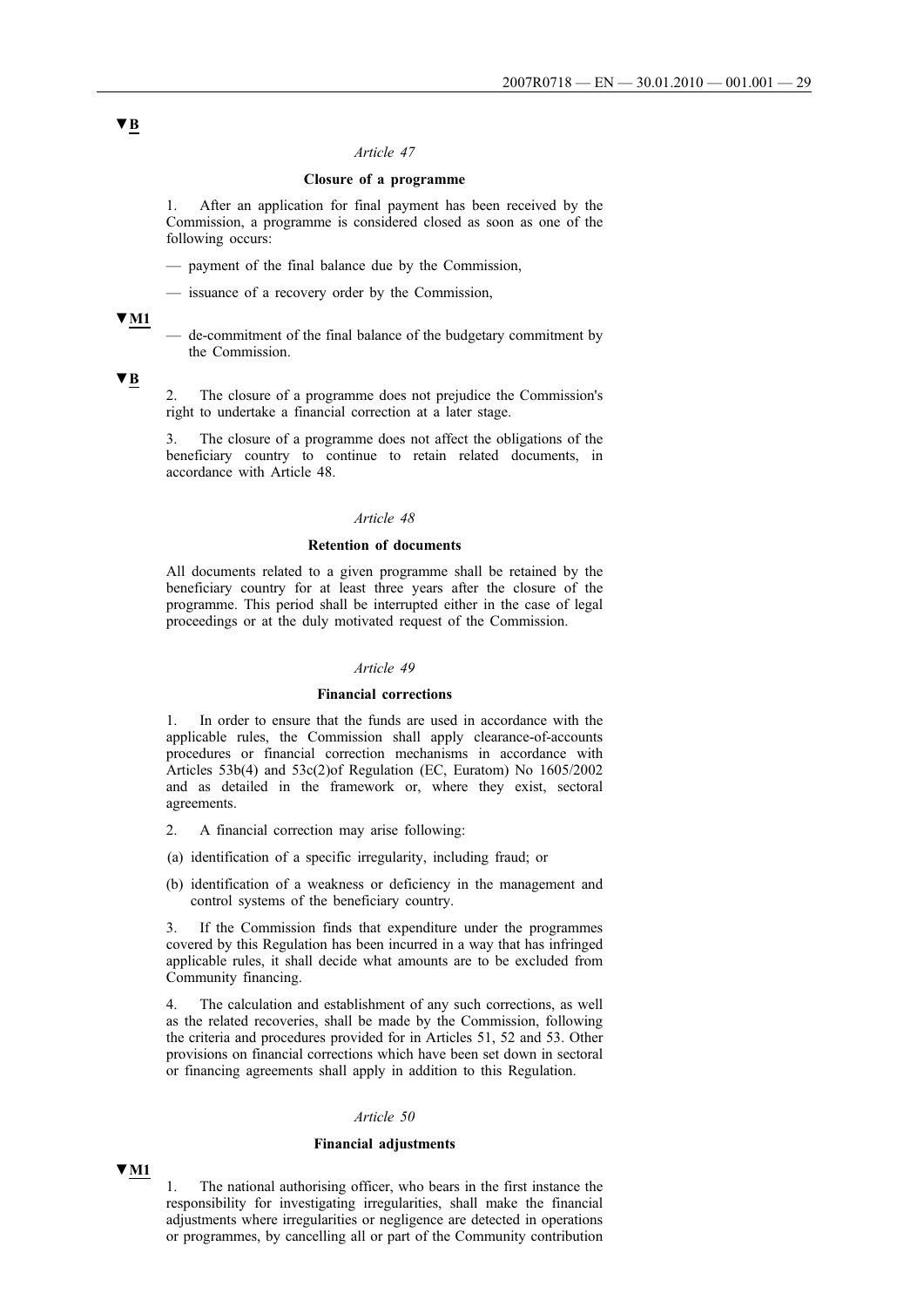▼B

*Article 47*

**Closure of a programme**

1. After an application for final payment has been received by the Commission, a programme is considered closed as soon as one of the following occurs:

— payment of the final balance due by the Commission,

— issuance of a recovery order by the Commission,

▼M1

— de-commitment of the final balance of the budgetary commitment by the Commission.

▼B

2. The closure of a programme does not prejudice the Commission's right to undertake a financial correction at a later stage.

3. The closure of a programme does not affect the obligations of the beneficiary country to continue to retain related documents, in accordance with Article 48.

*Article 48*

**Retention of documents**

All documents related to a given programme shall be retained by the beneficiary country for at least three years after the closure of the programme. This period shall be interrupted either in the case of legal proceedings or at the duly motivated request of the Commission.

*Article 49*

**Financial corrections**

1. In order to ensure that the funds are used in accordance with the applicable rules, the Commission shall apply clearance-of-accounts procedures or financial correction mechanisms in accordance with Articles 53b(4) and 53c(2)of Regulation (EC, Euratom) No 1605/2002 and as detailed in the framework or, where they exist, sectoral agreements.

2. A financial correction may arise following:

(a) identification of a specific irregularity, including fraud; or

(b) identification of a weakness or deficiency in the management and control systems of the beneficiary country.

3. If the Commission finds that expenditure under the programmes covered by this Regulation has been incurred in a way that has infringed applicable rules, it shall decide what amounts are to be excluded from Community financing.

4. The calculation and establishment of any such corrections, as well as the related recoveries, shall be made by the Commission, following the criteria and procedures provided for in Articles 51, 52 and 53. Other provisions on financial corrections which have been set down in sectoral or financing agreements shall apply in addition to this Regulation.

*Article 50*

**Financial adjustments**

▼M1

1. The national authorising officer, who bears in the first instance the responsibility for investigating irregularities, shall make the financial adjustments where irregularities or negligence are detected in operations or programmes, by cancelling all or part of the Community contribution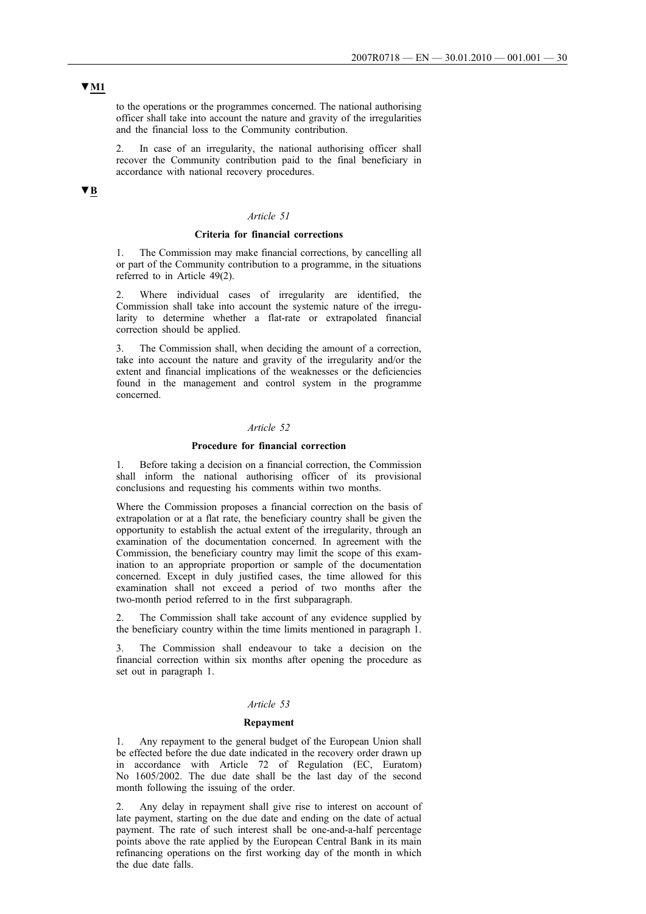▼M1

to the operations or the programmes concerned. The national authorising officer shall take into account the nature and gravity of the irregularities and the financial loss to the Community contribution.

2. In case of an irregularity, the national authorising officer shall recover the Community contribution paid to the final beneficiary in accordance with national recovery procedures.

▼B

*Article 51*

**Criteria for financial corrections**

1. The Commission may make financial corrections, by cancelling all or part of the Community contribution to a programme, in the situations referred to in Article 49(2).

2. Where individual cases of irregularity are identified, the Commission shall take into account the systemic nature of the irregularity to determine whether a flat-rate or extrapolated financial correction should be applied.

3. The Commission shall, when deciding the amount of a correction, take into account the nature and gravity of the irregularity and/or the extent and financial implications of the weaknesses or the deficiencies found in the management and control system in the programme concerned.

*Article 52*

**Procedure for financial correction**

1. Before taking a decision on a financial correction, the Commission shall inform the national authorising officer of its provisional conclusions and requesting his comments within two months.

Where the Commission proposes a financial correction on the basis of extrapolation or at a flat rate, the beneficiary country shall be given the opportunity to establish the actual extent of the irregularity, through an examination of the documentation concerned. In agreement with the Commission, the beneficiary country may limit the scope of this examination to an appropriate proportion or sample of the documentation concerned. Except in duly justified cases, the time allowed for this examination shall not exceed a period of two months after the two-month period referred to in the first subparagraph.

2. The Commission shall take account of any evidence supplied by the beneficiary country within the time limits mentioned in paragraph 1.

3. The Commission shall endeavour to take a decision on the financial correction within six months after opening the procedure as set out in paragraph 1.

*Article 53*

**Repayment**

1. Any repayment to the general budget of the European Union shall be effected before the due date indicated in the recovery order drawn up in accordance with Article 72 of Regulation (EC, Euratom) No 1605/2002. The due date shall be the last day of the second month following the issuing of the order.

2. Any delay in repayment shall give rise to interest on account of late payment, starting on the due date and ending on the date of actual payment. The rate of such interest shall be one-and-a-half percentage points above the rate applied by the European Central Bank in its main refinancing operations on the first working day of the month in which the due date falls.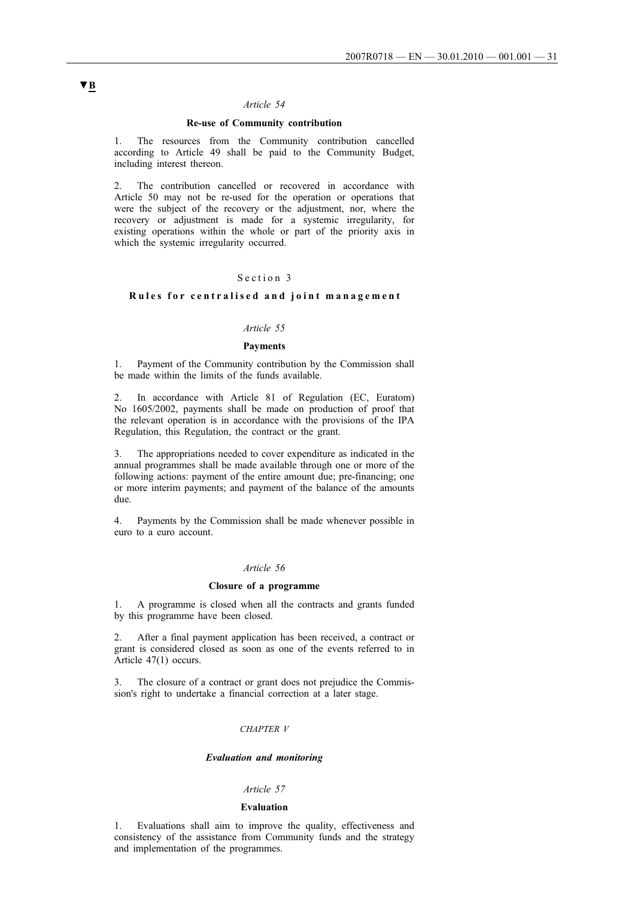▼B

*Article 54*

**Re-use of Community contribution**

1. The resources from the Community contribution cancelled according to Article 49 shall be paid to the Community Budget, including interest thereon.

2. The contribution cancelled or recovered in accordance with Article 50 may not be re-used for the operation or operations that were the subject of the recovery or the adjustment, nor, where the recovery or adjustment is made for a systemic irregularity, for existing operations within the whole or part of the priority axis in which the systemic irregularity occurred.

Section 3

**Rules for centralised and joint management**

*Article 55*

**Payments**

1. Payment of the Community contribution by the Commission shall be made within the limits of the funds available.

2. In accordance with Article 81 of Regulation (EC, Euratom) No 1605/2002, payments shall be made on production of proof that the relevant operation is in accordance with the provisions of the IPA Regulation, this Regulation, the contract or the grant.

3. The appropriations needed to cover expenditure as indicated in the annual programmes shall be made available through one or more of the following actions: payment of the entire amount due; pre-financing; one or more interim payments; and payment of the balance of the amounts due.

4. Payments by the Commission shall be made whenever possible in euro to a euro account.

*Article 56*

**Closure of a programme**

1. A programme is closed when all the contracts and grants funded by this programme have been closed.

2. After a final payment application has been received, a contract or grant is considered closed as soon as one of the events referred to in Article 47(1) occurs.

3. The closure of a contract or grant does not prejudice the Commission's right to undertake a financial correction at a later stage.

*CHAPTER V*

***Evaluation and monitoring***

*Article 57*

**Evaluation**

1. Evaluations shall aim to improve the quality, effectiveness and consistency of the assistance from Community funds and the strategy and implementation of the programmes.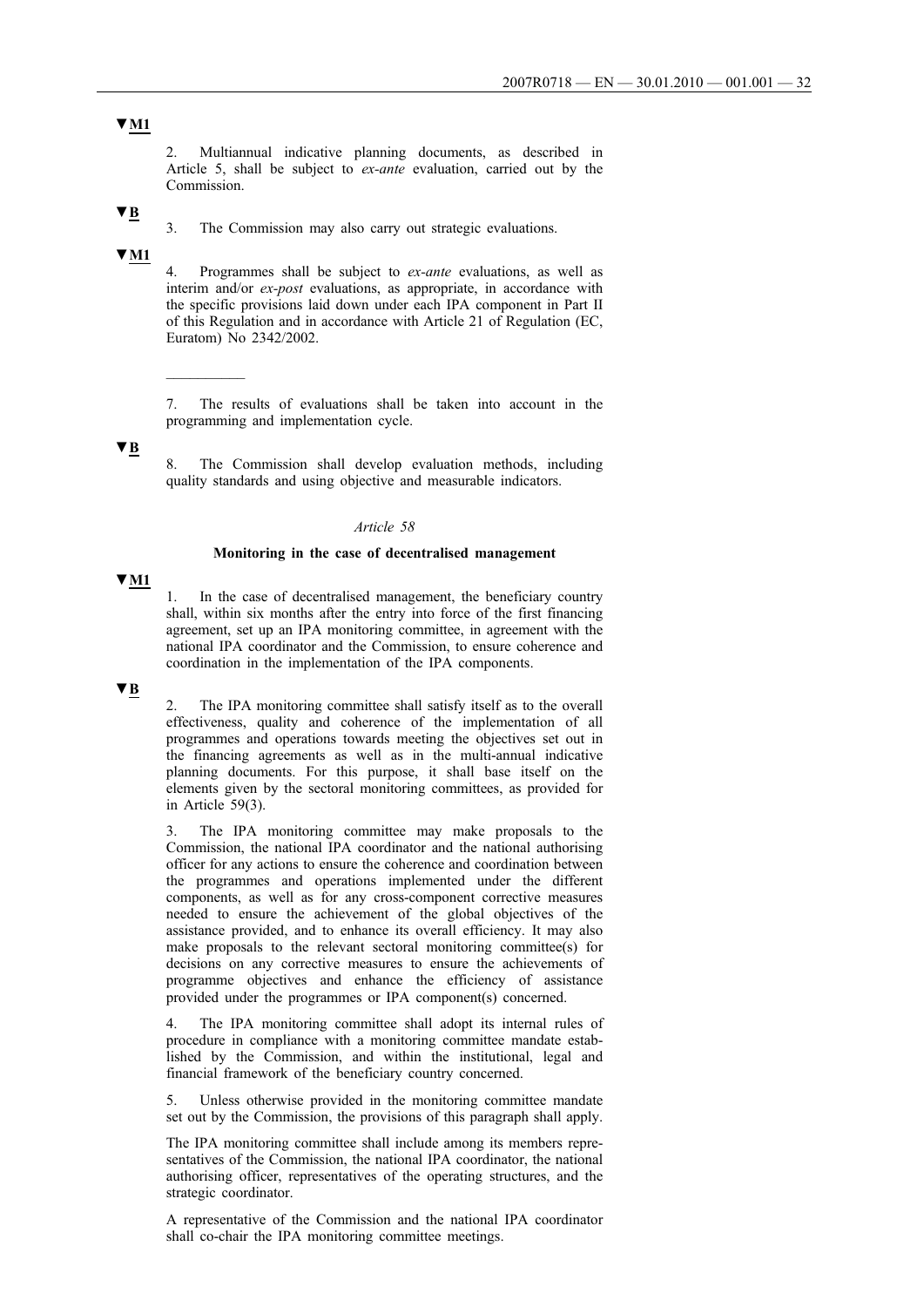▼M1

2. Multiannual indicative planning documents, as described in Article 5, shall be subject to *ex-ante* evaluation, carried out by the Commission.

▼B

3. The Commission may also carry out strategic evaluations.

▼M1

4. Programmes shall be subject to *ex-ante* evaluations, as well as interim and/or *ex-post* evaluations, as appropriate, in accordance with the specific provisions laid down under each IPA component in Part II of this Regulation and in accordance with Article 21 of Regulation (EC, Euratom) No 2342/2002.

\_\_\_\_\_\_\_\_\_\_

7. The results of evaluations shall be taken into account in the programming and implementation cycle.

▼B

8. The Commission shall develop evaluation methods, including quality standards and using objective and measurable indicators.

*Article 58*

**Monitoring in the case of decentralised management**

▼M1

1. In the case of decentralised management, the beneficiary country shall, within six months after the entry into force of the first financing agreement, set up an IPA monitoring committee, in agreement with the national IPA coordinator and the Commission, to ensure coherence and coordination in the implementation of the IPA components.

▼B

2. The IPA monitoring committee shall satisfy itself as to the overall effectiveness, quality and coherence of the implementation of all programmes and operations towards meeting the objectives set out in the financing agreements as well as in the multi-annual indicative planning documents. For this purpose, it shall base itself on the elements given by the sectoral monitoring committees, as provided for in Article 59(3).

3. The IPA monitoring committee may make proposals to the Commission, the national IPA coordinator and the national authorising officer for any actions to ensure the coherence and coordination between the programmes and operations implemented under the different components, as well as for any cross-component corrective measures needed to ensure the achievement of the global objectives of the assistance provided, and to enhance its overall efficiency. It may also make proposals to the relevant sectoral monitoring committee(s) for decisions on any corrective measures to ensure the achievements of programme objectives and enhance the efficiency of assistance provided under the programmes or IPA component(s) concerned.

4. The IPA monitoring committee shall adopt its internal rules of procedure in compliance with a monitoring committee mandate established by the Commission, and within the institutional, legal and financial framework of the beneficiary country concerned.

5. Unless otherwise provided in the monitoring committee mandate set out by the Commission, the provisions of this paragraph shall apply.

The IPA monitoring committee shall include among its members representatives of the Commission, the national IPA coordinator, the national authorising officer, representatives of the operating structures, and the strategic coordinator.

A representative of the Commission and the national IPA coordinator shall co-chair the IPA monitoring committee meetings.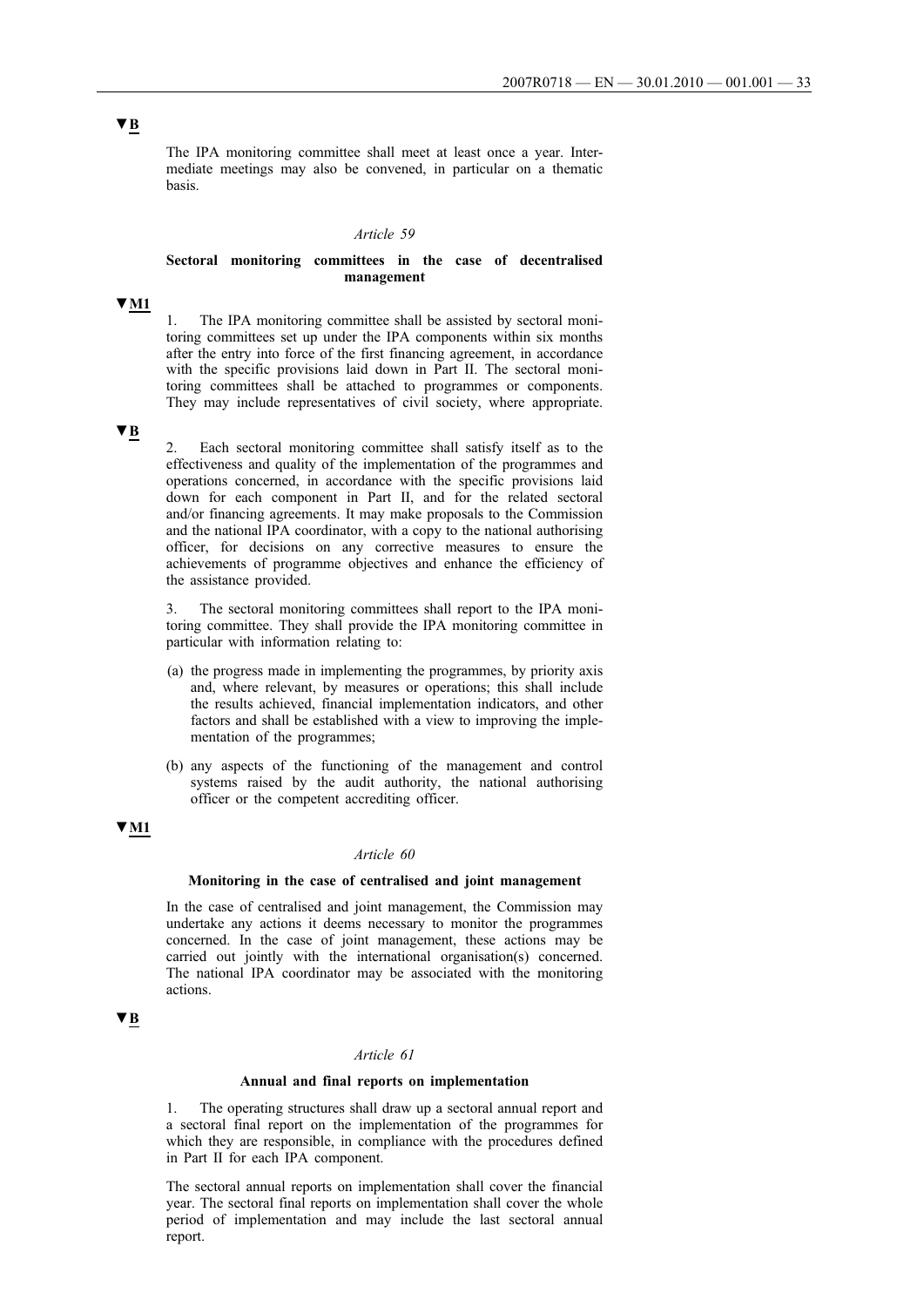▼B

The IPA monitoring committee shall meet at least once a year. Intermediate meetings may also be convened, in particular on a thematic basis.

*Article 59*

**Sectoral monitoring committees in the case of decentralised management**

▼M1

1. The IPA monitoring committee shall be assisted by sectoral monitoring committees set up under the IPA components within six months after the entry into force of the first financing agreement, in accordance with the specific provisions laid down in Part II. The sectoral monitoring committees shall be attached to programmes or components. They may include representatives of civil society, where appropriate.

▼B

2. Each sectoral monitoring committee shall satisfy itself as to the effectiveness and quality of the implementation of the programmes and operations concerned, in accordance with the specific provisions laid down for each component in Part II, and for the related sectoral and/or financing agreements. It may make proposals to the Commission and the national IPA coordinator, with a copy to the national authorising officer, for decisions on any corrective measures to ensure the achievements of programme objectives and enhance the efficiency of the assistance provided.

3. The sectoral monitoring committees shall report to the IPA monitoring committee. They shall provide the IPA monitoring committee in particular with information relating to:

(a) the progress made in implementing the programmes, by priority axis and, where relevant, by measures or operations; this shall include the results achieved, financial implementation indicators, and other factors and shall be established with a view to improving the implementation of the programmes;

(b) any aspects of the functioning of the management and control systems raised by the audit authority, the national authorising officer or the competent accrediting officer.

▼M1

*Article 60*

**Monitoring in the case of centralised and joint management**

In the case of centralised and joint management, the Commission may undertake any actions it deems necessary to monitor the programmes concerned. In the case of joint management, these actions may be carried out jointly with the international organisation(s) concerned. The national IPA coordinator may be associated with the monitoring actions.

▼B

*Article 61*

**Annual and final reports on implementation**

1. The operating structures shall draw up a sectoral annual report and a sectoral final report on the implementation of the programmes for which they are responsible, in compliance with the procedures defined in Part II for each IPA component.

The sectoral annual reports on implementation shall cover the financial year. The sectoral final reports on implementation shall cover the whole period of implementation and may include the last sectoral annual report.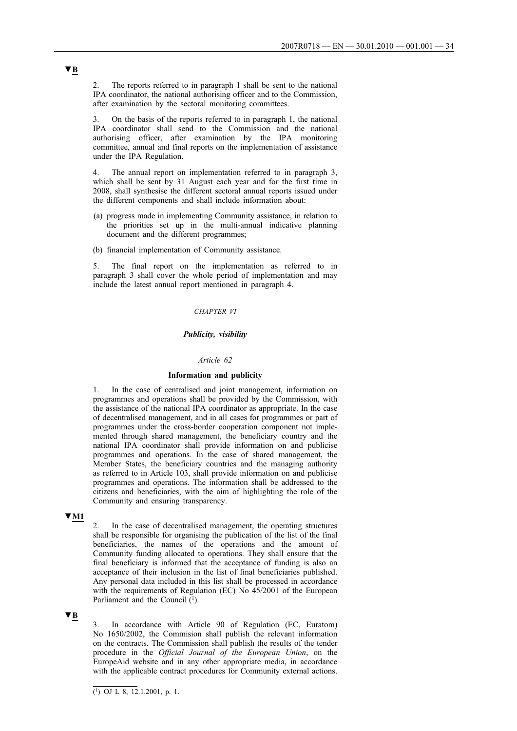▼B

2. The reports referred to in paragraph 1 shall be sent to the national IPA coordinator, the national authorising officer and to the Commission, after examination by the sectoral monitoring committees.

3. On the basis of the reports referred to in paragraph 1, the national IPA coordinator shall send to the Commission and the national authorising officer, after examination by the IPA monitoring committee, annual and final reports on the implementation of assistance under the IPA Regulation.

4. The annual report on implementation referred to in paragraph 3, which shall be sent by 31 August each year and for the first time in 2008, shall synthesise the different sectoral annual reports issued under the different components and shall include information about:

(a) progress made in implementing Community assistance, in relation to the priorities set up in the multi-annual indicative planning document and the different programmes;

(b) financial implementation of Community assistance.

5. The final report on the implementation as referred to in paragraph 3 shall cover the whole period of implementation and may include the latest annual report mentioned in paragraph 4.

*CHAPTER VI*

***Publicity, visibility***

*Article 62*

**Information and publicity**

1. In the case of centralised and joint management, information on programmes and operations shall be provided by the Commission, with the assistance of the national IPA coordinator as appropriate. In the case of decentralised management, and in all cases for programmes or part of programmes under the cross-border cooperation component not implemented through shared management, the beneficiary country and the national IPA coordinator shall provide information on and publicise programmes and operations. In the case of shared management, the Member States, the beneficiary countries and the managing authority as referred to in Article 103, shall provide information on and publicise programmes and operations. The information shall be addressed to the citizens and beneficiaries, with the aim of highlighting the role of the Community and ensuring transparency.

▼M1

2. In the case of decentralised management, the operating structures shall be responsible for organising the publication of the list of the final beneficiaries, the names of the operations and the amount of Community funding allocated to operations. They shall ensure that the final beneficiary is informed that the acceptance of funding is also an acceptance of their inclusion in the list of final beneficiaries published. Any personal data included in this list shall be processed in accordance with the requirements of Regulation (EC) No 45/2001 of the European Parliament and the Council [1].

▼B

3. In accordance with Article 90 of Regulation (EC, Euratom) No 1650/2002, the Commision shall publish the relevant information on the contracts. The Commission shall publish the results of the tender procedure in the *Official Journal of the European Union*, on the EuropeAid website and in any other appropriate media, in accordance with the applicable contract procedures for Community external actions.

---

[1] OJ L 8, 12.1.2001, p. 1.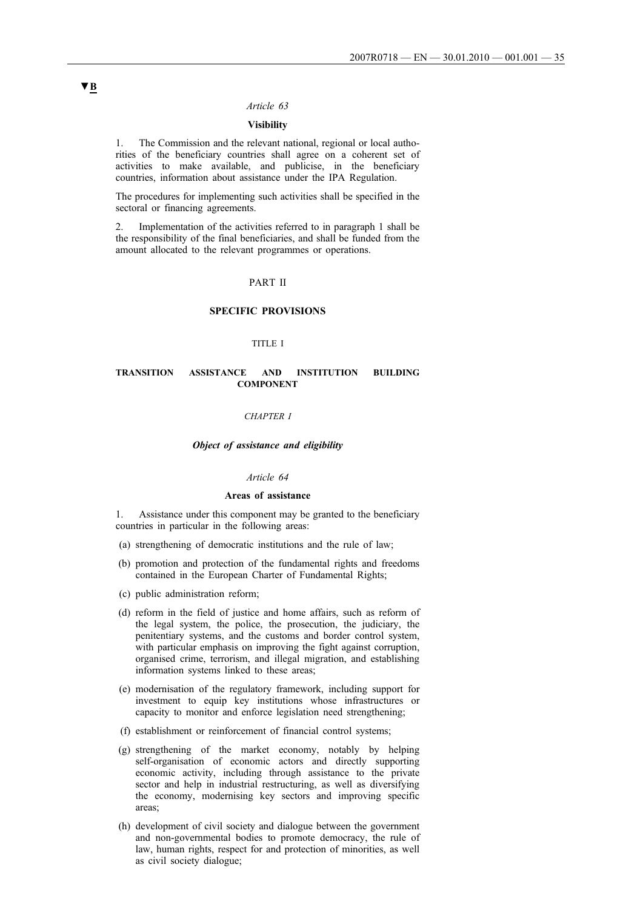▼B

*Article 63*

**Visibility**

1. The Commission and the relevant national, regional or local authorities of the beneficiary countries shall agree on a coherent set of activities to make available, and publicise, in the beneficiary countries, information about assistance under the IPA Regulation.

The procedures for implementing such activities shall be specified in the sectoral or financing agreements.

2. Implementation of the activities referred to in paragraph 1 shall be the responsibility of the final beneficiaries, and shall be funded from the amount allocated to the relevant programmes or operations.

PART II

**SPECIFIC PROVISIONS**

TITLE I

**TRANSITION ASSISTANCE AND INSTITUTION BUILDING COMPONENT**

*CHAPTER I*

***Object of assistance and eligibility***

*Article 64*

**Areas of assistance**

1. Assistance under this component may be granted to the beneficiary countries in particular in the following areas:

(a) strengthening of democratic institutions and the rule of law;

(b) promotion and protection of the fundamental rights and freedoms contained in the European Charter of Fundamental Rights;

(c) public administration reform;

(d) reform in the field of justice and home affairs, such as reform of the legal system, the police, the prosecution, the judiciary, the penitentiary systems, and the customs and border control system, with particular emphasis on improving the fight against corruption, organised crime, terrorism, and illegal migration, and establishing information systems linked to these areas;

(e) modernisation of the regulatory framework, including support for investment to equip key institutions whose infrastructures or capacity to monitor and enforce legislation need strengthening;

(f) establishment or reinforcement of financial control systems;

(g) strengthening of the market economy, notably by helping self-organisation of economic actors and directly supporting economic activity, including through assistance to the private sector and help in industrial restructuring, as well as diversifying the economy, modernising key sectors and improving specific areas;

(h) development of civil society and dialogue between the government and non-governmental bodies to promote democracy, the rule of law, human rights, respect for and protection of minorities, as well as civil society dialogue;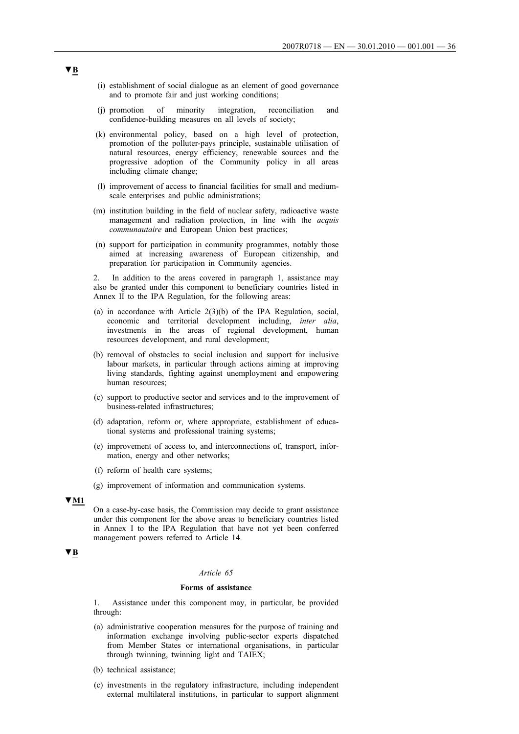▼B

(i) establishment of social dialogue as an element of good governance and to promote fair and just working conditions;

(j) promotion of minority integration, reconciliation and confidence-building measures on all levels of society;

(k) environmental policy, based on a high level of protection, promotion of the polluter-pays principle, sustainable utilisation of natural resources, energy efficiency, renewable sources and the progressive adoption of the Community policy in all areas including climate change;

(l) improvement of access to financial facilities for small and medium-scale enterprises and public administrations;

(m) institution building in the field of nuclear safety, radioactive waste management and radiation protection, in line with the *acquis communautaire* and European Union best practices;

(n) support for participation in community programmes, notably those aimed at increasing awareness of European citizenship, and preparation for participation in Community agencies.

2. In addition to the areas covered in paragraph 1, assistance may also be granted under this component to beneficiary countries listed in Annex II to the IPA Regulation, for the following areas:

(a) in accordance with Article 2(3)(b) of the IPA Regulation, social, economic and territorial development including, *inter alia*, investments in the areas of regional development, human resources development, and rural development;

(b) removal of obstacles to social inclusion and support for inclusive labour markets, in particular through actions aiming at improving living standards, fighting against unemployment and empowering human resources;

(c) support to productive sector and services and to the improvement of business-related infrastructures;

(d) adaptation, reform or, where appropriate, establishment of educational systems and professional training systems;

(e) improvement of access to, and interconnections of, transport, information, energy and other networks;

(f) reform of health care systems;

(g) improvement of information and communication systems.

▼M1

On a case-by-case basis, the Commission may decide to grant assistance under this component for the above areas to beneficiary countries listed in Annex I to the IPA Regulation that have not yet been conferred management powers referred to Article 14.

▼B

*Article 65*

**Forms of assistance**

1. Assistance under this component may, in particular, be provided through:

(a) administrative cooperation measures for the purpose of training and information exchange involving public-sector experts dispatched from Member States or international organisations, in particular through twinning, twinning light and TAIEX;

(b) technical assistance;

(c) investments in the regulatory infrastructure, including independent external multilateral institutions, in particular to support alignment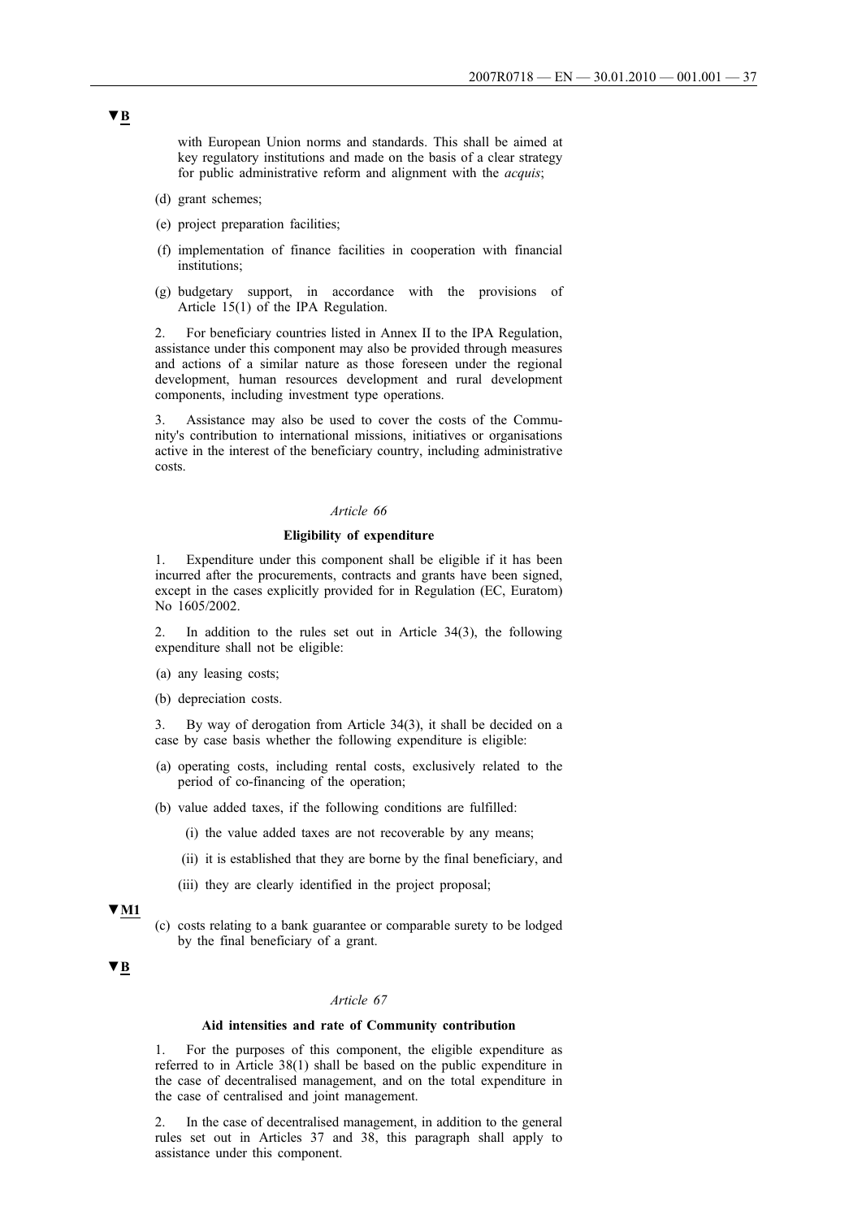▼B

with European Union norms and standards. This shall be aimed at key regulatory institutions and made on the basis of a clear strategy for public administrative reform and alignment with the *acquis*;

(d) grant schemes;

(e) project preparation facilities;

(f) implementation of finance facilities in cooperation with financial institutions;

(g) budgetary support, in accordance with the provisions of Article 15(1) of the IPA Regulation.

2. For beneficiary countries listed in Annex II to the IPA Regulation, assistance under this component may also be provided through measures and actions of a similar nature as those foreseen under the regional development, human resources development and rural development components, including investment type operations.

3. Assistance may also be used to cover the costs of the Community's contribution to international missions, initiatives or organisations active in the interest of the beneficiary country, including administrative costs.

*Article 66*

**Eligibility of expenditure**

1. Expenditure under this component shall be eligible if it has been incurred after the procurements, contracts and grants have been signed, except in the cases explicitly provided for in Regulation (EC, Euratom) No 1605/2002.

2. In addition to the rules set out in Article 34(3), the following expenditure shall not be eligible:

(a) any leasing costs;

(b) depreciation costs.

3. By way of derogation from Article 34(3), it shall be decided on a case by case basis whether the following expenditure is eligible:

(a) operating costs, including rental costs, exclusively related to the period of co-financing of the operation;

(b) value added taxes, if the following conditions are fulfilled:

(i) the value added taxes are not recoverable by any means;

(ii) it is established that they are borne by the final beneficiary, and

(iii) they are clearly identified in the project proposal;

▼M1

(c) costs relating to a bank guarantee or comparable surety to be lodged by the final beneficiary of a grant.

▼B

*Article 67*

**Aid intensities and rate of Community contribution**

1. For the purposes of this component, the eligible expenditure as referred to in Article 38(1) shall be based on the public expenditure in the case of decentralised management, and on the total expenditure in the case of centralised and joint management.

2. In the case of decentralised management, in addition to the general rules set out in Articles 37 and 38, this paragraph shall apply to assistance under this component.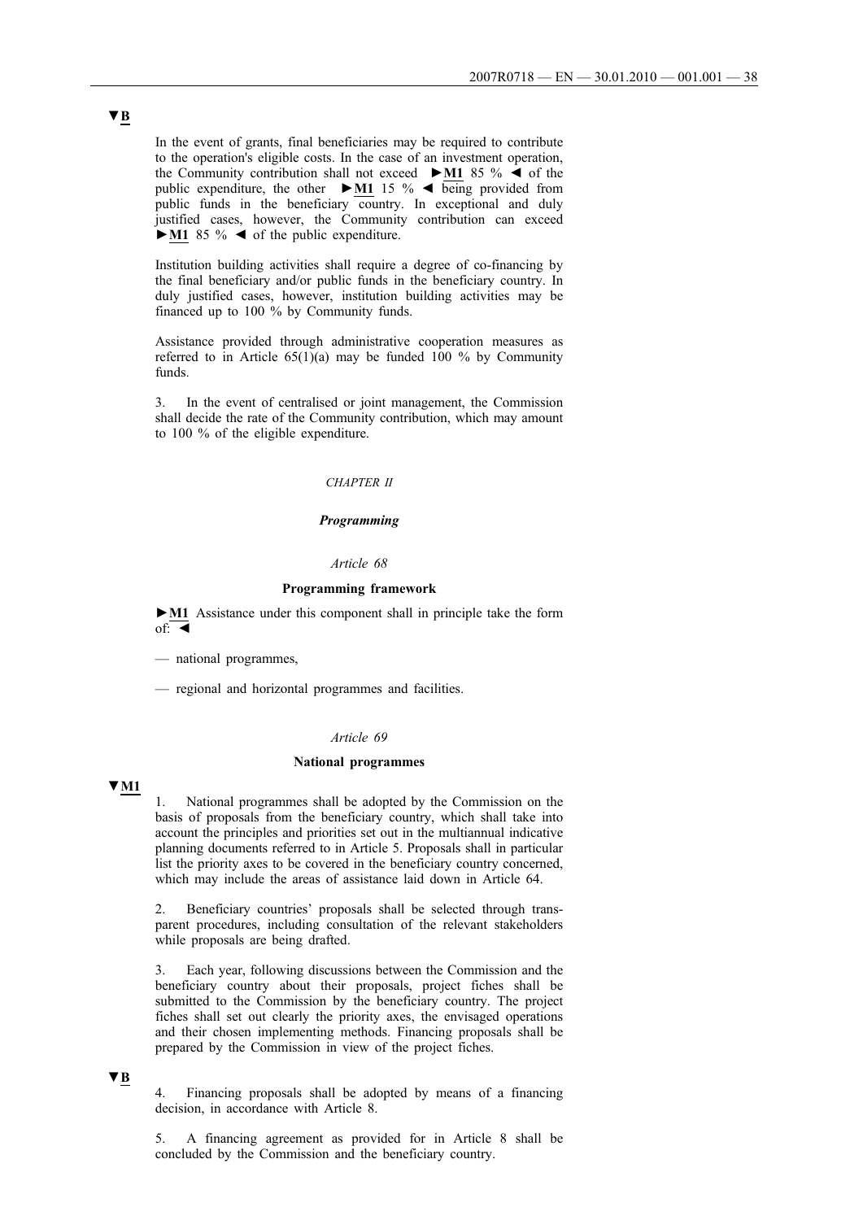▼B

In the event of grants, final beneficiaries may be required to contribute to the operation's eligible costs. In the case of an investment operation, the Community contribution shall not exceed ►M1 85 % ◄ of the public expenditure, the other ►M1 15 % ◄ being provided from public funds in the beneficiary country. In exceptional and duly justified cases, however, the Community contribution can exceed ►M1 85 % ◄ of the public expenditure.

Institution building activities shall require a degree of co-financing by the final beneficiary and/or public funds in the beneficiary country. In duly justified cases, however, institution building activities may be financed up to 100 % by Community funds.

Assistance provided through administrative cooperation measures as referred to in Article 65(1)(a) may be funded 100 % by Community funds.

3. In the event of centralised or joint management, the Commission shall decide the rate of the Community contribution, which may amount to 100 % of the eligible expenditure.

*CHAPTER II*

***Programming***

*Article 68*

**Programming framework**

►M1 Assistance under this component shall in principle take the form of: ◄

— national programmes,

— regional and horizontal programmes and facilities.

*Article 69*

**National programmes**

▼M1

1. National programmes shall be adopted by the Commission on the basis of proposals from the beneficiary country, which shall take into account the principles and priorities set out in the multiannual indicative planning documents referred to in Article 5. Proposals shall in particular list the priority axes to be covered in the beneficiary country concerned, which may include the areas of assistance laid down in Article 64.

2. Beneficiary countries' proposals shall be selected through transparent procedures, including consultation of the relevant stakeholders while proposals are being drafted.

3. Each year, following discussions between the Commission and the beneficiary country about their proposals, project fiches shall be submitted to the Commission by the beneficiary country. The project fiches shall set out clearly the priority axes, the envisaged operations and their chosen implementing methods. Financing proposals shall be prepared by the Commission in view of the project fiches.

▼B

4. Financing proposals shall be adopted by means of a financing decision, in accordance with Article 8.

5. A financing agreement as provided for in Article 8 shall be concluded by the Commission and the beneficiary country.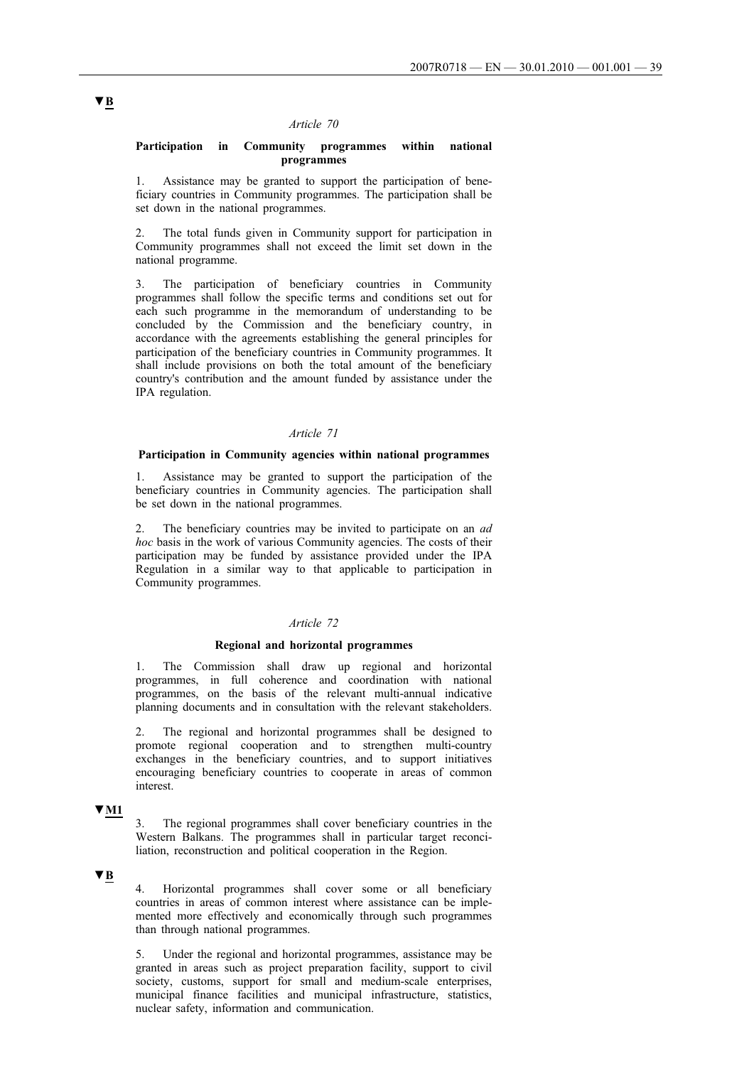▼B

*Article 70*

**Participation in Community programmes within national programmes**

1. Assistance may be granted to support the participation of beneficiary countries in Community programmes. The participation shall be set down in the national programmes.

2. The total funds given in Community support for participation in Community programmes shall not exceed the limit set down in the national programme.

3. The participation of beneficiary countries in Community programmes shall follow the specific terms and conditions set out for each such programme in the memorandum of understanding to be concluded by the Commission and the beneficiary country, in accordance with the agreements establishing the general principles for participation of the beneficiary countries in Community programmes. It shall include provisions on both the total amount of the beneficiary country's contribution and the amount funded by assistance under the IPA regulation.

*Article 71*

**Participation in Community agencies within national programmes**

1. Assistance may be granted to support the participation of the beneficiary countries in Community agencies. The participation shall be set down in the national programmes.

2. The beneficiary countries may be invited to participate on an *ad hoc* basis in the work of various Community agencies. The costs of their participation may be funded by assistance provided under the IPA Regulation in a similar way to that applicable to participation in Community programmes.

*Article 72*

**Regional and horizontal programmes**

1. The Commission shall draw up regional and horizontal programmes, in full coherence and coordination with national programmes, on the basis of the relevant multi-annual indicative planning documents and in consultation with the relevant stakeholders.

2. The regional and horizontal programmes shall be designed to promote regional cooperation and to strengthen multi-country exchanges in the beneficiary countries, and to support initiatives encouraging beneficiary countries to cooperate in areas of common interest.

▼M1

3. The regional programmes shall cover beneficiary countries in the Western Balkans. The programmes shall in particular target reconciliation, reconstruction and political cooperation in the Region.

▼B

4. Horizontal programmes shall cover some or all beneficiary countries in areas of common interest where assistance can be implemented more effectively and economically through such programmes than through national programmes.

5. Under the regional and horizontal programmes, assistance may be granted in areas such as project preparation facility, support to civil society, customs, support for small and medium-scale enterprises, municipal finance facilities and municipal infrastructure, statistics, nuclear safety, information and communication.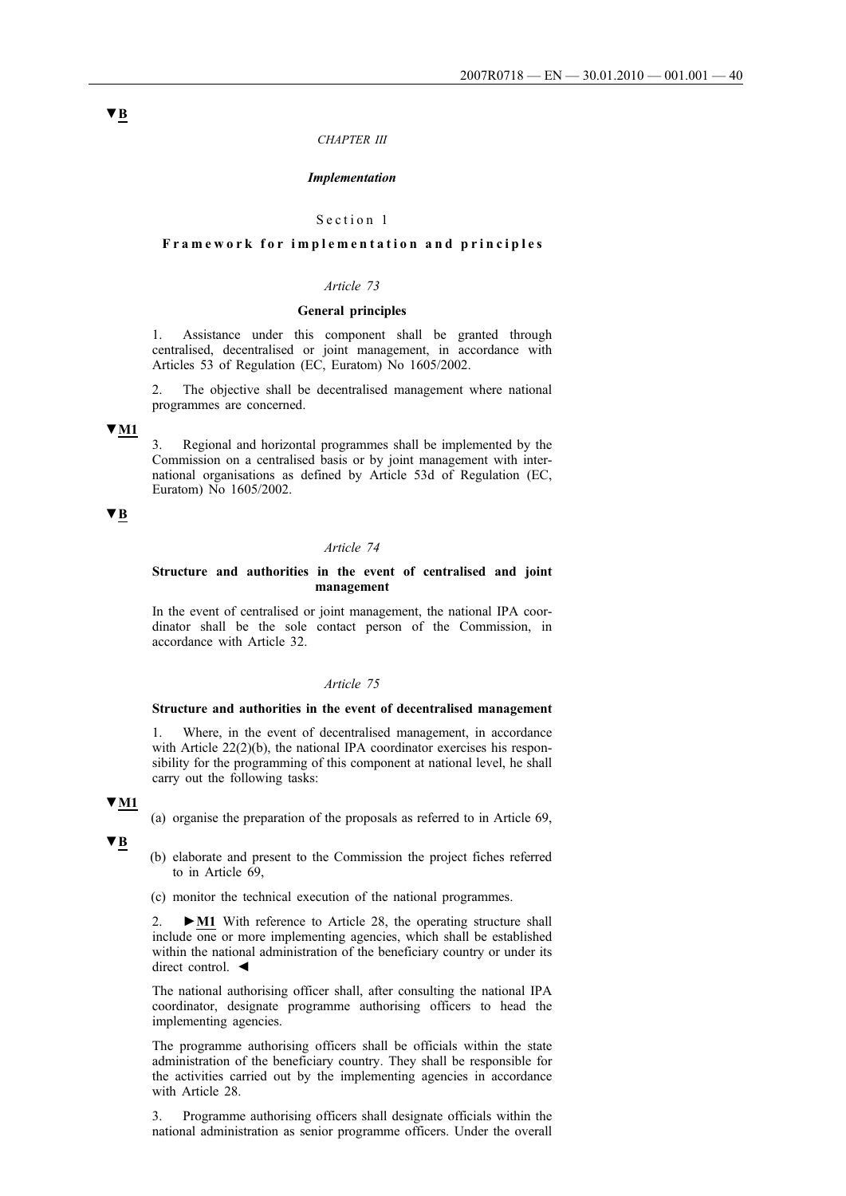▼B

*CHAPTER III*

***Implementation***

Section 1

**Framework for implementation and principles**

*Article 73*

**General principles**

1. Assistance under this component shall be granted through centralised, decentralised or joint management, in accordance with Articles 53 of Regulation (EC, Euratom) No 1605/2002.

2. The objective shall be decentralised management where national programmes are concerned.

▼M1

3. Regional and horizontal programmes shall be implemented by the Commission on a centralised basis or by joint management with international organisations as defined by Article 53d of Regulation (EC, Euratom) No 1605/2002.

▼B

*Article 74*

**Structure and authorities in the event of centralised and joint management**

In the event of centralised or joint management, the national IPA coordinator shall be the sole contact person of the Commission, in accordance with Article 32.

*Article 75*

**Structure and authorities in the event of decentralised management**

1. Where, in the event of decentralised management, in accordance with Article 22(2)(b), the national IPA coordinator exercises his responsibility for the programming of this component at national level, he shall carry out the following tasks:

▼M1

(a) organise the preparation of the proposals as referred to in Article 69,

▼B

(b) elaborate and present to the Commission the project fiches referred to in Article 69,

(c) monitor the technical execution of the national programmes.

2. ►M1 With reference to Article 28, the operating structure shall include one or more implementing agencies, which shall be established within the national administration of the beneficiary country or under its direct control. ◄

The national authorising officer shall, after consulting the national IPA coordinator, designate programme authorising officers to head the implementing agencies.

The programme authorising officers shall be officials within the state administration of the beneficiary country. They shall be responsible for the activities carried out by the implementing agencies in accordance with Article 28.

3. Programme authorising officers shall designate officials within the national administration as senior programme officers. Under the overall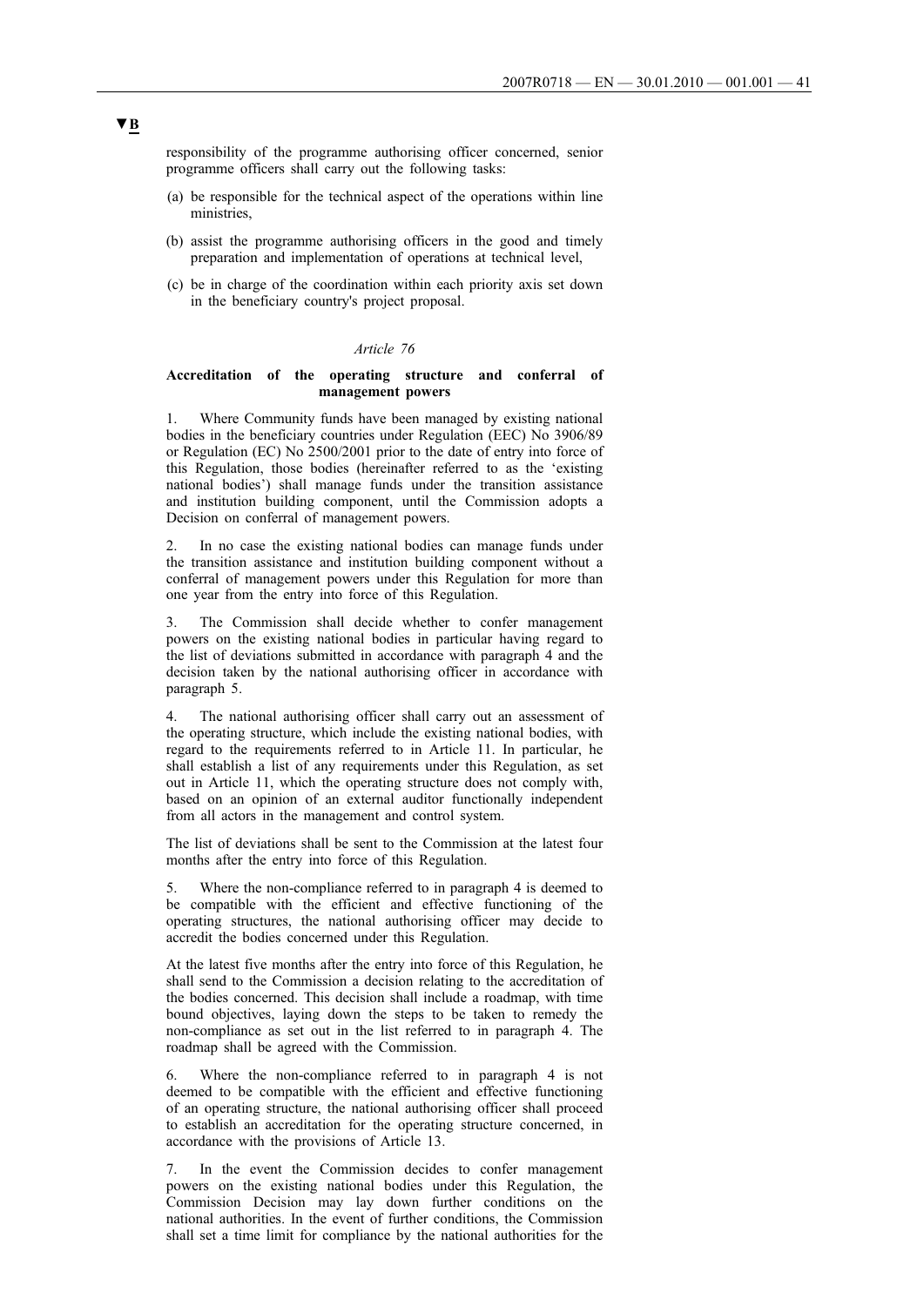▼B

responsibility of the programme authorising officer concerned, senior programme officers shall carry out the following tasks:

(a) be responsible for the technical aspect of the operations within line ministries,

(b) assist the programme authorising officers in the good and timely preparation and implementation of operations at technical level,

(c) be in charge of the coordination within each priority axis set down in the beneficiary country's project proposal.

*Article 76*

**Accreditation of the operating structure and conferral of management powers**

1. Where Community funds have been managed by existing national bodies in the beneficiary countries under Regulation (EEC) No 3906/89 or Regulation (EC) No 2500/2001 prior to the date of entry into force of this Regulation, those bodies (hereinafter referred to as the 'existing national bodies') shall manage funds under the transition assistance and institution building component, until the Commission adopts a Decision on conferral of management powers.

2. In no case the existing national bodies can manage funds under the transition assistance and institution building component without a conferral of management powers under this Regulation for more than one year from the entry into force of this Regulation.

3. The Commission shall decide whether to confer management powers on the existing national bodies in particular having regard to the list of deviations submitted in accordance with paragraph 4 and the decision taken by the national authorising officer in accordance with paragraph 5.

4. The national authorising officer shall carry out an assessment of the operating structure, which include the existing national bodies, with regard to the requirements referred to in Article 11. In particular, he shall establish a list of any requirements under this Regulation, as set out in Article 11, which the operating structure does not comply with, based on an opinion of an external auditor functionally independent from all actors in the management and control system.

The list of deviations shall be sent to the Commission at the latest four months after the entry into force of this Regulation.

5. Where the non-compliance referred to in paragraph 4 is deemed to be compatible with the efficient and effective functioning of the operating structures, the national authorising officer may decide to accredit the bodies concerned under this Regulation.

At the latest five months after the entry into force of this Regulation, he shall send to the Commission a decision relating to the accreditation of the bodies concerned. This decision shall include a roadmap, with time bound objectives, laying down the steps to be taken to remedy the non-compliance as set out in the list referred to in paragraph 4. The roadmap shall be agreed with the Commission.

6. Where the non-compliance referred to in paragraph 4 is not deemed to be compatible with the efficient and effective functioning of an operating structure, the national authorising officer shall proceed to establish an accreditation for the operating structure concerned, in accordance with the provisions of Article 13.

7. In the event the Commission decides to confer management powers on the existing national bodies under this Regulation, the Commission Decision may lay down further conditions on the national authorities. In the event of further conditions, the Commission shall set a time limit for compliance by the national authorities for the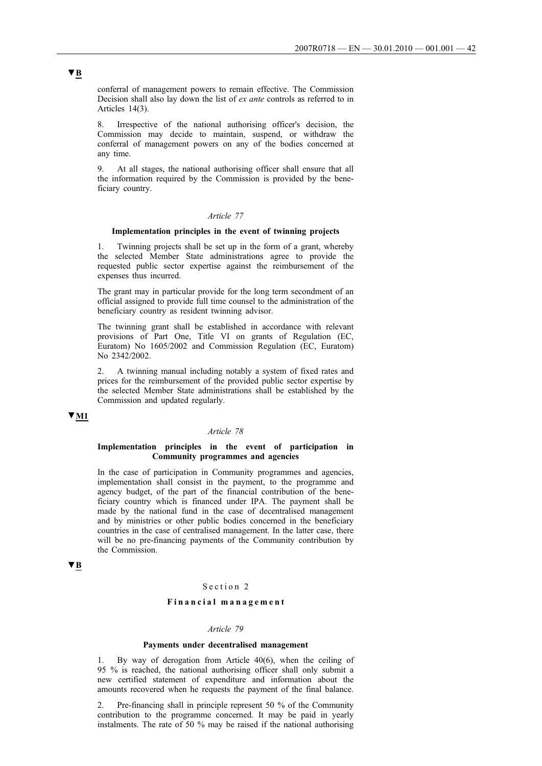▼B

conferral of management powers to remain effective. The Commission Decision shall also lay down the list of *ex ante* controls as referred to in Articles 14(3).

8. Irrespective of the national authorising officer's decision, the Commission may decide to maintain, suspend, or withdraw the conferral of management powers on any of the bodies concerned at any time.

9. At all stages, the national authorising officer shall ensure that all the information required by the Commission is provided by the beneficiary country.

*Article 77*

**Implementation principles in the event of twinning projects**

1. Twinning projects shall be set up in the form of a grant, whereby the selected Member State administrations agree to provide the requested public sector expertise against the reimbursement of the expenses thus incurred.

The grant may in particular provide for the long term secondment of an official assigned to provide full time counsel to the administration of the beneficiary country as resident twinning advisor.

The twinning grant shall be established in accordance with relevant provisions of Part One, Title VI on grants of Regulation (EC, Euratom) No 1605/2002 and Commission Regulation (EC, Euratom) No 2342/2002.

2. A twinning manual including notably a system of fixed rates and prices for the reimbursement of the provided public sector expertise by the selected Member State administrations shall be established by the Commission and updated regularly.

▼M1

*Article 78*

**Implementation principles in the event of participation in Community programmes and agencies**

In the case of participation in Community programmes and agencies, implementation shall consist in the payment, to the programme and agency budget, of the part of the financial contribution of the beneficiary country which is financed under IPA. The payment shall be made by the national fund in the case of decentralised management and by ministries or other public bodies concerned in the beneficiary countries in the case of centralised management. In the latter case, there will be no pre-financing payments of the Community contribution by the Commission.

▼B

Section 2

**Financial management**

*Article 79*

**Payments under decentralised management**

1. By way of derogation from Article 40(6), when the ceiling of 95 % is reached, the national authorising officer shall only submit a new certified statement of expenditure and information about the amounts recovered when he requests the payment of the final balance.

2. Pre-financing shall in principle represent 50 % of the Community contribution to the programme concerned. It may be paid in yearly instalments. The rate of 50 % may be raised if the national authorising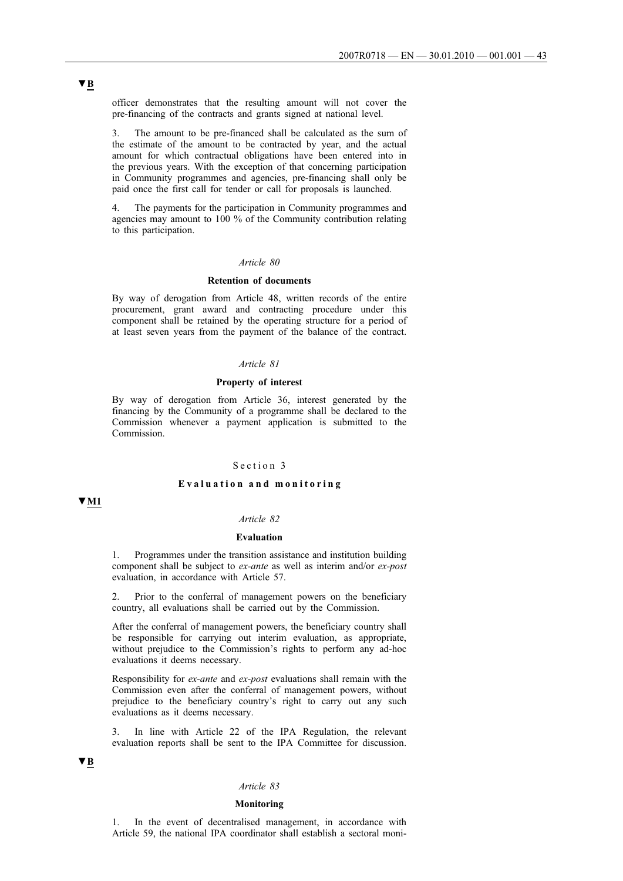▼B

officer demonstrates that the resulting amount will not cover the pre-financing of the contracts and grants signed at national level.

3. The amount to be pre-financed shall be calculated as the sum of the estimate of the amount to be contracted by year, and the actual amount for which contractual obligations have been entered into in the previous years. With the exception of that concerning participation in Community programmes and agencies, pre-financing shall only be paid once the first call for tender or call for proposals is launched.

4. The payments for the participation in Community programmes and agencies may amount to 100 % of the Community contribution relating to this participation.

*Article 80*

**Retention of documents**

By way of derogation from Article 48, written records of the entire procurement, grant award and contracting procedure under this component shall be retained by the operating structure for a period of at least seven years from the payment of the balance of the contract.

*Article 81*

**Property of interest**

By way of derogation from Article 36, interest generated by the financing by the Community of a programme shall be declared to the Commission whenever a payment application is submitted to the Commission.

Section 3

**Evaluation and monitoring**

▼M1

*Article 82*

**Evaluation**

1. Programmes under the transition assistance and institution building component shall be subject to *ex-ante* as well as interim and/or *ex-post* evaluation, in accordance with Article 57.

2. Prior to the conferral of management powers on the beneficiary country, all evaluations shall be carried out by the Commission.

After the conferral of management powers, the beneficiary country shall be responsible for carrying out interim evaluation, as appropriate, without prejudice to the Commission's rights to perform any ad-hoc evaluations it deems necessary.

Responsibility for *ex-ante* and *ex-post* evaluations shall remain with the Commission even after the conferral of management powers, without prejudice to the beneficiary country's right to carry out any such evaluations as it deems necessary.

3. In line with Article 22 of the IPA Regulation, the relevant evaluation reports shall be sent to the IPA Committee for discussion.

▼B

*Article 83*

**Monitoring**

1. In the event of decentralised management, in accordance with Article 59, the national IPA coordinator shall establish a sectoral moni-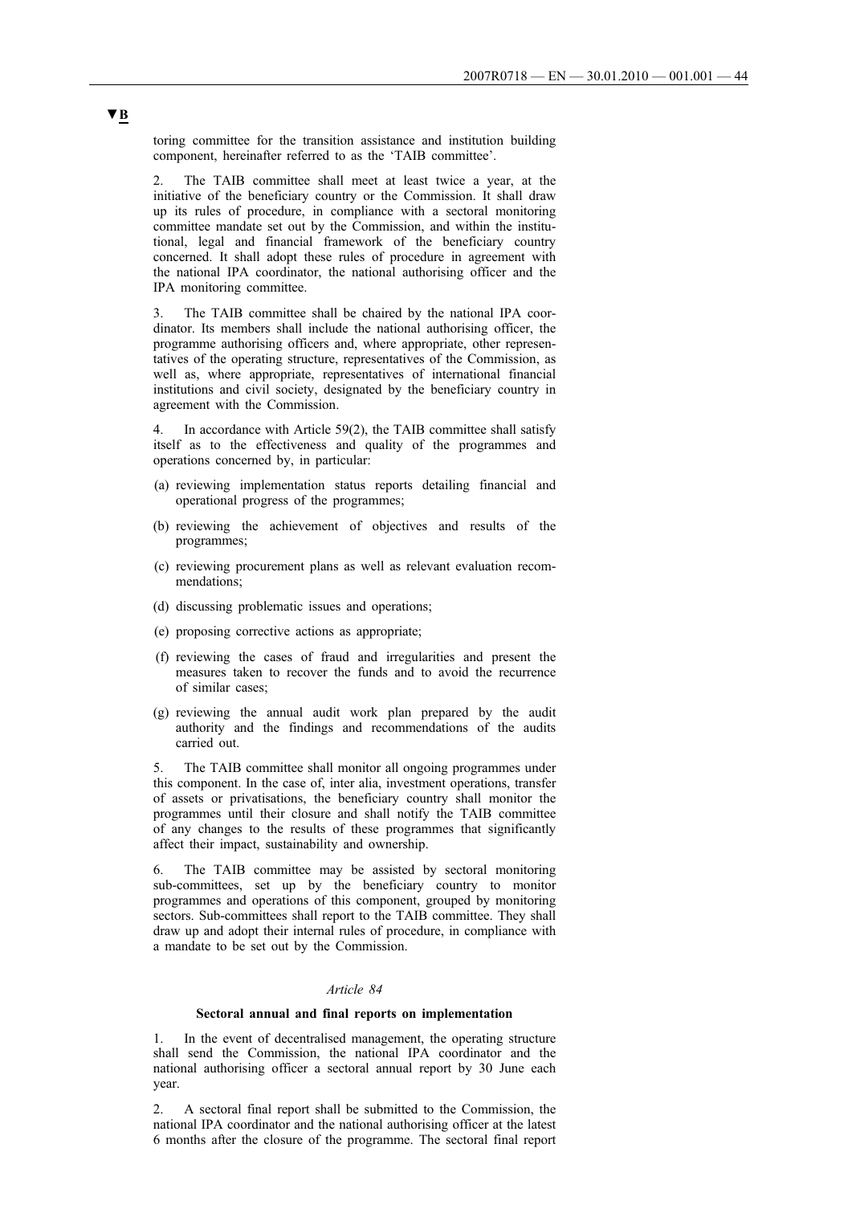▼B

toring committee for the transition assistance and institution building component, hereinafter referred to as the 'TAIB committee'.

2. The TAIB committee shall meet at least twice a year, at the initiative of the beneficiary country or the Commission. It shall draw up its rules of procedure, in compliance with a sectoral monitoring committee mandate set out by the Commission, and within the institutional, legal and financial framework of the beneficiary country concerned. It shall adopt these rules of procedure in agreement with the national IPA coordinator, the national authorising officer and the IPA monitoring committee.

3. The TAIB committee shall be chaired by the national IPA coordinator. Its members shall include the national authorising officer, the programme authorising officers and, where appropriate, other representatives of the operating structure, representatives of the Commission, as well as, where appropriate, representatives of international financial institutions and civil society, designated by the beneficiary country in agreement with the Commission.

4. In accordance with Article 59(2), the TAIB committee shall satisfy itself as to the effectiveness and quality of the programmes and operations concerned by, in particular:

(a) reviewing implementation status reports detailing financial and operational progress of the programmes;

(b) reviewing the achievement of objectives and results of the programmes;

(c) reviewing procurement plans as well as relevant evaluation recommendations;

(d) discussing problematic issues and operations;

(e) proposing corrective actions as appropriate;

(f) reviewing the cases of fraud and irregularities and present the measures taken to recover the funds and to avoid the recurrence of similar cases;

(g) reviewing the annual audit work plan prepared by the audit authority and the findings and recommendations of the audits carried out.

5. The TAIB committee shall monitor all ongoing programmes under this component. In the case of, inter alia, investment operations, transfer of assets or privatisations, the beneficiary country shall monitor the programmes until their closure and shall notify the TAIB committee of any changes to the results of these programmes that significantly affect their impact, sustainability and ownership.

6. The TAIB committee may be assisted by sectoral monitoring sub-committees, set up by the beneficiary country to monitor programmes and operations of this component, grouped by monitoring sectors. Sub-committees shall report to the TAIB committee. They shall draw up and adopt their internal rules of procedure, in compliance with a mandate to be set out by the Commission.

*Article 84*

**Sectoral annual and final reports on implementation**

1. In the event of decentralised management, the operating structure shall send the Commission, the national IPA coordinator and the national authorising officer a sectoral annual report by 30 June each year.

2. A sectoral final report shall be submitted to the Commission, the national IPA coordinator and the national authorising officer at the latest 6 months after the closure of the programme. The sectoral final report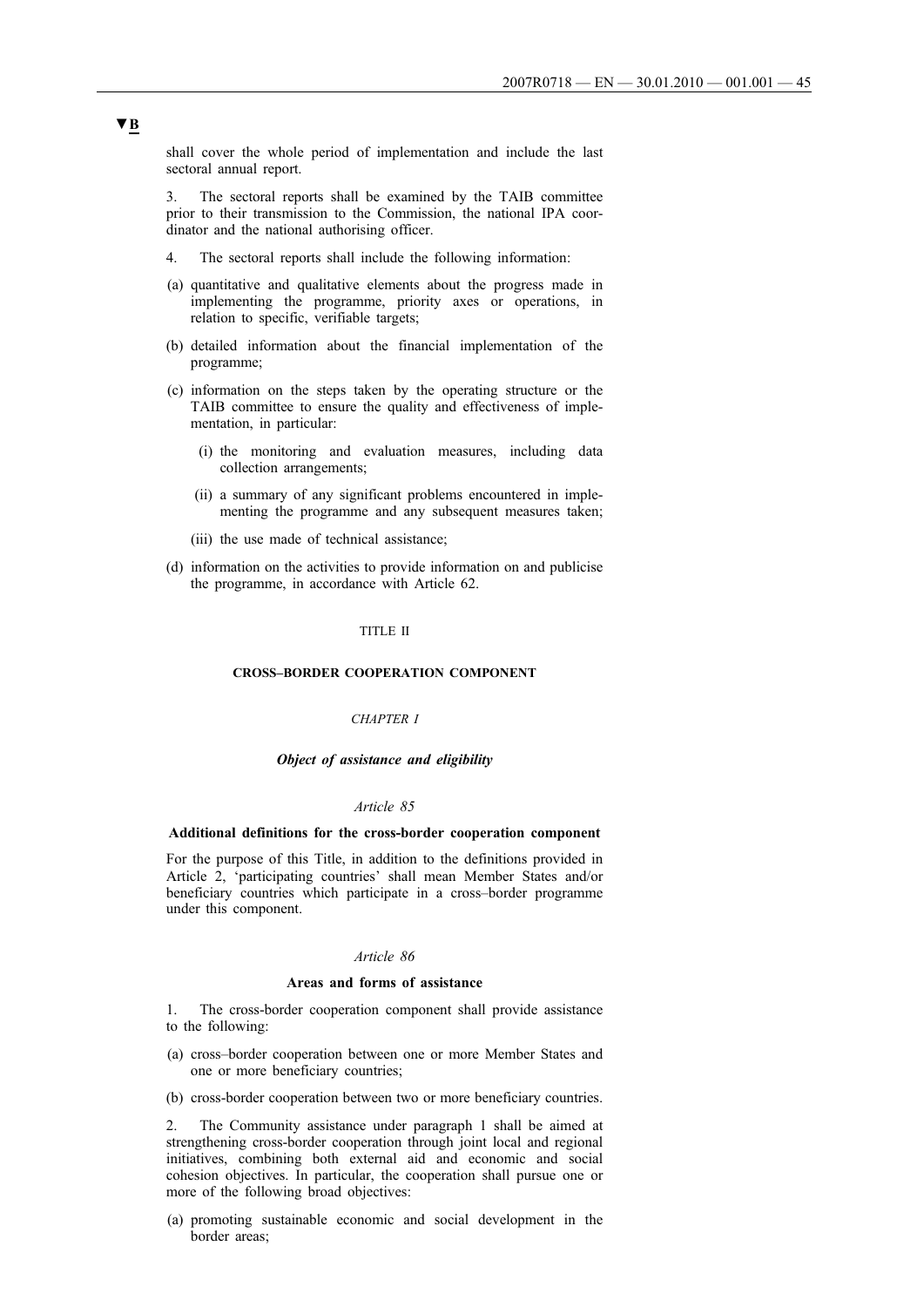**▼B**

shall cover the whole period of implementation and include the last sectoral annual report.

3. The sectoral reports shall be examined by the TAIB committee prior to their transmission to the Commission, the national IPA coordinator and the national authorising officer.

4. The sectoral reports shall include the following information:

(a) quantitative and qualitative elements about the progress made in implementing the programme, priority axes or operations, in relation to specific, verifiable targets;

(b) detailed information about the financial implementation of the programme;

(c) information on the steps taken by the operating structure or the TAIB committee to ensure the quality and effectiveness of implementation, in particular:

   (i) the monitoring and evaluation measures, including data collection arrangements;

   (ii) a summary of any significant problems encountered in implementing the programme and any subsequent measures taken;

   (iii) the use made of technical assistance;

(d) information on the activities to provide information on and publicise the programme, in accordance with Article 62.

TITLE II

**CROSS–BORDER COOPERATION COMPONENT**

*CHAPTER I*

***Object of assistance and eligibility***

*Article 85*

**Additional definitions for the cross-border cooperation component**

For the purpose of this Title, in addition to the definitions provided in Article 2, 'participating countries' shall mean Member States and/or beneficiary countries which participate in a cross–border programme under this component.

*Article 86*

**Areas and forms of assistance**

1. The cross-border cooperation component shall provide assistance to the following:

(a) cross–border cooperation between one or more Member States and one or more beneficiary countries;

(b) cross-border cooperation between two or more beneficiary countries.

2. The Community assistance under paragraph 1 shall be aimed at strengthening cross-border cooperation through joint local and regional initiatives, combining both external aid and economic and social cohesion objectives. In particular, the cooperation shall pursue one or more of the following broad objectives:

(a) promoting sustainable economic and social development in the border areas;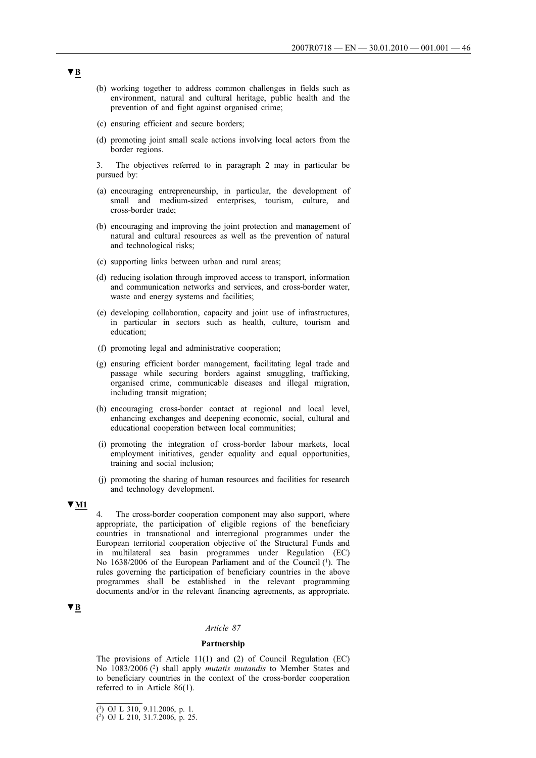▼B

(b) working together to address common challenges in fields such as environment, natural and cultural heritage, public health and the prevention of and fight against organised crime;

(c) ensuring efficient and secure borders;

(d) promoting joint small scale actions involving local actors from the border regions.

3. The objectives referred to in paragraph 2 may in particular be pursued by:

(a) encouraging entrepreneurship, in particular, the development of small and medium-sized enterprises, tourism, culture, and cross-border trade;

(b) encouraging and improving the joint protection and management of natural and cultural resources as well as the prevention of natural and technological risks;

(c) supporting links between urban and rural areas;

(d) reducing isolation through improved access to transport, information and communication networks and services, and cross-border water, waste and energy systems and facilities;

(e) developing collaboration, capacity and joint use of infrastructures, in particular in sectors such as health, culture, tourism and education;

(f) promoting legal and administrative cooperation;

(g) ensuring efficient border management, facilitating legal trade and passage while securing borders against smuggling, trafficking, organised crime, communicable diseases and illegal migration, including transit migration;

(h) encouraging cross-border contact at regional and local level, enhancing exchanges and deepening economic, social, cultural and educational cooperation between local communities;

(i) promoting the integration of cross-border labour markets, local employment initiatives, gender equality and equal opportunities, training and social inclusion;

(j) promoting the sharing of human resources and facilities for research and technology development.

▼M1

4. The cross-border cooperation component may also support, where appropriate, the participation of eligible regions of the beneficiary countries in transnational and interregional programmes under the European territorial cooperation objective of the Structural Funds and in multilateral sea basin programmes under Regulation (EC) No 1638/2006 of the European Parliament and of the Council [1]. The rules governing the participation of beneficiary countries in the above programmes shall be established in the relevant programming documents and/or in the relevant financing agreements, as appropriate.

▼B

*Article 87*

**Partnership**

The provisions of Article 11(1) and (2) of Council Regulation (EC) No 1083/2006 [2] shall apply *mutatis mutandis* to Member States and to beneficiary countries in the context of the cross-border cooperation referred to in Article 86(1).

---

[1] OJ L 310, 9.11.2006, p. 1.

[2] OJ L 210, 31.7.2006, p. 25.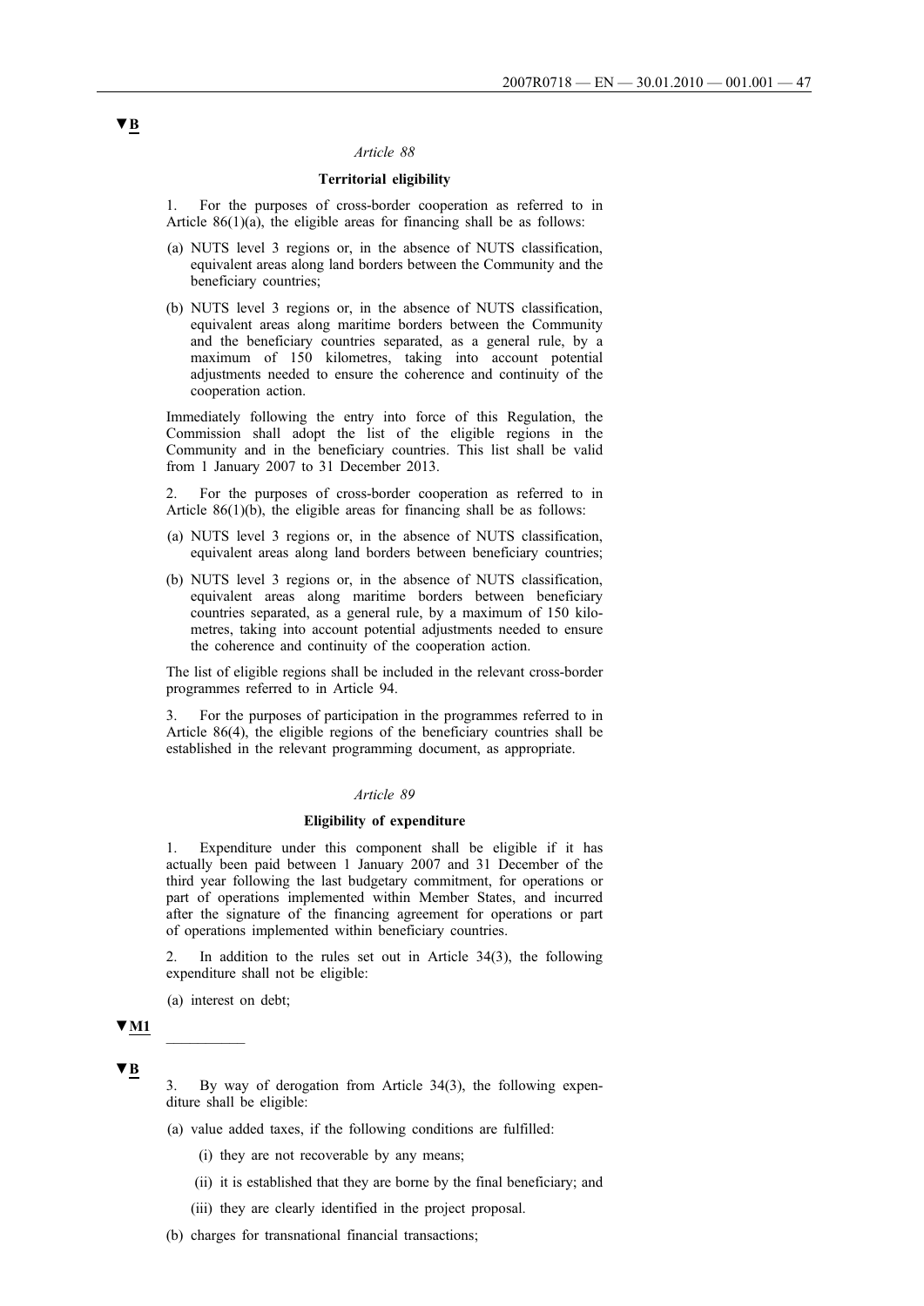▼B

*Article 88*

**Territorial eligibility**

1. For the purposes of cross-border cooperation as referred to in Article 86(1)(a), the eligible areas for financing shall be as follows:

(a) NUTS level 3 regions or, in the absence of NUTS classification, equivalent areas along land borders between the Community and the beneficiary countries;

(b) NUTS level 3 regions or, in the absence of NUTS classification, equivalent areas along maritime borders between the Community and the beneficiary countries separated, as a general rule, by a maximum of 150 kilometres, taking into account potential adjustments needed to ensure the coherence and continuity of the cooperation action.

Immediately following the entry into force of this Regulation, the Commission shall adopt the list of the eligible regions in the Community and in the beneficiary countries. This list shall be valid from 1 January 2007 to 31 December 2013.

2. For the purposes of cross-border cooperation as referred to in Article 86(1)(b), the eligible areas for financing shall be as follows:

(a) NUTS level 3 regions or, in the absence of NUTS classification, equivalent areas along land borders between beneficiary countries;

(b) NUTS level 3 regions or, in the absence of NUTS classification, equivalent areas along maritime borders between beneficiary countries separated, as a general rule, by a maximum of 150 kilometres, taking into account potential adjustments needed to ensure the coherence and continuity of the cooperation action.

The list of eligible regions shall be included in the relevant cross-border programmes referred to in Article 94.

3. For the purposes of participation in the programmes referred to in Article 86(4), the eligible regions of the beneficiary countries shall be established in the relevant programming document, as appropriate.

*Article 89*

**Eligibility of expenditure**

1. Expenditure under this component shall be eligible if it has actually been paid between 1 January 2007 and 31 December of the third year following the last budgetary commitment, for operations or part of operations implemented within Member States, and incurred after the signature of the financing agreement for operations or part of operations implemented within beneficiary countries.

2. In addition to the rules set out in Article 34(3), the following expenditure shall not be eligible:

(a) interest on debt;

▼M1

__________

▼B

3. By way of derogation from Article 34(3), the following expenditure shall be eligible:

(a) value added taxes, if the following conditions are fulfilled:

(i) they are not recoverable by any means;

(ii) it is established that they are borne by the final beneficiary; and

(iii) they are clearly identified in the project proposal.

(b) charges for transnational financial transactions;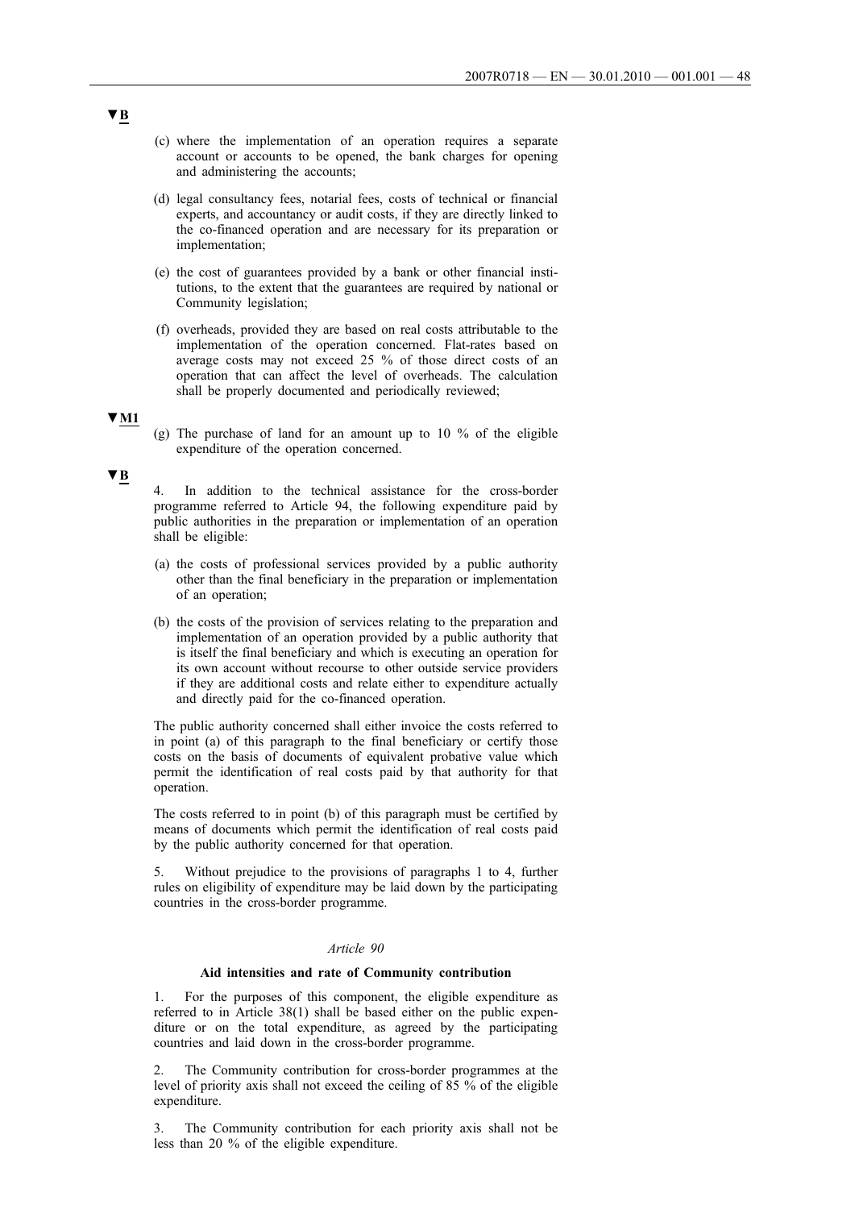▼B

(c) where the implementation of an operation requires a separate account or accounts to be opened, the bank charges for opening and administering the accounts;

(d) legal consultancy fees, notarial fees, costs of technical or financial experts, and accountancy or audit costs, if they are directly linked to the co-financed operation and are necessary for its preparation or implementation;

(e) the cost of guarantees provided by a bank or other financial institutions, to the extent that the guarantees are required by national or Community legislation;

(f) overheads, provided they are based on real costs attributable to the implementation of the operation concerned. Flat-rates based on average costs may not exceed 25 % of those direct costs of an operation that can affect the level of overheads. The calculation shall be properly documented and periodically reviewed;

▼M1

(g) The purchase of land for an amount up to 10 % of the eligible expenditure of the operation concerned.

▼B

4. In addition to the technical assistance for the cross-border programme referred to Article 94, the following expenditure paid by public authorities in the preparation or implementation of an operation shall be eligible:

(a) the costs of professional services provided by a public authority other than the final beneficiary in the preparation or implementation of an operation;

(b) the costs of the provision of services relating to the preparation and implementation of an operation provided by a public authority that is itself the final beneficiary and which is executing an operation for its own account without recourse to other outside service providers if they are additional costs and relate either to expenditure actually and directly paid for the co-financed operation.

The public authority concerned shall either invoice the costs referred to in point (a) of this paragraph to the final beneficiary or certify those costs on the basis of documents of equivalent probative value which permit the identification of real costs paid by that authority for that operation.

The costs referred to in point (b) of this paragraph must be certified by means of documents which permit the identification of real costs paid by the public authority concerned for that operation.

5. Without prejudice to the provisions of paragraphs 1 to 4, further rules on eligibility of expenditure may be laid down by the participating countries in the cross-border programme.

*Article 90*

**Aid intensities and rate of Community contribution**

1. For the purposes of this component, the eligible expenditure as referred to in Article 38(1) shall be based either on the public expenditure or on the total expenditure, as agreed by the participating countries and laid down in the cross-border programme.

2. The Community contribution for cross-border programmes at the level of priority axis shall not exceed the ceiling of 85 % of the eligible expenditure.

3. The Community contribution for each priority axis shall not be less than 20 % of the eligible expenditure.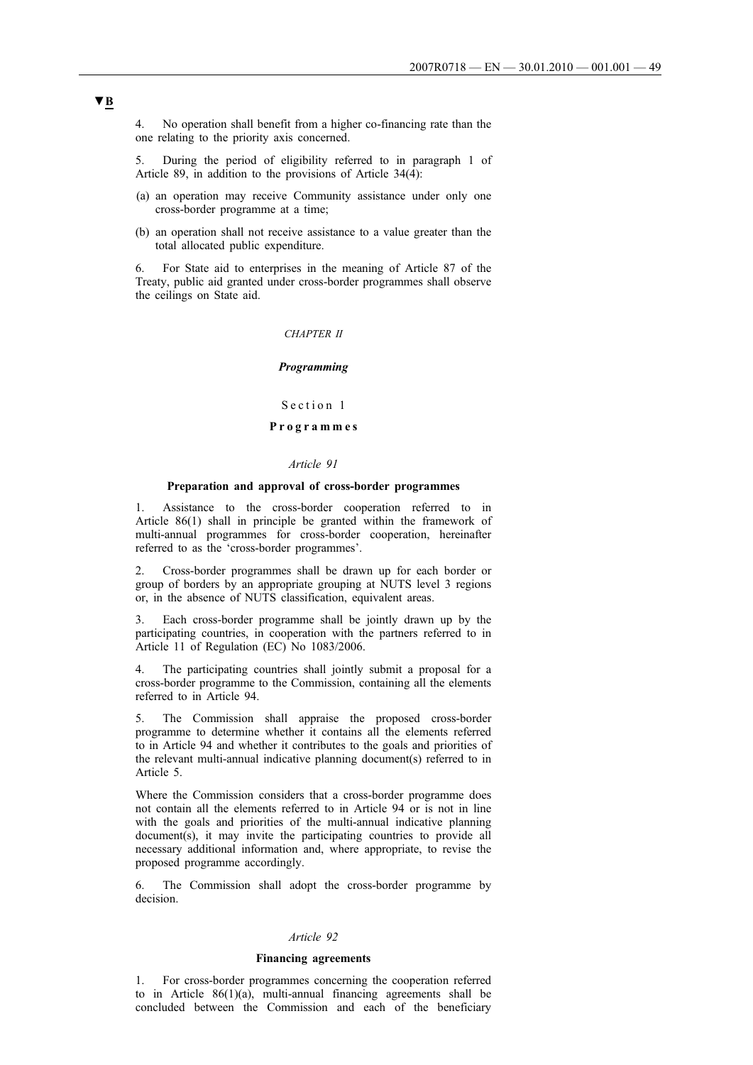▼B

4. No operation shall benefit from a higher co-financing rate than the one relating to the priority axis concerned.

5. During the period of eligibility referred to in paragraph 1 of Article 89, in addition to the provisions of Article 34(4):

(a) an operation may receive Community assistance under only one cross-border programme at a time;

(b) an operation shall not receive assistance to a value greater than the total allocated public expenditure.

6. For State aid to enterprises in the meaning of Article 87 of the Treaty, public aid granted under cross-border programmes shall observe the ceilings on State aid.

## *CHAPTER II*

## ***Programming***

### Section 1

### **Programmes**

#### *Article 91*

#### **Preparation and approval of cross-border programmes**

1. Assistance to the cross-border cooperation referred to in Article 86(1) shall in principle be granted within the framework of multi-annual programmes for cross-border cooperation, hereinafter referred to as the 'cross-border programmes'.

2. Cross-border programmes shall be drawn up for each border or group of borders by an appropriate grouping at NUTS level 3 regions or, in the absence of NUTS classification, equivalent areas.

3. Each cross-border programme shall be jointly drawn up by the participating countries, in cooperation with the partners referred to in Article 11 of Regulation (EC) No 1083/2006.

4. The participating countries shall jointly submit a proposal for a cross-border programme to the Commission, containing all the elements referred to in Article 94.

5. The Commission shall appraise the proposed cross-border programme to determine whether it contains all the elements referred to in Article 94 and whether it contributes to the goals and priorities of the relevant multi-annual indicative planning document(s) referred to in Article 5.

Where the Commission considers that a cross-border programme does not contain all the elements referred to in Article 94 or is not in line with the goals and priorities of the multi-annual indicative planning document(s), it may invite the participating countries to provide all necessary additional information and, where appropriate, to revise the proposed programme accordingly.

6. The Commission shall adopt the cross-border programme by decision.

#### *Article 92*

#### **Financing agreements**

1. For cross-border programmes concerning the cooperation referred to in Article 86(1)(a), multi-annual financing agreements shall be concluded between the Commission and each of the beneficiary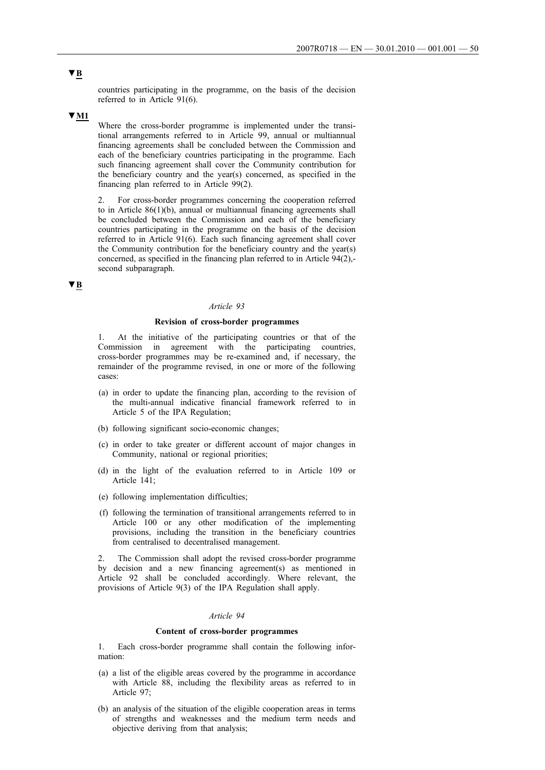▼B

countries participating in the programme, on the basis of the decision referred to in Article 91(6).

▼M1

Where the cross-border programme is implemented under the transitional arrangements referred to in Article 99, annual or multiannual financing agreements shall be concluded between the Commission and each of the beneficiary countries participating in the programme. Each such financing agreement shall cover the Community contribution for the beneficiary country and the year(s) concerned, as specified in the financing plan referred to in Article 99(2).

2. For cross-border programmes concerning the cooperation referred to in Article 86(1)(b), annual or multiannual financing agreements shall be concluded between the Commission and each of the beneficiary countries participating in the programme on the basis of the decision referred to in Article 91(6). Each such financing agreement shall cover the Community contribution for the beneficiary country and the year(s) concerned, as specified in the financing plan referred to in Article 94(2),-second subparagraph.

▼B

*Article 93*

**Revision of cross-border programmes**

1. At the initiative of the participating countries or that of the Commission in agreement with the participating countries, cross-border programmes may be re-examined and, if necessary, the remainder of the programme revised, in one or more of the following cases:

(a) in order to update the financing plan, according to the revision of the multi-annual indicative financial framework referred to in Article 5 of the IPA Regulation;

(b) following significant socio-economic changes;

(c) in order to take greater or different account of major changes in Community, national or regional priorities;

(d) in the light of the evaluation referred to in Article 109 or Article 141;

(e) following implementation difficulties;

(f) following the termination of transitional arrangements referred to in Article 100 or any other modification of the implementing provisions, including the transition in the beneficiary countries from centralised to decentralised management.

2. The Commission shall adopt the revised cross-border programme by decision and a new financing agreement(s) as mentioned in Article 92 shall be concluded accordingly. Where relevant, the provisions of Article 9(3) of the IPA Regulation shall apply.

*Article 94*

**Content of cross-border programmes**

1. Each cross-border programme shall contain the following information:

(a) a list of the eligible areas covered by the programme in accordance with Article 88, including the flexibility areas as referred to in Article 97;

(b) an analysis of the situation of the eligible cooperation areas in terms of strengths and weaknesses and the medium term needs and objective deriving from that analysis;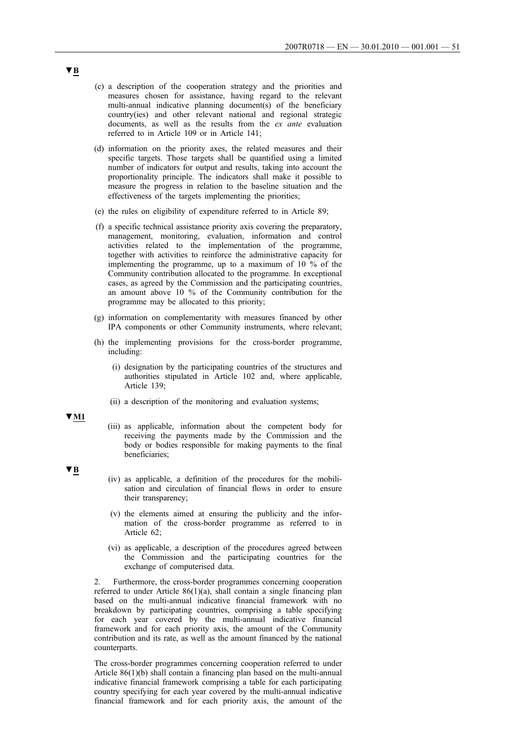▼B

(c) a description of the cooperation strategy and the priorities and measures chosen for assistance, having regard to the relevant multi-annual indicative planning document(s) of the beneficiary country(ies) and other relevant national and regional strategic documents, as well as the results from the *ex ante* evaluation referred to in Article 109 or in Article 141;

(d) information on the priority axes, the related measures and their specific targets. Those targets shall be quantified using a limited number of indicators for output and results, taking into account the proportionality principle. The indicators shall make it possible to measure the progress in relation to the baseline situation and the effectiveness of the targets implementing the priorities;

(e) the rules on eligibility of expenditure referred to in Article 89;

(f) a specific technical assistance priority axis covering the preparatory, management, monitoring, evaluation, information and control activities related to the implementation of the programme, together with activities to reinforce the administrative capacity for implementing the programme, up to a maximum of 10 % of the Community contribution allocated to the programme. In exceptional cases, as agreed by the Commission and the participating countries, an amount above 10 % of the Community contribution for the programme may be allocated to this priority;

(g) information on complementarity with measures financed by other IPA components or other Community instruments, where relevant;

(h) the implementing provisions for the cross-border programme, including:

   (i) designation by the participating countries of the structures and authorities stipulated in Article 102 and, where applicable, Article 139;

   (ii) a description of the monitoring and evaluation systems;

▼M1

   (iii) as applicable, information about the competent body for receiving the payments made by the Commission and the body or bodies responsible for making payments to the final beneficiaries;

▼B

   (iv) as applicable, a definition of the procedures for the mobilisation and circulation of financial flows in order to ensure their transparency;

   (v) the elements aimed at ensuring the publicity and the information of the cross-border programme as referred to in Article 62;

   (vi) as applicable, a description of the procedures agreed between the Commission and the participating countries for the exchange of computerised data.

2. Furthermore, the cross-border programmes concerning cooperation referred to under Article 86(1)(a), shall contain a single financing plan based on the multi-annual indicative financial framework with no breakdown by participating countries, comprising a table specifying for each year covered by the multi-annual indicative financial framework and for each priority axis, the amount of the Community contribution and its rate, as well as the amount financed by the national counterparts.

The cross-border programmes concerning cooperation referred to under Article 86(1)(b) shall contain a financing plan based on the multi-annual indicative financial framework comprising a table for each participating country specifying for each year covered by the multi-annual indicative financial framework and for each priority axis, the amount of the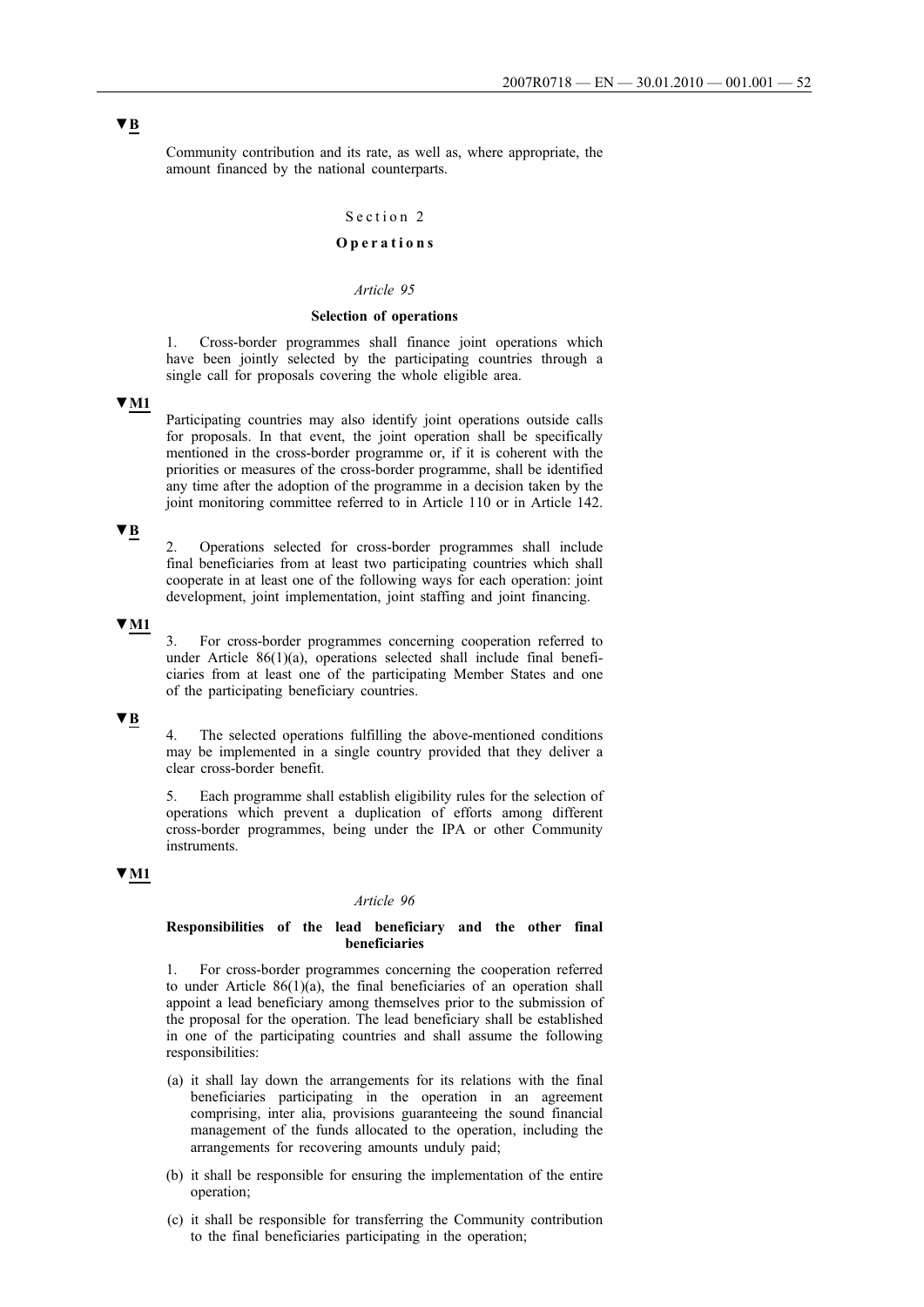▼B

Community contribution and its rate, as well as, where appropriate, the amount financed by the national counterparts.

Section 2

**Operations**

*Article 95*

**Selection of operations**

1. Cross-border programmes shall finance joint operations which have been jointly selected by the participating countries through a single call for proposals covering the whole eligible area.

▼M1

Participating countries may also identify joint operations outside calls for proposals. In that event, the joint operation shall be specifically mentioned in the cross-border programme or, if it is coherent with the priorities or measures of the cross-border programme, shall be identified any time after the adoption of the programme in a decision taken by the joint monitoring committee referred to in Article 110 or in Article 142.

▼B

2. Operations selected for cross-border programmes shall include final beneficiaries from at least two participating countries which shall cooperate in at least one of the following ways for each operation: joint development, joint implementation, joint staffing and joint financing.

▼M1

3. For cross-border programmes concerning cooperation referred to under Article 86(1)(a), operations selected shall include final beneficiaries from at least one of the participating Member States and one of the participating beneficiary countries.

▼B

4. The selected operations fulfilling the above-mentioned conditions may be implemented in a single country provided that they deliver a clear cross-border benefit.

5. Each programme shall establish eligibility rules for the selection of operations which prevent a duplication of efforts among different cross-border programmes, being under the IPA or other Community instruments.

▼M1

*Article 96*

**Responsibilities of the lead beneficiary and the other final beneficiaries**

1. For cross-border programmes concerning the cooperation referred to under Article 86(1)(a), the final beneficiaries of an operation shall appoint a lead beneficiary among themselves prior to the submission of the proposal for the operation. The lead beneficiary shall be established in one of the participating countries and shall assume the following responsibilities:

(a) it shall lay down the arrangements for its relations with the final beneficiaries participating in the operation in an agreement comprising, inter alia, provisions guaranteeing the sound financial management of the funds allocated to the operation, including the arrangements for recovering amounts unduly paid;

(b) it shall be responsible for ensuring the implementation of the entire operation;

(c) it shall be responsible for transferring the Community contribution to the final beneficiaries participating in the operation;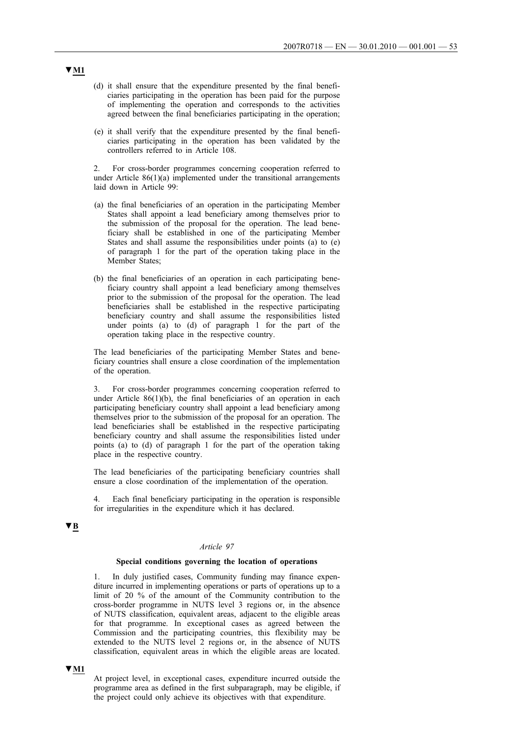▼M1

(d) it shall ensure that the expenditure presented by the final beneficiaries participating in the operation has been paid for the purpose of implementing the operation and corresponds to the activities agreed between the final beneficiaries participating in the operation;

(e) it shall verify that the expenditure presented by the final beneficiaries participating in the operation has been validated by the controllers referred to in Article 108.

2. For cross-border programmes concerning cooperation referred to under Article 86(1)(a) implemented under the transitional arrangements laid down in Article 99:

(a) the final beneficiaries of an operation in the participating Member States shall appoint a lead beneficiary among themselves prior to the submission of the proposal for the operation. The lead beneficiary shall be established in one of the participating Member States and shall assume the responsibilities under points (a) to (e) of paragraph 1 for the part of the operation taking place in the Member States;

(b) the final beneficiaries of an operation in each participating beneficiary country shall appoint a lead beneficiary among themselves prior to the submission of the proposal for the operation. The lead beneficiaries shall be established in the respective participating beneficiary country and shall assume the responsibilities listed under points (a) to (d) of paragraph 1 for the part of the operation taking place in the respective country.

The lead beneficiaries of the participating Member States and beneficiary countries shall ensure a close coordination of the implementation of the operation.

3. For cross-border programmes concerning cooperation referred to under Article 86(1)(b), the final beneficiaries of an operation in each participating beneficiary country shall appoint a lead beneficiary among themselves prior to the submission of the proposal for an operation. The lead beneficiaries shall be established in the respective participating beneficiary country and shall assume the responsibilities listed under points (a) to (d) of paragraph 1 for the part of the operation taking place in the respective country.

The lead beneficiaries of the participating beneficiary countries shall ensure a close coordination of the implementation of the operation.

4. Each final beneficiary participating in the operation is responsible for irregularities in the expenditure which it has declared.

▼B

*Article 97*

**Special conditions governing the location of operations**

1. In duly justified cases, Community funding may finance expenditure incurred in implementing operations or parts of operations up to a limit of 20 % of the amount of the Community contribution to the cross-border programme in NUTS level 3 regions or, in the absence of NUTS classification, equivalent areas, adjacent to the eligible areas for that programme. In exceptional cases as agreed between the Commission and the participating countries, this flexibility may be extended to the NUTS level 2 regions or, in the absence of NUTS classification, equivalent areas in which the eligible areas are located.

▼M1

At project level, in exceptional cases, expenditure incurred outside the programme area as defined in the first subparagraph, may be eligible, if the project could only achieve its objectives with that expenditure.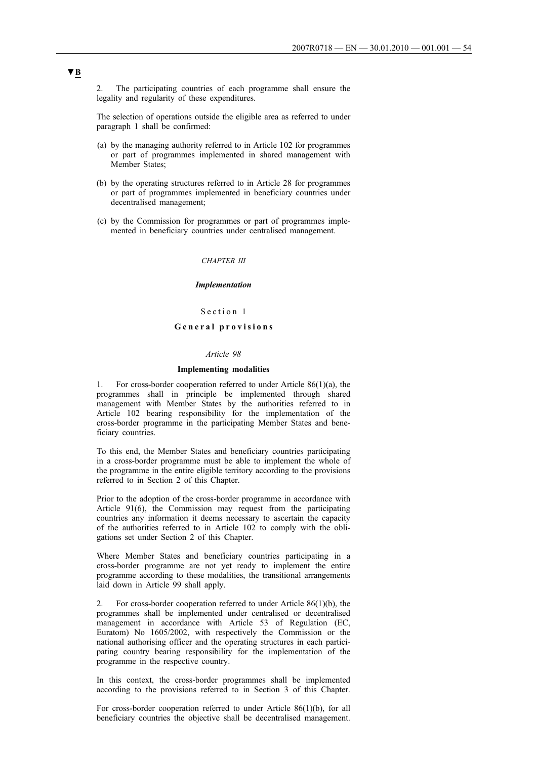▼B

2. The participating countries of each programme shall ensure the legality and regularity of these expenditures.

The selection of operations outside the eligible area as referred to under paragraph 1 shall be confirmed:

(a) by the managing authority referred to in Article 102 for programmes or part of programmes implemented in shared management with Member States;

(b) by the operating structures referred to in Article 28 for programmes or part of programmes implemented in beneficiary countries under decentralised management;

(c) by the Commission for programmes or part of programmes implemented in beneficiary countries under centralised management.

*CHAPTER III*

***Implementation***

Section 1

**General provisions**

*Article 98*

**Implementing modalities**

1. For cross-border cooperation referred to under Article 86(1)(a), the programmes shall in principle be implemented through shared management with Member States by the authorities referred to in Article 102 bearing responsibility for the implementation of the cross-border programme in the participating Member States and beneficiary countries.

To this end, the Member States and beneficiary countries participating in a cross-border programme must be able to implement the whole of the programme in the entire eligible territory according to the provisions referred to in Section 2 of this Chapter.

Prior to the adoption of the cross-border programme in accordance with Article 91(6), the Commission may request from the participating countries any information it deems necessary to ascertain the capacity of the authorities referred to in Article 102 to comply with the obligations set under Section 2 of this Chapter.

Where Member States and beneficiary countries participating in a cross-border programme are not yet ready to implement the entire programme according to these modalities, the transitional arrangements laid down in Article 99 shall apply.

2. For cross-border cooperation referred to under Article 86(1)(b), the programmes shall be implemented under centralised or decentralised management in accordance with Article 53 of Regulation (EC, Euratom) No 1605/2002, with respectively the Commission or the national authorising officer and the operating structures in each participating country bearing responsibility for the implementation of the programme in the respective country.

In this context, the cross-border programmes shall be implemented according to the provisions referred to in Section 3 of this Chapter.

For cross-border cooperation referred to under Article 86(1)(b), for all beneficiary countries the objective shall be decentralised management.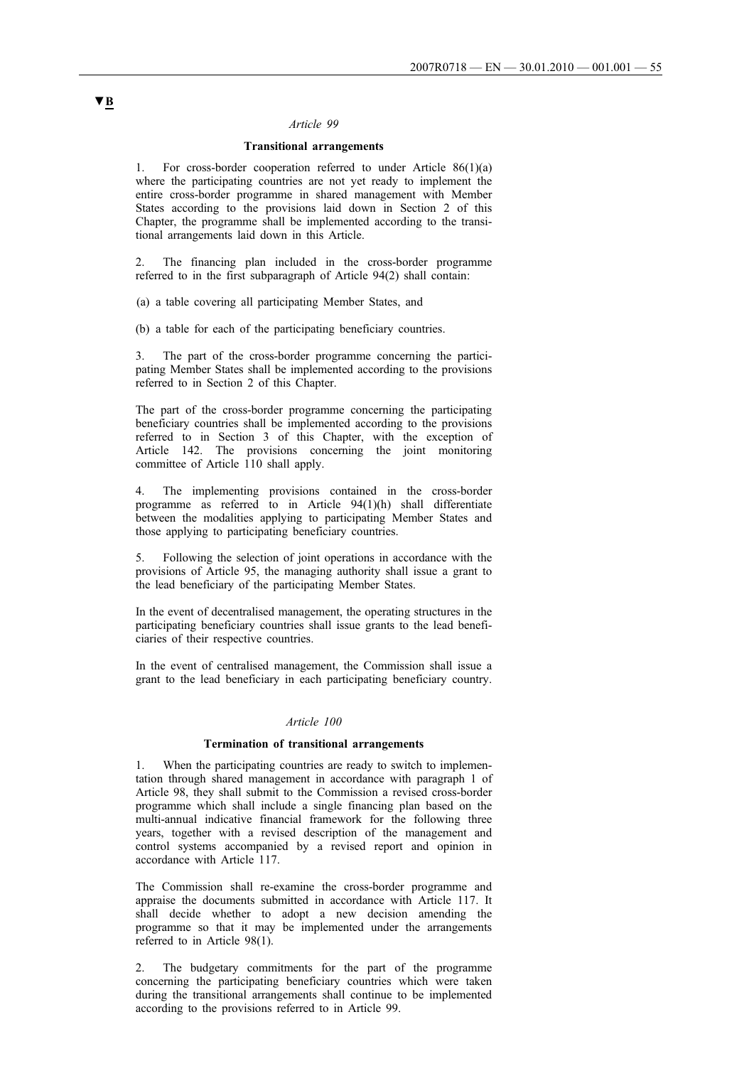▼B

*Article 99*

**Transitional arrangements**

1. For cross-border cooperation referred to under Article 86(1)(a) where the participating countries are not yet ready to implement the entire cross-border programme in shared management with Member States according to the provisions laid down in Section 2 of this Chapter, the programme shall be implemented according to the transitional arrangements laid down in this Article.

2. The financing plan included in the cross-border programme referred to in the first subparagraph of Article 94(2) shall contain:

(a) a table covering all participating Member States, and

(b) a table for each of the participating beneficiary countries.

3. The part of the cross-border programme concerning the participating Member States shall be implemented according to the provisions referred to in Section 2 of this Chapter.

The part of the cross-border programme concerning the participating beneficiary countries shall be implemented according to the provisions referred to in Section 3 of this Chapter, with the exception of Article 142. The provisions concerning the joint monitoring committee of Article 110 shall apply.

4. The implementing provisions contained in the cross-border programme as referred to in Article 94(1)(h) shall differentiate between the modalities applying to participating Member States and those applying to participating beneficiary countries.

5. Following the selection of joint operations in accordance with the provisions of Article 95, the managing authority shall issue a grant to the lead beneficiary of the participating Member States.

In the event of decentralised management, the operating structures in the participating beneficiary countries shall issue grants to the lead beneficiaries of their respective countries.

In the event of centralised management, the Commission shall issue a grant to the lead beneficiary in each participating beneficiary country.

*Article 100*

**Termination of transitional arrangements**

1. When the participating countries are ready to switch to implementation through shared management in accordance with paragraph 1 of Article 98, they shall submit to the Commission a revised cross-border programme which shall include a single financing plan based on the multi-annual indicative financial framework for the following three years, together with a revised description of the management and control systems accompanied by a revised report and opinion in accordance with Article 117.

The Commission shall re-examine the cross-border programme and appraise the documents submitted in accordance with Article 117. It shall decide whether to adopt a new decision amending the programme so that it may be implemented under the arrangements referred to in Article 98(1).

2. The budgetary commitments for the part of the programme concerning the participating beneficiary countries which were taken during the transitional arrangements shall continue to be implemented according to the provisions referred to in Article 99.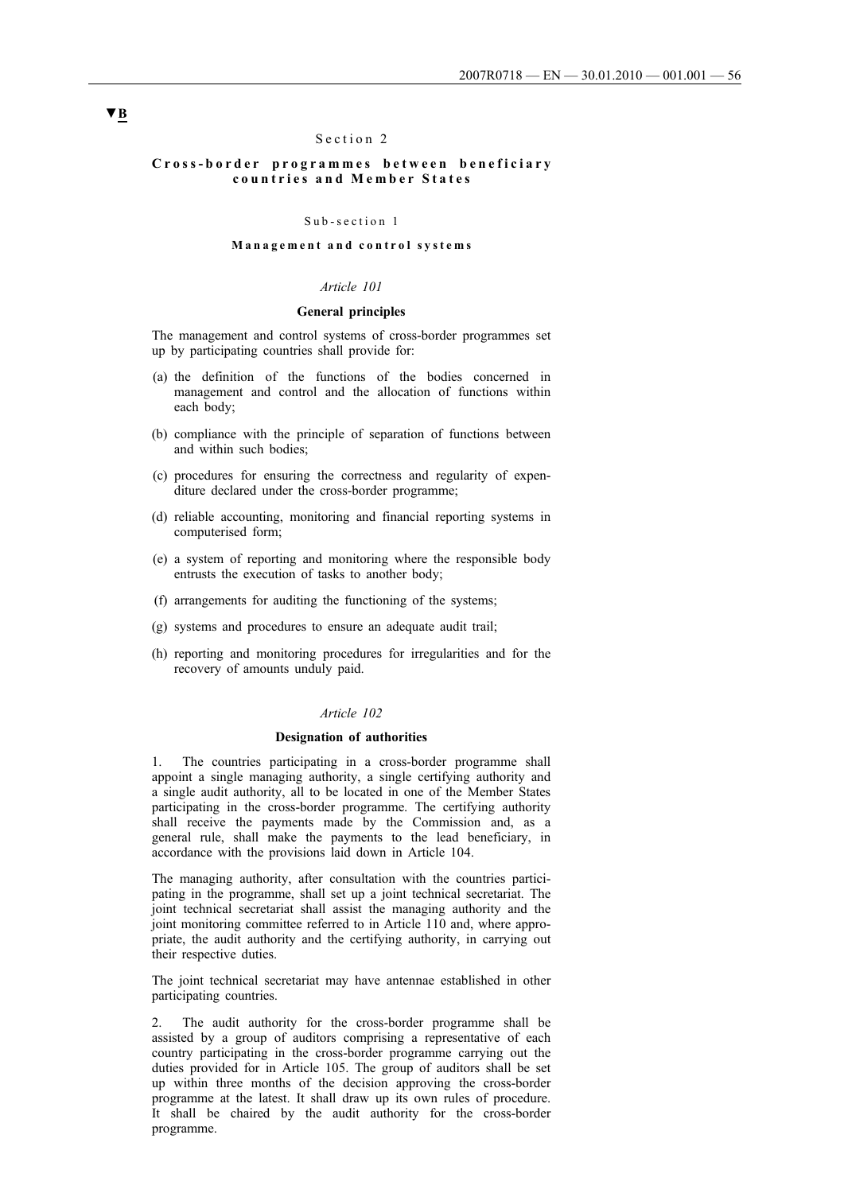▼B

## Section 2

## Cross-border programmes between beneficiary countries and Member States

### Sub-section 1

### Management and control systems

*Article 101*

**General principles**

The management and control systems of cross-border programmes set up by participating countries shall provide for:

(a) the definition of the functions of the bodies concerned in management and control and the allocation of functions within each body;

(b) compliance with the principle of separation of functions between and within such bodies;

(c) procedures for ensuring the correctness and regularity of expenditure declared under the cross-border programme;

(d) reliable accounting, monitoring and financial reporting systems in computerised form;

(e) a system of reporting and monitoring where the responsible body entrusts the execution of tasks to another body;

(f) arrangements for auditing the functioning of the systems;

(g) systems and procedures to ensure an adequate audit trail;

(h) reporting and monitoring procedures for irregularities and for the recovery of amounts unduly paid.

*Article 102*

**Designation of authorities**

1. The countries participating in a cross-border programme shall appoint a single managing authority, a single certifying authority and a single audit authority, all to be located in one of the Member States participating in the cross-border programme. The certifying authority shall receive the payments made by the Commission and, as a general rule, shall make the payments to the lead beneficiary, in accordance with the provisions laid down in Article 104.

The managing authority, after consultation with the countries participating in the programme, shall set up a joint technical secretariat. The joint technical secretariat shall assist the managing authority and the joint monitoring committee referred to in Article 110 and, where appropriate, the audit authority and the certifying authority, in carrying out their respective duties.

The joint technical secretariat may have antennae established in other participating countries.

2. The audit authority for the cross-border programme shall be assisted by a group of auditors comprising a representative of each country participating in the cross-border programme carrying out the duties provided for in Article 105. The group of auditors shall be set up within three months of the decision approving the cross-border programme at the latest. It shall draw up its own rules of procedure. It shall be chaired by the audit authority for the cross-border programme.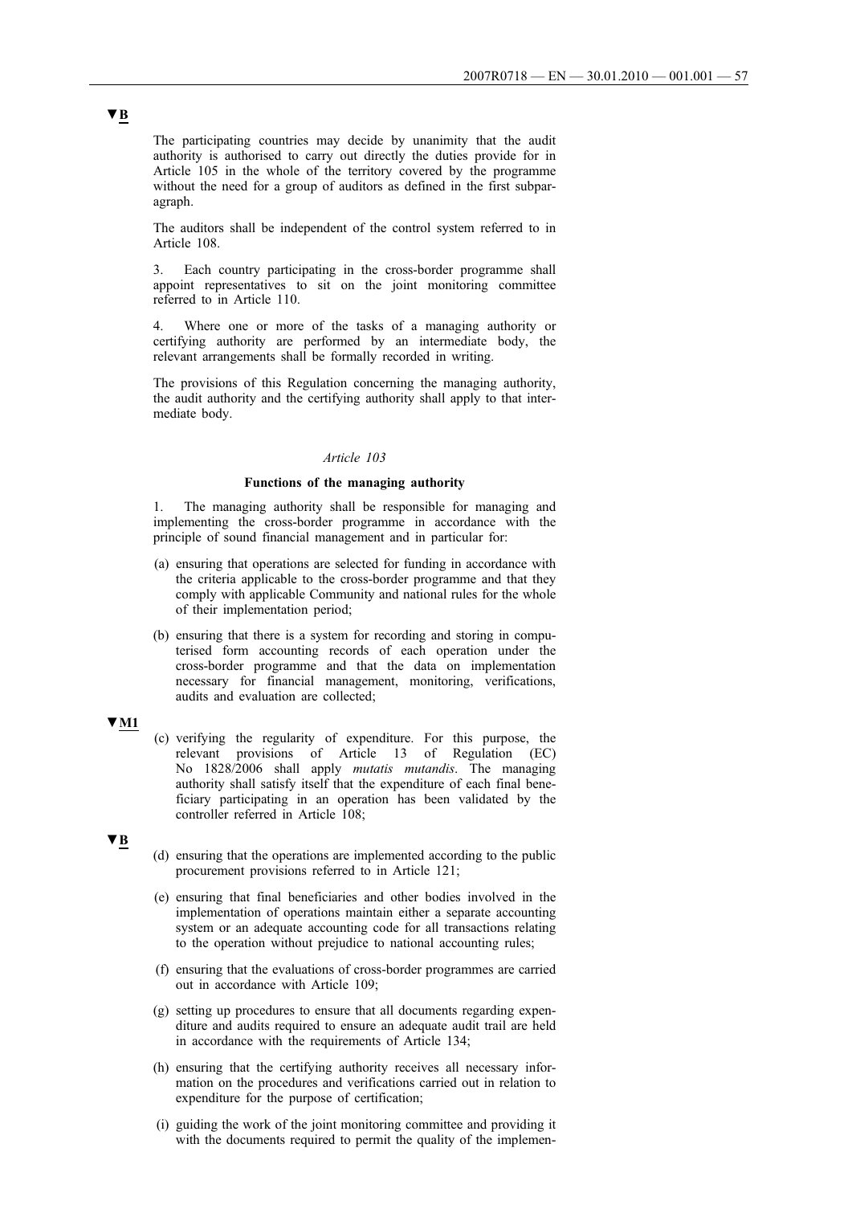▼B

The participating countries may decide by unanimity that the audit authority is authorised to carry out directly the duties provide for in Article 105 in the whole of the territory covered by the programme without the need for a group of auditors as defined in the first subparagraph.

The auditors shall be independent of the control system referred to in Article 108.

3. Each country participating in the cross-border programme shall appoint representatives to sit on the joint monitoring committee referred to in Article 110.

4. Where one or more of the tasks of a managing authority or certifying authority are performed by an intermediate body, the relevant arrangements shall be formally recorded in writing.

The provisions of this Regulation concerning the managing authority, the audit authority and the certifying authority shall apply to that intermediate body.

*Article 103*

**Functions of the managing authority**

1. The managing authority shall be responsible for managing and implementing the cross-border programme in accordance with the principle of sound financial management and in particular for:

(a) ensuring that operations are selected for funding in accordance with the criteria applicable to the cross-border programme and that they comply with applicable Community and national rules for the whole of their implementation period;

(b) ensuring that there is a system for recording and storing in computerised form accounting records of each operation under the cross-border programme and that the data on implementation necessary for financial management, monitoring, verifications, audits and evaluation are collected;

▼M1

(c) verifying the regularity of expenditure. For this purpose, the relevant provisions of Article 13 of Regulation (EC) No 1828/2006 shall apply *mutatis mutandis*. The managing authority shall satisfy itself that the expenditure of each final beneficiary participating in an operation has been validated by the controller referred in Article 108;

▼B

(d) ensuring that the operations are implemented according to the public procurement provisions referred to in Article 121;

(e) ensuring that final beneficiaries and other bodies involved in the implementation of operations maintain either a separate accounting system or an adequate accounting code for all transactions relating to the operation without prejudice to national accounting rules;

(f) ensuring that the evaluations of cross-border programmes are carried out in accordance with Article 109;

(g) setting up procedures to ensure that all documents regarding expenditure and audits required to ensure an adequate audit trail are held in accordance with the requirements of Article 134;

(h) ensuring that the certifying authority receives all necessary information on the procedures and verifications carried out in relation to expenditure for the purpose of certification;

(i) guiding the work of the joint monitoring committee and providing it with the documents required to permit the quality of the implemen-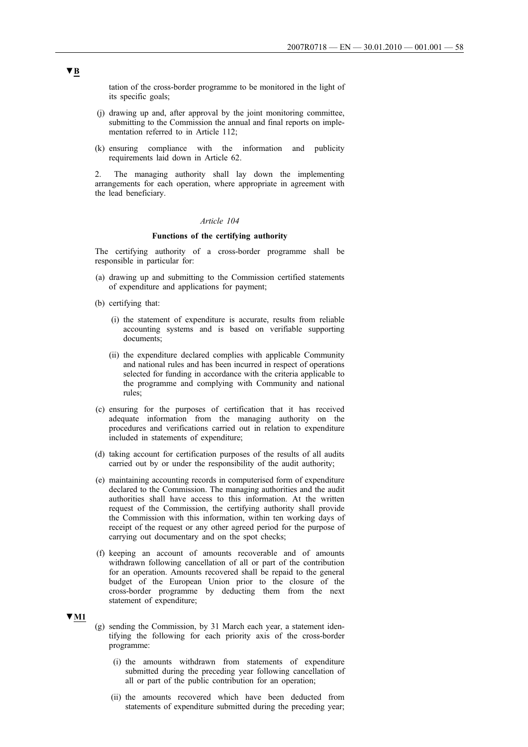▼B

tation of the cross-border programme to be monitored in the light of its specific goals;

(j) drawing up and, after approval by the joint monitoring committee, submitting to the Commission the annual and final reports on implementation referred to in Article 112;

(k) ensuring compliance with the information and publicity requirements laid down in Article 62.

2. The managing authority shall lay down the implementing arrangements for each operation, where appropriate in agreement with the lead beneficiary.

*Article 104*

**Functions of the certifying authority**

The certifying authority of a cross-border programme shall be responsible in particular for:

(a) drawing up and submitting to the Commission certified statements of expenditure and applications for payment;

(b) certifying that:

   (i) the statement of expenditure is accurate, results from reliable accounting systems and is based on verifiable supporting documents;

   (ii) the expenditure declared complies with applicable Community and national rules and has been incurred in respect of operations selected for funding in accordance with the criteria applicable to the programme and complying with Community and national rules;

(c) ensuring for the purposes of certification that it has received adequate information from the managing authority on the procedures and verifications carried out in relation to expenditure included in statements of expenditure;

(d) taking account for certification purposes of the results of all audits carried out by or under the responsibility of the audit authority;

(e) maintaining accounting records in computerised form of expenditure declared to the Commission. The managing authorities and the audit authorities shall have access to this information. At the written request of the Commission, the certifying authority shall provide the Commission with this information, within ten working days of receipt of the request or any other agreed period for the purpose of carrying out documentary and on the spot checks;

(f) keeping an account of amounts recoverable and of amounts withdrawn following cancellation of all or part of the contribution for an operation. Amounts recovered shall be repaid to the general budget of the European Union prior to the closure of the cross-border programme by deducting them from the next statement of expenditure;

▼M1

(g) sending the Commission, by 31 March each year, a statement identifying the following for each priority axis of the cross-border programme:

   (i) the amounts withdrawn from statements of expenditure submitted during the preceding year following cancellation of all or part of the public contribution for an operation;

   (ii) the amounts recovered which have been deducted from statements of expenditure submitted during the preceding year;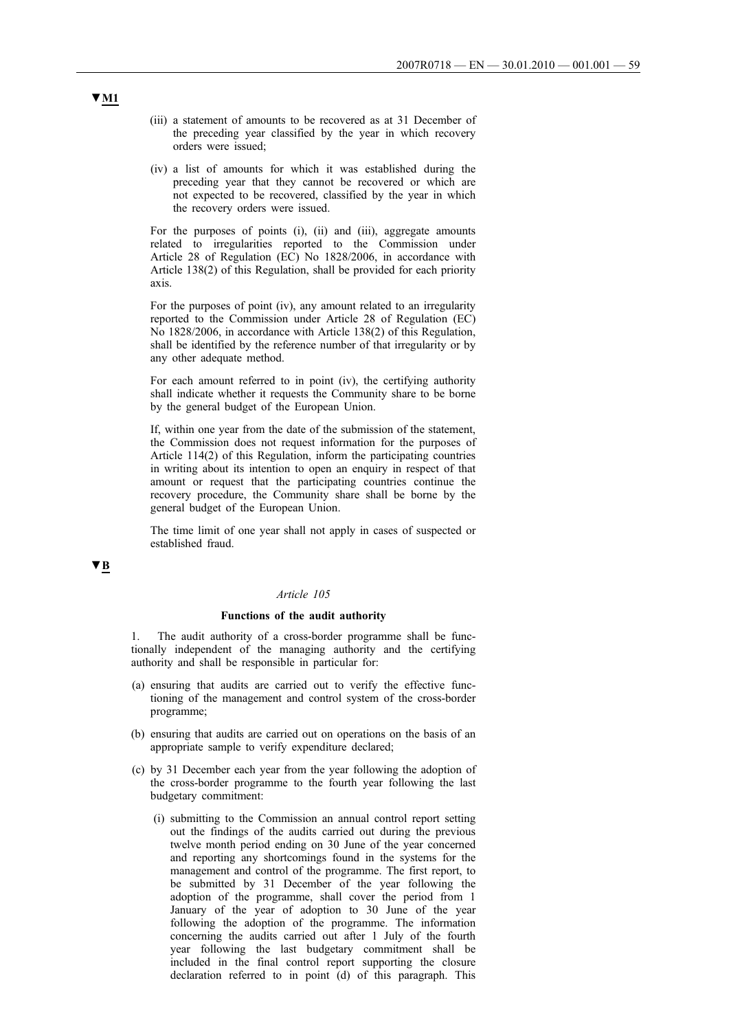▼M1

(iii) a statement of amounts to be recovered as at 31 December of the preceding year classified by the year in which recovery orders were issued;

(iv) a list of amounts for which it was established during the preceding year that they cannot be recovered or which are not expected to be recovered, classified by the year in which the recovery orders were issued.

For the purposes of points (i), (ii) and (iii), aggregate amounts related to irregularities reported to the Commission under Article 28 of Regulation (EC) No 1828/2006, in accordance with Article 138(2) of this Regulation, shall be provided for each priority axis.

For the purposes of point (iv), any amount related to an irregularity reported to the Commission under Article 28 of Regulation (EC) No 1828/2006, in accordance with Article 138(2) of this Regulation, shall be identified by the reference number of that irregularity or by any other adequate method.

For each amount referred to in point (iv), the certifying authority shall indicate whether it requests the Community share to be borne by the general budget of the European Union.

If, within one year from the date of the submission of the statement, the Commission does not request information for the purposes of Article 114(2) of this Regulation, inform the participating countries in writing about its intention to open an enquiry in respect of that amount or request that the participating countries continue the recovery procedure, the Community share shall be borne by the general budget of the European Union.

The time limit of one year shall not apply in cases of suspected or established fraud.

▼B

*Article 105*

**Functions of the audit authority**

1. The audit authority of a cross-border programme shall be functionally independent of the managing authority and the certifying authority and shall be responsible in particular for:

(a) ensuring that audits are carried out to verify the effective functioning of the management and control system of the cross-border programme;

(b) ensuring that audits are carried out on operations on the basis of an appropriate sample to verify expenditure declared;

(c) by 31 December each year from the year following the adoption of the cross-border programme to the fourth year following the last budgetary commitment:

(i) submitting to the Commission an annual control report setting out the findings of the audits carried out during the previous twelve month period ending on 30 June of the year concerned and reporting any shortcomings found in the systems for the management and control of the programme. The first report, to be submitted by 31 December of the year following the adoption of the programme, shall cover the period from 1 January of the year of adoption to 30 June of the year following the adoption of the programme. The information concerning the audits carried out after 1 July of the fourth year following the last budgetary commitment shall be included in the final control report supporting the closure declaration referred to in point (d) of this paragraph. This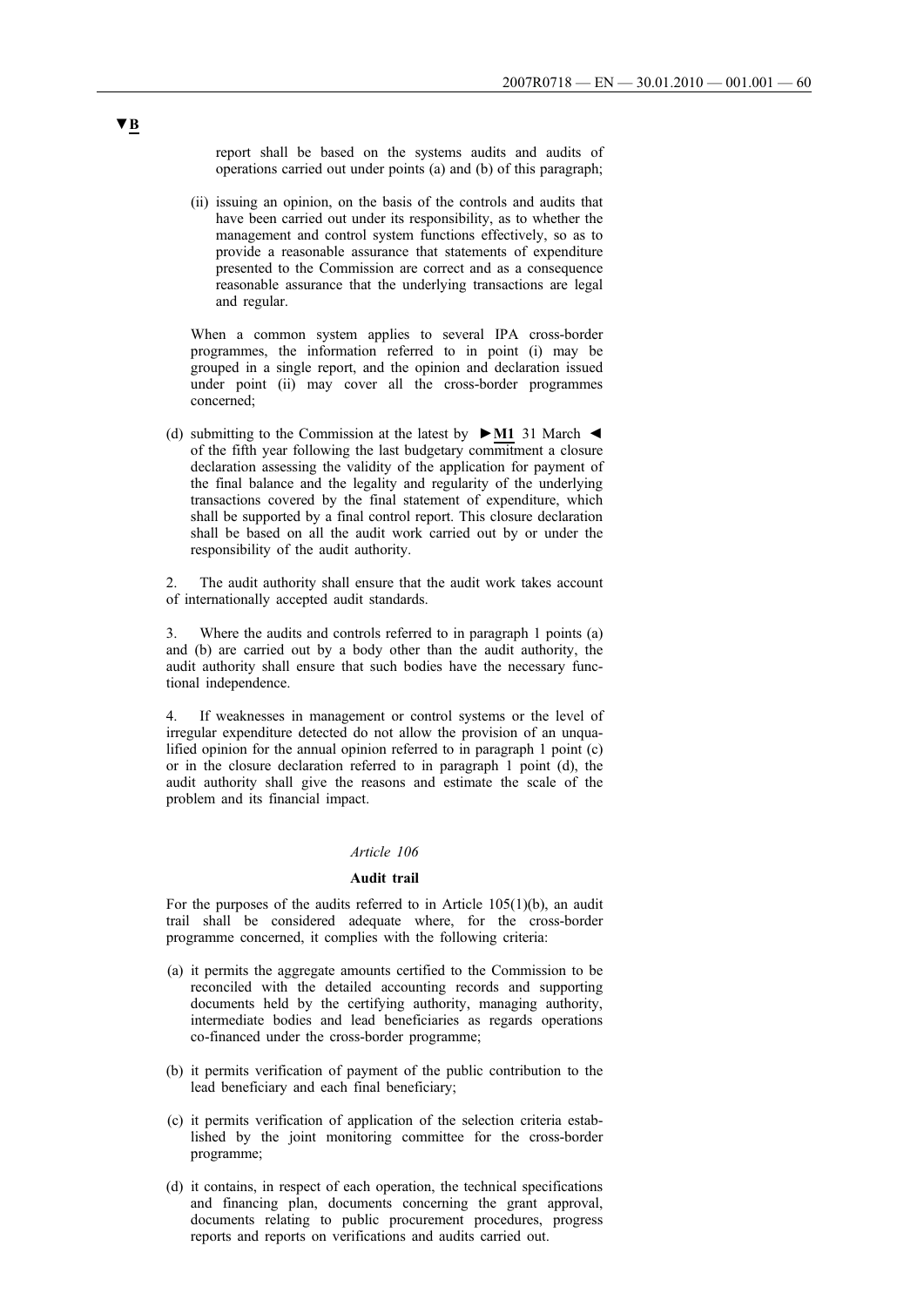▼B

report shall be based on the systems audits and audits of operations carried out under points (a) and (b) of this paragraph;

(ii) issuing an opinion, on the basis of the controls and audits that have been carried out under its responsibility, as to whether the management and control system functions effectively, so as to provide a reasonable assurance that statements of expenditure presented to the Commission are correct and as a consequence reasonable assurance that the underlying transactions are legal and regular.

When a common system applies to several IPA cross-border programmes, the information referred to in point (i) may be grouped in a single report, and the opinion and declaration issued under point (ii) may cover all the cross-border programmes concerned;

(d) submitting to the Commission at the latest by ►M1 31 March ◄ of the fifth year following the last budgetary commitment a closure declaration assessing the validity of the application for payment of the final balance and the legality and regularity of the underlying transactions covered by the final statement of expenditure, which shall be supported by a final control report. This closure declaration shall be based on all the audit work carried out by or under the responsibility of the audit authority.

2. The audit authority shall ensure that the audit work takes account of internationally accepted audit standards.

3. Where the audits and controls referred to in paragraph 1 points (a) and (b) are carried out by a body other than the audit authority, the audit authority shall ensure that such bodies have the necessary functional independence.

4. If weaknesses in management or control systems or the level of irregular expenditure detected do not allow the provision of an unqualified opinion for the annual opinion referred to in paragraph 1 point (c) or in the closure declaration referred to in paragraph 1 point (d), the audit authority shall give the reasons and estimate the scale of the problem and its financial impact.

*Article 106*

**Audit trail**

For the purposes of the audits referred to in Article 105(1)(b), an audit trail shall be considered adequate where, for the cross-border programme concerned, it complies with the following criteria:

(a) it permits the aggregate amounts certified to the Commission to be reconciled with the detailed accounting records and supporting documents held by the certifying authority, managing authority, intermediate bodies and lead beneficiaries as regards operations co-financed under the cross-border programme;

(b) it permits verification of payment of the public contribution to the lead beneficiary and each final beneficiary;

(c) it permits verification of application of the selection criteria established by the joint monitoring committee for the cross-border programme;

(d) it contains, in respect of each operation, the technical specifications and financing plan, documents concerning the grant approval, documents relating to public procurement procedures, progress reports and reports on verifications and audits carried out.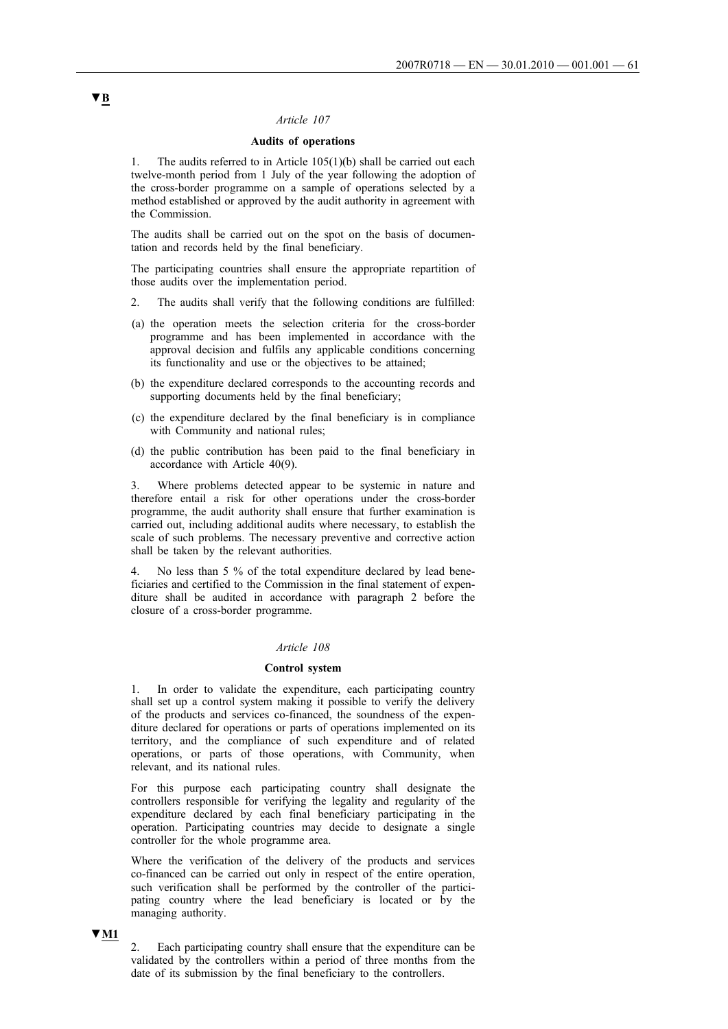▼B

*Article 107*

**Audits of operations**

1. The audits referred to in Article 105(1)(b) shall be carried out each twelve-month period from 1 July of the year following the adoption of the cross-border programme on a sample of operations selected by a method established or approved by the audit authority in agreement with the Commission.

The audits shall be carried out on the spot on the basis of documentation and records held by the final beneficiary.

The participating countries shall ensure the appropriate repartition of those audits over the implementation period.

2. The audits shall verify that the following conditions are fulfilled:

(a) the operation meets the selection criteria for the cross-border programme and has been implemented in accordance with the approval decision and fulfils any applicable conditions concerning its functionality and use or the objectives to be attained;

(b) the expenditure declared corresponds to the accounting records and supporting documents held by the final beneficiary;

(c) the expenditure declared by the final beneficiary is in compliance with Community and national rules;

(d) the public contribution has been paid to the final beneficiary in accordance with Article 40(9).

3. Where problems detected appear to be systemic in nature and therefore entail a risk for other operations under the cross-border programme, the audit authority shall ensure that further examination is carried out, including additional audits where necessary, to establish the scale of such problems. The necessary preventive and corrective action shall be taken by the relevant authorities.

4. No less than 5 % of the total expenditure declared by lead beneficiaries and certified to the Commission in the final statement of expenditure shall be audited in accordance with paragraph 2 before the closure of a cross-border programme.

*Article 108*

**Control system**

1. In order to validate the expenditure, each participating country shall set up a control system making it possible to verify the delivery of the products and services co-financed, the soundness of the expenditure declared for operations or parts of operations implemented on its territory, and the compliance of such expenditure and of related operations, or parts of those operations, with Community, when relevant, and its national rules.

For this purpose each participating country shall designate the controllers responsible for verifying the legality and regularity of the expenditure declared by each final beneficiary participating in the operation. Participating countries may decide to designate a single controller for the whole programme area.

Where the verification of the delivery of the products and services co-financed can be carried out only in respect of the entire operation, such verification shall be performed by the controller of the participating country where the lead beneficiary is located or by the managing authority.

▼M1

2. Each participating country shall ensure that the expenditure can be validated by the controllers within a period of three months from the date of its submission by the final beneficiary to the controllers.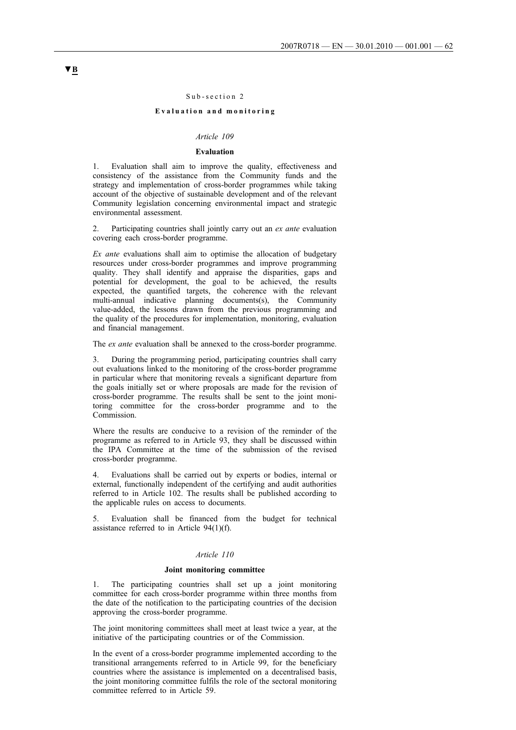**▼B**

Sub-section 2

**Evaluation and monitoring**

*Article 109*

**Evaluation**

1. Evaluation shall aim to improve the quality, effectiveness and consistency of the assistance from the Community funds and the strategy and implementation of cross-border programmes while taking account of the objective of sustainable development and of the relevant Community legislation concerning environmental impact and strategic environmental assessment.

2. Participating countries shall jointly carry out an *ex ante* evaluation covering each cross-border programme.

*Ex ante* evaluations shall aim to optimise the allocation of budgetary resources under cross-border programmes and improve programming quality. They shall identify and appraise the disparities, gaps and potential for development, the goal to be achieved, the results expected, the quantified targets, the coherence with the relevant multi-annual indicative planning documents(s), the Community value-added, the lessons drawn from the previous programming and the quality of the procedures for implementation, monitoring, evaluation and financial management.

The *ex ante* evaluation shall be annexed to the cross-border programme.

3. During the programming period, participating countries shall carry out evaluations linked to the monitoring of the cross-border programme in particular where that monitoring reveals a significant departure from the goals initially set or where proposals are made for the revision of cross-border programme. The results shall be sent to the joint monitoring committee for the cross-border programme and to the Commission.

Where the results are conducive to a revision of the reminder of the programme as referred to in Article 93, they shall be discussed within the IPA Committee at the time of the submission of the revised cross-border programme.

4. Evaluations shall be carried out by experts or bodies, internal or external, functionally independent of the certifying and audit authorities referred to in Article 102. The results shall be published according to the applicable rules on access to documents.

5. Evaluation shall be financed from the budget for technical assistance referred to in Article 94(1)(f).

*Article 110*

**Joint monitoring committee**

1. The participating countries shall set up a joint monitoring committee for each cross-border programme within three months from the date of the notification to the participating countries of the decision approving the cross-border programme.

The joint monitoring committees shall meet at least twice a year, at the initiative of the participating countries or of the Commission.

In the event of a cross-border programme implemented according to the transitional arrangements referred to in Article 99, for the beneficiary countries where the assistance is implemented on a decentralised basis, the joint monitoring committee fulfils the role of the sectoral monitoring committee referred to in Article 59.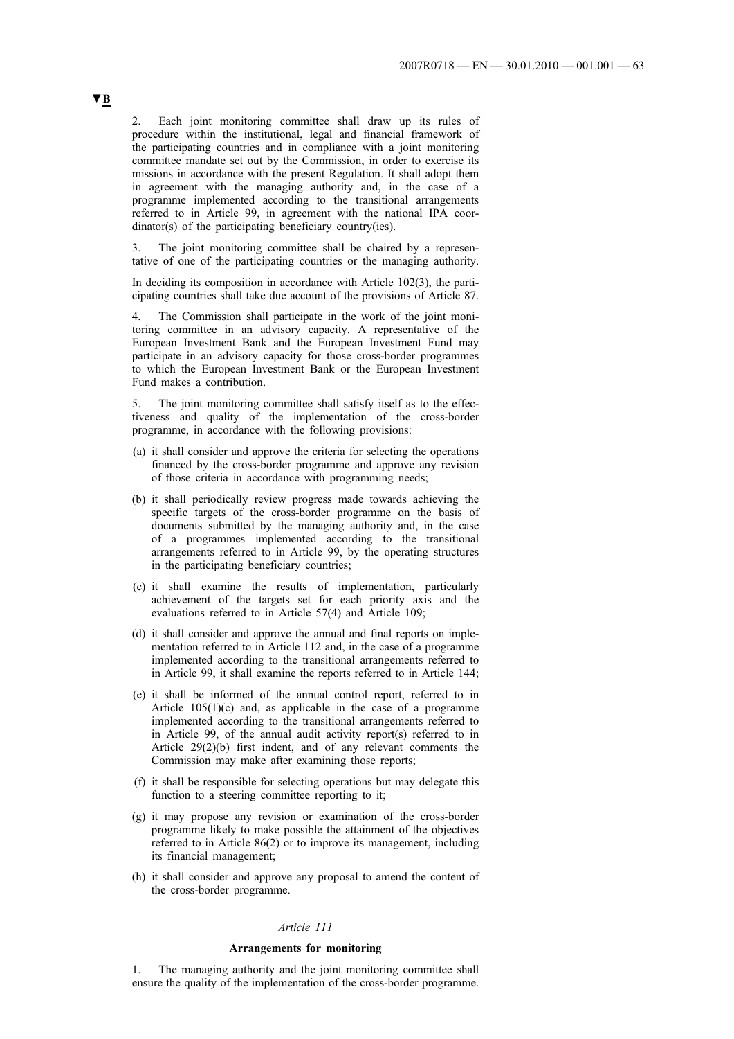▼B

2. Each joint monitoring committee shall draw up its rules of procedure within the institutional, legal and financial framework of the participating countries and in compliance with a joint monitoring committee mandate set out by the Commission, in order to exercise its missions in accordance with the present Regulation. It shall adopt them in agreement with the managing authority and, in the case of a programme implemented according to the transitional arrangements referred to in Article 99, in agreement with the national IPA coordinator(s) of the participating beneficiary country(ies).

3. The joint monitoring committee shall be chaired by a representative of one of the participating countries or the managing authority.

In deciding its composition in accordance with Article 102(3), the participating countries shall take due account of the provisions of Article 87.

4. The Commission shall participate in the work of the joint monitoring committee in an advisory capacity. A representative of the European Investment Bank and the European Investment Fund may participate in an advisory capacity for those cross-border programmes to which the European Investment Bank or the European Investment Fund makes a contribution.

5. The joint monitoring committee shall satisfy itself as to the effectiveness and quality of the implementation of the cross-border programme, in accordance with the following provisions:

(a) it shall consider and approve the criteria for selecting the operations financed by the cross-border programme and approve any revision of those criteria in accordance with programming needs;

(b) it shall periodically review progress made towards achieving the specific targets of the cross-border programme on the basis of documents submitted by the managing authority and, in the case of a programmes implemented according to the transitional arrangements referred to in Article 99, by the operating structures in the participating beneficiary countries;

(c) it shall examine the results of implementation, particularly achievement of the targets set for each priority axis and the evaluations referred to in Article 57(4) and Article 109;

(d) it shall consider and approve the annual and final reports on implementation referred to in Article 112 and, in the case of a programme implemented according to the transitional arrangements referred to in Article 99, it shall examine the reports referred to in Article 144;

(e) it shall be informed of the annual control report, referred to in Article 105(1)(c) and, as applicable in the case of a programme implemented according to the transitional arrangements referred to in Article 99, of the annual audit activity report(s) referred to in Article 29(2)(b) first indent, and of any relevant comments the Commission may make after examining those reports;

(f) it shall be responsible for selecting operations but may delegate this function to a steering committee reporting to it;

(g) it may propose any revision or examination of the cross-border programme likely to make possible the attainment of the objectives referred to in Article 86(2) or to improve its management, including its financial management;

(h) it shall consider and approve any proposal to amend the content of the cross-border programme.

*Article 111*

**Arrangements for monitoring**

1. The managing authority and the joint monitoring committee shall ensure the quality of the implementation of the cross-border programme.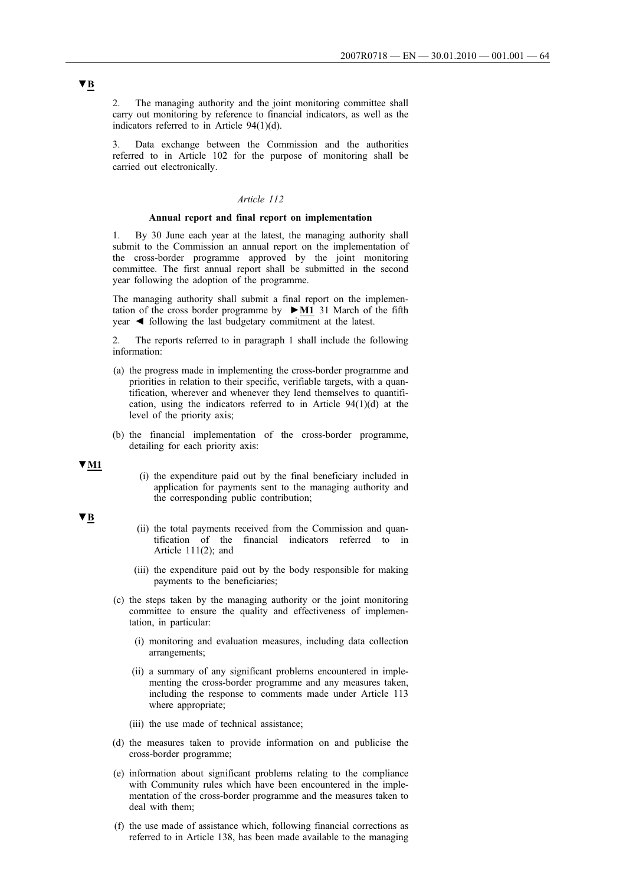▼B

2. The managing authority and the joint monitoring committee shall carry out monitoring by reference to financial indicators, as well as the indicators referred to in Article 94(1)(d).

3. Data exchange between the Commission and the authorities referred to in Article 102 for the purpose of monitoring shall be carried out electronically.

*Article 112*

**Annual report and final report on implementation**

1. By 30 June each year at the latest, the managing authority shall submit to the Commission an annual report on the implementation of the cross-border programme approved by the joint monitoring committee. The first annual report shall be submitted in the second year following the adoption of the programme.

The managing authority shall submit a final report on the implementation of the cross border programme by ►M1 31 March of the fifth year ◄ following the last budgetary commitment at the latest.

2. The reports referred to in paragraph 1 shall include the following information:

(a) the progress made in implementing the cross-border programme and priorities in relation to their specific, verifiable targets, with a quantification, wherever and whenever they lend themselves to quantification, using the indicators referred to in Article 94(1)(d) at the level of the priority axis;

(b) the financial implementation of the cross-border programme, detailing for each priority axis:

▼M1

(i) the expenditure paid out by the final beneficiary included in application for payments sent to the managing authority and the corresponding public contribution;

▼B

(ii) the total payments received from the Commission and quantification of the financial indicators referred to in Article 111(2); and

(iii) the expenditure paid out by the body responsible for making payments to the beneficiaries;

(c) the steps taken by the managing authority or the joint monitoring committee to ensure the quality and effectiveness of implementation, in particular:

(i) monitoring and evaluation measures, including data collection arrangements;

(ii) a summary of any significant problems encountered in implementing the cross-border programme and any measures taken, including the response to comments made under Article 113 where appropriate;

(iii) the use made of technical assistance;

(d) the measures taken to provide information on and publicise the cross-border programme;

(e) information about significant problems relating to the compliance with Community rules which have been encountered in the implementation of the cross-border programme and the measures taken to deal with them;

(f) the use made of assistance which, following financial corrections as referred to in Article 138, has been made available to the managing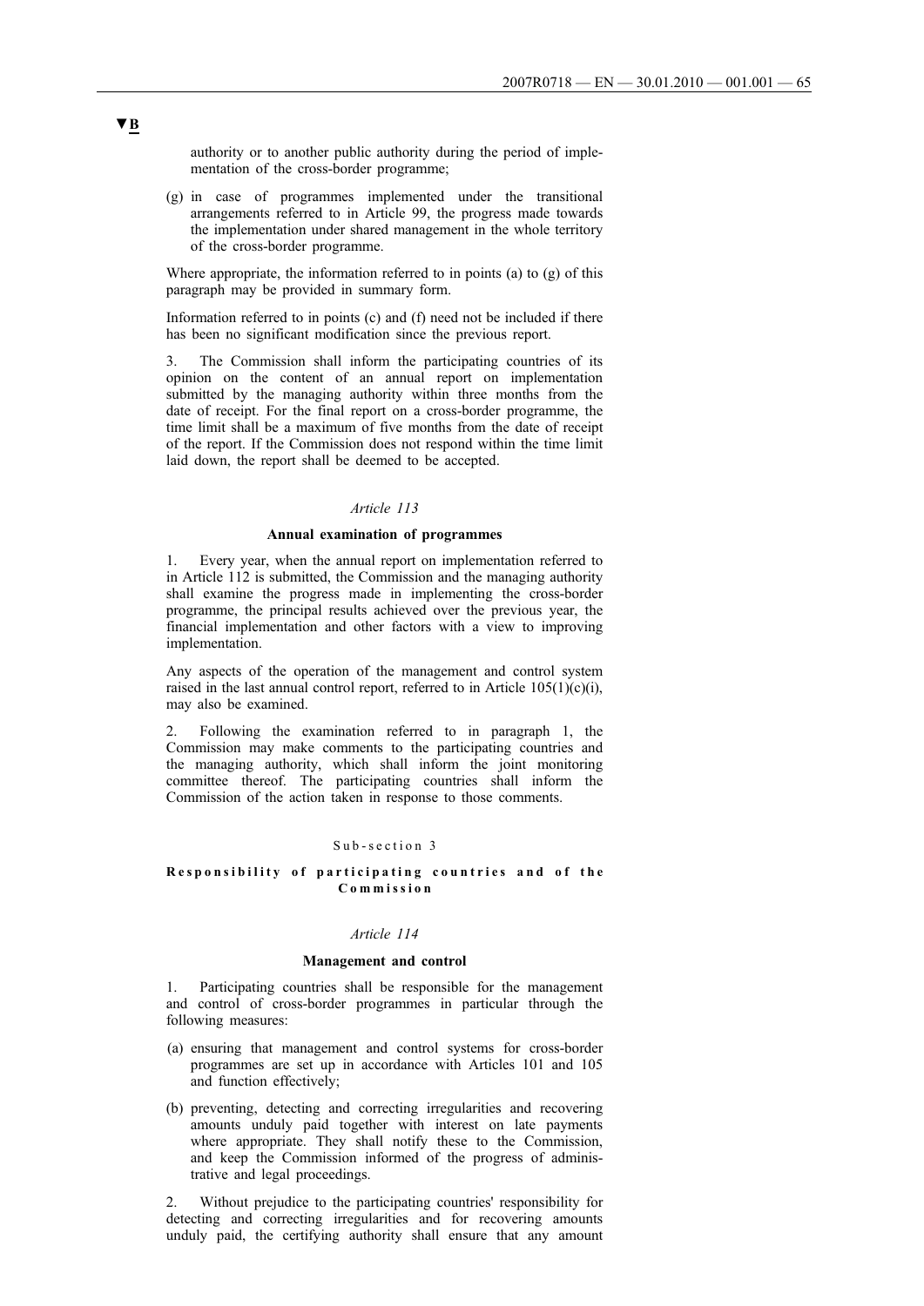authority or to another public authority during the period of implementation of the cross-border programme;

(g) in case of programmes implemented under the transitional arrangements referred to in Article 99, the progress made towards the implementation under shared management in the whole territory of the cross-border programme.

Where appropriate, the information referred to in points (a) to (g) of this paragraph may be provided in summary form.

Information referred to in points (c) and (f) need not be included if there has been no significant modification since the previous report.

3. The Commission shall inform the participating countries of its opinion on the content of an annual report on implementation submitted by the managing authority within three months from the date of receipt. For the final report on a cross-border programme, the time limit shall be a maximum of five months from the date of receipt of the report. If the Commission does not respond within the time limit laid down, the report shall be deemed to be accepted.

*Article 113*

**Annual examination of programmes**

1. Every year, when the annual report on implementation referred to in Article 112 is submitted, the Commission and the managing authority shall examine the progress made in implementing the cross-border programme, the principal results achieved over the previous year, the financial implementation and other factors with a view to improving implementation.

Any aspects of the operation of the management and control system raised in the last annual control report, referred to in Article 105(1)(c)(i), may also be examined.

2. Following the examination referred to in paragraph 1, the Commission may make comments to the participating countries and the managing authority, which shall inform the joint monitoring committee thereof. The participating countries shall inform the Commission of the action taken in response to those comments.

Sub-section 3

**Responsibility of participating countries and of the Commission**

*Article 114*

**Management and control**

1. Participating countries shall be responsible for the management and control of cross-border programmes in particular through the following measures:

(a) ensuring that management and control systems for cross-border programmes are set up in accordance with Articles 101 and 105 and function effectively;

(b) preventing, detecting and correcting irregularities and recovering amounts unduly paid together with interest on late payments where appropriate. They shall notify these to the Commission, and keep the Commission informed of the progress of administrative and legal proceedings.

2. Without prejudice to the participating countries' responsibility for detecting and correcting irregularities and for recovering amounts unduly paid, the certifying authority shall ensure that any amount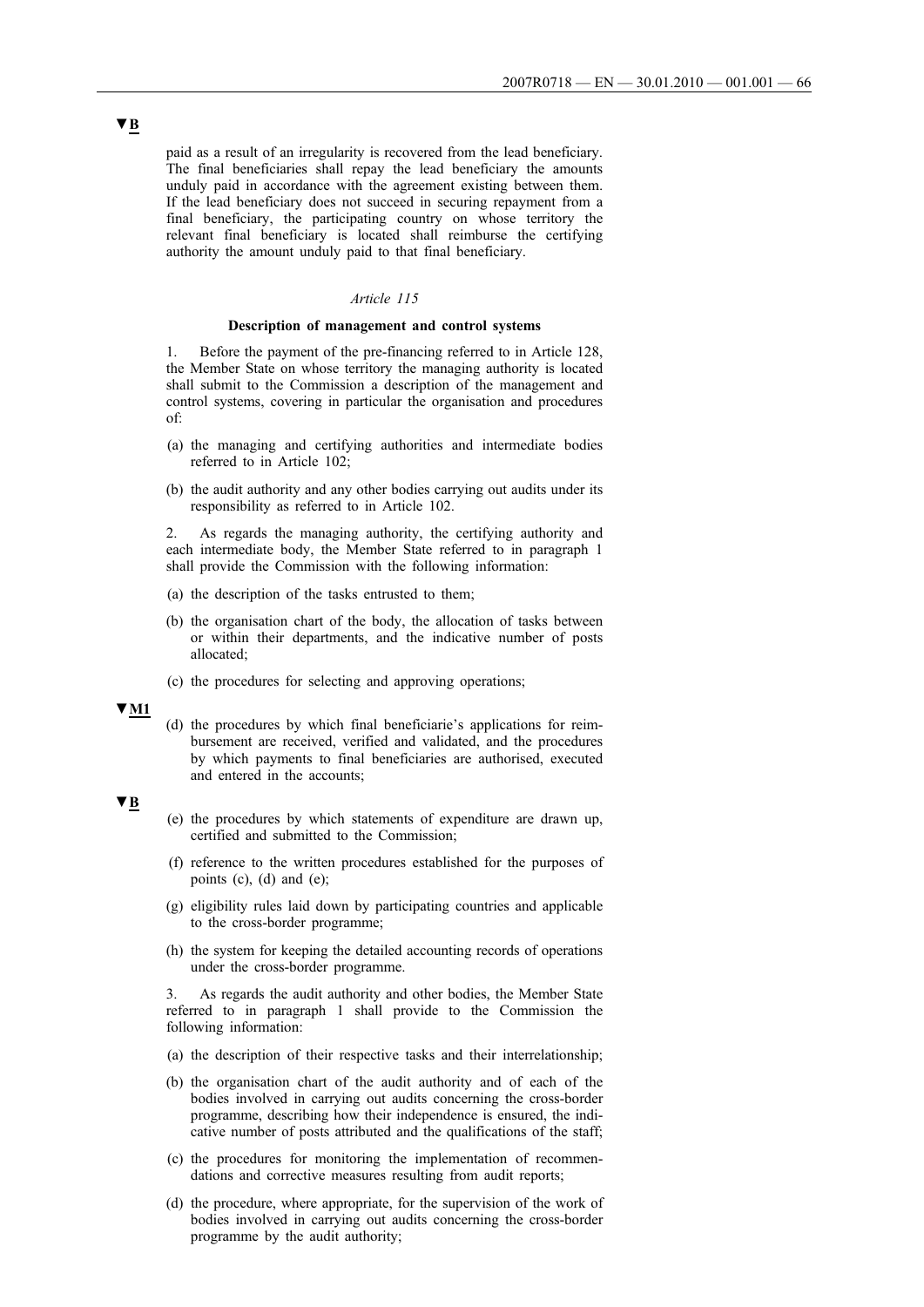▼B

paid as a result of an irregularity is recovered from the lead beneficiary. The final beneficiaries shall repay the lead beneficiary the amounts unduly paid in accordance with the agreement existing between them. If the lead beneficiary does not succeed in securing repayment from a final beneficiary, the participating country on whose territory the relevant final beneficiary is located shall reimburse the certifying authority the amount unduly paid to that final beneficiary.

*Article 115*

**Description of management and control systems**

1. Before the payment of the pre-financing referred to in Article 128, the Member State on whose territory the managing authority is located shall submit to the Commission a description of the management and control systems, covering in particular the organisation and procedures of:

(a) the managing and certifying authorities and intermediate bodies referred to in Article 102;

(b) the audit authority and any other bodies carrying out audits under its responsibility as referred to in Article 102.

2. As regards the managing authority, the certifying authority and each intermediate body, the Member State referred to in paragraph 1 shall provide the Commission with the following information:

(a) the description of the tasks entrusted to them;

(b) the organisation chart of the body, the allocation of tasks between or within their departments, and the indicative number of posts allocated;

(c) the procedures for selecting and approving operations;

▼M1

(d) the procedures by which final beneficiarie's applications for reimbursement are received, verified and validated, and the procedures by which payments to final beneficiaries are authorised, executed and entered in the accounts;

▼B

(e) the procedures by which statements of expenditure are drawn up, certified and submitted to the Commission;

(f) reference to the written procedures established for the purposes of points (c), (d) and (e);

(g) eligibility rules laid down by participating countries and applicable to the cross-border programme;

(h) the system for keeping the detailed accounting records of operations under the cross-border programme.

3. As regards the audit authority and other bodies, the Member State referred to in paragraph 1 shall provide to the Commission the following information:

(a) the description of their respective tasks and their interrelationship;

(b) the organisation chart of the audit authority and of each of the bodies involved in carrying out audits concerning the cross-border programme, describing how their independence is ensured, the indicative number of posts attributed and the qualifications of the staff;

(c) the procedures for monitoring the implementation of recommendations and corrective measures resulting from audit reports;

(d) the procedure, where appropriate, for the supervision of the work of bodies involved in carrying out audits concerning the cross-border programme by the audit authority;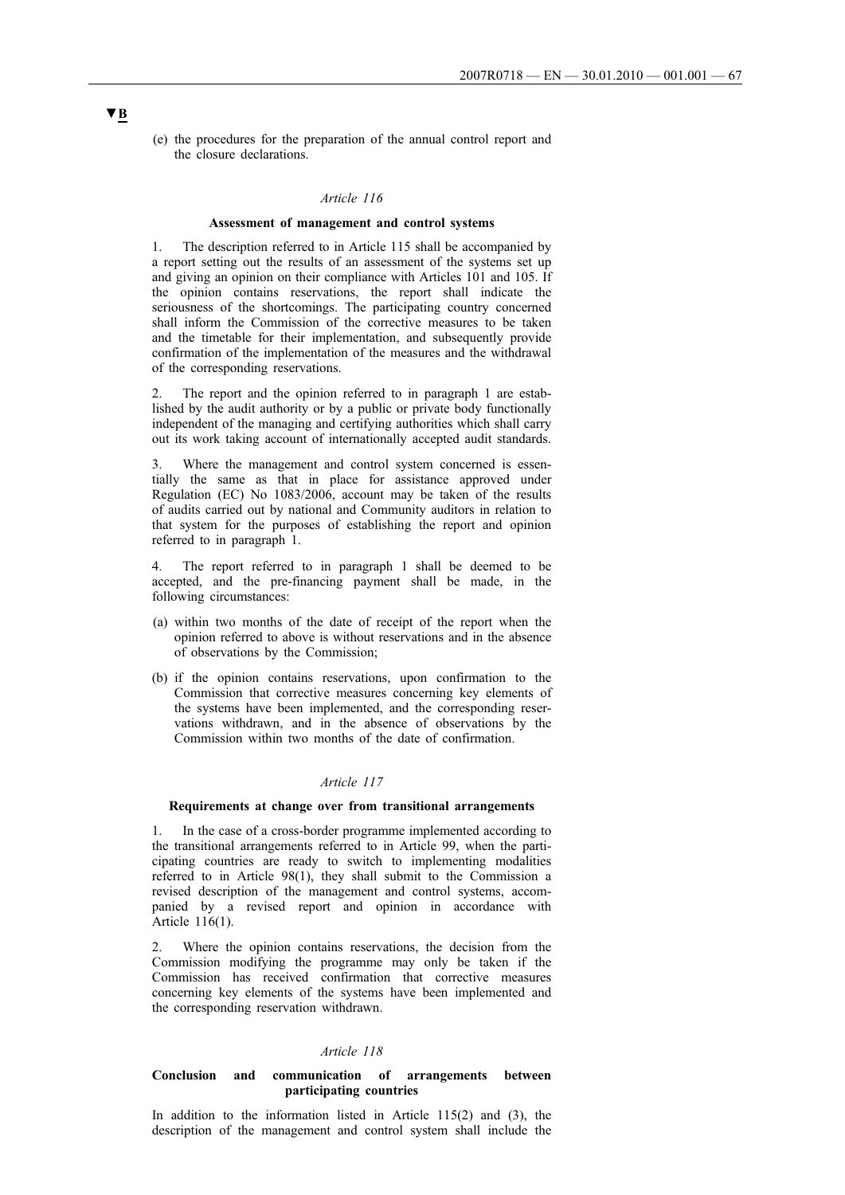▼B

(e) the procedures for the preparation of the annual control report and the closure declarations.

*Article 116*

**Assessment of management and control systems**

1. The description referred to in Article 115 shall be accompanied by a report setting out the results of an assessment of the systems set up and giving an opinion on their compliance with Articles 101 and 105. If the opinion contains reservations, the report shall indicate the seriousness of the shortcomings. The participating country concerned shall inform the Commission of the corrective measures to be taken and the timetable for their implementation, and subsequently provide confirmation of the implementation of the measures and the withdrawal of the corresponding reservations.

2. The report and the opinion referred to in paragraph 1 are established by the audit authority or by a public or private body functionally independent of the managing and certifying authorities which shall carry out its work taking account of internationally accepted audit standards.

3. Where the management and control system concerned is essentially the same as that in place for assistance approved under Regulation (EC) No 1083/2006, account may be taken of the results of audits carried out by national and Community auditors in relation to that system for the purposes of establishing the report and opinion referred to in paragraph 1.

4. The report referred to in paragraph 1 shall be deemed to be accepted, and the pre-financing payment shall be made, in the following circumstances:

(a) within two months of the date of receipt of the report when the opinion referred to above is without reservations and in the absence of observations by the Commission;

(b) if the opinion contains reservations, upon confirmation to the Commission that corrective measures concerning key elements of the systems have been implemented, and the corresponding reservations withdrawn, and in the absence of observations by the Commission within two months of the date of confirmation.

*Article 117*

**Requirements at change over from transitional arrangements**

1. In the case of a cross-border programme implemented according to the transitional arrangements referred to in Article 99, when the participating countries are ready to switch to implementing modalities referred to in Article 98(1), they shall submit to the Commission a revised description of the management and control systems, accompanied by a revised report and opinion in accordance with Article 116(1).

2. Where the opinion contains reservations, the decision from the Commission modifying the programme may only be taken if the Commission has received confirmation that corrective measures concerning key elements of the systems have been implemented and the corresponding reservation withdrawn.

*Article 118*

**Conclusion and communication of arrangements between participating countries**

In addition to the information listed in Article 115(2) and (3), the description of the management and control system shall include the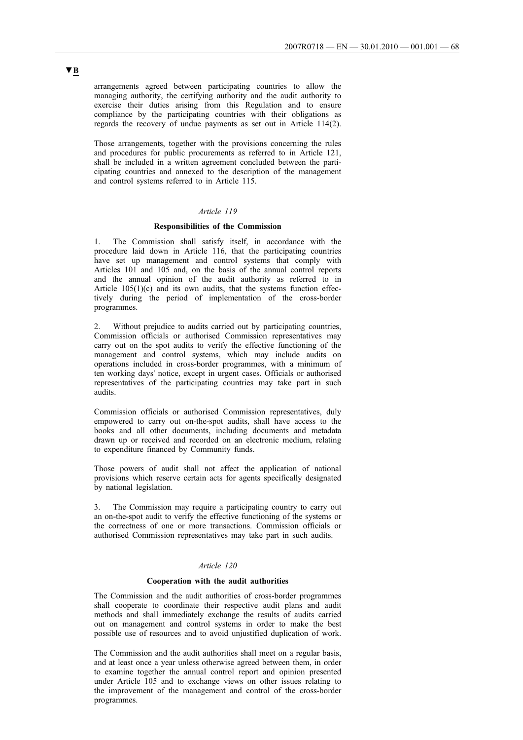**▼B**

arrangements agreed between participating countries to allow the managing authority, the certifying authority and the audit authority to exercise their duties arising from this Regulation and to ensure compliance by the participating countries with their obligations as regards the recovery of undue payments as set out in Article 114(2).

Those arrangements, together with the provisions concerning the rules and procedures for public procurements as referred to in Article 121, shall be included in a written agreement concluded between the participating countries and annexed to the description of the management and control systems referred to in Article 115.

*Article 119*

**Responsibilities of the Commission**

1. The Commission shall satisfy itself, in accordance with the procedure laid down in Article 116, that the participating countries have set up management and control systems that comply with Articles 101 and 105 and, on the basis of the annual control reports and the annual opinion of the audit authority as referred to in Article 105(1)(c) and its own audits, that the systems function effectively during the period of implementation of the cross-border programmes.

2. Without prejudice to audits carried out by participating countries, Commission officials or authorised Commission representatives may carry out on the spot audits to verify the effective functioning of the management and control systems, which may include audits on operations included in cross-border programmes, with a minimum of ten working days' notice, except in urgent cases. Officials or authorised representatives of the participating countries may take part in such audits.

Commission officials or authorised Commission representatives, duly empowered to carry out on-the-spot audits, shall have access to the books and all other documents, including documents and metadata drawn up or received and recorded on an electronic medium, relating to expenditure financed by Community funds.

Those powers of audit shall not affect the application of national provisions which reserve certain acts for agents specifically designated by national legislation.

3. The Commission may require a participating country to carry out an on-the-spot audit to verify the effective functioning of the systems or the correctness of one or more transactions. Commission officials or authorised Commission representatives may take part in such audits.

*Article 120*

**Cooperation with the audit authorities**

The Commission and the audit authorities of cross-border programmes shall cooperate to coordinate their respective audit plans and audit methods and shall immediately exchange the results of audits carried out on management and control systems in order to make the best possible use of resources and to avoid unjustified duplication of work.

The Commission and the audit authorities shall meet on a regular basis, and at least once a year unless otherwise agreed between them, in order to examine together the annual control report and opinion presented under Article 105 and to exchange views on other issues relating to the improvement of the management and control of the cross-border programmes.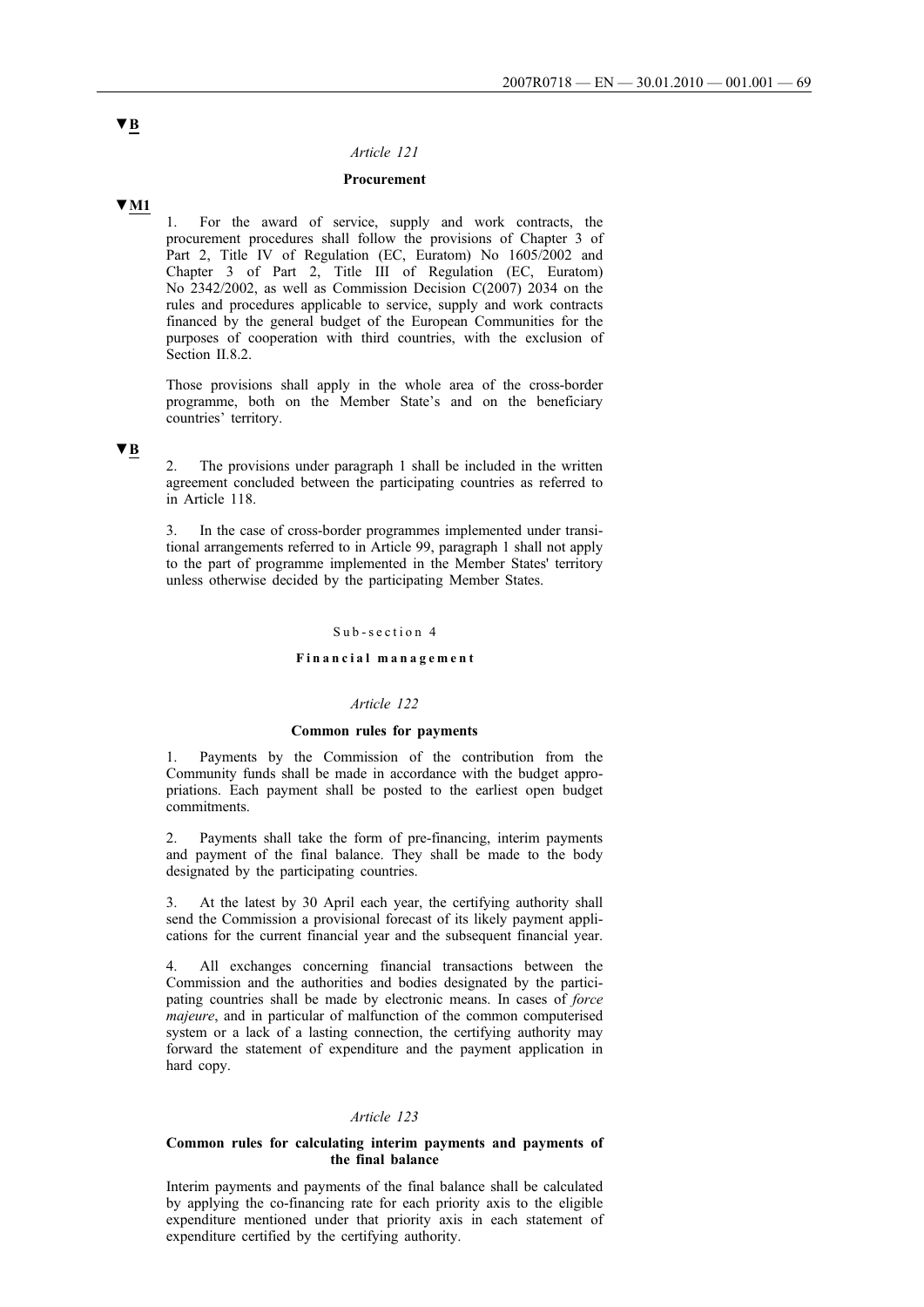▼B

*Article 121*

**Procurement**

▼M1

1. For the award of service, supply and work contracts, the procurement procedures shall follow the provisions of Chapter 3 of Part 2, Title IV of Regulation (EC, Euratom) No 1605/2002 and Chapter 3 of Part 2, Title III of Regulation (EC, Euratom) No 2342/2002, as well as Commission Decision C(2007) 2034 on the rules and procedures applicable to service, supply and work contracts financed by the general budget of the European Communities for the purposes of cooperation with third countries, with the exclusion of Section II.8.2.

Those provisions shall apply in the whole area of the cross-border programme, both on the Member State's and on the beneficiary countries' territory.

▼B

2. The provisions under paragraph 1 shall be included in the written agreement concluded between the participating countries as referred to in Article 118.

3. In the case of cross-border programmes implemented under transitional arrangements referred to in Article 99, paragraph 1 shall not apply to the part of programme implemented in the Member States' territory unless otherwise decided by the participating Member States.

Sub-section 4

**Financial management**

*Article 122*

**Common rules for payments**

1. Payments by the Commission of the contribution from the Community funds shall be made in accordance with the budget appropriations. Each payment shall be posted to the earliest open budget commitments.

2. Payments shall take the form of pre-financing, interim payments and payment of the final balance. They shall be made to the body designated by the participating countries.

3. At the latest by 30 April each year, the certifying authority shall send the Commission a provisional forecast of its likely payment applications for the current financial year and the subsequent financial year.

4. All exchanges concerning financial transactions between the Commission and the authorities and bodies designated by the participating countries shall be made by electronic means. In cases of *force majeure*, and in particular of malfunction of the common computerised system or a lack of a lasting connection, the certifying authority may forward the statement of expenditure and the payment application in hard copy.

*Article 123*

**Common rules for calculating interim payments and payments of the final balance**

Interim payments and payments of the final balance shall be calculated by applying the co-financing rate for each priority axis to the eligible expenditure mentioned under that priority axis in each statement of expenditure certified by the certifying authority.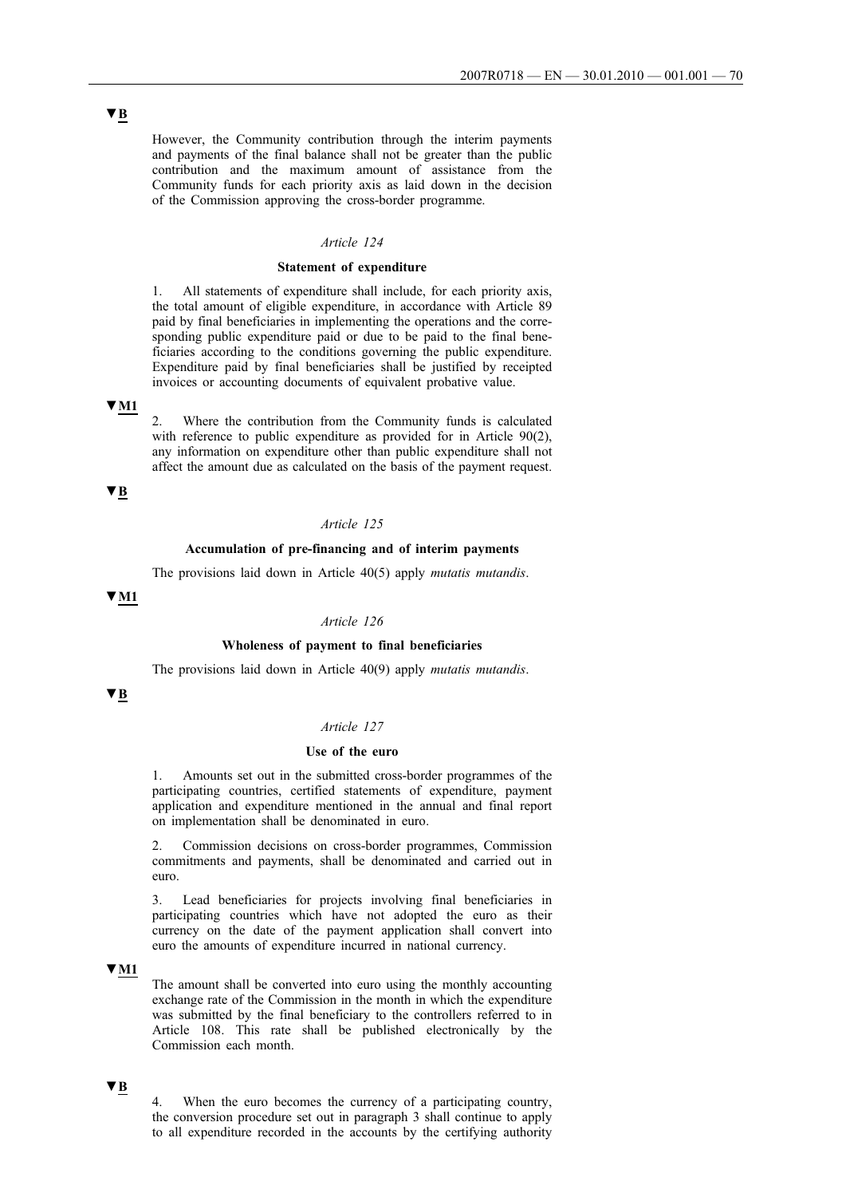▼B

However, the Community contribution through the interim payments and payments of the final balance shall not be greater than the public contribution and the maximum amount of assistance from the Community funds for each priority axis as laid down in the decision of the Commission approving the cross-border programme.

*Article 124*

**Statement of expenditure**

1. All statements of expenditure shall include, for each priority axis, the total amount of eligible expenditure, in accordance with Article 89 paid by final beneficiaries in implementing the operations and the corresponding public expenditure paid or due to be paid to the final beneficiaries according to the conditions governing the public expenditure. Expenditure paid by final beneficiaries shall be justified by receipted invoices or accounting documents of equivalent probative value.

▼M1

2. Where the contribution from the Community funds is calculated with reference to public expenditure as provided for in Article 90(2), any information on expenditure other than public expenditure shall not affect the amount due as calculated on the basis of the payment request.

▼B

*Article 125*

**Accumulation of pre-financing and of interim payments**

The provisions laid down in Article 40(5) apply *mutatis mutandis*.

▼M1

*Article 126*

**Wholeness of payment to final beneficiaries**

The provisions laid down in Article 40(9) apply *mutatis mutandis*.

▼B

*Article 127*

**Use of the euro**

1. Amounts set out in the submitted cross-border programmes of the participating countries, certified statements of expenditure, payment application and expenditure mentioned in the annual and final report on implementation shall be denominated in euro.

2. Commission decisions on cross-border programmes, Commission commitments and payments, shall be denominated and carried out in euro.

3. Lead beneficiaries for projects involving final beneficiaries in participating countries which have not adopted the euro as their currency on the date of the payment application shall convert into euro the amounts of expenditure incurred in national currency.

▼M1

The amount shall be converted into euro using the monthly accounting exchange rate of the Commission in the month in which the expenditure was submitted by the final beneficiary to the controllers referred to in Article 108. This rate shall be published electronically by the Commission each month.

▼B

4. When the euro becomes the currency of a participating country, the conversion procedure set out in paragraph 3 shall continue to apply to all expenditure recorded in the accounts by the certifying authority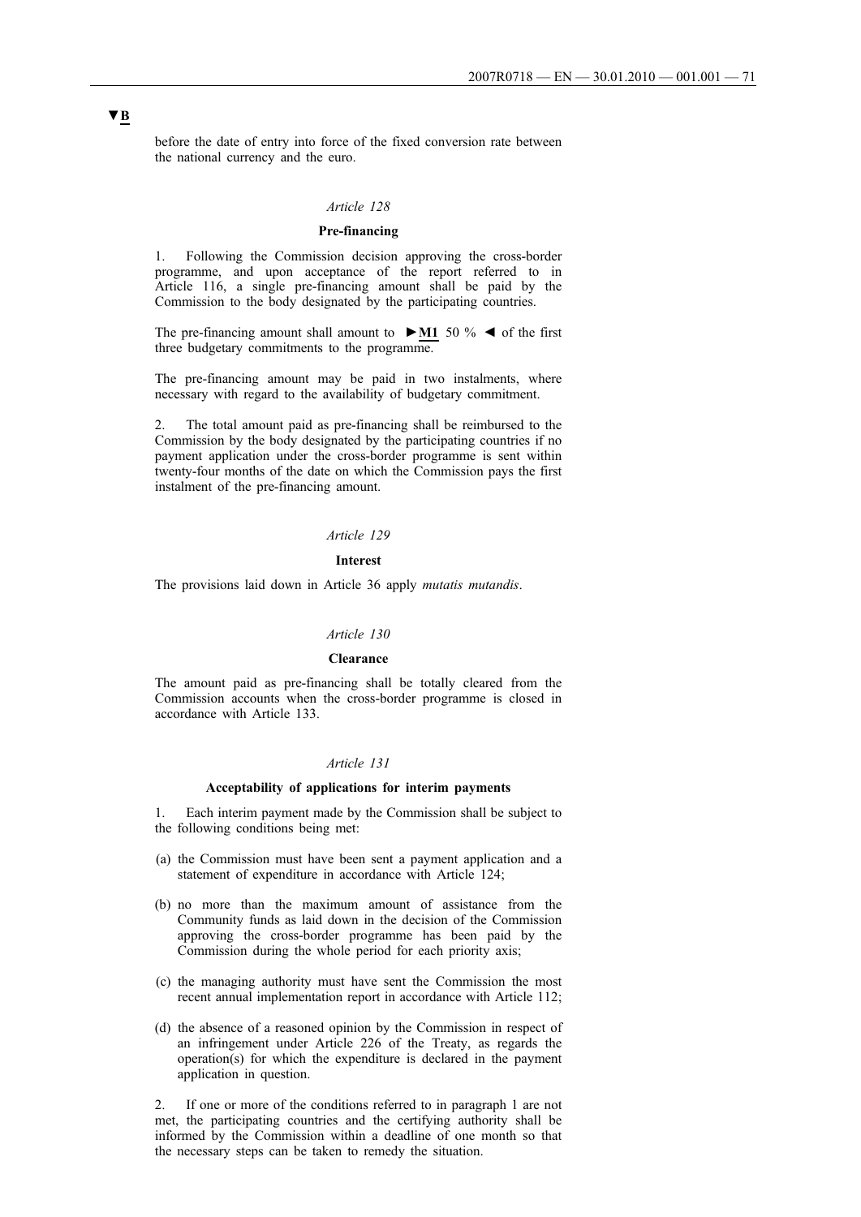▼B

before the date of entry into force of the fixed conversion rate between the national currency and the euro.

*Article 128*

**Pre-financing**

1. Following the Commission decision approving the cross-border programme, and upon acceptance of the report referred to in Article 116, a single pre-financing amount shall be paid by the Commission to the body designated by the participating countries.

The pre-financing amount shall amount to ►M1 50 % ◄ of the first three budgetary commitments to the programme.

The pre-financing amount may be paid in two instalments, where necessary with regard to the availability of budgetary commitment.

2. The total amount paid as pre-financing shall be reimbursed to the Commission by the body designated by the participating countries if no payment application under the cross-border programme is sent within twenty-four months of the date on which the Commission pays the first instalment of the pre-financing amount.

*Article 129*

**Interest**

The provisions laid down in Article 36 apply *mutatis mutandis*.

*Article 130*

**Clearance**

The amount paid as pre-financing shall be totally cleared from the Commission accounts when the cross-border programme is closed in accordance with Article 133.

*Article 131*

**Acceptability of applications for interim payments**

1. Each interim payment made by the Commission shall be subject to the following conditions being met:

(a) the Commission must have been sent a payment application and a statement of expenditure in accordance with Article 124;

(b) no more than the maximum amount of assistance from the Community funds as laid down in the decision of the Commission approving the cross-border programme has been paid by the Commission during the whole period for each priority axis;

(c) the managing authority must have sent the Commission the most recent annual implementation report in accordance with Article 112;

(d) the absence of a reasoned opinion by the Commission in respect of an infringement under Article 226 of the Treaty, as regards the operation(s) for which the expenditure is declared in the payment application in question.

2. If one or more of the conditions referred to in paragraph 1 are not met, the participating countries and the certifying authority shall be informed by the Commission within a deadline of one month so that the necessary steps can be taken to remedy the situation.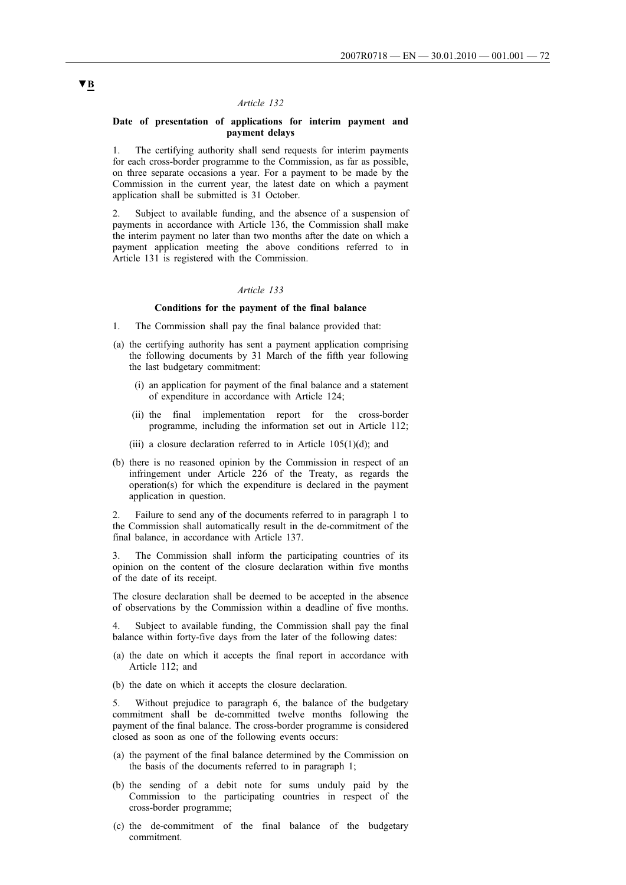▼B

*Article 132*

**Date of presentation of applications for interim payment and payment delays**

1. The certifying authority shall send requests for interim payments for each cross-border programme to the Commission, as far as possible, on three separate occasions a year. For a payment to be made by the Commission in the current year, the latest date on which a payment application shall be submitted is 31 October.

2. Subject to available funding, and the absence of a suspension of payments in accordance with Article 136, the Commission shall make the interim payment no later than two months after the date on which a payment application meeting the above conditions referred to in Article 131 is registered with the Commission.

*Article 133*

**Conditions for the payment of the final balance**

1. The Commission shall pay the final balance provided that:

(a) the certifying authority has sent a payment application comprising the following documents by 31 March of the fifth year following the last budgetary commitment:

   (i) an application for payment of the final balance and a statement of expenditure in accordance with Article 124;

   (ii) the final implementation report for the cross-border programme, including the information set out in Article 112;

   (iii) a closure declaration referred to in Article 105(1)(d); and

(b) there is no reasoned opinion by the Commission in respect of an infringement under Article 226 of the Treaty, as regards the operation(s) for which the expenditure is declared in the payment application in question.

2. Failure to send any of the documents referred to in paragraph 1 to the Commission shall automatically result in the de-commitment of the final balance, in accordance with Article 137.

3. The Commission shall inform the participating countries of its opinion on the content of the closure declaration within five months of the date of its receipt.

The closure declaration shall be deemed to be accepted in the absence of observations by the Commission within a deadline of five months.

4. Subject to available funding, the Commission shall pay the final balance within forty-five days from the later of the following dates:

(a) the date on which it accepts the final report in accordance with Article 112; and

(b) the date on which it accepts the closure declaration.

5. Without prejudice to paragraph 6, the balance of the budgetary commitment shall be de-committed twelve months following the payment of the final balance. The cross-border programme is considered closed as soon as one of the following events occurs:

(a) the payment of the final balance determined by the Commission on the basis of the documents referred to in paragraph 1;

(b) the sending of a debit note for sums unduly paid by the Commission to the participating countries in respect of the cross-border programme;

(c) the de-commitment of the final balance of the budgetary commitment.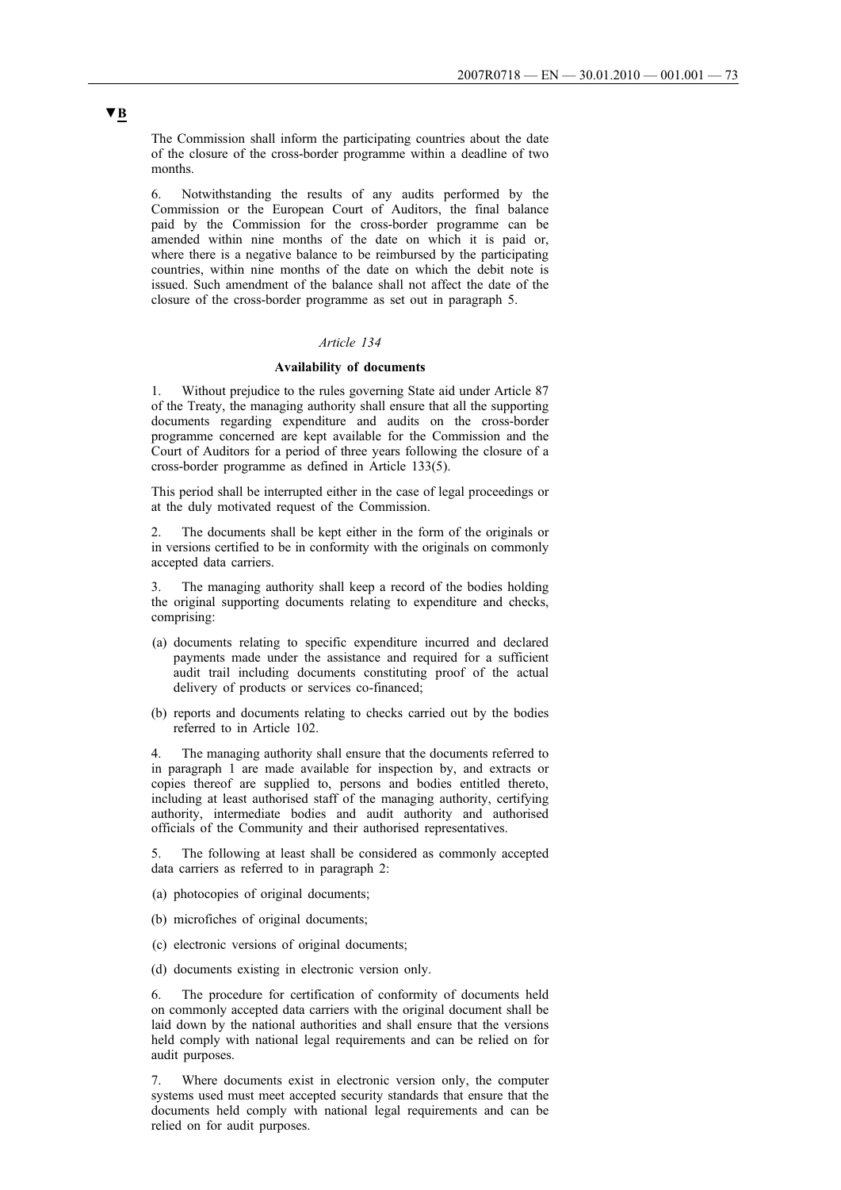▼B

The Commission shall inform the participating countries about the date of the closure of the cross-border programme within a deadline of two months.

6. Notwithstanding the results of any audits performed by the Commission or the European Court of Auditors, the final balance paid by the Commission for the cross-border programme can be amended within nine months of the date on which it is paid or, where there is a negative balance to be reimbursed by the participating countries, within nine months of the date on which the debit note is issued. Such amendment of the balance shall not affect the date of the closure of the cross-border programme as set out in paragraph 5.

*Article 134*

**Availability of documents**

1. Without prejudice to the rules governing State aid under Article 87 of the Treaty, the managing authority shall ensure that all the supporting documents regarding expenditure and audits on the cross-border programme concerned are kept available for the Commission and the Court of Auditors for a period of three years following the closure of a cross-border programme as defined in Article 133(5).

This period shall be interrupted either in the case of legal proceedings or at the duly motivated request of the Commission.

2. The documents shall be kept either in the form of the originals or in versions certified to be in conformity with the originals on commonly accepted data carriers.

3. The managing authority shall keep a record of the bodies holding the original supporting documents relating to expenditure and checks, comprising:

(a) documents relating to specific expenditure incurred and declared payments made under the assistance and required for a sufficient audit trail including documents constituting proof of the actual delivery of products or services co-financed;

(b) reports and documents relating to checks carried out by the bodies referred to in Article 102.

4. The managing authority shall ensure that the documents referred to in paragraph 1 are made available for inspection by, and extracts or copies thereof are supplied to, persons and bodies entitled thereto, including at least authorised staff of the managing authority, certifying authority, intermediate bodies and audit authority and authorised officials of the Community and their authorised representatives.

5. The following at least shall be considered as commonly accepted data carriers as referred to in paragraph 2:

(a) photocopies of original documents;

(b) microfiches of original documents;

(c) electronic versions of original documents;

(d) documents existing in electronic version only.

6. The procedure for certification of conformity of documents held on commonly accepted data carriers with the original document shall be laid down by the national authorities and shall ensure that the versions held comply with national legal requirements and can be relied on for audit purposes.

7. Where documents exist in electronic version only, the computer systems used must meet accepted security standards that ensure that the documents held comply with national legal requirements and can be relied on for audit purposes.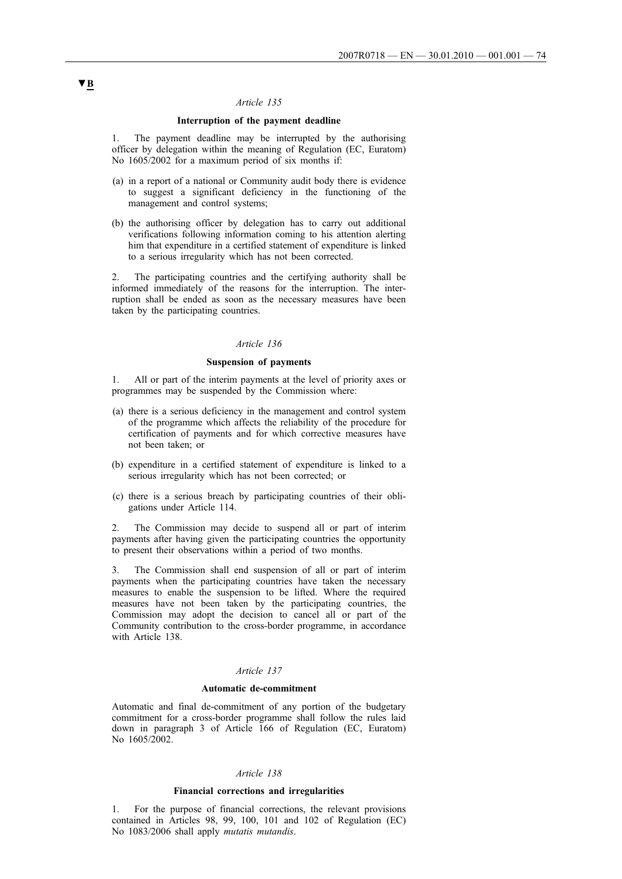▼B

*Article 135*

**Interruption of the payment deadline**

1. The payment deadline may be interrupted by the authorising officer by delegation within the meaning of Regulation (EC, Euratom) No 1605/2002 for a maximum period of six months if:

(a) in a report of a national or Community audit body there is evidence to suggest a significant deficiency in the functioning of the management and control systems;

(b) the authorising officer by delegation has to carry out additional verifications following information coming to his attention alerting him that expenditure in a certified statement of expenditure is linked to a serious irregularity which has not been corrected.

2. The participating countries and the certifying authority shall be informed immediately of the reasons for the interruption. The interruption shall be ended as soon as the necessary measures have been taken by the participating countries.

*Article 136*

**Suspension of payments**

1. All or part of the interim payments at the level of priority axes or programmes may be suspended by the Commission where:

(a) there is a serious deficiency in the management and control system of the programme which affects the reliability of the procedure for certification of payments and for which corrective measures have not been taken; or

(b) expenditure in a certified statement of expenditure is linked to a serious irregularity which has not been corrected; or

(c) there is a serious breach by participating countries of their obligations under Article 114.

2. The Commission may decide to suspend all or part of interim payments after having given the participating countries the opportunity to present their observations within a period of two months.

3. The Commission shall end suspension of all or part of interim payments when the participating countries have taken the necessary measures to enable the suspension to be lifted. Where the required measures have not been taken by the participating countries, the Commission may adopt the decision to cancel all or part of the Community contribution to the cross-border programme, in accordance with Article 138.

*Article 137*

**Automatic de-commitment**

Automatic and final de-commitment of any portion of the budgetary commitment for a cross-border programme shall follow the rules laid down in paragraph 3 of Article 166 of Regulation (EC, Euratom) No 1605/2002.

*Article 138*

**Financial corrections and irregularities**

1. For the purpose of financial corrections, the relevant provisions contained in Articles 98, 99, 100, 101 and 102 of Regulation (EC) No 1083/2006 shall apply *mutatis mutandis*.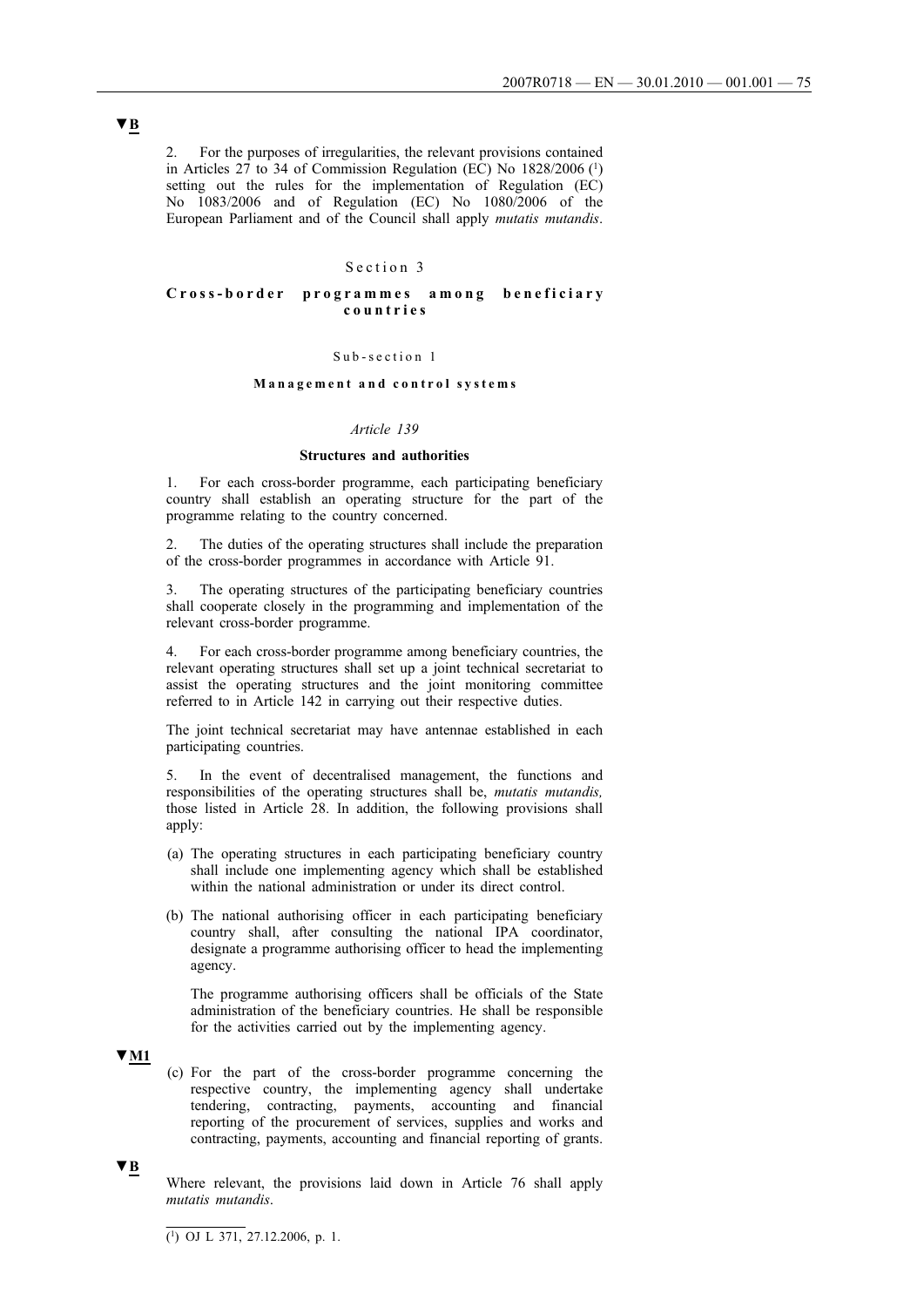▼B

2. For the purposes of irregularities, the relevant provisions contained in Articles 27 to 34 of Commission Regulation (EC) No 1828/2006 [1] setting out the rules for the implementation of Regulation (EC) No 1083/2006 and of Regulation (EC) No 1080/2006 of the European Parliament and of the Council shall apply *mutatis mutandis*.

## Section 3

## Cross-border programmes among beneficiary countries

### Sub-section 1

### Management and control systems

#### *Article 139*

#### Structures and authorities

1. For each cross-border programme, each participating beneficiary country shall establish an operating structure for the part of the programme relating to the country concerned.

2. The duties of the operating structures shall include the preparation of the cross-border programmes in accordance with Article 91.

3. The operating structures of the participating beneficiary countries shall cooperate closely in the programming and implementation of the relevant cross-border programme.

4. For each cross-border programme among beneficiary countries, the relevant operating structures shall set up a joint technical secretariat to assist the operating structures and the joint monitoring committee referred to in Article 142 in carrying out their respective duties.

The joint technical secretariat may have antennae established in each participating countries.

5. In the event of decentralised management, the functions and responsibilities of the operating structures shall be, *mutatis mutandis,* those listed in Article 28. In addition, the following provisions shall apply:

(a) The operating structures in each participating beneficiary country shall include one implementing agency which shall be established within the national administration or under its direct control.

(b) The national authorising officer in each participating beneficiary country shall, after consulting the national IPA coordinator, designate a programme authorising officer to head the implementing agency.

The programme authorising officers shall be officials of the State administration of the beneficiary countries. He shall be responsible for the activities carried out by the implementing agency.

▼M1

(c) For the part of the cross-border programme concerning the respective country, the implementing agency shall undertake tendering, contracting, payments, accounting and financial reporting of the procurement of services, supplies and works and contracting, payments, accounting and financial reporting of grants.

▼B

Where relevant, the provisions laid down in Article 76 shall apply *mutatis mutandis*.

[1] OJ L 371, 27.12.2006, p. 1.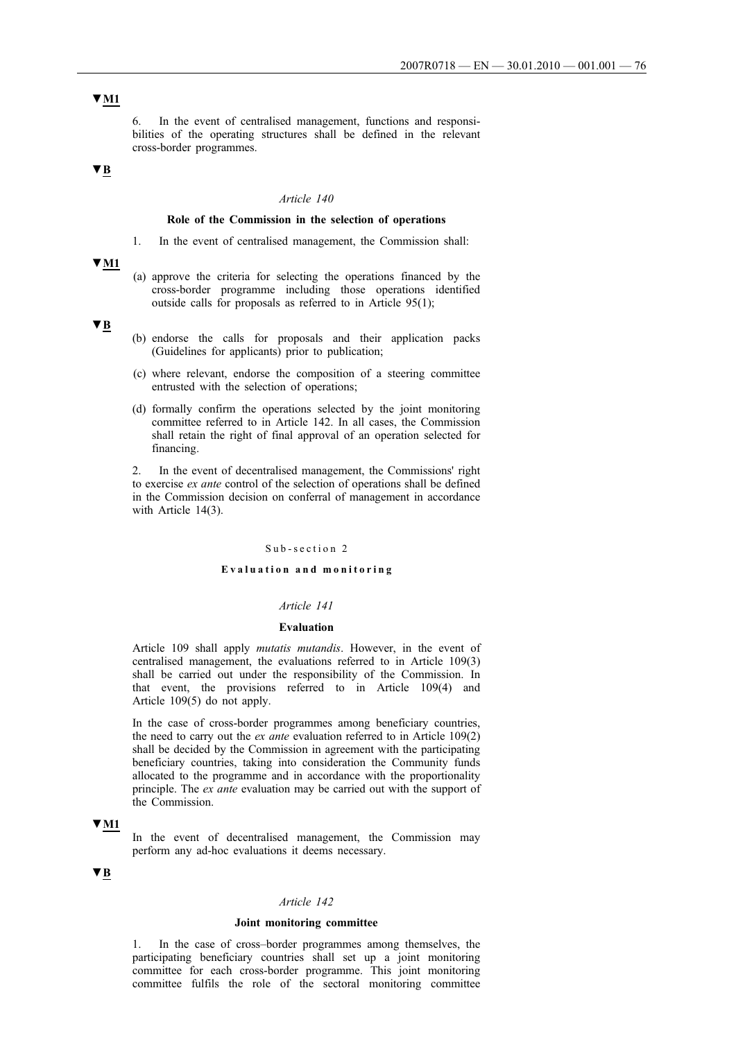▼M1

6. In the event of centralised management, functions and responsibilities of the operating structures shall be defined in the relevant cross-border programmes.

▼B

*Article 140*

**Role of the Commission in the selection of operations**

1. In the event of centralised management, the Commission shall:

▼M1

(a) approve the criteria for selecting the operations financed by the cross-border programme including those operations identified outside calls for proposals as referred to in Article 95(1);

▼B

(b) endorse the calls for proposals and their application packs (Guidelines for applicants) prior to publication;

(c) where relevant, endorse the composition of a steering committee entrusted with the selection of operations;

(d) formally confirm the operations selected by the joint monitoring committee referred to in Article 142. In all cases, the Commission shall retain the right of final approval of an operation selected for financing.

2. In the event of decentralised management, the Commissions' right to exercise *ex ante* control of the selection of operations shall be defined in the Commission decision on conferral of management in accordance with Article 14(3).

Sub-section 2

**Evaluation and monitoring**

*Article 141*

**Evaluation**

Article 109 shall apply *mutatis mutandis*. However, in the event of centralised management, the evaluations referred to in Article 109(3) shall be carried out under the responsibility of the Commission. In that event, the provisions referred to in Article 109(4) and Article 109(5) do not apply.

In the case of cross-border programmes among beneficiary countries, the need to carry out the *ex ante* evaluation referred to in Article 109(2) shall be decided by the Commission in agreement with the participating beneficiary countries, taking into consideration the Community funds allocated to the programme and in accordance with the proportionality principle. The *ex ante* evaluation may be carried out with the support of the Commission.

▼M1

In the event of decentralised management, the Commission may perform any ad-hoc evaluations it deems necessary.

▼B

*Article 142*

**Joint monitoring committee**

1. In the case of cross–border programmes among themselves, the participating beneficiary countries shall set up a joint monitoring committee for each cross-border programme. This joint monitoring committee fulfils the role of the sectoral monitoring committee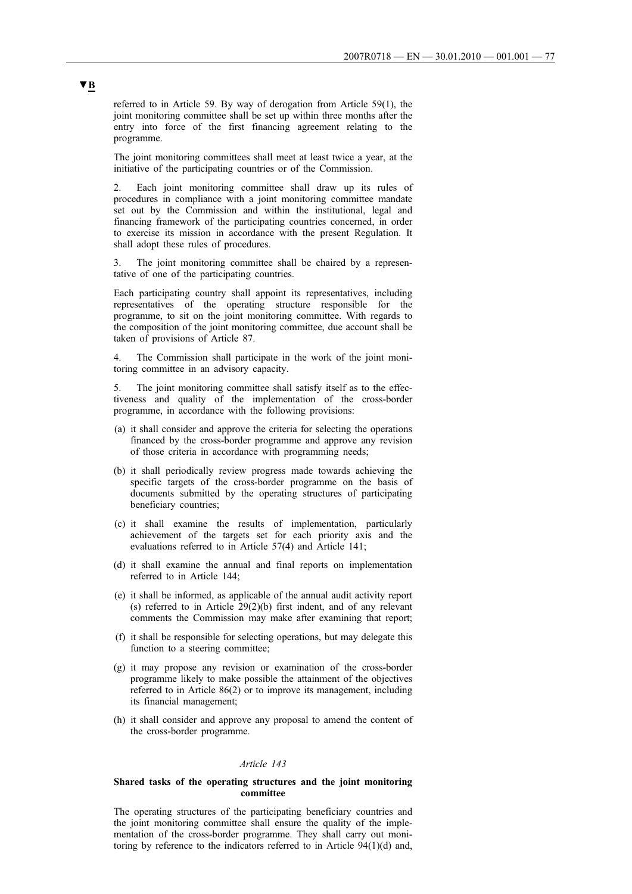**▼B**

referred to in Article 59. By way of derogation from Article 59(1), the joint monitoring committee shall be set up within three months after the entry into force of the first financing agreement relating to the programme.

The joint monitoring committees shall meet at least twice a year, at the initiative of the participating countries or of the Commission.

2. Each joint monitoring committee shall draw up its rules of procedures in compliance with a joint monitoring committee mandate set out by the Commission and within the institutional, legal and financing framework of the participating countries concerned, in order to exercise its mission in accordance with the present Regulation. It shall adopt these rules of procedures.

3. The joint monitoring committee shall be chaired by a representative of one of the participating countries.

Each participating country shall appoint its representatives, including representatives of the operating structure responsible for the programme, to sit on the joint monitoring committee. With regards to the composition of the joint monitoring committee, due account shall be taken of provisions of Article 87.

4. The Commission shall participate in the work of the joint monitoring committee in an advisory capacity.

5. The joint monitoring committee shall satisfy itself as to the effectiveness and quality of the implementation of the cross-border programme, in accordance with the following provisions:

(a) it shall consider and approve the criteria for selecting the operations financed by the cross-border programme and approve any revision of those criteria in accordance with programming needs;

(b) it shall periodically review progress made towards achieving the specific targets of the cross-border programme on the basis of documents submitted by the operating structures of participating beneficiary countries;

(c) it shall examine the results of implementation, particularly achievement of the targets set for each priority axis and the evaluations referred to in Article 57(4) and Article 141;

(d) it shall examine the annual and final reports on implementation referred to in Article 144;

(e) it shall be informed, as applicable of the annual audit activity report (s) referred to in Article 29(2)(b) first indent, and of any relevant comments the Commission may make after examining that report;

(f) it shall be responsible for selecting operations, but may delegate this function to a steering committee;

(g) it may propose any revision or examination of the cross-border programme likely to make possible the attainment of the objectives referred to in Article 86(2) or to improve its management, including its financial management;

(h) it shall consider and approve any proposal to amend the content of the cross-border programme.

*Article 143*

**Shared tasks of the operating structures and the joint monitoring committee**

The operating structures of the participating beneficiary countries and the joint monitoring committee shall ensure the quality of the implementation of the cross-border programme. They shall carry out monitoring by reference to the indicators referred to in Article 94(1)(d) and,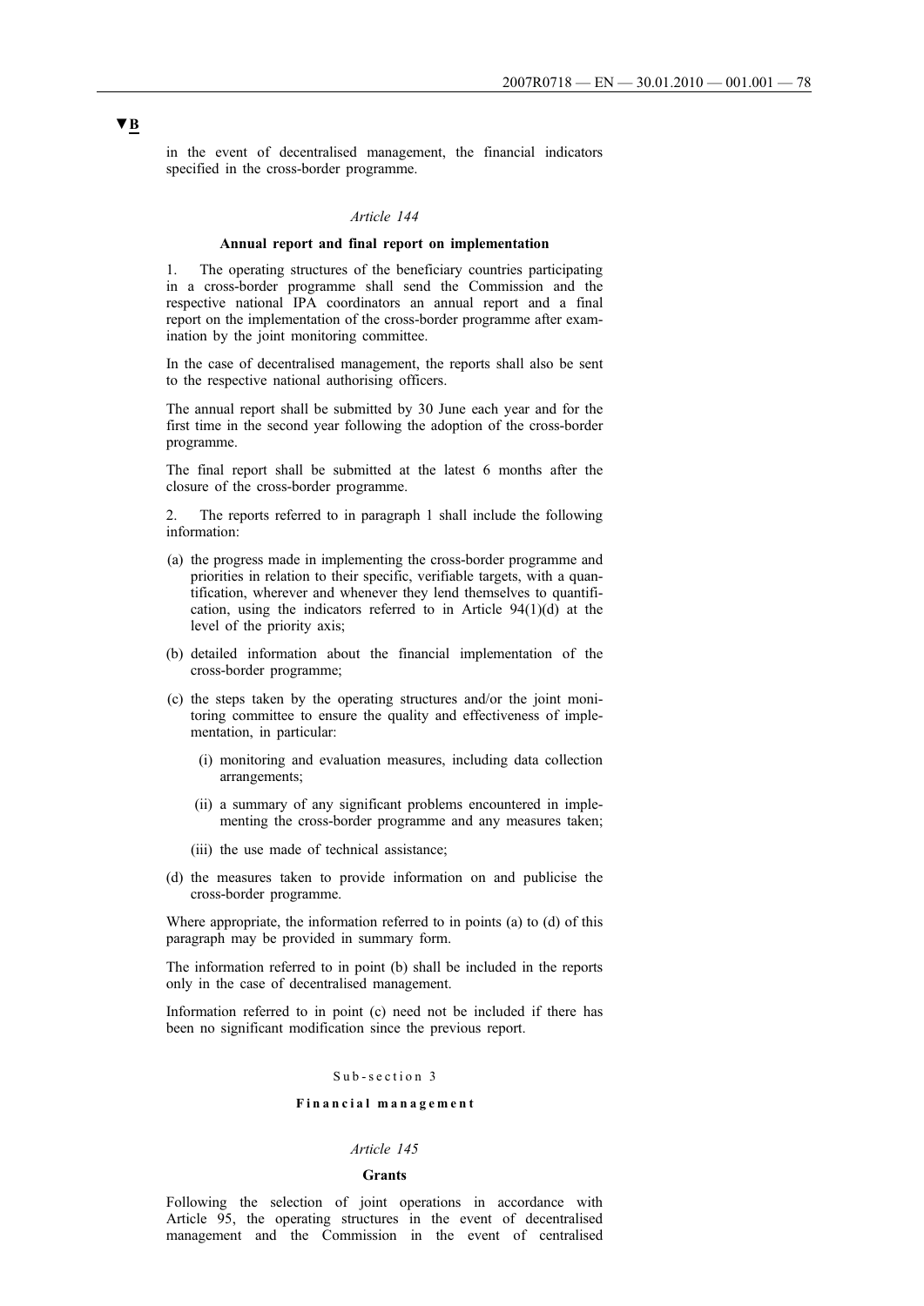▼B

in the event of decentralised management, the financial indicators specified in the cross-border programme.

*Article 144*

**Annual report and final report on implementation**

1. The operating structures of the beneficiary countries participating in a cross-border programme shall send the Commission and the respective national IPA coordinators an annual report and a final report on the implementation of the cross-border programme after examination by the joint monitoring committee.

In the case of decentralised management, the reports shall also be sent to the respective national authorising officers.

The annual report shall be submitted by 30 June each year and for the first time in the second year following the adoption of the cross-border programme.

The final report shall be submitted at the latest 6 months after the closure of the cross-border programme.

2. The reports referred to in paragraph 1 shall include the following information:

(a) the progress made in implementing the cross-border programme and priorities in relation to their specific, verifiable targets, with a quantification, wherever and whenever they lend themselves to quantification, using the indicators referred to in Article 94(1)(d) at the level of the priority axis;

(b) detailed information about the financial implementation of the cross-border programme;

(c) the steps taken by the operating structures and/or the joint monitoring committee to ensure the quality and effectiveness of implementation, in particular:

   (i) monitoring and evaluation measures, including data collection arrangements;

   (ii) a summary of any significant problems encountered in implementing the cross-border programme and any measures taken;

   (iii) the use made of technical assistance;

(d) the measures taken to provide information on and publicise the cross-border programme.

Where appropriate, the information referred to in points (a) to (d) of this paragraph may be provided in summary form.

The information referred to in point (b) shall be included in the reports only in the case of decentralised management.

Information referred to in point (c) need not be included if there has been no significant modification since the previous report.

Sub-section 3

**Financial management**

*Article 145*

**Grants**

Following the selection of joint operations in accordance with Article 95, the operating structures in the event of decentralised management and the Commission in the event of centralised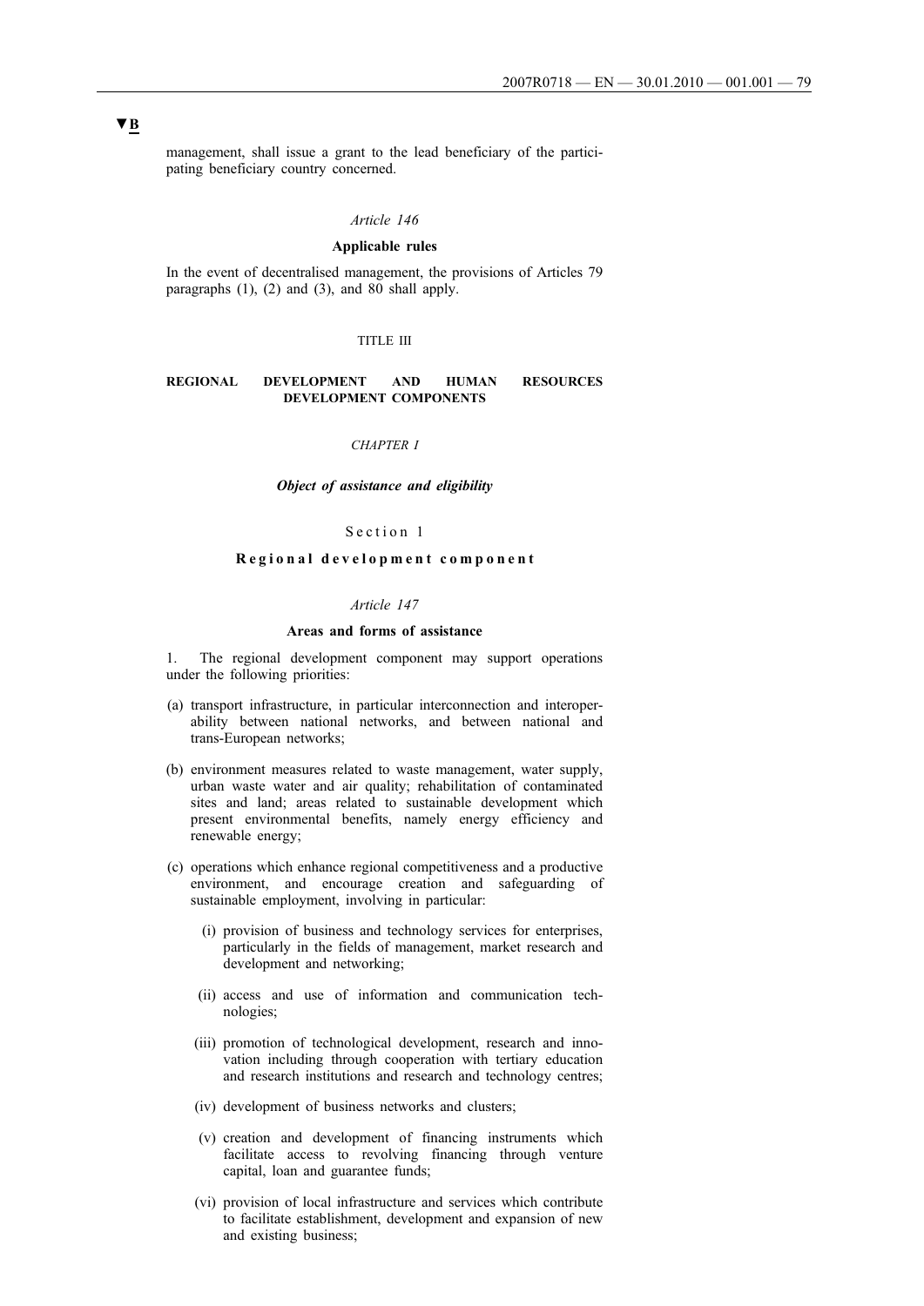▼B

management, shall issue a grant to the lead beneficiary of the participating beneficiary country concerned.

*Article 146*

**Applicable rules**

In the event of decentralised management, the provisions of Articles 79 paragraphs (1), (2) and (3), and 80 shall apply.

TITLE III

**REGIONAL DEVELOPMENT AND HUMAN RESOURCES DEVELOPMENT COMPONENTS**

*CHAPTER I*

***Object of assistance and eligibility***

Section 1

**Regional development component**

*Article 147*

**Areas and forms of assistance**

1. The regional development component may support operations under the following priorities:

(a) transport infrastructure, in particular interconnection and interoperability between national networks, and between national and trans-European networks;

(b) environment measures related to waste management, water supply, urban waste water and air quality; rehabilitation of contaminated sites and land; areas related to sustainable development which present environmental benefits, namely energy efficiency and renewable energy;

(c) operations which enhance regional competitiveness and a productive environment, and encourage creation and safeguarding of sustainable employment, involving in particular:

   (i) provision of business and technology services for enterprises, particularly in the fields of management, market research and development and networking;

   (ii) access and use of information and communication technologies;

   (iii) promotion of technological development, research and innovation including through cooperation with tertiary education and research institutions and research and technology centres;

   (iv) development of business networks and clusters;

   (v) creation and development of financing instruments which facilitate access to revolving financing through venture capital, loan and guarantee funds;

   (vi) provision of local infrastructure and services which contribute to facilitate establishment, development and expansion of new and existing business;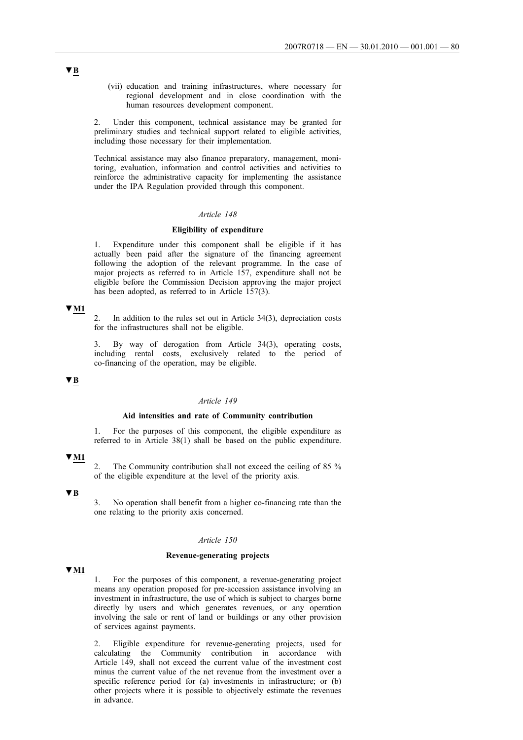▼B

(vii) education and training infrastructures, where necessary for regional development and in close coordination with the human resources development component.

2. Under this component, technical assistance may be granted for preliminary studies and technical support related to eligible activities, including those necessary for their implementation.

Technical assistance may also finance preparatory, management, monitoring, evaluation, information and control activities and activities to reinforce the administrative capacity for implementing the assistance under the IPA Regulation provided through this component.

*Article 148*

**Eligibility of expenditure**

1. Expenditure under this component shall be eligible if it has actually been paid after the signature of the financing agreement following the adoption of the relevant programme. In the case of major projects as referred to in Article 157, expenditure shall not be eligible before the Commission Decision approving the major project has been adopted, as referred to in Article 157(3).

▼M1

2. In addition to the rules set out in Article 34(3), depreciation costs for the infrastructures shall not be eligible.

3. By way of derogation from Article 34(3), operating costs, including rental costs, exclusively related to the period of co-financing of the operation, may be eligible.

▼B

*Article 149*

**Aid intensities and rate of Community contribution**

1. For the purposes of this component, the eligible expenditure as referred to in Article 38(1) shall be based on the public expenditure.

▼M1

2. The Community contribution shall not exceed the ceiling of 85 % of the eligible expenditure at the level of the priority axis.

▼B

3. No operation shall benefit from a higher co-financing rate than the one relating to the priority axis concerned.

*Article 150*

**Revenue-generating projects**

▼M1

1. For the purposes of this component, a revenue-generating project means any operation proposed for pre-accession assistance involving an investment in infrastructure, the use of which is subject to charges borne directly by users and which generates revenues, or any operation involving the sale or rent of land or buildings or any other provision of services against payments.

2. Eligible expenditure for revenue-generating projects, used for calculating the Community contribution in accordance with Article 149, shall not exceed the current value of the investment cost minus the current value of the net revenue from the investment over a specific reference period for (a) investments in infrastructure; or (b) other projects where it is possible to objectively estimate the revenues in advance.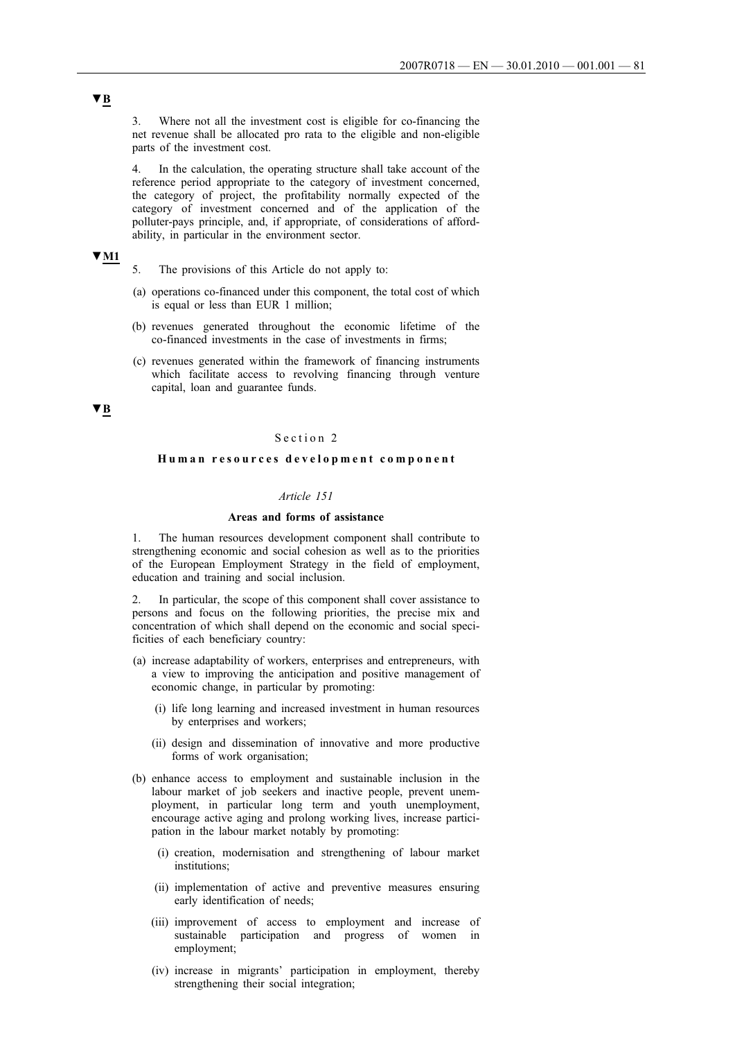▼B

3. Where not all the investment cost is eligible for co-financing the net revenue shall be allocated pro rata to the eligible and non-eligible parts of the investment cost.

4. In the calculation, the operating structure shall take account of the reference period appropriate to the category of investment concerned, the category of project, the profitability normally expected of the category of investment concerned and of the application of the polluter-pays principle, and, if appropriate, of considerations of affordability, in particular in the environment sector.

▼M1

5. The provisions of this Article do not apply to:

(a) operations co-financed under this component, the total cost of which is equal or less than EUR 1 million;

(b) revenues generated throughout the economic lifetime of the co-financed investments in the case of investments in firms;

(c) revenues generated within the framework of financing instruments which facilitate access to revolving financing through venture capital, loan and guarantee funds.

▼B

## Section 2

## Human resources development component

### *Article 151*

### Areas and forms of assistance

1. The human resources development component shall contribute to strengthening economic and social cohesion as well as to the priorities of the European Employment Strategy in the field of employment, education and training and social inclusion.

2. In particular, the scope of this component shall cover assistance to persons and focus on the following priorities, the precise mix and concentration of which shall depend on the economic and social specificities of each beneficiary country:

(a) increase adaptability of workers, enterprises and entrepreneurs, with a view to improving the anticipation and positive management of economic change, in particular by promoting:

   (i) life long learning and increased investment in human resources by enterprises and workers;

   (ii) design and dissemination of innovative and more productive forms of work organisation;

(b) enhance access to employment and sustainable inclusion in the labour market of job seekers and inactive people, prevent unemployment, in particular long term and youth unemployment, encourage active aging and prolong working lives, increase participation in the labour market notably by promoting:

   (i) creation, modernisation and strengthening of labour market institutions;

   (ii) implementation of active and preventive measures ensuring early identification of needs;

   (iii) improvement of access to employment and increase of sustainable participation and progress of women in employment;

   (iv) increase in migrants' participation in employment, thereby strengthening their social integration;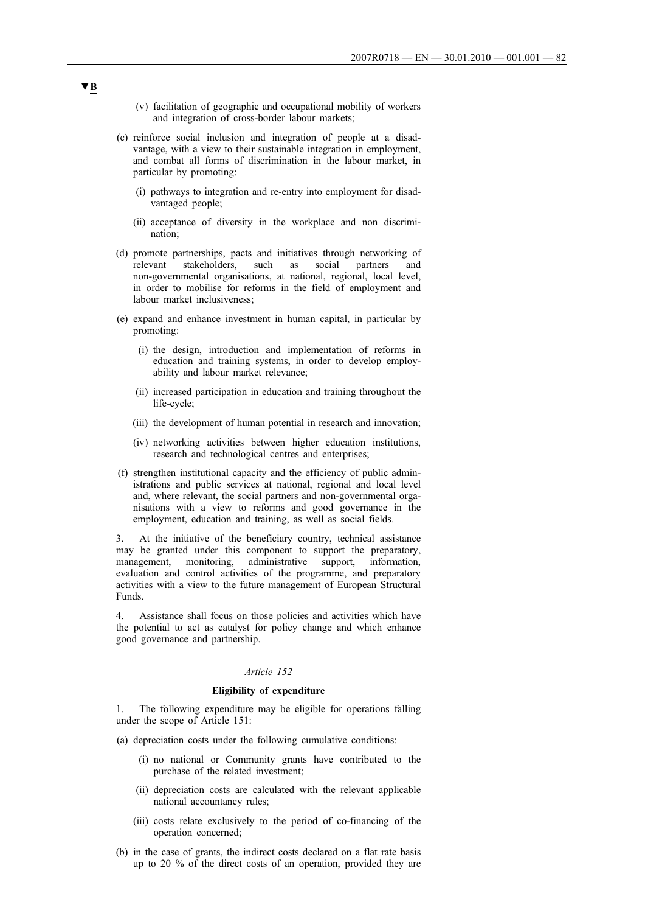(v) facilitation of geographic and occupational mobility of workers and integration of cross-border labour markets;

(c) reinforce social inclusion and integration of people at a disadvantage, with a view to their sustainable integration in employment, and combat all forms of discrimination in the labour market, in particular by promoting:

 (i) pathways to integration and re-entry into employment for disadvantaged people;

 (ii) acceptance of diversity in the workplace and non discrimination;

(d) promote partnerships, pacts and initiatives through networking of relevant stakeholders, such as social partners and non-governmental organisations, at national, regional, local level, in order to mobilise for reforms in the field of employment and labour market inclusiveness;

(e) expand and enhance investment in human capital, in particular by promoting:

 (i) the design, introduction and implementation of reforms in education and training systems, in order to develop employability and labour market relevance;

 (ii) increased participation in education and training throughout the life-cycle;

 (iii) the development of human potential in research and innovation;

 (iv) networking activities between higher education institutions, research and technological centres and enterprises;

(f) strengthen institutional capacity and the efficiency of public administrations and public services at national, regional and local level and, where relevant, the social partners and non-governmental organisations with a view to reforms and good governance in the employment, education and training, as well as social fields.

3. At the initiative of the beneficiary country, technical assistance may be granted under this component to support the preparatory, management, monitoring, administrative support, information, evaluation and control activities of the programme, and preparatory activities with a view to the future management of European Structural Funds.

4. Assistance shall focus on those policies and activities which have the potential to act as catalyst for policy change and which enhance good governance and partnership.

*Article 152*

**Eligibility of expenditure**

1. The following expenditure may be eligible for operations falling under the scope of Article 151:

(a) depreciation costs under the following cumulative conditions:

 (i) no national or Community grants have contributed to the purchase of the related investment;

 (ii) depreciation costs are calculated with the relevant applicable national accountancy rules;

 (iii) costs relate exclusively to the period of co-financing of the operation concerned;

(b) in the case of grants, the indirect costs declared on a flat rate basis up to 20 % of the direct costs of an operation, provided they are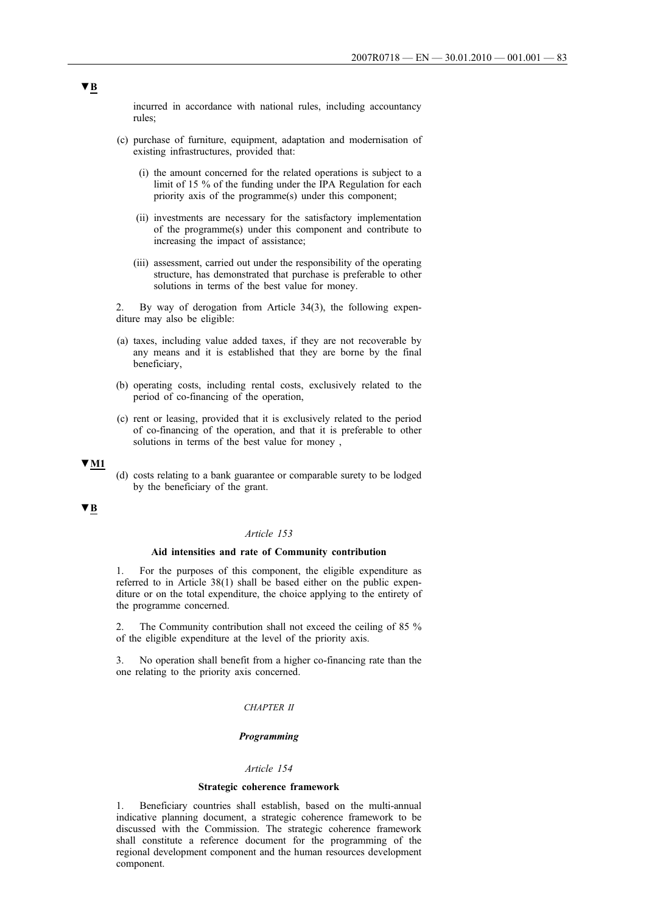▼B

incurred in accordance with national rules, including accountancy rules;

(c) purchase of furniture, equipment, adaptation and modernisation of existing infrastructures, provided that:

  (i) the amount concerned for the related operations is subject to a limit of 15 % of the funding under the IPA Regulation for each priority axis of the programme(s) under this component;

  (ii) investments are necessary for the satisfactory implementation of the programme(s) under this component and contribute to increasing the impact of assistance;

  (iii) assessment, carried out under the responsibility of the operating structure, has demonstrated that purchase is preferable to other solutions in terms of the best value for money.

2. By way of derogation from Article 34(3), the following expenditure may also be eligible:

(a) taxes, including value added taxes, if they are not recoverable by any means and it is established that they are borne by the final beneficiary,

(b) operating costs, including rental costs, exclusively related to the period of co-financing of the operation,

(c) rent or leasing, provided that it is exclusively related to the period of co-financing of the operation, and that it is preferable to other solutions in terms of the best value for money ,

▼M1

(d) costs relating to a bank guarantee or comparable surety to be lodged by the beneficiary of the grant.

▼B

*Article 153*

**Aid intensities and rate of Community contribution**

1. For the purposes of this component, the eligible expenditure as referred to in Article 38(1) shall be based either on the public expenditure or on the total expenditure, the choice applying to the entirety of the programme concerned.

2. The Community contribution shall not exceed the ceiling of 85 % of the eligible expenditure at the level of the priority axis.

3. No operation shall benefit from a higher co-financing rate than the one relating to the priority axis concerned.

*CHAPTER II*

***Programming***

*Article 154*

**Strategic coherence framework**

1. Beneficiary countries shall establish, based on the multi-annual indicative planning document, a strategic coherence framework to be discussed with the Commission. The strategic coherence framework shall constitute a reference document for the programming of the regional development component and the human resources development component.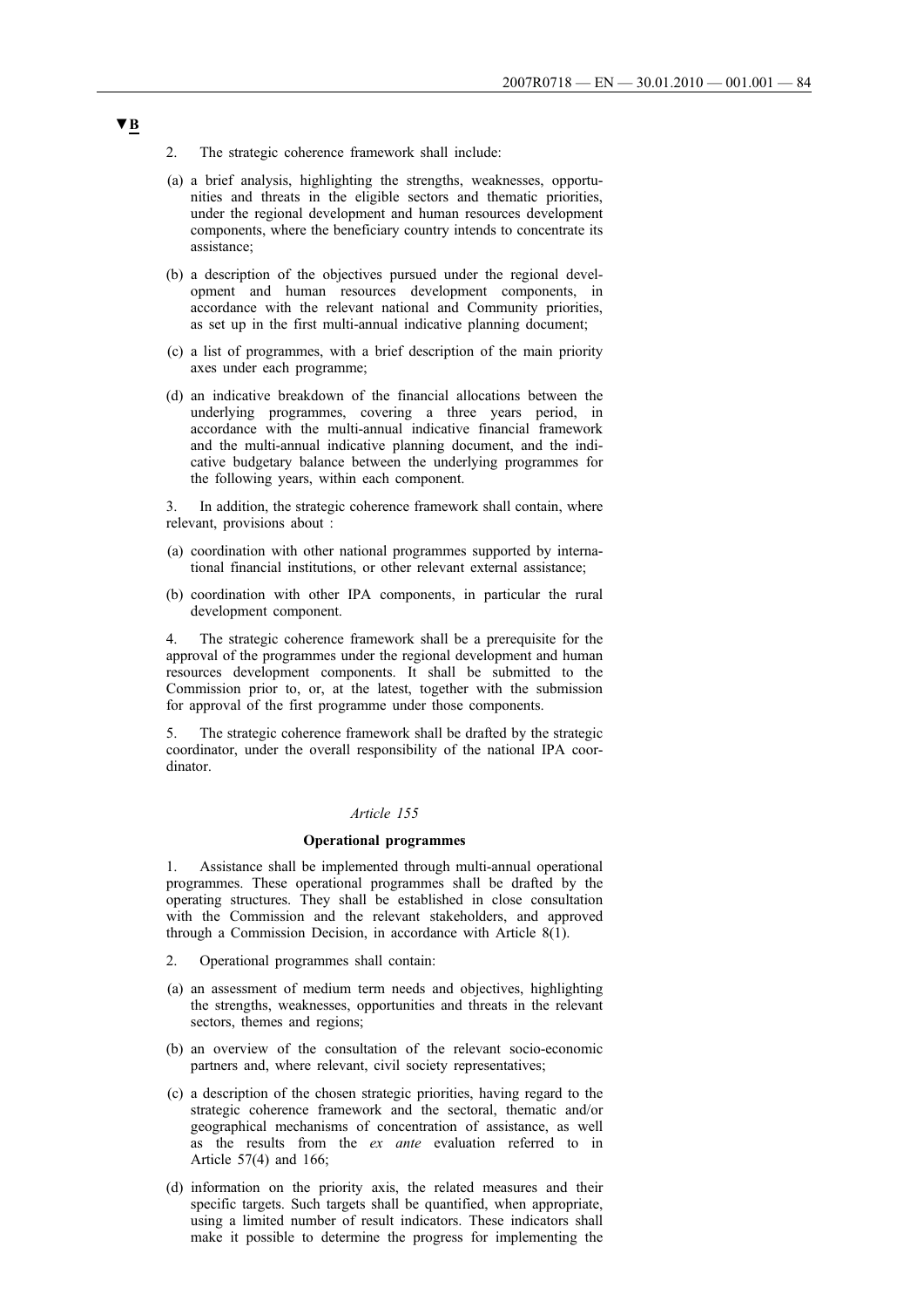▼B

2. The strategic coherence framework shall include:

(a) a brief analysis, highlighting the strengths, weaknesses, opportunities and threats in the eligible sectors and thematic priorities, under the regional development and human resources development components, where the beneficiary country intends to concentrate its assistance;

(b) a description of the objectives pursued under the regional development and human resources development components, in accordance with the relevant national and Community priorities, as set up in the first multi-annual indicative planning document;

(c) a list of programmes, with a brief description of the main priority axes under each programme;

(d) an indicative breakdown of the financial allocations between the underlying programmes, covering a three years period, in accordance with the multi-annual indicative financial framework and the multi-annual indicative planning document, and the indicative budgetary balance between the underlying programmes for the following years, within each component.

3. In addition, the strategic coherence framework shall contain, where relevant, provisions about :

(a) coordination with other national programmes supported by international financial institutions, or other relevant external assistance;

(b) coordination with other IPA components, in particular the rural development component.

4. The strategic coherence framework shall be a prerequisite for the approval of the programmes under the regional development and human resources development components. It shall be submitted to the Commission prior to, or, at the latest, together with the submission for approval of the first programme under those components.

5. The strategic coherence framework shall be drafted by the strategic coordinator, under the overall responsibility of the national IPA coordinator.

*Article 155*

**Operational programmes**

1. Assistance shall be implemented through multi-annual operational programmes. These operational programmes shall be drafted by the operating structures. They shall be established in close consultation with the Commission and the relevant stakeholders, and approved through a Commission Decision, in accordance with Article 8(1).

2. Operational programmes shall contain:

(a) an assessment of medium term needs and objectives, highlighting the strengths, weaknesses, opportunities and threats in the relevant sectors, themes and regions;

(b) an overview of the consultation of the relevant socio-economic partners and, where relevant, civil society representatives;

(c) a description of the chosen strategic priorities, having regard to the strategic coherence framework and the sectoral, thematic and/or geographical mechanisms of concentration of assistance, as well as the results from the *ex ante* evaluation referred to in Article 57(4) and 166;

(d) information on the priority axis, the related measures and their specific targets. Such targets shall be quantified, when appropriate, using a limited number of result indicators. These indicators shall make it possible to determine the progress for implementing the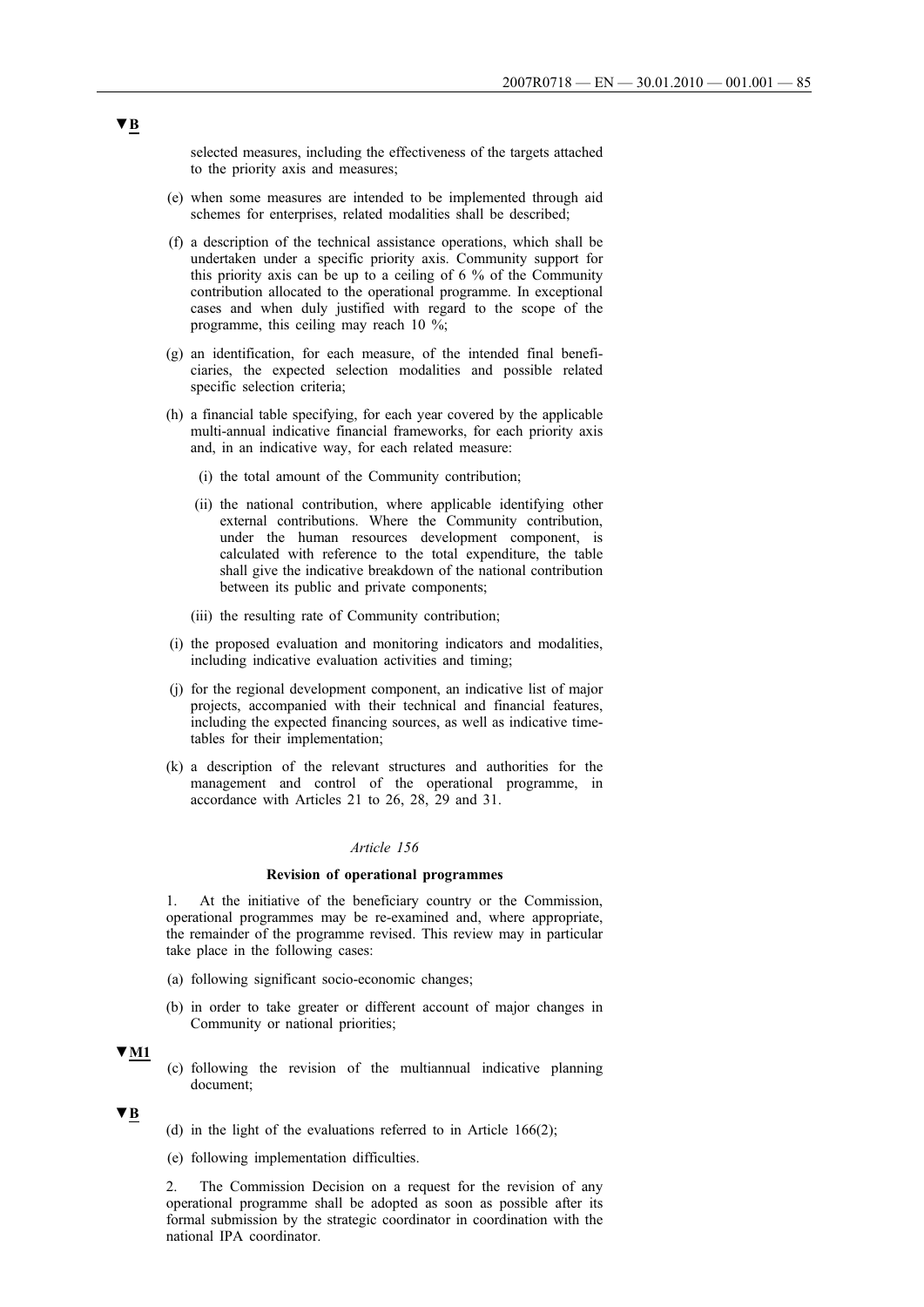▼B

selected measures, including the effectiveness of the targets attached to the priority axis and measures;

(e) when some measures are intended to be implemented through aid schemes for enterprises, related modalities shall be described;

(f) a description of the technical assistance operations, which shall be undertaken under a specific priority axis. Community support for this priority axis can be up to a ceiling of 6 % of the Community contribution allocated to the operational programme. In exceptional cases and when duly justified with regard to the scope of the programme, this ceiling may reach 10 %;

(g) an identification, for each measure, of the intended final beneficiaries, the expected selection modalities and possible related specific selection criteria;

(h) a financial table specifying, for each year covered by the applicable multi-annual indicative financial frameworks, for each priority axis and, in an indicative way, for each related measure:

   (i) the total amount of the Community contribution;

   (ii) the national contribution, where applicable identifying other external contributions. Where the Community contribution, under the human resources development component, is calculated with reference to the total expenditure, the table shall give the indicative breakdown of the national contribution between its public and private components;

   (iii) the resulting rate of Community contribution;

(i) the proposed evaluation and monitoring indicators and modalities, including indicative evaluation activities and timing;

(j) for the regional development component, an indicative list of major projects, accompanied with their technical and financial features, including the expected financing sources, as well as indicative timetables for their implementation;

(k) a description of the relevant structures and authorities for the management and control of the operational programme, in accordance with Articles 21 to 26, 28, 29 and 31.

*Article 156*

**Revision of operational programmes**

1. At the initiative of the beneficiary country or the Commission, operational programmes may be re-examined and, where appropriate, the remainder of the programme revised. This review may in particular take place in the following cases:

(a) following significant socio-economic changes;

(b) in order to take greater or different account of major changes in Community or national priorities;

▼M1

(c) following the revision of the multiannual indicative planning document;

▼B

(d) in the light of the evaluations referred to in Article 166(2);

(e) following implementation difficulties.

2. The Commission Decision on a request for the revision of any operational programme shall be adopted as soon as possible after its formal submission by the strategic coordinator in coordination with the national IPA coordinator.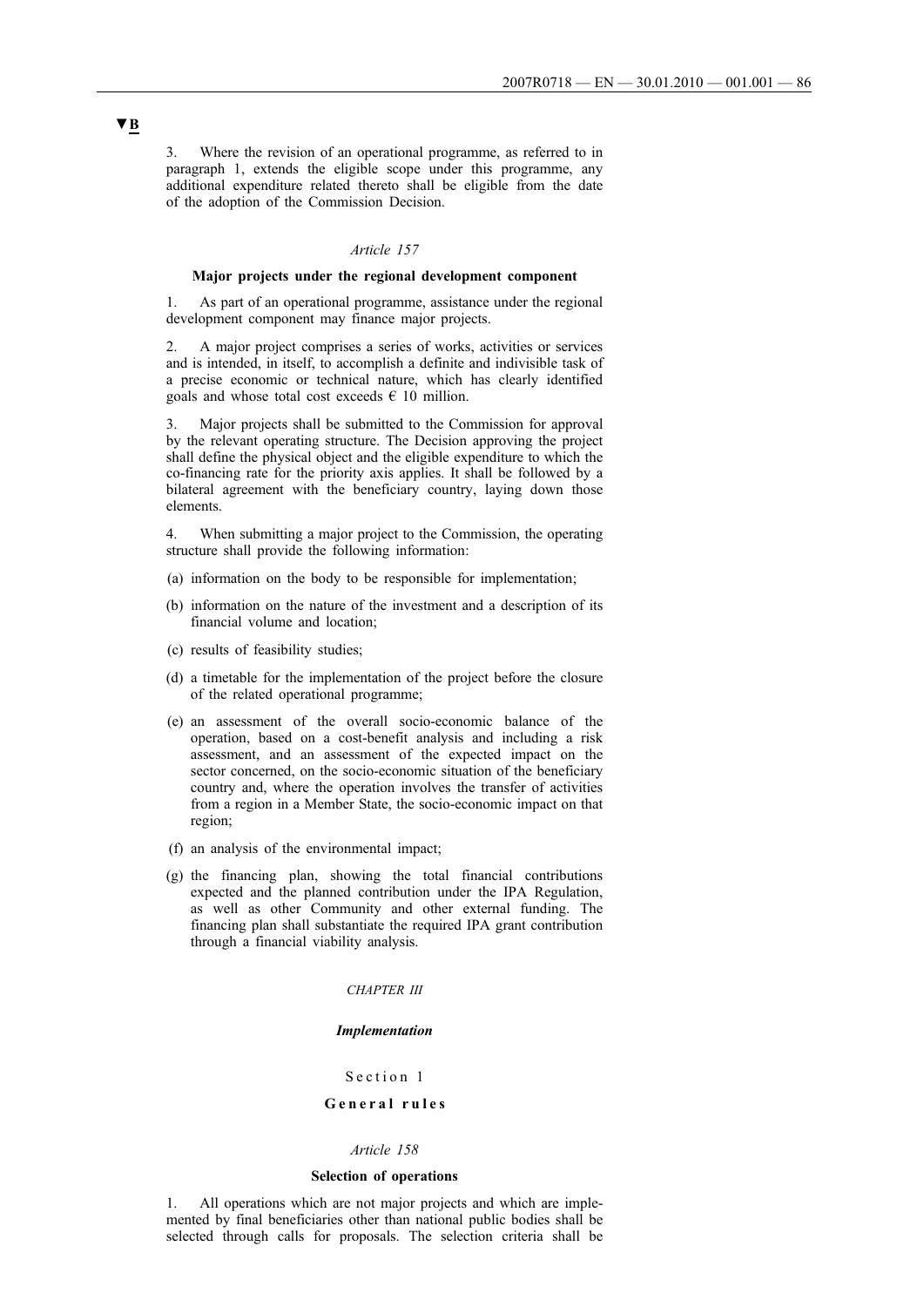▼B

3. Where the revision of an operational programme, as referred to in paragraph 1, extends the eligible scope under this programme, any additional expenditure related thereto shall be eligible from the date of the adoption of the Commission Decision.

*Article 157*

**Major projects under the regional development component**

1. As part of an operational programme, assistance under the regional development component may finance major projects.

2. A major project comprises a series of works, activities or services and is intended, in itself, to accomplish a definite and indivisible task of a precise economic or technical nature, which has clearly identified goals and whose total cost exceeds € 10 million.

3. Major projects shall be submitted to the Commission for approval by the relevant operating structure. The Decision approving the project shall define the physical object and the eligible expenditure to which the co-financing rate for the priority axis applies. It shall be followed by a bilateral agreement with the beneficiary country, laying down those elements.

4. When submitting a major project to the Commission, the operating structure shall provide the following information:

(a) information on the body to be responsible for implementation;

(b) information on the nature of the investment and a description of its financial volume and location;

(c) results of feasibility studies;

(d) a timetable for the implementation of the project before the closure of the related operational programme;

(e) an assessment of the overall socio-economic balance of the operation, based on a cost-benefit analysis and including a risk assessment, and an assessment of the expected impact on the sector concerned, on the socio-economic situation of the beneficiary country and, where the operation involves the transfer of activities from a region in a Member State, the socio-economic impact on that region;

(f) an analysis of the environmental impact;

(g) the financing plan, showing the total financial contributions expected and the planned contribution under the IPA Regulation, as well as other Community and other external funding. The financing plan shall substantiate the required IPA grant contribution through a financial viability analysis.

*CHAPTER III*

***Implementation***

Section 1

**General rules**

*Article 158*

**Selection of operations**

1. All operations which are not major projects and which are implemented by final beneficiaries other than national public bodies shall be selected through calls for proposals. The selection criteria shall be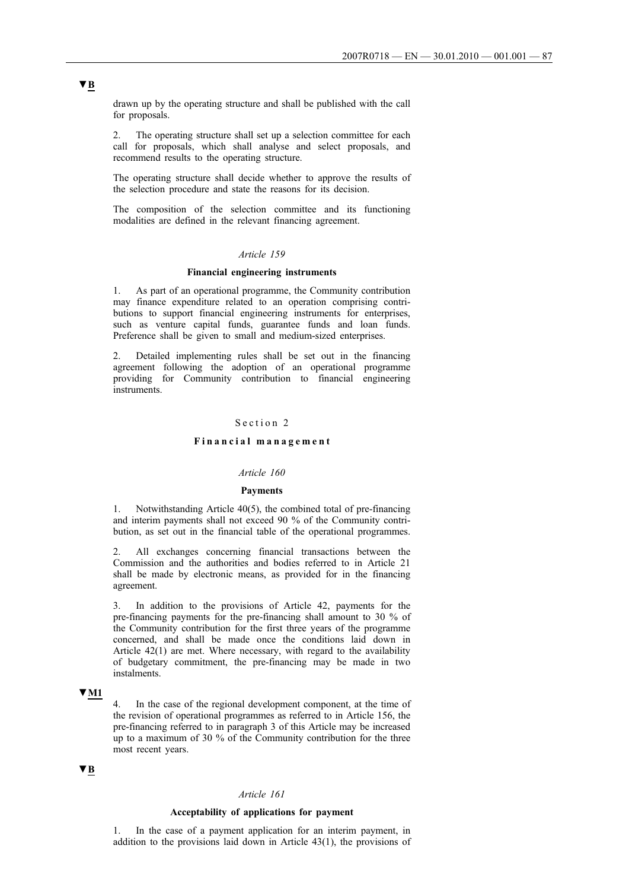▼B

drawn up by the operating structure and shall be published with the call for proposals.

2. The operating structure shall set up a selection committee for each call for proposals, which shall analyse and select proposals, and recommend results to the operating structure.

The operating structure shall decide whether to approve the results of the selection procedure and state the reasons for its decision.

The composition of the selection committee and its functioning modalities are defined in the relevant financing agreement.

*Article 159*

**Financial engineering instruments**

1. As part of an operational programme, the Community contribution may finance expenditure related to an operation comprising contributions to support financial engineering instruments for enterprises, such as venture capital funds, guarantee funds and loan funds. Preference shall be given to small and medium-sized enterprises.

2. Detailed implementing rules shall be set out in the financing agreement following the adoption of an operational programme providing for Community contribution to financial engineering instruments.

Section 2

**Financial management**

*Article 160*

**Payments**

1. Notwithstanding Article 40(5), the combined total of pre-financing and interim payments shall not exceed 90 % of the Community contribution, as set out in the financial table of the operational programmes.

2. All exchanges concerning financial transactions between the Commission and the authorities and bodies referred to in Article 21 shall be made by electronic means, as provided for in the financing agreement.

3. In addition to the provisions of Article 42, payments for the pre-financing payments for the pre-financing shall amount to 30 % of the Community contribution for the first three years of the programme concerned, and shall be made once the conditions laid down in Article 42(1) are met. Where necessary, with regard to the availability of budgetary commitment, the pre-financing may be made in two instalments.

▼M1

4. In the case of the regional development component, at the time of the revision of operational programmes as referred to in Article 156, the pre-financing referred to in paragraph 3 of this Article may be increased up to a maximum of 30 % of the Community contribution for the three most recent years.

▼B

*Article 161*

**Acceptability of applications for payment**

1. In the case of a payment application for an interim payment, in addition to the provisions laid down in Article 43(1), the provisions of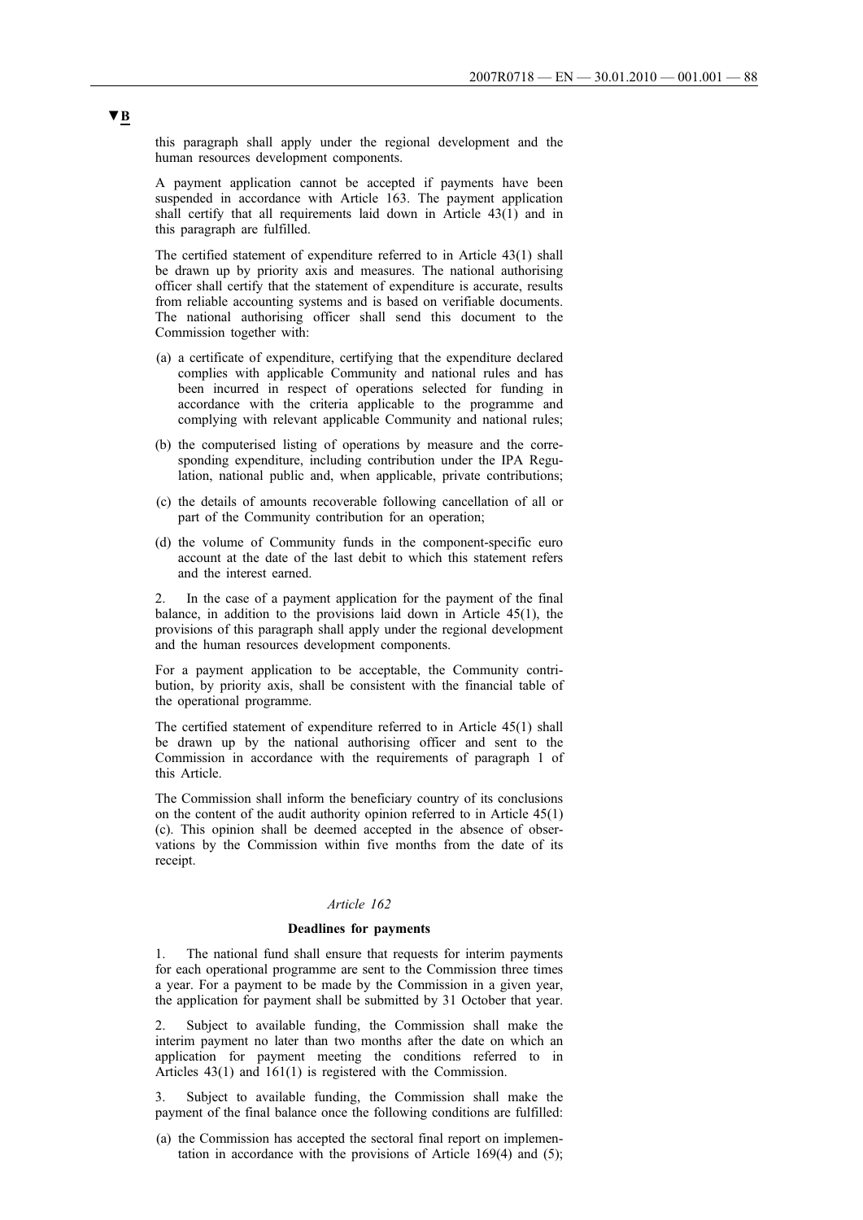**▼B**

this paragraph shall apply under the regional development and the human resources development components.

A payment application cannot be accepted if payments have been suspended in accordance with Article 163. The payment application shall certify that all requirements laid down in Article 43(1) and in this paragraph are fulfilled.

The certified statement of expenditure referred to in Article 43(1) shall be drawn up by priority axis and measures. The national authorising officer shall certify that the statement of expenditure is accurate, results from reliable accounting systems and is based on verifiable documents. The national authorising officer shall send this document to the Commission together with:

(a) a certificate of expenditure, certifying that the expenditure declared complies with applicable Community and national rules and has been incurred in respect of operations selected for funding in accordance with the criteria applicable to the programme and complying with relevant applicable Community and national rules;

(b) the computerised listing of operations by measure and the corresponding expenditure, including contribution under the IPA Regulation, national public and, when applicable, private contributions;

(c) the details of amounts recoverable following cancellation of all or part of the Community contribution for an operation;

(d) the volume of Community funds in the component-specific euro account at the date of the last debit to which this statement refers and the interest earned.

2. In the case of a payment application for the payment of the final balance, in addition to the provisions laid down in Article 45(1), the provisions of this paragraph shall apply under the regional development and the human resources development components.

For a payment application to be acceptable, the Community contribution, by priority axis, shall be consistent with the financial table of the operational programme.

The certified statement of expenditure referred to in Article 45(1) shall be drawn up by the national authorising officer and sent to the Commission in accordance with the requirements of paragraph 1 of this Article.

The Commission shall inform the beneficiary country of its conclusions on the content of the audit authority opinion referred to in Article 45(1)(c). This opinion shall be deemed accepted in the absence of observations by the Commission within five months from the date of its receipt.

*Article 162*

**Deadlines for payments**

1. The national fund shall ensure that requests for interim payments for each operational programme are sent to the Commission three times a year. For a payment to be made by the Commission in a given year, the application for payment shall be submitted by 31 October that year.

2. Subject to available funding, the Commission shall make the interim payment no later than two months after the date on which an application for payment meeting the conditions referred to in Articles 43(1) and 161(1) is registered with the Commission.

3. Subject to available funding, the Commission shall make the payment of the final balance once the following conditions are fulfilled:

(a) the Commission has accepted the sectoral final report on implementation in accordance with the provisions of Article 169(4) and (5);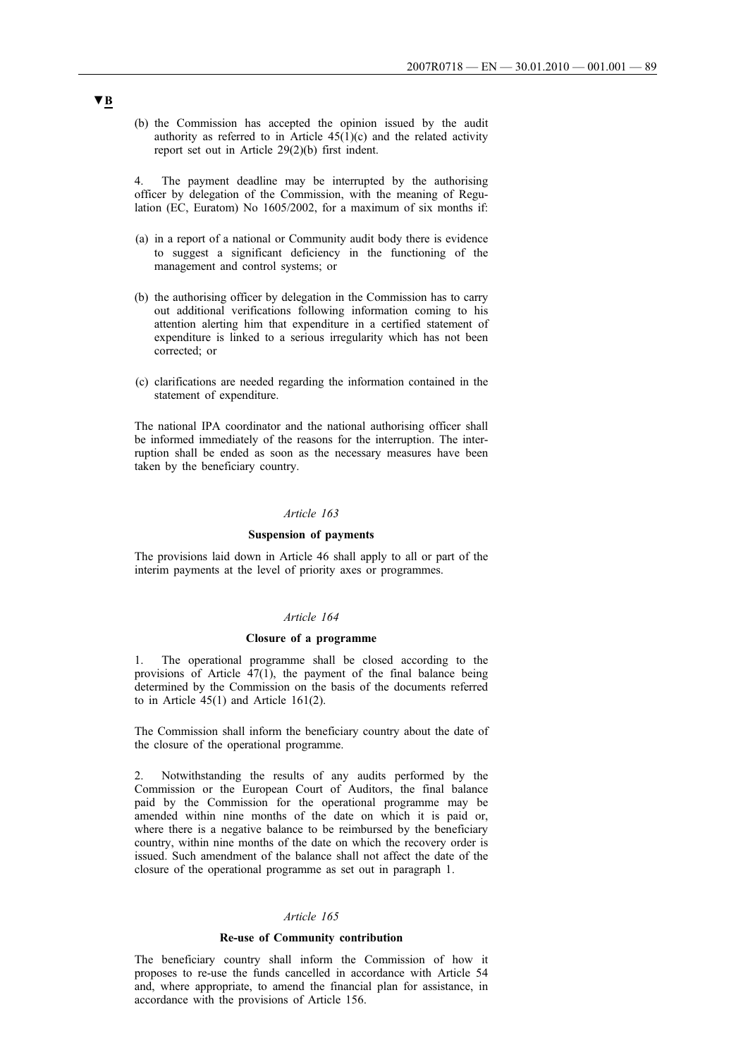▼B

(b) the Commission has accepted the opinion issued by the audit authority as referred to in Article 45(1)(c) and the related activity report set out in Article 29(2)(b) first indent.

4. The payment deadline may be interrupted by the authorising officer by delegation of the Commission, with the meaning of Regulation (EC, Euratom) No 1605/2002, for a maximum of six months if:

(a) in a report of a national or Community audit body there is evidence to suggest a significant deficiency in the functioning of the management and control systems; or

(b) the authorising officer by delegation in the Commission has to carry out additional verifications following information coming to his attention alerting him that expenditure in a certified statement of expenditure is linked to a serious irregularity which has not been corrected; or

(c) clarifications are needed regarding the information contained in the statement of expenditure.

The national IPA coordinator and the national authorising officer shall be informed immediately of the reasons for the interruption. The interruption shall be ended as soon as the necessary measures have been taken by the beneficiary country.

*Article 163*

**Suspension of payments**

The provisions laid down in Article 46 shall apply to all or part of the interim payments at the level of priority axes or programmes.

*Article 164*

**Closure of a programme**

1. The operational programme shall be closed according to the provisions of Article 47(1), the payment of the final balance being determined by the Commission on the basis of the documents referred to in Article 45(1) and Article 161(2).

The Commission shall inform the beneficiary country about the date of the closure of the operational programme.

2. Notwithstanding the results of any audits performed by the Commission or the European Court of Auditors, the final balance paid by the Commission for the operational programme may be amended within nine months of the date on which it is paid or, where there is a negative balance to be reimbursed by the beneficiary country, within nine months of the date on which the recovery order is issued. Such amendment of the balance shall not affect the date of the closure of the operational programme as set out in paragraph 1.

*Article 165*

**Re-use of Community contribution**

The beneficiary country shall inform the Commission of how it proposes to re-use the funds cancelled in accordance with Article 54 and, where appropriate, to amend the financial plan for assistance, in accordance with the provisions of Article 156.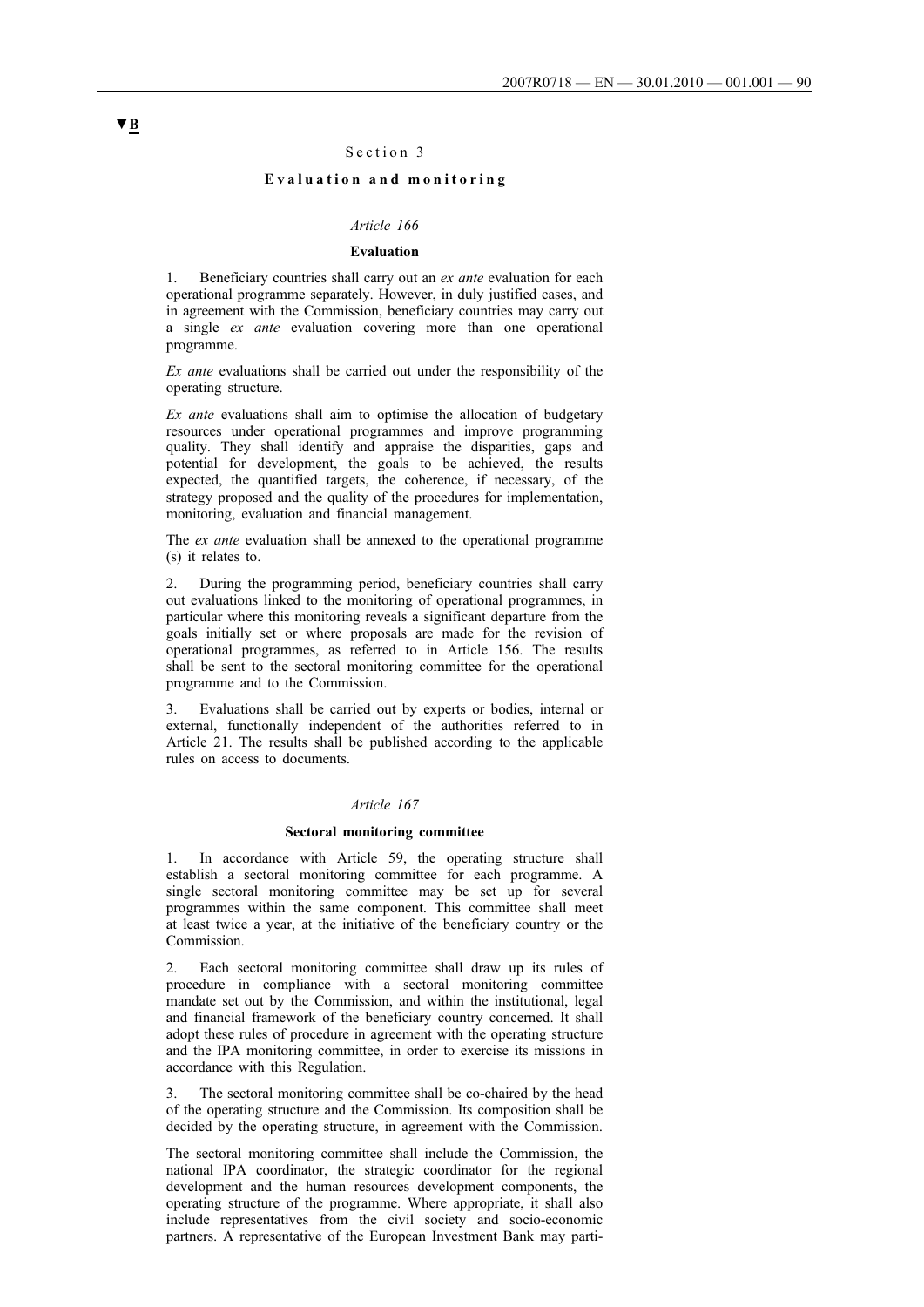▼B

## Section 3

### Evaluation and monitoring

*Article 166*

**Evaluation**

1. Beneficiary countries shall carry out an *ex ante* evaluation for each operational programme separately. However, in duly justified cases, and in agreement with the Commission, beneficiary countries may carry out a single *ex ante* evaluation covering more than one operational programme.

*Ex ante* evaluations shall be carried out under the responsibility of the operating structure.

*Ex ante* evaluations shall aim to optimise the allocation of budgetary resources under operational programmes and improve programming quality. They shall identify and appraise the disparities, gaps and potential for development, the goals to be achieved, the results expected, the quantified targets, the coherence, if necessary, of the strategy proposed and the quality of the procedures for implementation, monitoring, evaluation and financial management.

The *ex ante* evaluation shall be annexed to the operational programme (s) it relates to.

2. During the programming period, beneficiary countries shall carry out evaluations linked to the monitoring of operational programmes, in particular where this monitoring reveals a significant departure from the goals initially set or where proposals are made for the revision of operational programmes, as referred to in Article 156. The results shall be sent to the sectoral monitoring committee for the operational programme and to the Commission.

3. Evaluations shall be carried out by experts or bodies, internal or external, functionally independent of the authorities referred to in Article 21. The results shall be published according to the applicable rules on access to documents.

*Article 167*

**Sectoral monitoring committee**

1. In accordance with Article 59, the operating structure shall establish a sectoral monitoring committee for each programme. A single sectoral monitoring committee may be set up for several programmes within the same component. This committee shall meet at least twice a year, at the initiative of the beneficiary country or the Commission.

2. Each sectoral monitoring committee shall draw up its rules of procedure in compliance with a sectoral monitoring committee mandate set out by the Commission, and within the institutional, legal and financial framework of the beneficiary country concerned. It shall adopt these rules of procedure in agreement with the operating structure and the IPA monitoring committee, in order to exercise its missions in accordance with this Regulation.

3. The sectoral monitoring committee shall be co-chaired by the head of the operating structure and the Commission. Its composition shall be decided by the operating structure, in agreement with the Commission.

The sectoral monitoring committee shall include the Commission, the national IPA coordinator, the strategic coordinator for the regional development and the human resources development components, the operating structure of the programme. Where appropriate, it shall also include representatives from the civil society and socio-economic partners. A representative of the European Investment Bank may parti-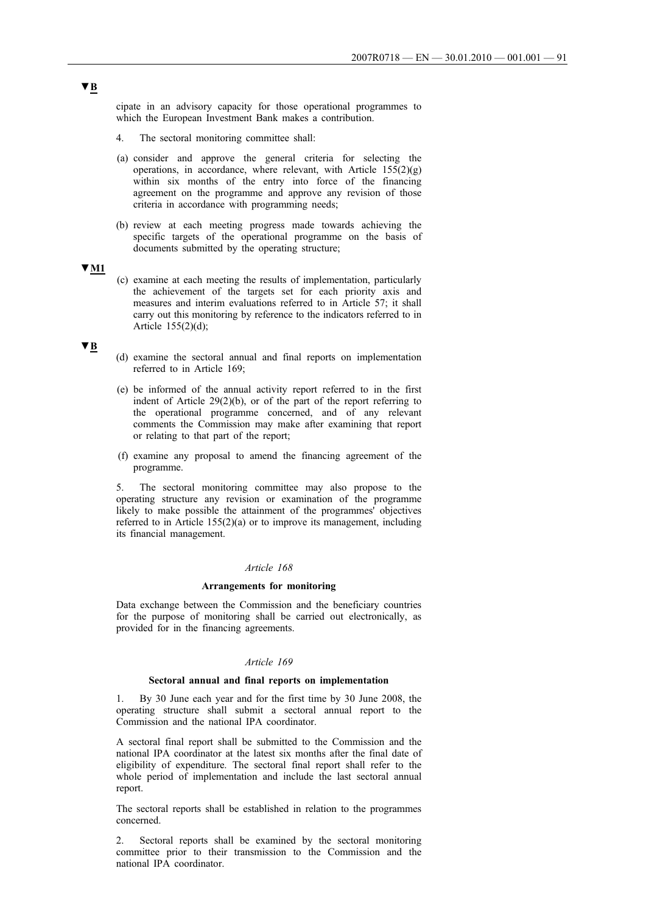▼B

cipate in an advisory capacity for those operational programmes to which the European Investment Bank makes a contribution.

4. The sectoral monitoring committee shall:

(a) consider and approve the general criteria for selecting the operations, in accordance, where relevant, with Article 155(2)(g) within six months of the entry into force of the financing agreement on the programme and approve any revision of those criteria in accordance with programming needs;

(b) review at each meeting progress made towards achieving the specific targets of the operational programme on the basis of documents submitted by the operating structure;

▼M1

(c) examine at each meeting the results of implementation, particularly the achievement of the targets set for each priority axis and measures and interim evaluations referred to in Article 57; it shall carry out this monitoring by reference to the indicators referred to in Article 155(2)(d);

▼B

(d) examine the sectoral annual and final reports on implementation referred to in Article 169;

(e) be informed of the annual activity report referred to in the first indent of Article 29(2)(b), or of the part of the report referring to the operational programme concerned, and of any relevant comments the Commission may make after examining that report or relating to that part of the report;

(f) examine any proposal to amend the financing agreement of the programme.

5. The sectoral monitoring committee may also propose to the operating structure any revision or examination of the programme likely to make possible the attainment of the programmes' objectives referred to in Article 155(2)(a) or to improve its management, including its financial management.

*Article 168*

**Arrangements for monitoring**

Data exchange between the Commission and the beneficiary countries for the purpose of monitoring shall be carried out electronically, as provided for in the financing agreements.

*Article 169*

**Sectoral annual and final reports on implementation**

1. By 30 June each year and for the first time by 30 June 2008, the operating structure shall submit a sectoral annual report to the Commission and the national IPA coordinator.

A sectoral final report shall be submitted to the Commission and the national IPA coordinator at the latest six months after the final date of eligibility of expenditure. The sectoral final report shall refer to the whole period of implementation and include the last sectoral annual report.

The sectoral reports shall be established in relation to the programmes concerned.

2. Sectoral reports shall be examined by the sectoral monitoring committee prior to their transmission to the Commission and the national IPA coordinator.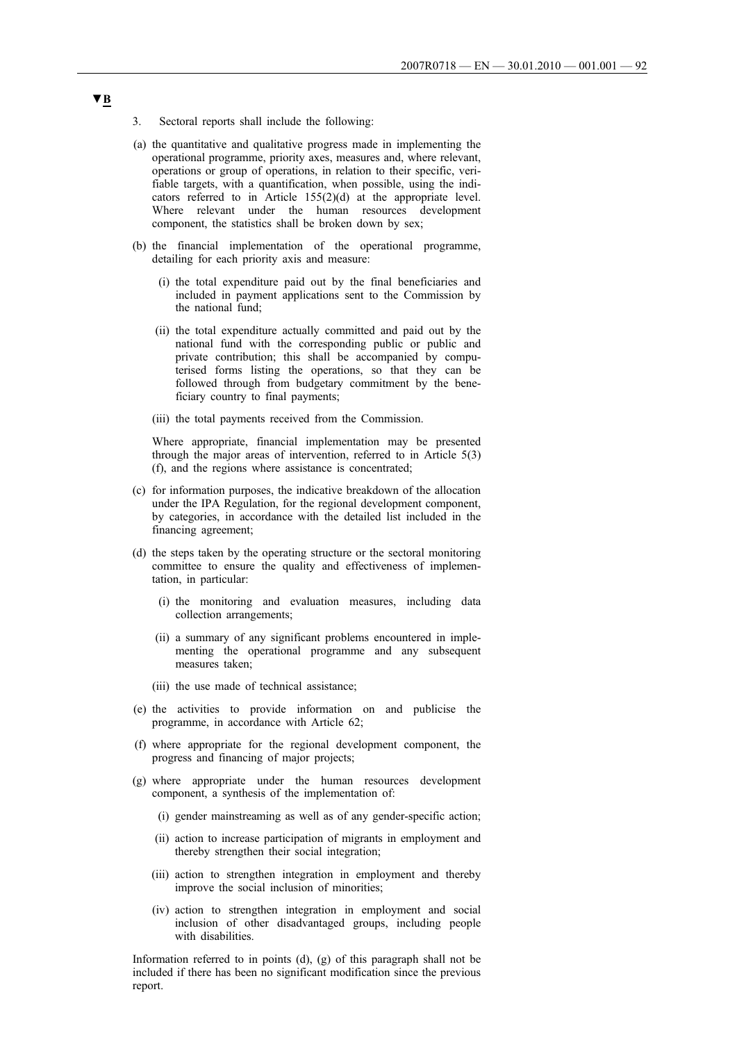▼B

3. Sectoral reports shall include the following:

(a) the quantitative and qualitative progress made in implementing the operational programme, priority axes, measures and, where relevant, operations or group of operations, in relation to their specific, verifiable targets, with a quantification, when possible, using the indicators referred to in Article 155(2)(d) at the appropriate level. Where relevant under the human resources development component, the statistics shall be broken down by sex;

(b) the financial implementation of the operational programme, detailing for each priority axis and measure:

   (i) the total expenditure paid out by the final beneficiaries and included in payment applications sent to the Commission by the national fund;

   (ii) the total expenditure actually committed and paid out by the national fund with the corresponding public or public and private contribution; this shall be accompanied by computerised forms listing the operations, so that they can be followed through from budgetary commitment by the beneficiary country to final payments;

   (iii) the total payments received from the Commission.

   Where appropriate, financial implementation may be presented through the major areas of intervention, referred to in Article 5(3)(f), and the regions where assistance is concentrated;

(c) for information purposes, the indicative breakdown of the allocation under the IPA Regulation, for the regional development component, by categories, in accordance with the detailed list included in the financing agreement;

(d) the steps taken by the operating structure or the sectoral monitoring committee to ensure the quality and effectiveness of implementation, in particular:

   (i) the monitoring and evaluation measures, including data collection arrangements;

   (ii) a summary of any significant problems encountered in implementing the operational programme and any subsequent measures taken;

   (iii) the use made of technical assistance;

(e) the activities to provide information on and publicise the programme, in accordance with Article 62;

(f) where appropriate for the regional development component, the progress and financing of major projects;

(g) where appropriate under the human resources development component, a synthesis of the implementation of:

   (i) gender mainstreaming as well as of any gender-specific action;

   (ii) action to increase participation of migrants in employment and thereby strengthen their social integration;

   (iii) action to strengthen integration in employment and thereby improve the social inclusion of minorities;

   (iv) action to strengthen integration in employment and social inclusion of other disadvantaged groups, including people with disabilities.

Information referred to in points (d), (g) of this paragraph shall not be included if there has been no significant modification since the previous report.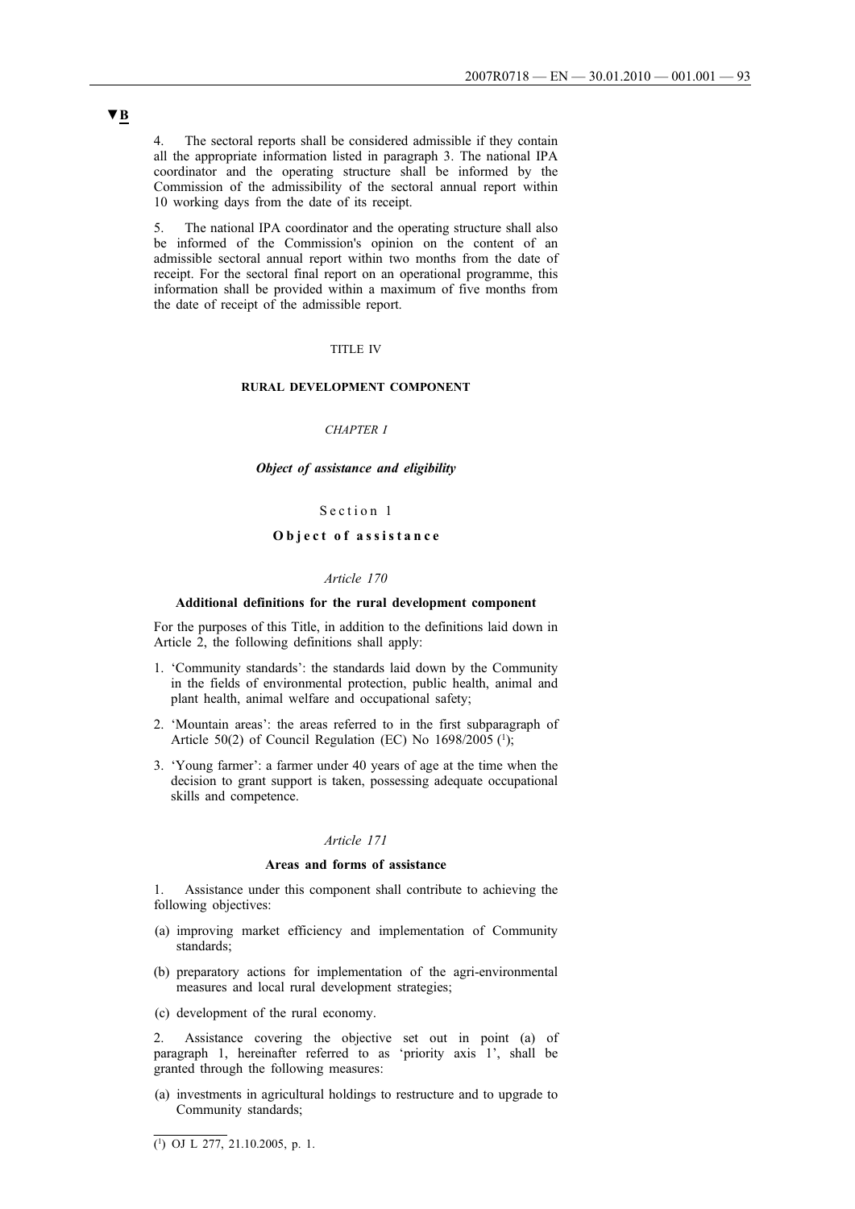▼B

4. The sectoral reports shall be considered admissible if they contain all the appropriate information listed in paragraph 3. The national IPA coordinator and the operating structure shall be informed by the Commission of the admissibility of the sectoral annual report within 10 working days from the date of its receipt.

5. The national IPA coordinator and the operating structure shall also be informed of the Commission's opinion on the content of an admissible sectoral annual report within two months from the date of receipt. For the sectoral final report on an operational programme, this information shall be provided within a maximum of five months from the date of receipt of the admissible report.

# TITLE IV

# RURAL DEVELOPMENT COMPONENT

## *CHAPTER I*

## ***Object of assistance and eligibility***

### Section 1

### **Object of assistance**

*Article 170*

**Additional definitions for the rural development component**

For the purposes of this Title, in addition to the definitions laid down in Article 2, the following definitions shall apply:

1. 'Community standards': the standards laid down by the Community in the fields of environmental protection, public health, animal and plant health, animal welfare and occupational safety;
2. 'Mountain areas': the areas referred to in the first subparagraph of Article 50(2) of Council Regulation (EC) No 1698/2005 [1];
3. 'Young farmer': a farmer under 40 years of age at the time when the decision to grant support is taken, possessing adequate occupational skills and competence.

*Article 171*

**Areas and forms of assistance**

1. Assistance under this component shall contribute to achieving the following objectives:

(a) improving market efficiency and implementation of Community standards;

(b) preparatory actions for implementation of the agri-environmental measures and local rural development strategies;

(c) development of the rural economy.

2. Assistance covering the objective set out in point (a) of paragraph 1, hereinafter referred to as 'priority axis 1', shall be granted through the following measures:

(a) investments in agricultural holdings to restructure and to upgrade to Community standards;

---

[1] OJ L 277, 21.10.2005, p. 1.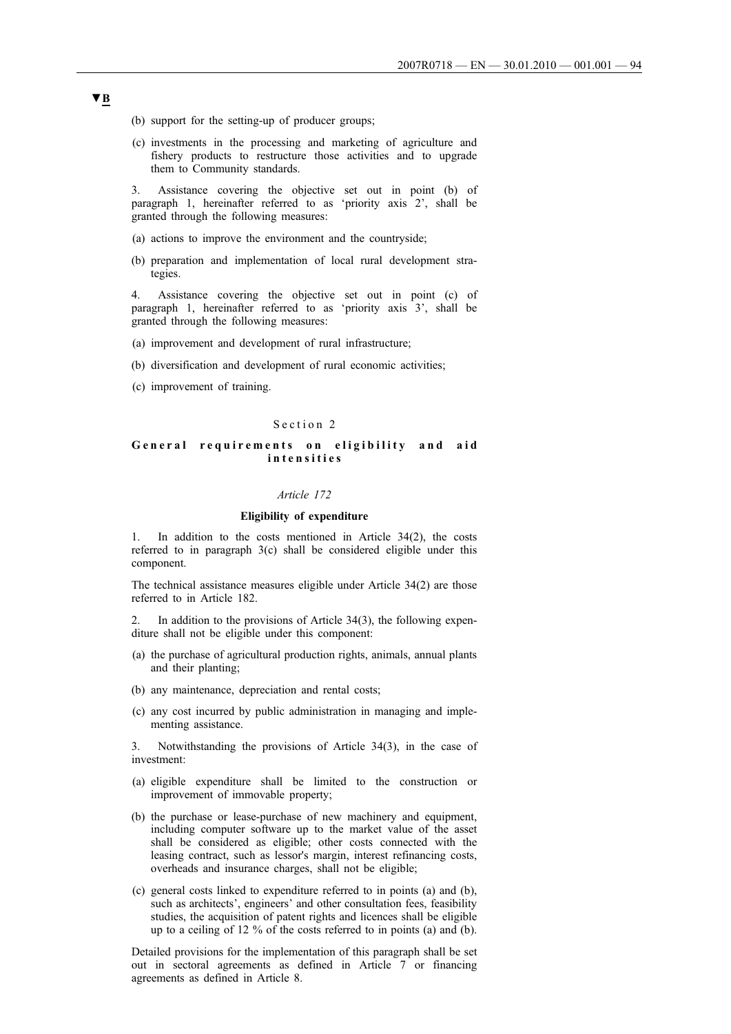▼B

(b) support for the setting-up of producer groups;

(c) investments in the processing and marketing of agriculture and fishery products to restructure those activities and to upgrade them to Community standards.

3. Assistance covering the objective set out in point (b) of paragraph 1, hereinafter referred to as 'priority axis 2', shall be granted through the following measures:

(a) actions to improve the environment and the countryside;

(b) preparation and implementation of local rural development strategies.

4. Assistance covering the objective set out in point (c) of paragraph 1, hereinafter referred to as 'priority axis 3', shall be granted through the following measures:

(a) improvement and development of rural infrastructure;

(b) diversification and development of rural economic activities;

(c) improvement of training.

Section 2

**General requirements on eligibility and aid intensities**

*Article 172*

**Eligibility of expenditure**

1. In addition to the costs mentioned in Article 34(2), the costs referred to in paragraph 3(c) shall be considered eligible under this component.

The technical assistance measures eligible under Article 34(2) are those referred to in Article 182.

2. In addition to the provisions of Article 34(3), the following expenditure shall not be eligible under this component:

(a) the purchase of agricultural production rights, animals, annual plants and their planting;

(b) any maintenance, depreciation and rental costs;

(c) any cost incurred by public administration in managing and implementing assistance.

3. Notwithstanding the provisions of Article 34(3), in the case of investment:

(a) eligible expenditure shall be limited to the construction or improvement of immovable property;

(b) the purchase or lease-purchase of new machinery and equipment, including computer software up to the market value of the asset shall be considered as eligible; other costs connected with the leasing contract, such as lessor's margin, interest refinancing costs, overheads and insurance charges, shall not be eligible;

(c) general costs linked to expenditure referred to in points (a) and (b), such as architects', engineers' and other consultation fees, feasibility studies, the acquisition of patent rights and licences shall be eligible up to a ceiling of 12 % of the costs referred to in points (a) and (b).

Detailed provisions for the implementation of this paragraph shall be set out in sectoral agreements as defined in Article 7 or financing agreements as defined in Article 8.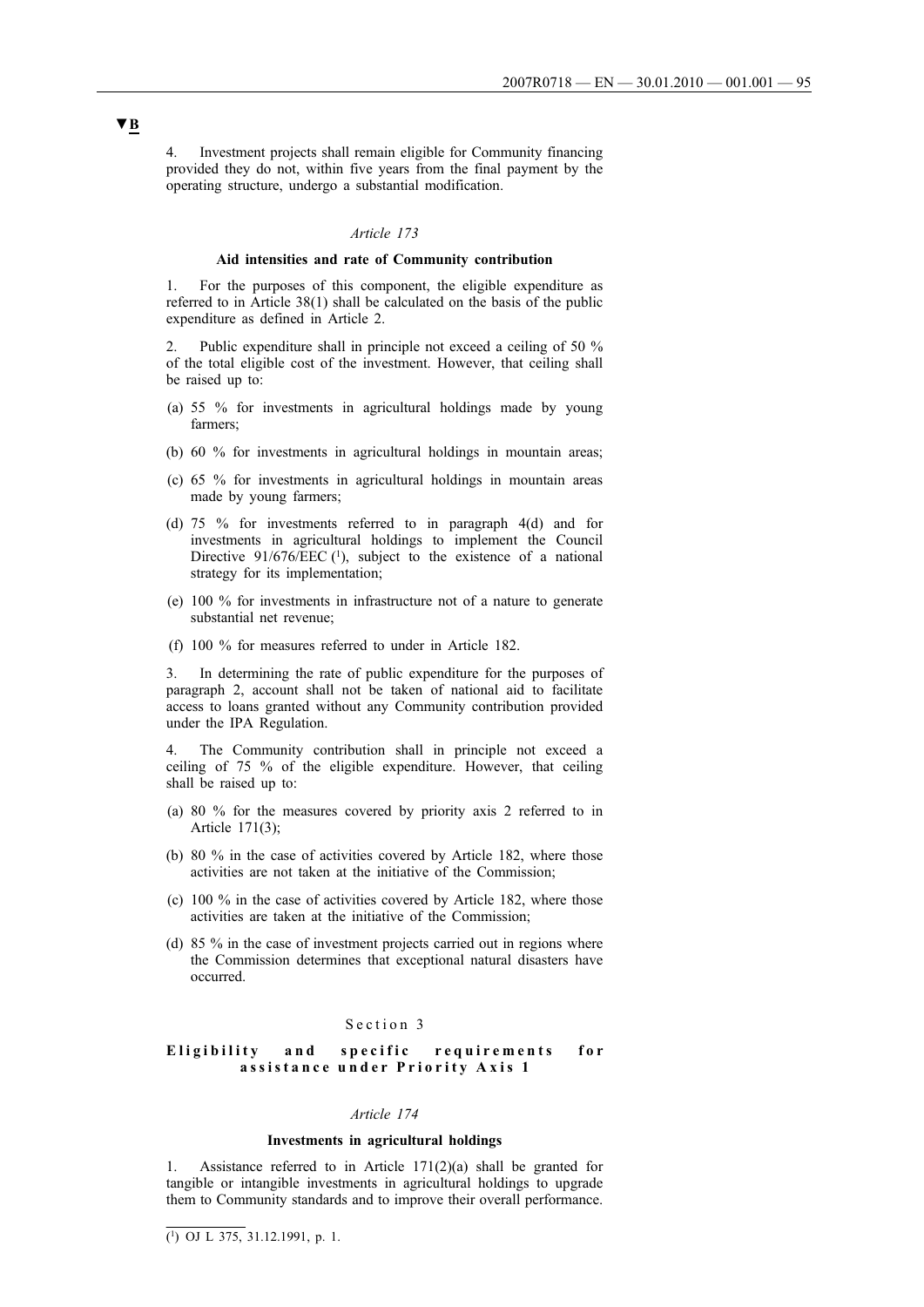▼B

4. Investment projects shall remain eligible for Community financing provided they do not, within five years from the final payment by the operating structure, undergo a substantial modification.

*Article 173*

**Aid intensities and rate of Community contribution**

1. For the purposes of this component, the eligible expenditure as referred to in Article 38(1) shall be calculated on the basis of the public expenditure as defined in Article 2.

2. Public expenditure shall in principle not exceed a ceiling of 50 % of the total eligible cost of the investment. However, that ceiling shall be raised up to:

(a) 55 % for investments in agricultural holdings made by young farmers;

(b) 60 % for investments in agricultural holdings in mountain areas;

(c) 65 % for investments in agricultural holdings in mountain areas made by young farmers;

(d) 75 % for investments referred to in paragraph 4(d) and for investments in agricultural holdings to implement the Council Directive 91/676/EEC [1], subject to the existence of a national strategy for its implementation;

(e) 100 % for investments in infrastructure not of a nature to generate substantial net revenue;

(f) 100 % for measures referred to under in Article 182.

3. In determining the rate of public expenditure for the purposes of paragraph 2, account shall not be taken of national aid to facilitate access to loans granted without any Community contribution provided under the IPA Regulation.

4. The Community contribution shall in principle not exceed a ceiling of 75 % of the eligible expenditure. However, that ceiling shall be raised up to:

(a) 80 % for the measures covered by priority axis 2 referred to in Article 171(3);

(b) 80 % in the case of activities covered by Article 182, where those activities are not taken at the initiative of the Commission;

(c) 100 % in the case of activities covered by Article 182, where those activities are taken at the initiative of the Commission;

(d) 85 % in the case of investment projects carried out in regions where the Commission determines that exceptional natural disasters have occurred.

Section 3

**Eligibility and specific requirements for assistance under Priority Axis 1**

*Article 174*

**Investments in agricultural holdings**

1. Assistance referred to in Article 171(2)(a) shall be granted for tangible or intangible investments in agricultural holdings to upgrade them to Community standards and to improve their overall performance.

---

[1] OJ L 375, 31.12.1991, p. 1.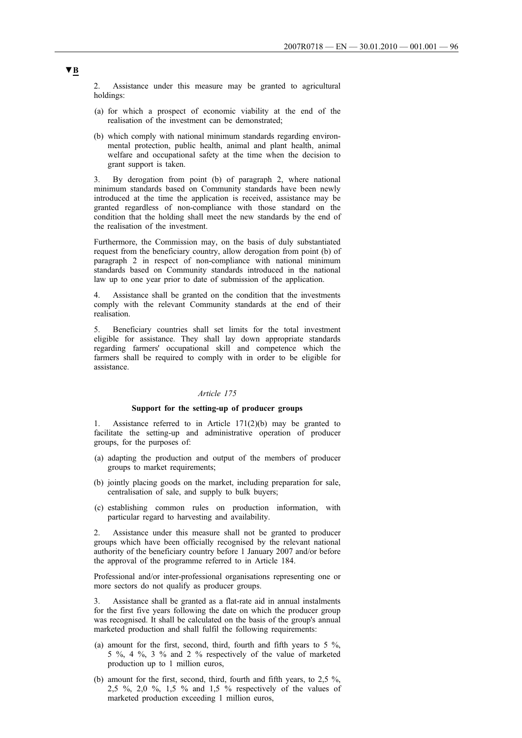▼B

2. Assistance under this measure may be granted to agricultural holdings:

(a) for which a prospect of economic viability at the end of the realisation of the investment can be demonstrated;

(b) which comply with national minimum standards regarding environmental protection, public health, animal and plant health, animal welfare and occupational safety at the time when the decision to grant support is taken.

3. By derogation from point (b) of paragraph 2, where national minimum standards based on Community standards have been newly introduced at the time the application is received, assistance may be granted regardless of non-compliance with those standard on the condition that the holding shall meet the new standards by the end of the realisation of the investment.

Furthermore, the Commission may, on the basis of duly substantiated request from the beneficiary country, allow derogation from point (b) of paragraph 2 in respect of non-compliance with national minimum standards based on Community standards introduced in the national law up to one year prior to date of submission of the application.

4. Assistance shall be granted on the condition that the investments comply with the relevant Community standards at the end of their realisation.

5. Beneficiary countries shall set limits for the total investment eligible for assistance. They shall lay down appropriate standards regarding farmers' occupational skill and competence which the farmers shall be required to comply with in order to be eligible for assistance.

*Article 175*

**Support for the setting-up of producer groups**

1. Assistance referred to in Article 171(2)(b) may be granted to facilitate the setting-up and administrative operation of producer groups, for the purposes of:

(a) adapting the production and output of the members of producer groups to market requirements;

(b) jointly placing goods on the market, including preparation for sale, centralisation of sale, and supply to bulk buyers;

(c) establishing common rules on production information, with particular regard to harvesting and availability.

2. Assistance under this measure shall not be granted to producer groups which have been officially recognised by the relevant national authority of the beneficiary country before 1 January 2007 and/or before the approval of the programme referred to in Article 184.

Professional and/or inter-professional organisations representing one or more sectors do not qualify as producer groups.

3. Assistance shall be granted as a flat-rate aid in annual instalments for the first five years following the date on which the producer group was recognised. It shall be calculated on the basis of the group's annual marketed production and shall fulfil the following requirements:

(a) amount for the first, second, third, fourth and fifth years to 5 %, 5 %, 4 %, 3 % and 2 % respectively of the value of marketed production up to 1 million euros,

(b) amount for the first, second, third, fourth and fifth years, to 2,5 %, 2,5 %, 2,0 %, 1,5 % and 1,5 % respectively of the values of marketed production exceeding 1 million euros,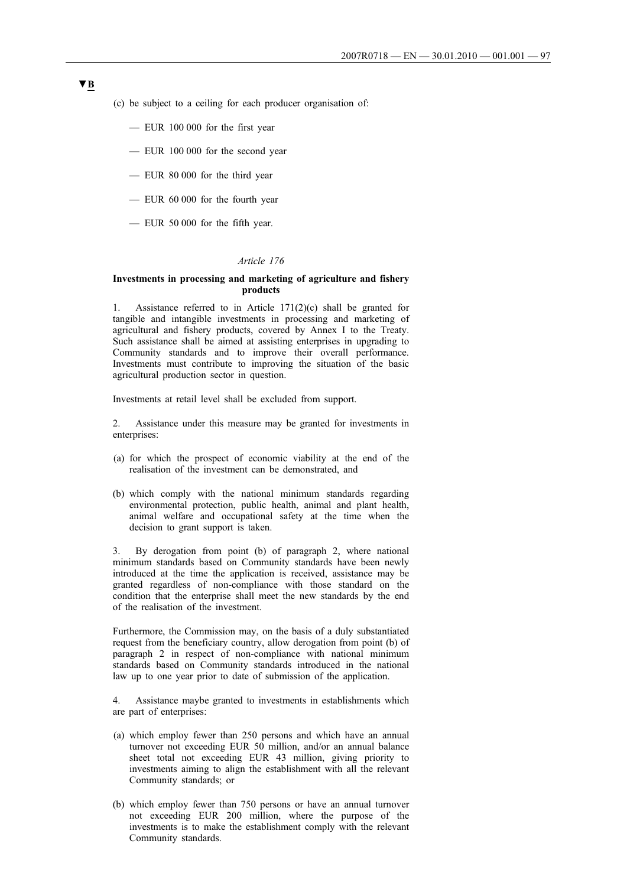▼B

(c) be subject to a ceiling for each producer organisation of:

— EUR 100 000 for the first year

— EUR 100 000 for the second year

— EUR 80 000 for the third year

— EUR 60 000 for the fourth year

— EUR 50 000 for the fifth year.

*Article 176*

**Investments in processing and marketing of agriculture and fishery products**

1. Assistance referred to in Article 171(2)(c) shall be granted for tangible and intangible investments in processing and marketing of agricultural and fishery products, covered by Annex I to the Treaty. Such assistance shall be aimed at assisting enterprises in upgrading to Community standards and to improve their overall performance. Investments must contribute to improving the situation of the basic agricultural production sector in question.

Investments at retail level shall be excluded from support.

2. Assistance under this measure may be granted for investments in enterprises:

(a) for which the prospect of economic viability at the end of the realisation of the investment can be demonstrated, and

(b) which comply with the national minimum standards regarding environmental protection, public health, animal and plant health, animal welfare and occupational safety at the time when the decision to grant support is taken.

3. By derogation from point (b) of paragraph 2, where national minimum standards based on Community standards have been newly introduced at the time the application is received, assistance may be granted regardless of non-compliance with those standard on the condition that the enterprise shall meet the new standards by the end of the realisation of the investment.

Furthermore, the Commission may, on the basis of a duly substantiated request from the beneficiary country, allow derogation from point (b) of paragraph 2 in respect of non-compliance with national minimum standards based on Community standards introduced in the national law up to one year prior to date of submission of the application.

4. Assistance maybe granted to investments in establishments which are part of enterprises:

(a) which employ fewer than 250 persons and which have an annual turnover not exceeding EUR 50 million, and/or an annual balance sheet total not exceeding EUR 43 million, giving priority to investments aiming to align the establishment with all the relevant Community standards; or

(b) which employ fewer than 750 persons or have an annual turnover not exceeding EUR 200 million, where the purpose of the investments is to make the establishment comply with the relevant Community standards.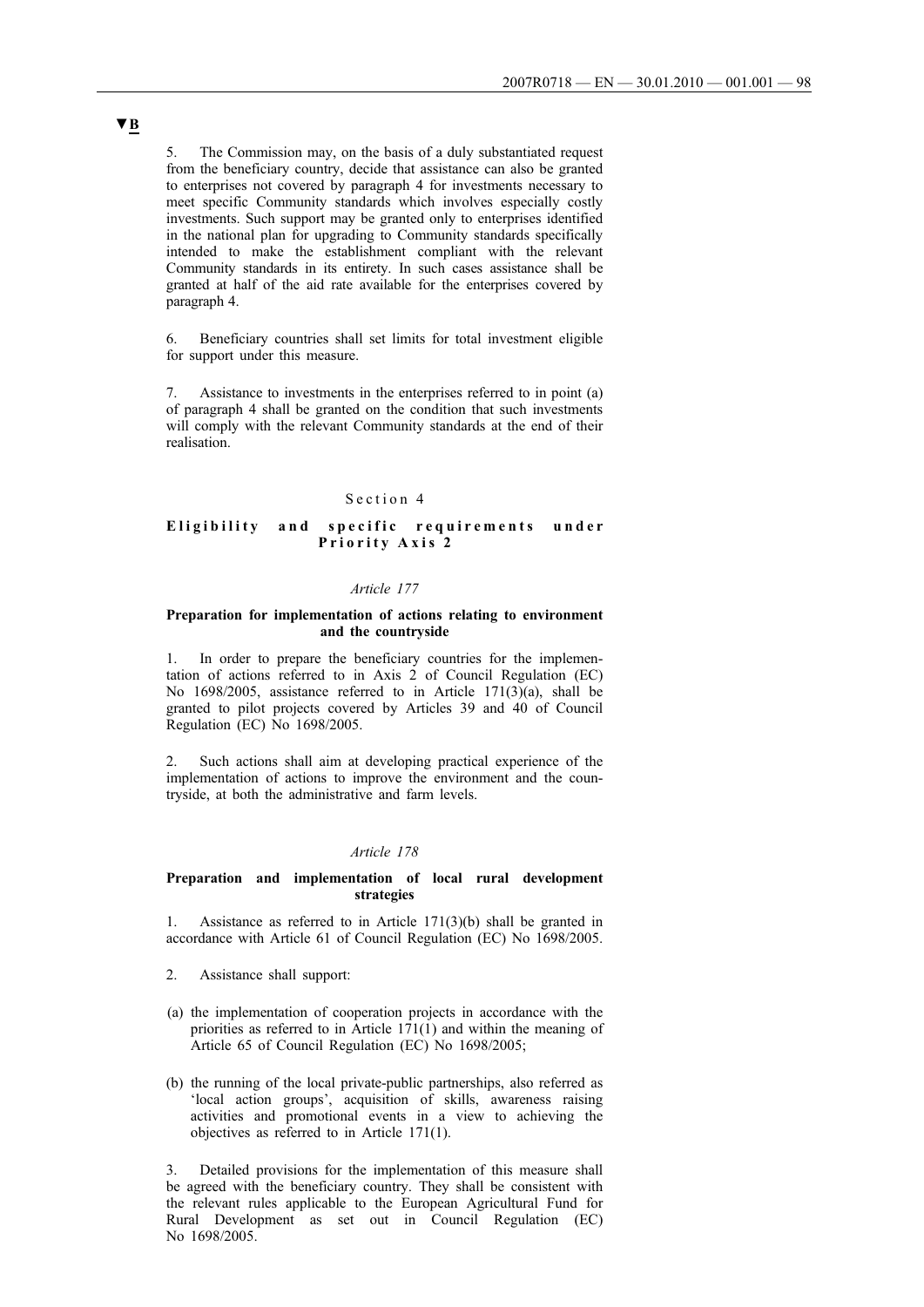▼B

5. The Commission may, on the basis of a duly substantiated request from the beneficiary country, decide that assistance can also be granted to enterprises not covered by paragraph 4 for investments necessary to meet specific Community standards which involves especially costly investments. Such support may be granted only to enterprises identified in the national plan for upgrading to Community standards specifically intended to make the establishment compliant with the relevant Community standards in its entirety. In such cases assistance shall be granted at half of the aid rate available for the enterprises covered by paragraph 4.

6. Beneficiary countries shall set limits for total investment eligible for support under this measure.

7. Assistance to investments in the enterprises referred to in point (a) of paragraph 4 shall be granted on the condition that such investments will comply with the relevant Community standards at the end of their realisation.

### Section 4

### Eligibility and specific requirements under Priority Axis 2

*Article 177*

**Preparation for implementation of actions relating to environment and the countryside**

1. In order to prepare the beneficiary countries for the implementation of actions referred to in Axis 2 of Council Regulation (EC) No 1698/2005, assistance referred to in Article 171(3)(a), shall be granted to pilot projects covered by Articles 39 and 40 of Council Regulation (EC) No 1698/2005.

2. Such actions shall aim at developing practical experience of the implementation of actions to improve the environment and the countryside, at both the administrative and farm levels.

*Article 178*

**Preparation and implementation of local rural development strategies**

1. Assistance as referred to in Article 171(3)(b) shall be granted in accordance with Article 61 of Council Regulation (EC) No 1698/2005.

2. Assistance shall support:

(a) the implementation of cooperation projects in accordance with the priorities as referred to in Article 171(1) and within the meaning of Article 65 of Council Regulation (EC) No 1698/2005;

(b) the running of the local private-public partnerships, also referred as 'local action groups', acquisition of skills, awareness raising activities and promotional events in a view to achieving the objectives as referred to in Article 171(1).

3. Detailed provisions for the implementation of this measure shall be agreed with the beneficiary country. They shall be consistent with the relevant rules applicable to the European Agricultural Fund for Rural Development as set out in Council Regulation (EC) No 1698/2005.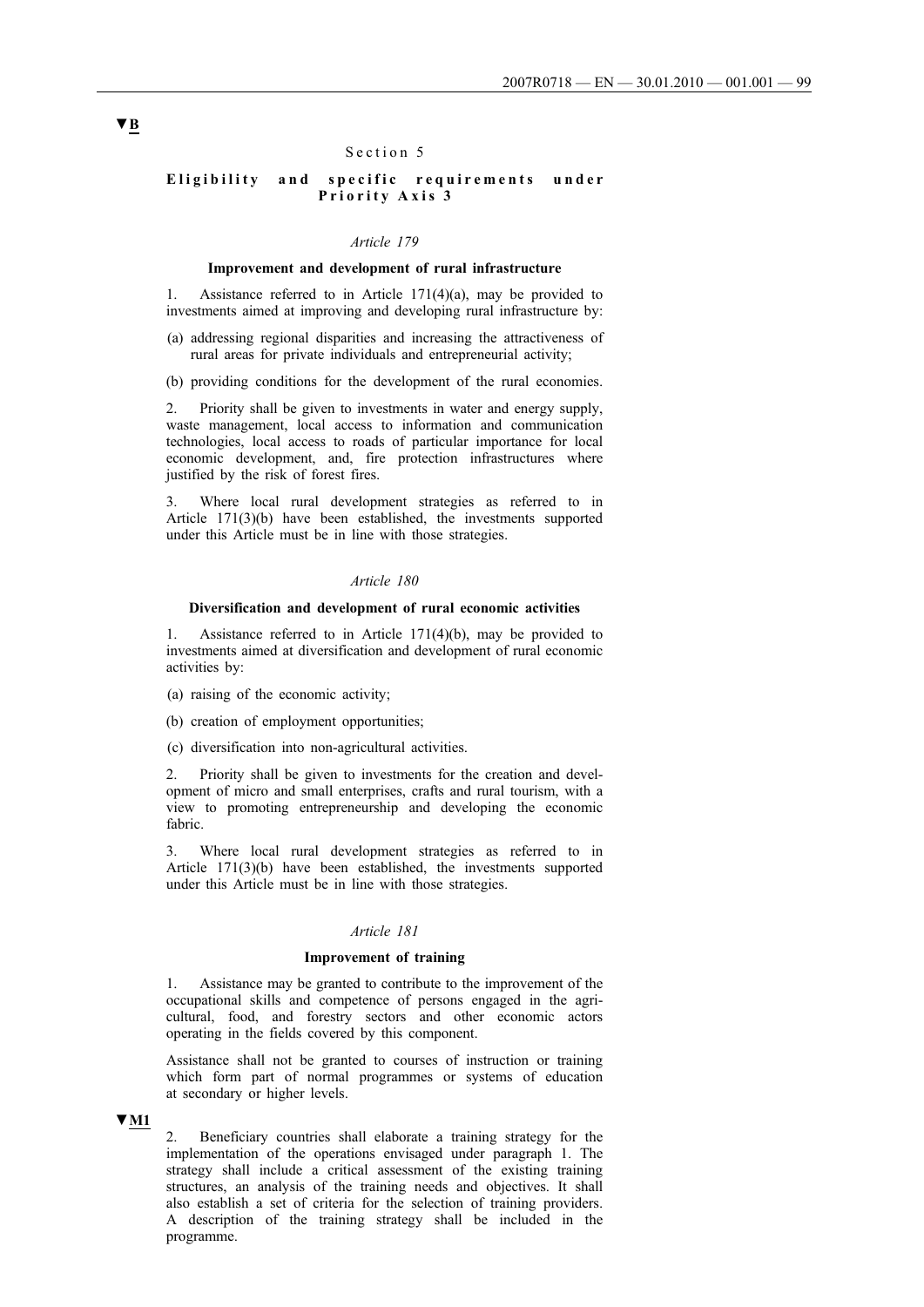▼B

## Section 5

### Eligibility and specific requirements under Priority Axis 3

*Article 179*

**Improvement and development of rural infrastructure**

1. Assistance referred to in Article 171(4)(a), may be provided to investments aimed at improving and developing rural infrastructure by:

(a) addressing regional disparities and increasing the attractiveness of rural areas for private individuals and entrepreneurial activity;

(b) providing conditions for the development of the rural economies.

2. Priority shall be given to investments in water and energy supply, waste management, local access to information and communication technologies, local access to roads of particular importance for local economic development, and, fire protection infrastructures where justified by the risk of forest fires.

3. Where local rural development strategies as referred to in Article 171(3)(b) have been established, the investments supported under this Article must be in line with those strategies.

*Article 180*

**Diversification and development of rural economic activities**

1. Assistance referred to in Article 171(4)(b), may be provided to investments aimed at diversification and development of rural economic activities by:

(a) raising of the economic activity;

(b) creation of employment opportunities;

(c) diversification into non-agricultural activities.

2. Priority shall be given to investments for the creation and development of micro and small enterprises, crafts and rural tourism, with a view to promoting entrepreneurship and developing the economic fabric.

3. Where local rural development strategies as referred to in Article 171(3)(b) have been established, the investments supported under this Article must be in line with those strategies.

*Article 181*

**Improvement of training**

1. Assistance may be granted to contribute to the improvement of the occupational skills and competence of persons engaged in the agricultural, food, and forestry sectors and other economic actors operating in the fields covered by this component.

Assistance shall not be granted to courses of instruction or training which form part of normal programmes or systems of education at secondary or higher levels.

▼M1

2. Beneficiary countries shall elaborate a training strategy for the implementation of the operations envisaged under paragraph 1. The strategy shall include a critical assessment of the existing training structures, an analysis of the training needs and objectives. It shall also establish a set of criteria for the selection of training providers. A description of the training strategy shall be included in the programme.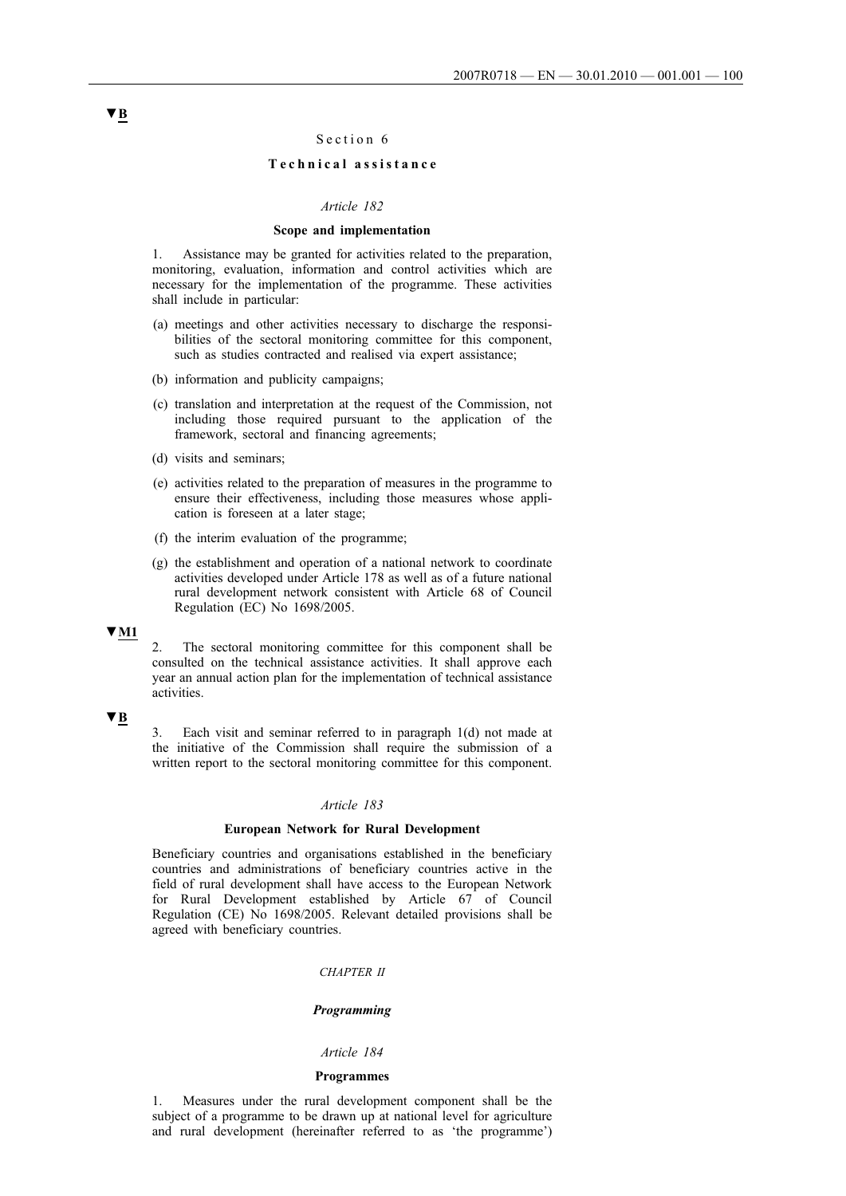▼B

Section 6

**Technical assistance**

*Article 182*

**Scope and implementation**

1. Assistance may be granted for activities related to the preparation, monitoring, evaluation, information and control activities which are necessary for the implementation of the programme. These activities shall include in particular:

(a) meetings and other activities necessary to discharge the responsibilities of the sectoral monitoring committee for this component, such as studies contracted and realised via expert assistance;

(b) information and publicity campaigns;

(c) translation and interpretation at the request of the Commission, not including those required pursuant to the application of the framework, sectoral and financing agreements;

(d) visits and seminars;

(e) activities related to the preparation of measures in the programme to ensure their effectiveness, including those measures whose application is foreseen at a later stage;

(f) the interim evaluation of the programme;

(g) the establishment and operation of a national network to coordinate activities developed under Article 178 as well as of a future national rural development network consistent with Article 68 of Council Regulation (EC) No 1698/2005.

▼M1

2. The sectoral monitoring committee for this component shall be consulted on the technical assistance activities. It shall approve each year an annual action plan for the implementation of technical assistance activities.

▼B

3. Each visit and seminar referred to in paragraph 1(d) not made at the initiative of the Commission shall require the submission of a written report to the sectoral monitoring committee for this component.

*Article 183*

**European Network for Rural Development**

Beneficiary countries and organisations established in the beneficiary countries and administrations of beneficiary countries active in the field of rural development shall have access to the European Network for Rural Development established by Article 67 of Council Regulation (CE) No 1698/2005. Relevant detailed provisions shall be agreed with beneficiary countries.

*CHAPTER II*

***Programming***

*Article 184*

**Programmes**

1. Measures under the rural development component shall be the subject of a programme to be drawn up at national level for agriculture and rural development (hereinafter referred to as 'the programme')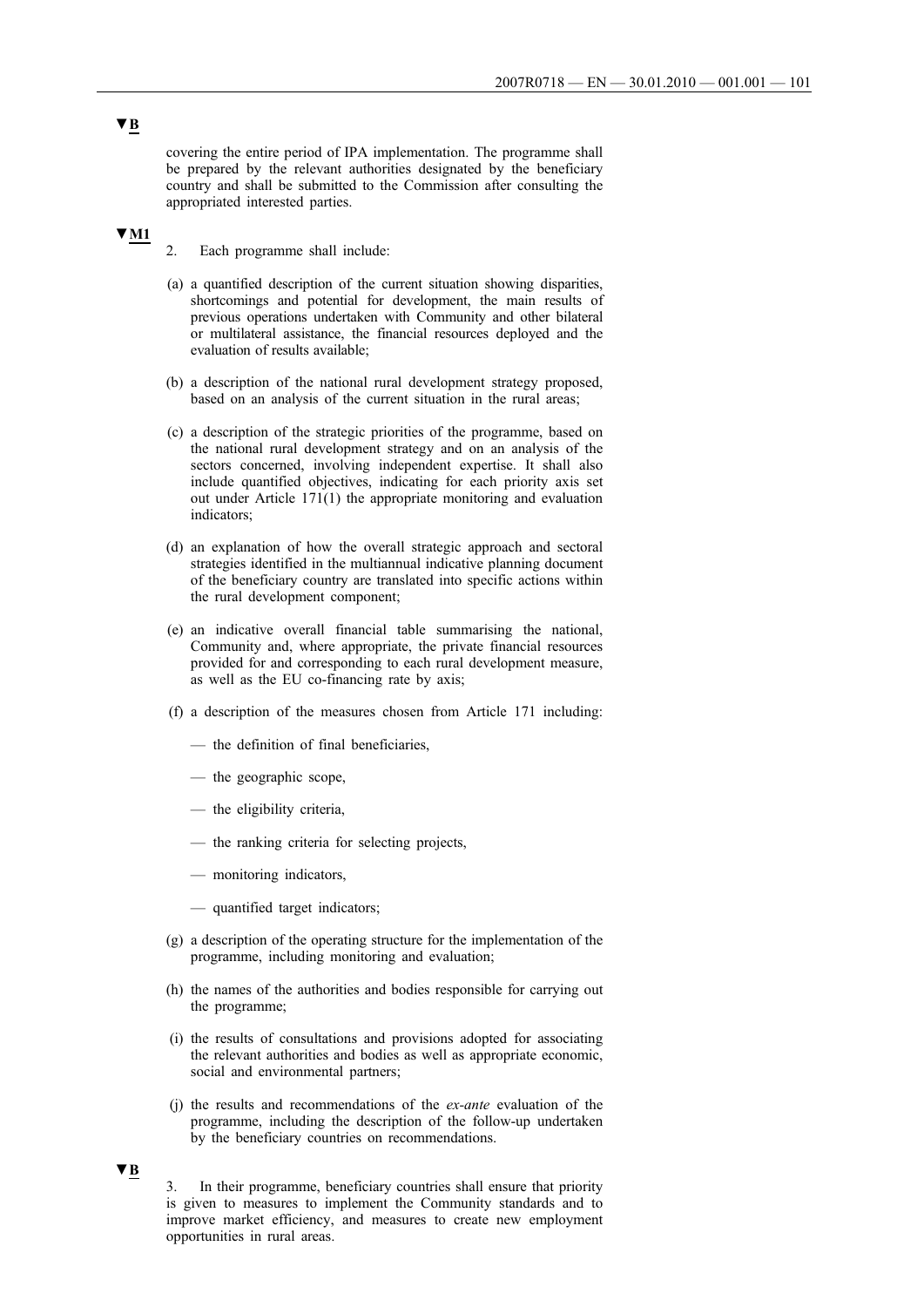▼B

covering the entire period of IPA implementation. The programme shall be prepared by the relevant authorities designated by the beneficiary country and shall be submitted to the Commission after consulting the appropriated interested parties.

▼M1

2. Each programme shall include:

(a) a quantified description of the current situation showing disparities, shortcomings and potential for development, the main results of previous operations undertaken with Community and other bilateral or multilateral assistance, the financial resources deployed and the evaluation of results available;

(b) a description of the national rural development strategy proposed, based on an analysis of the current situation in the rural areas;

(c) a description of the strategic priorities of the programme, based on the national rural development strategy and on an analysis of the sectors concerned, involving independent expertise. It shall also include quantified objectives, indicating for each priority axis set out under Article 171(1) the appropriate monitoring and evaluation indicators;

(d) an explanation of how the overall strategic approach and sectoral strategies identified in the multiannual indicative planning document of the beneficiary country are translated into specific actions within the rural development component;

(e) an indicative overall financial table summarising the national, Community and, where appropriate, the private financial resources provided for and corresponding to each rural development measure, as well as the EU co-financing rate by axis;

(f) a description of the measures chosen from Article 171 including:

— the definition of final beneficiaries,

— the geographic scope,

— the eligibility criteria,

— the ranking criteria for selecting projects,

— monitoring indicators,

— quantified target indicators;

(g) a description of the operating structure for the implementation of the programme, including monitoring and evaluation;

(h) the names of the authorities and bodies responsible for carrying out the programme;

(i) the results of consultations and provisions adopted for associating the relevant authorities and bodies as well as appropriate economic, social and environmental partners;

(j) the results and recommendations of the *ex-ante* evaluation of the programme, including the description of the follow-up undertaken by the beneficiary countries on recommendations.

▼B

3. In their programme, beneficiary countries shall ensure that priority is given to measures to implement the Community standards and to improve market efficiency, and measures to create new employment opportunities in rural areas.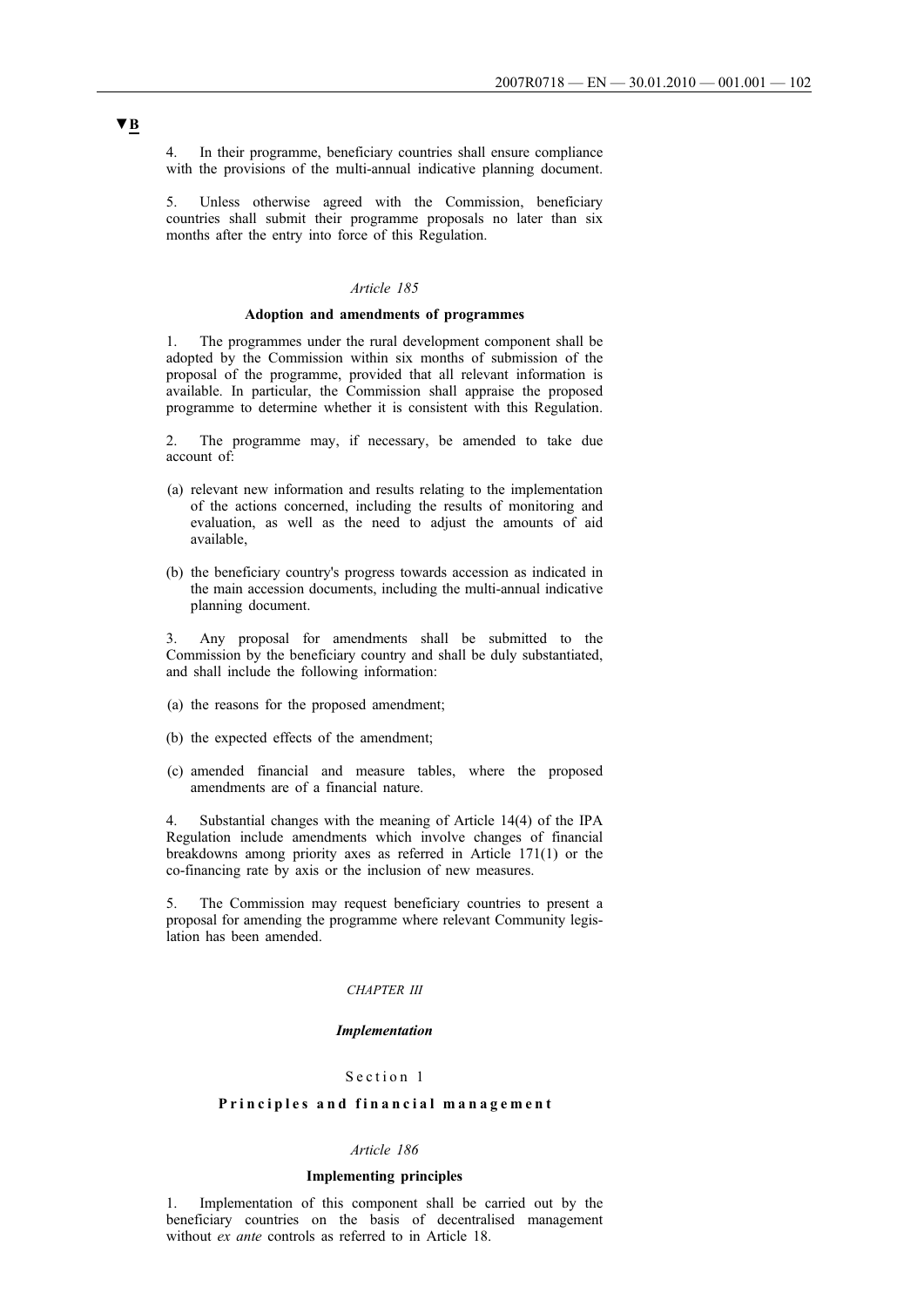▼B

4. In their programme, beneficiary countries shall ensure compliance with the provisions of the multi-annual indicative planning document.

5. Unless otherwise agreed with the Commission, beneficiary countries shall submit their programme proposals no later than six months after the entry into force of this Regulation.

*Article 185*

**Adoption and amendments of programmes**

1. The programmes under the rural development component shall be adopted by the Commission within six months of submission of the proposal of the programme, provided that all relevant information is available. In particular, the Commission shall appraise the proposed programme to determine whether it is consistent with this Regulation.

2. The programme may, if necessary, be amended to take due account of:

(a) relevant new information and results relating to the implementation of the actions concerned, including the results of monitoring and evaluation, as well as the need to adjust the amounts of aid available,

(b) the beneficiary country's progress towards accession as indicated in the main accession documents, including the multi-annual indicative planning document.

3. Any proposal for amendments shall be submitted to the Commission by the beneficiary country and shall be duly substantiated, and shall include the following information:

(a) the reasons for the proposed amendment;

(b) the expected effects of the amendment;

(c) amended financial and measure tables, where the proposed amendments are of a financial nature.

4. Substantial changes with the meaning of Article 14(4) of the IPA Regulation include amendments which involve changes of financial breakdowns among priority axes as referred in Article 171(1) or the co-financing rate by axis or the inclusion of new measures.

5. The Commission may request beneficiary countries to present a proposal for amending the programme where relevant Community legislation has been amended.

*CHAPTER III*

***Implementation***

Section 1

**Principles and financial management**

*Article 186*

**Implementing principles**

1. Implementation of this component shall be carried out by the beneficiary countries on the basis of decentralised management without *ex ante* controls as referred to in Article 18.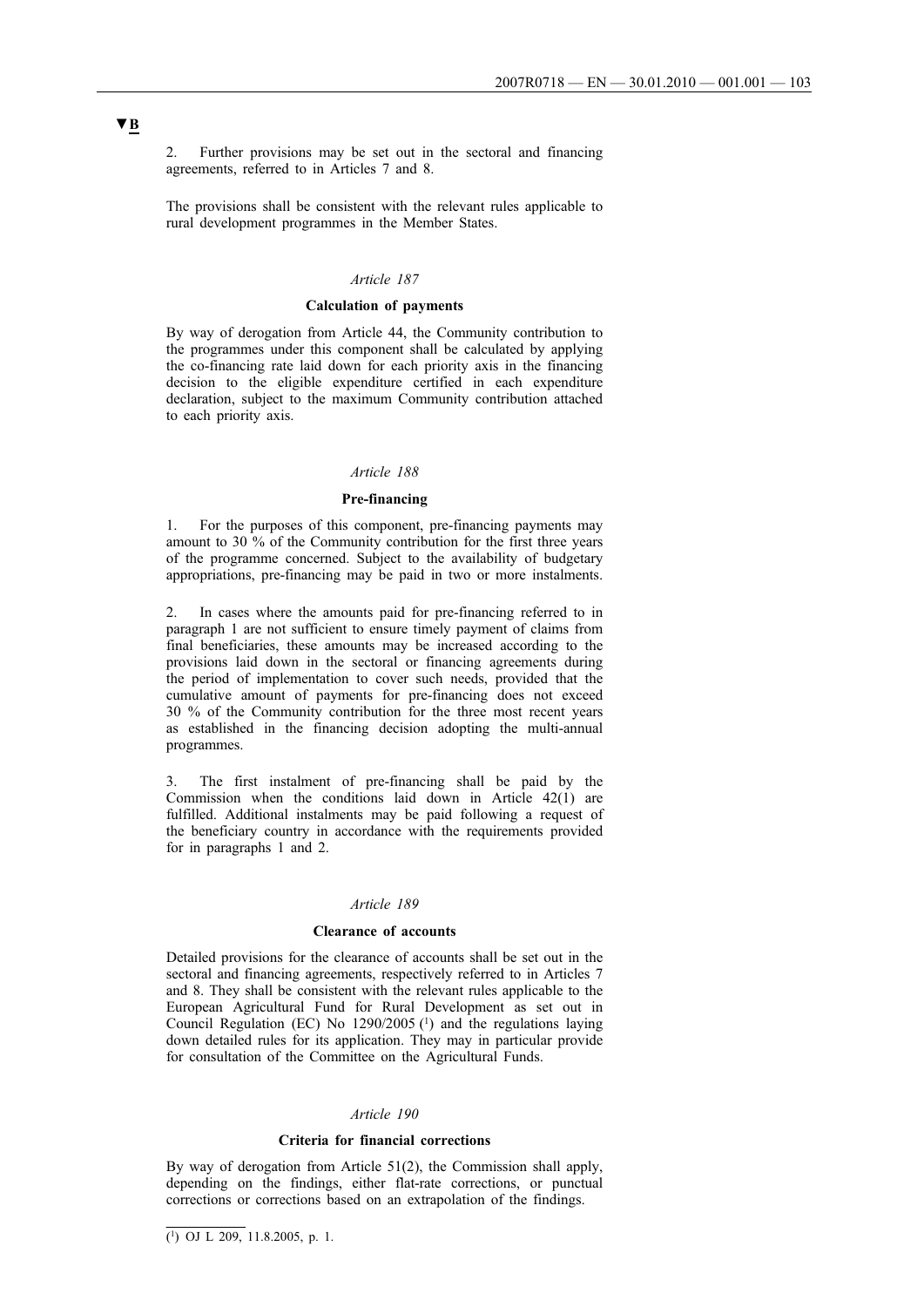▼B

2. Further provisions may be set out in the sectoral and financing agreements, referred to in Articles 7 and 8.

The provisions shall be consistent with the relevant rules applicable to rural development programmes in the Member States.

*Article 187*

**Calculation of payments**

By way of derogation from Article 44, the Community contribution to the programmes under this component shall be calculated by applying the co-financing rate laid down for each priority axis in the financing decision to the eligible expenditure certified in each expenditure declaration, subject to the maximum Community contribution attached to each priority axis.

*Article 188*

**Pre-financing**

1. For the purposes of this component, pre-financing payments may amount to 30 % of the Community contribution for the first three years of the programme concerned. Subject to the availability of budgetary appropriations, pre-financing may be paid in two or more instalments.

2. In cases where the amounts paid for pre-financing referred to in paragraph 1 are not sufficient to ensure timely payment of claims from final beneficiaries, these amounts may be increased according to the provisions laid down in the sectoral or financing agreements during the period of implementation to cover such needs, provided that the cumulative amount of payments for pre-financing does not exceed 30 % of the Community contribution for the three most recent years as established in the financing decision adopting the multi-annual programmes.

3. The first instalment of pre-financing shall be paid by the Commission when the conditions laid down in Article 42(1) are fulfilled. Additional instalments may be paid following a request of the beneficiary country in accordance with the requirements provided for in paragraphs 1 and 2.

*Article 189*

**Clearance of accounts**

Detailed provisions for the clearance of accounts shall be set out in the sectoral and financing agreements, respectively referred to in Articles 7 and 8. They shall be consistent with the relevant rules applicable to the European Agricultural Fund for Rural Development as set out in Council Regulation (EC) No 1290/2005 [1] and the regulations laying down detailed rules for its application. They may in particular provide for consultation of the Committee on the Agricultural Funds.

*Article 190*

**Criteria for financial corrections**

By way of derogation from Article 51(2), the Commission shall apply, depending on the findings, either flat-rate corrections, or punctual corrections or corrections based on an extrapolation of the findings.

---

[1] OJ L 209, 11.8.2005, p. 1.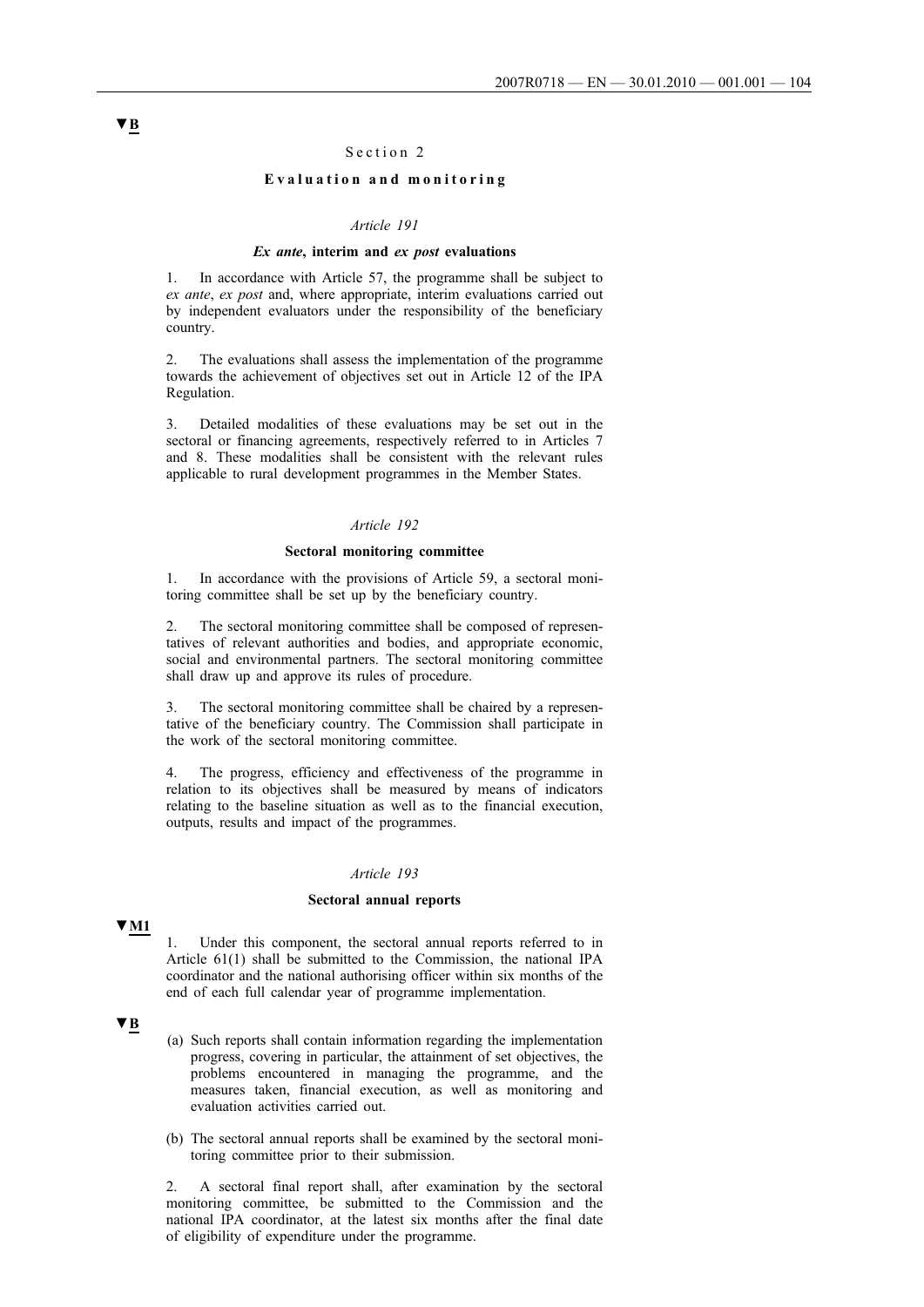▼B

Section 2

**Evaluation and monitoring**

*Article 191*

***Ex ante*, interim and *ex post* evaluations**

1. In accordance with Article 57, the programme shall be subject to *ex ante*, *ex post* and, where appropriate, interim evaluations carried out by independent evaluators under the responsibility of the beneficiary country.

2. The evaluations shall assess the implementation of the programme towards the achievement of objectives set out in Article 12 of the IPA Regulation.

3. Detailed modalities of these evaluations may be set out in the sectoral or financing agreements, respectively referred to in Articles 7 and 8. These modalities shall be consistent with the relevant rules applicable to rural development programmes in the Member States.

*Article 192*

**Sectoral monitoring committee**

1. In accordance with the provisions of Article 59, a sectoral monitoring committee shall be set up by the beneficiary country.

2. The sectoral monitoring committee shall be composed of representatives of relevant authorities and bodies, and appropriate economic, social and environmental partners. The sectoral monitoring committee shall draw up and approve its rules of procedure.

3. The sectoral monitoring committee shall be chaired by a representative of the beneficiary country. The Commission shall participate in the work of the sectoral monitoring committee.

4. The progress, efficiency and effectiveness of the programme in relation to its objectives shall be measured by means of indicators relating to the baseline situation as well as to the financial execution, outputs, results and impact of the programmes.

*Article 193*

**Sectoral annual reports**

▼M1

1. Under this component, the sectoral annual reports referred to in Article 61(1) shall be submitted to the Commission, the national IPA coordinator and the national authorising officer within six months of the end of each full calendar year of programme implementation.

▼B

(a) Such reports shall contain information regarding the implementation progress, covering in particular, the attainment of set objectives, the problems encountered in managing the programme, and the measures taken, financial execution, as well as monitoring and evaluation activities carried out.

(b) The sectoral annual reports shall be examined by the sectoral monitoring committee prior to their submission.

2. A sectoral final report shall, after examination by the sectoral monitoring committee, be submitted to the Commission and the national IPA coordinator, at the latest six months after the final date of eligibility of expenditure under the programme.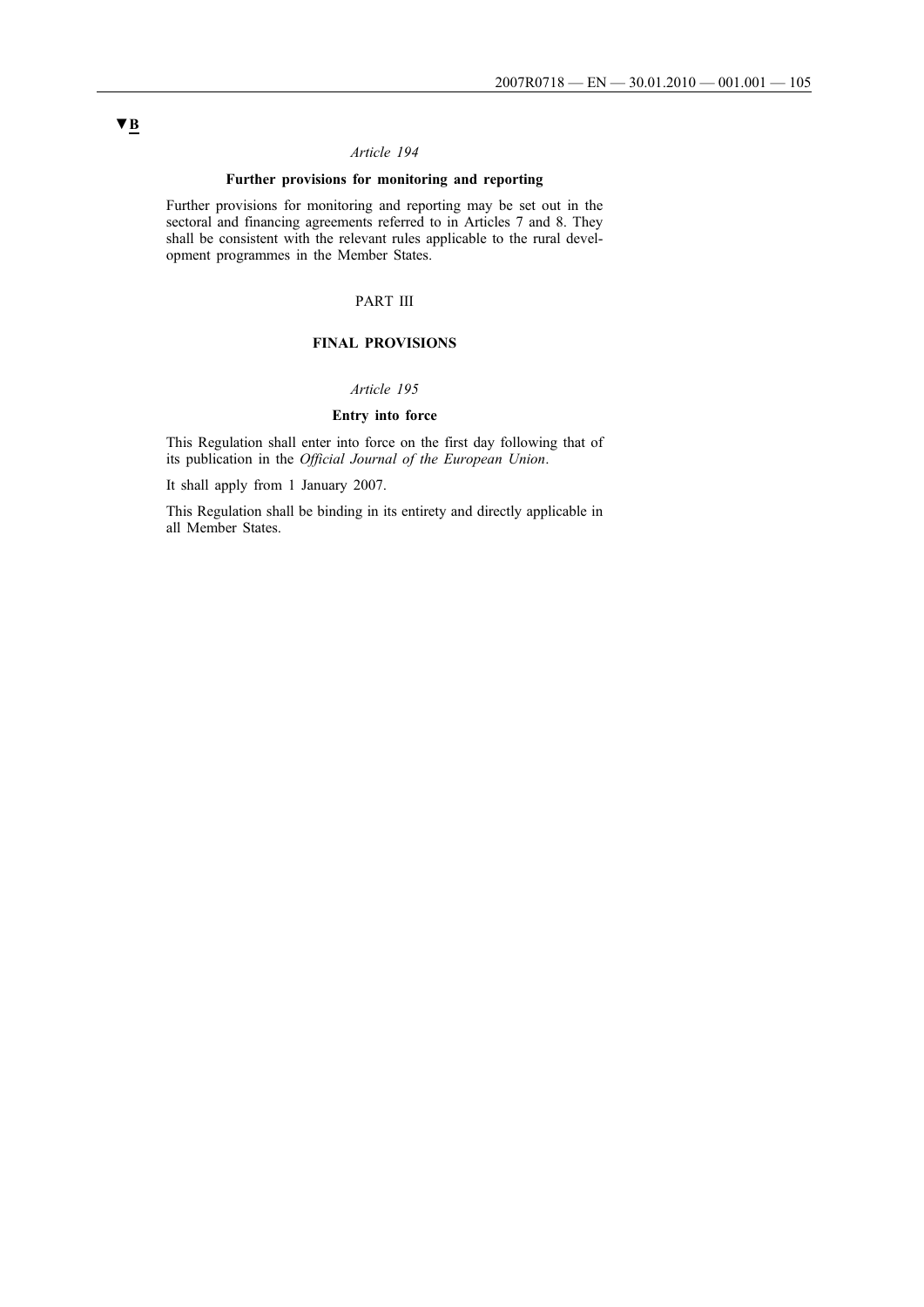▼B

*Article 194*

**Further provisions for monitoring and reporting**

Further provisions for monitoring and reporting may be set out in the sectoral and financing agreements referred to in Articles 7 and 8. They shall be consistent with the relevant rules applicable to the rural development programmes in the Member States.

PART III

**FINAL PROVISIONS**

*Article 195*

**Entry into force**

This Regulation shall enter into force on the first day following that of its publication in the *Official Journal of the European Union*.

It shall apply from 1 January 2007.

This Regulation shall be binding in its entirety and directly applicable in all Member States.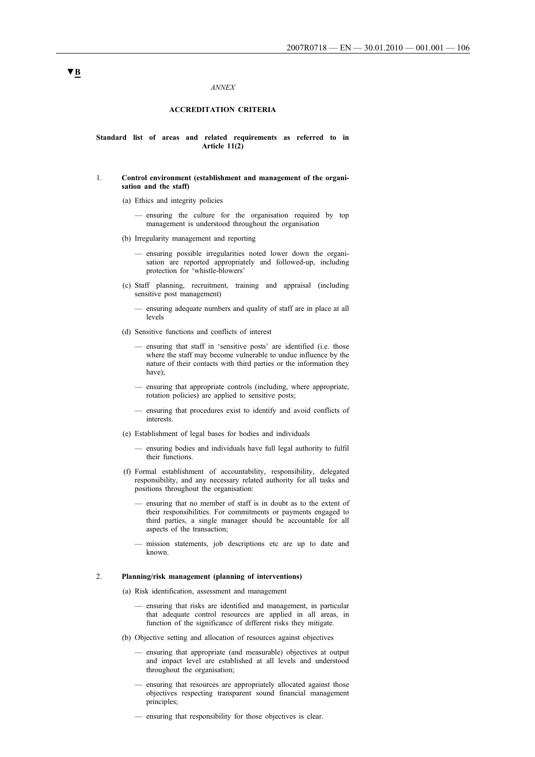▼B

*ANNEX*

**ACCREDITATION CRITERIA**

**Standard list of areas and related requirements as referred to in Article 11(2)**

1. **Control environment (establishment and management of the organisation and the staff)**

   (a) Ethics and integrity policies

   — ensuring the culture for the organisation required by top management is understood throughout the organisation

   (b) Irregularity management and reporting

   — ensuring possible irregularities noted lower down the organisation are reported appropriately and followed-up, including protection for 'whistle-blowers'

   (c) Staff planning, recruitment, training and appraisal (including sensitive post management)

   — ensuring adequate numbers and quality of staff are in place at all levels

   (d) Sensitive functions and conflicts of interest

   — ensuring that staff in 'sensitive posts' are identified (i.e. those where the staff may become vulnerable to undue influence by the nature of their contacts with third parties or the information they have);

   — ensuring that appropriate controls (including, where appropriate, rotation policies) are applied to sensitive posts;

   — ensuring that procedures exist to identify and avoid conflicts of interests.

   (e) Establishment of legal bases for bodies and individuals

   — ensuring bodies and individuals have full legal authority to fulfil their functions.

   (f) Formal establishment of accountability, responsibility, delegated responsibility, and any necessary related authority for all tasks and positions throughout the organisation:

   — ensuring that no member of staff is in doubt as to the extent of their responsibilities. For commitments or payments engaged to third parties, a single manager should be accountable for all aspects of the transaction;

   — mission statements, job descriptions etc are up to date and known.

2. **Planning/risk management (planning of interventions)**

   (a) Risk identification, assessment and management

   — ensuring that risks are identified and management, in particular that adequate control resources are applied in all areas, in function of the significance of different risks they mitigate.

   (b) Objective setting and allocation of resources against objectives

   — ensuring that appropriate (and measurable) objectives at output and impact level are established at all levels and understood throughout the organisation;

   — ensuring that resources are appropriately allocated against those objectives respecting transparent sound financial management principles;

   — ensuring that responsibility for those objectives is clear.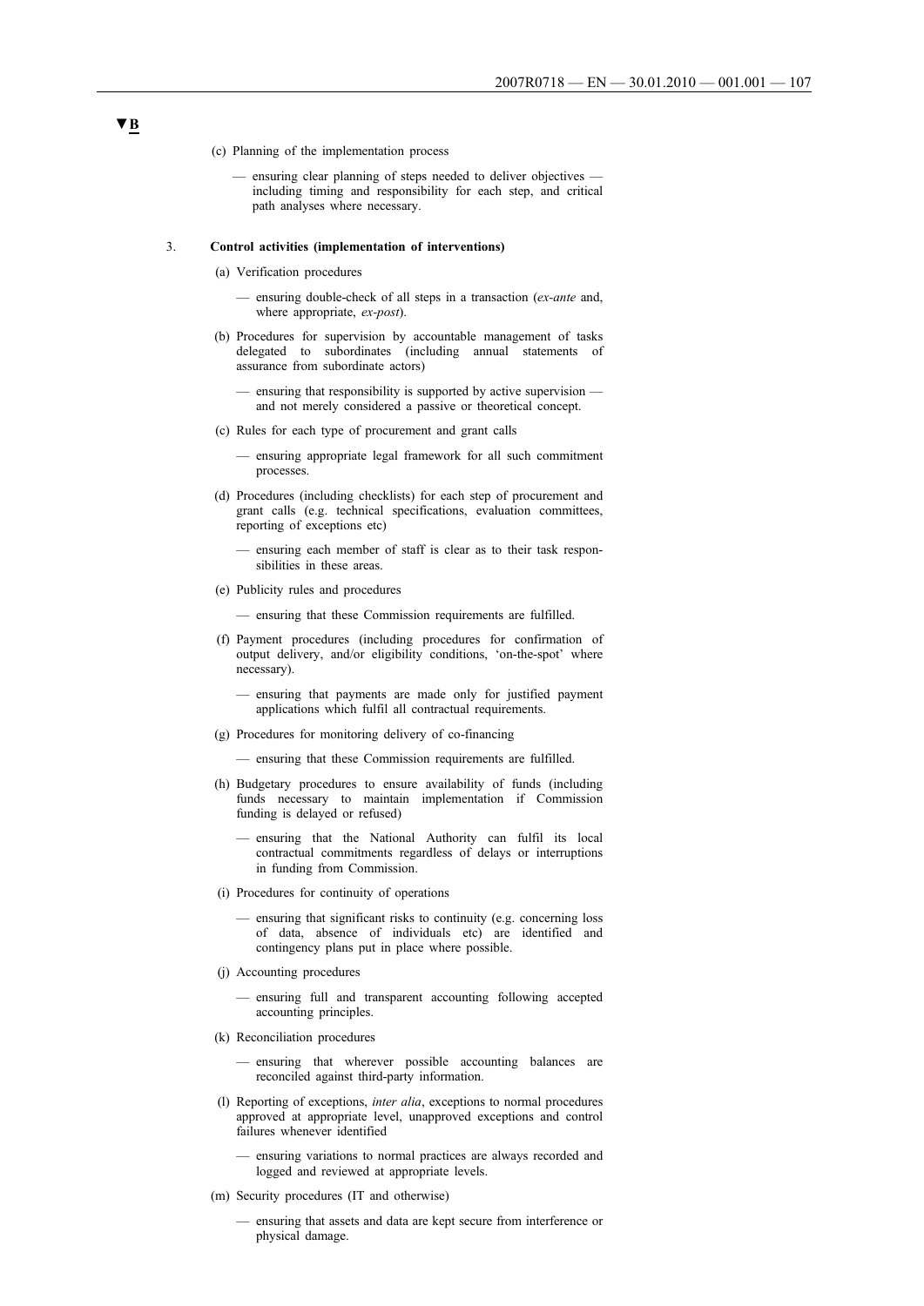▼B

(c) Planning of the implementation process

— ensuring clear planning of steps needed to deliver objectives — including timing and responsibility for each step, and critical path analyses where necessary.

3. **Control activities (implementation of interventions)**

(a) Verification procedures

— ensuring double-check of all steps in a transaction (*ex-ante* and, where appropriate, *ex-post*).

(b) Procedures for supervision by accountable management of tasks delegated to subordinates (including annual statements of assurance from subordinate actors)

— ensuring that responsibility is supported by active supervision — and not merely considered a passive or theoretical concept.

(c) Rules for each type of procurement and grant calls

— ensuring appropriate legal framework for all such commitment processes.

(d) Procedures (including checklists) for each step of procurement and grant calls (e.g. technical specifications, evaluation committees, reporting of exceptions etc)

— ensuring each member of staff is clear as to their task responsibilities in these areas.

(e) Publicity rules and procedures

— ensuring that these Commission requirements are fulfilled.

(f) Payment procedures (including procedures for confirmation of output delivery, and/or eligibility conditions, 'on-the-spot' where necessary).

— ensuring that payments are made only for justified payment applications which fulfil all contractual requirements.

(g) Procedures for monitoring delivery of co-financing

— ensuring that these Commission requirements are fulfilled.

(h) Budgetary procedures to ensure availability of funds (including funds necessary to maintain implementation if Commission funding is delayed or refused)

— ensuring that the National Authority can fulfil its local contractual commitments regardless of delays or interruptions in funding from Commission.

(i) Procedures for continuity of operations

— ensuring that significant risks to continuity (e.g. concerning loss of data, absence of individuals etc) are identified and contingency plans put in place where possible.

(j) Accounting procedures

— ensuring full and transparent accounting following accepted accounting principles.

(k) Reconciliation procedures

— ensuring that wherever possible accounting balances are reconciled against third-party information.

(l) Reporting of exceptions, *inter alia*, exceptions to normal procedures approved at appropriate level, unapproved exceptions and control failures whenever identified

— ensuring variations to normal practices are always recorded and logged and reviewed at appropriate levels.

(m) Security procedures (IT and otherwise)

— ensuring that assets and data are kept secure from interference or physical damage.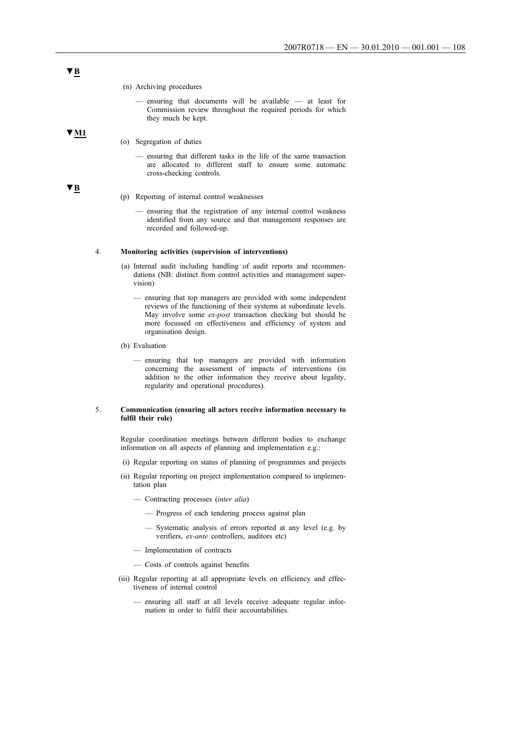▼B

(n) Archiving procedures

— ensuring that documents will be available — at least for Commission review throughout the required periods for which they much be kept.

▼M1

(o) Segregation of duties

— ensuring that different tasks in the life of the same transaction are allocated to different staff to ensure some automatic cross-checking controls.

▼B

(p) Reporting of internal control weaknesses

— ensuring that the registration of any internal control weakness identified from any source and that management responses are recorded and followed-up.

4. **Monitoring activities (supervision of interventions)**

(a) Internal audit including handling of audit reports and recommendations (NB: distinct from control activities and management supervision)

— ensuring that top managers are provided with some independent reviews of the functioning of their systems at subordinate levels. May involve some *ex-post* transaction checking but should be more focussed on effectiveness and efficiency of system and organisation design.

(b) Evaluation

— ensuring that top managers are provided with information concerning the assessment of impacts of interventions (in addition to the other information they receive about legality, regularity and operational procedures).

5. **Communication (ensuring all actors receive information necessary to fulfil their role)**

Regular coordination meetings between different bodies to exchange information on all aspects of planning and implementation e.g.:

(i) Regular reporting on status of planning of programmes and projects

(ii) Regular reporting on project implementation compared to implementation plan

— Contracting processes (*inter alia*)

— Progress of each tendering process against plan

— Systematic analysis of errors reported at any level (e.g. by verifiers, *ex-ante* controllers, auditors etc)

— Implementation of contracts

— Costs of controls against benefits

(iii) Regular reporting at all appropriate levels on efficiency and effectiveness of internal control

— ensuring all staff at all levels receive adequate regular information in order to fulfil their accountabilities.